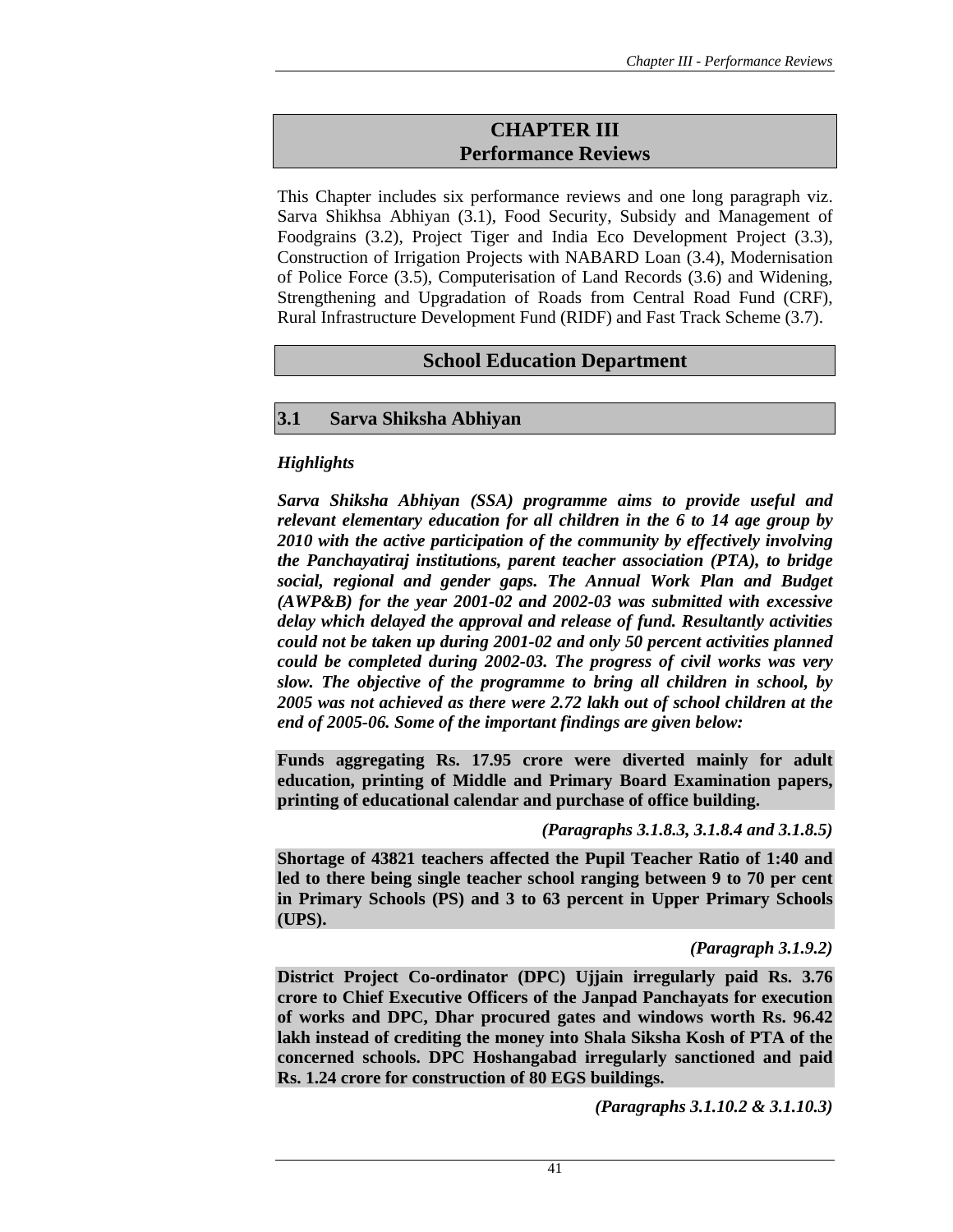# CHAPTER III
# Performance Reviews

This Chapter includes six performance reviews and one long paragraph viz. Sarva Shikhsa Abhiyan (3.1), Food Security, Subsidy and Management of Foodgrains (3.2), Project Tiger and India Eco Development Project (3.3), Construction of Irrigation Projects with NABARD Loan (3.4), Modernisation of Police Force (3.5), Computerisation of Land Records (3.6) and Widening, Strengthening and Upgradation of Roads from Central Road Fund (CRF), Rural Infrastructure Development Fund (RIDF) and Fast Track Scheme (3.7).

## School Education Department

### 3.1 Sarva Shiksha Abhiyan

*Highlights*

***Sarva Shiksha Abhiyan (SSA) programme aims to provide useful and relevant elementary education for all children in the 6 to 14 age group by 2010 with the active participation of the community by effectively involving the Panchayatiraj institutions, parent teacher association (PTA), to bridge social, regional and gender gaps. The Annual Work Plan and Budget (AWP&B) for the year 2001-02 and 2002-03 was submitted with excessive delay which delayed the approval and release of fund. Resultantly activities could not be taken up during 2001-02 and only 50 percent activities planned could be completed during 2002-03. The progress of civil works was very slow. The objective of the programme to bring all children in school, by 2005 was not achieved as there were 2.72 lakh out of school children at the end of 2005-06. Some of the important findings are given below:***

**Funds aggregating Rs. 17.95 crore were diverted mainly for adult education, printing of Middle and Primary Board Examination papers, printing of educational calendar and purchase of office building.**

***(Paragraphs 3.1.8.3, 3.1.8.4 and 3.1.8.5)***

**Shortage of 43821 teachers affected the Pupil Teacher Ratio of 1:40 and led to there being single teacher school ranging between 9 to 70 per cent in Primary Schools (PS) and 3 to 63 percent in Upper Primary Schools (UPS).**

***(Paragraph 3.1.9.2)***

**District Project Co-ordinator (DPC) Ujjain irregularly paid Rs. 3.76 crore to Chief Executive Officers of the Janpad Panchayats for execution of works and DPC, Dhar procured gates and windows worth Rs. 96.42 lakh instead of crediting the money into Shala Siksha Kosh of PTA of the concerned schools. DPC Hoshangabad irregularly sanctioned and paid Rs. 1.24 crore for construction of 80 EGS buildings.**

***(Paragraphs 3.1.10.2 & 3.1.10.3)***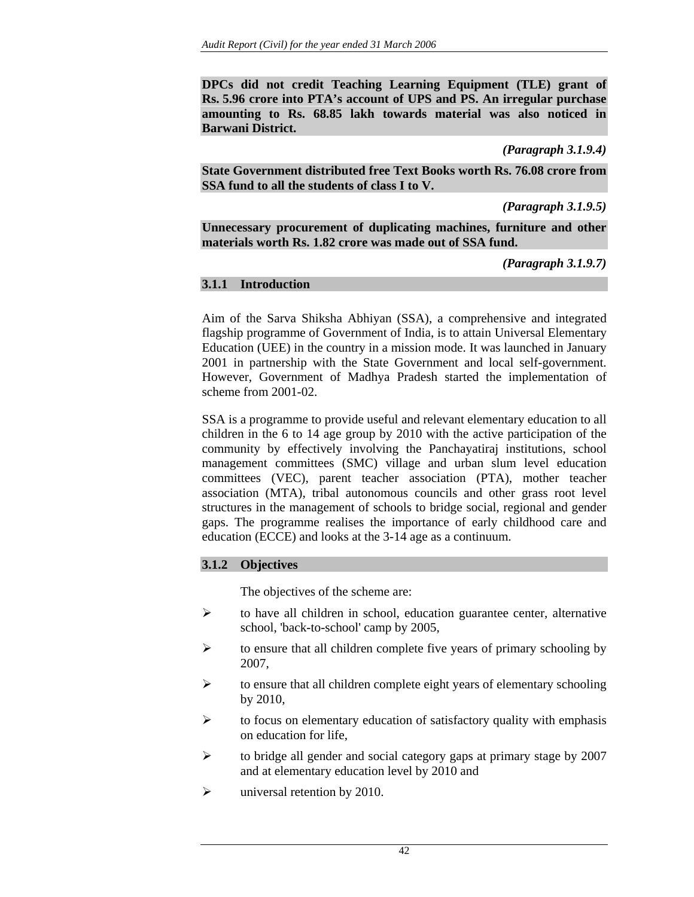**DPCs did not credit Teaching Learning Equipment (TLE) grant of Rs. 5.96 crore into PTA's account of UPS and PS. An irregular purchase amounting to Rs. 68.85 lakh towards material was also noticed in Barwani District.**

*(Paragraph 3.1.9.4)*

**State Government distributed free Text Books worth Rs. 76.08 crore from SSA fund to all the students of class I to V.**

*(Paragraph 3.1.9.5)*

**Unnecessary procurement of duplicating machines, furniture and other materials worth Rs. 1.82 crore was made out of SSA fund.**

*(Paragraph 3.1.9.7)*

### 3.1.1 Introduction

Aim of the Sarva Shiksha Abhiyan (SSA), a comprehensive and integrated flagship programme of Government of India, is to attain Universal Elementary Education (UEE) in the country in a mission mode. It was launched in January 2001 in partnership with the State Government and local self-government. However, Government of Madhya Pradesh started the implementation of scheme from 2001-02.

SSA is a programme to provide useful and relevant elementary education to all children in the 6 to 14 age group by 2010 with the active participation of the community by effectively involving the Panchayatiraj institutions, school management committees (SMC) village and urban slum level education committees (VEC), parent teacher association (PTA), mother teacher association (MTA), tribal autonomous councils and other grass root level structures in the management of schools to bridge social, regional and gender gaps. The programme realises the importance of early childhood care and education (ECCE) and looks at the 3-14 age as a continuum.

### 3.1.2 Objectives

The objectives of the scheme are:

- to have all children in school, education guarantee center, alternative school, 'back-to-school' camp by 2005,
- to ensure that all children complete five years of primary schooling by 2007,
- to ensure that all children complete eight years of elementary schooling by 2010,
- to focus on elementary education of satisfactory quality with emphasis on education for life,
- to bridge all gender and social category gaps at primary stage by 2007 and at elementary education level by 2010 and
- universal retention by 2010.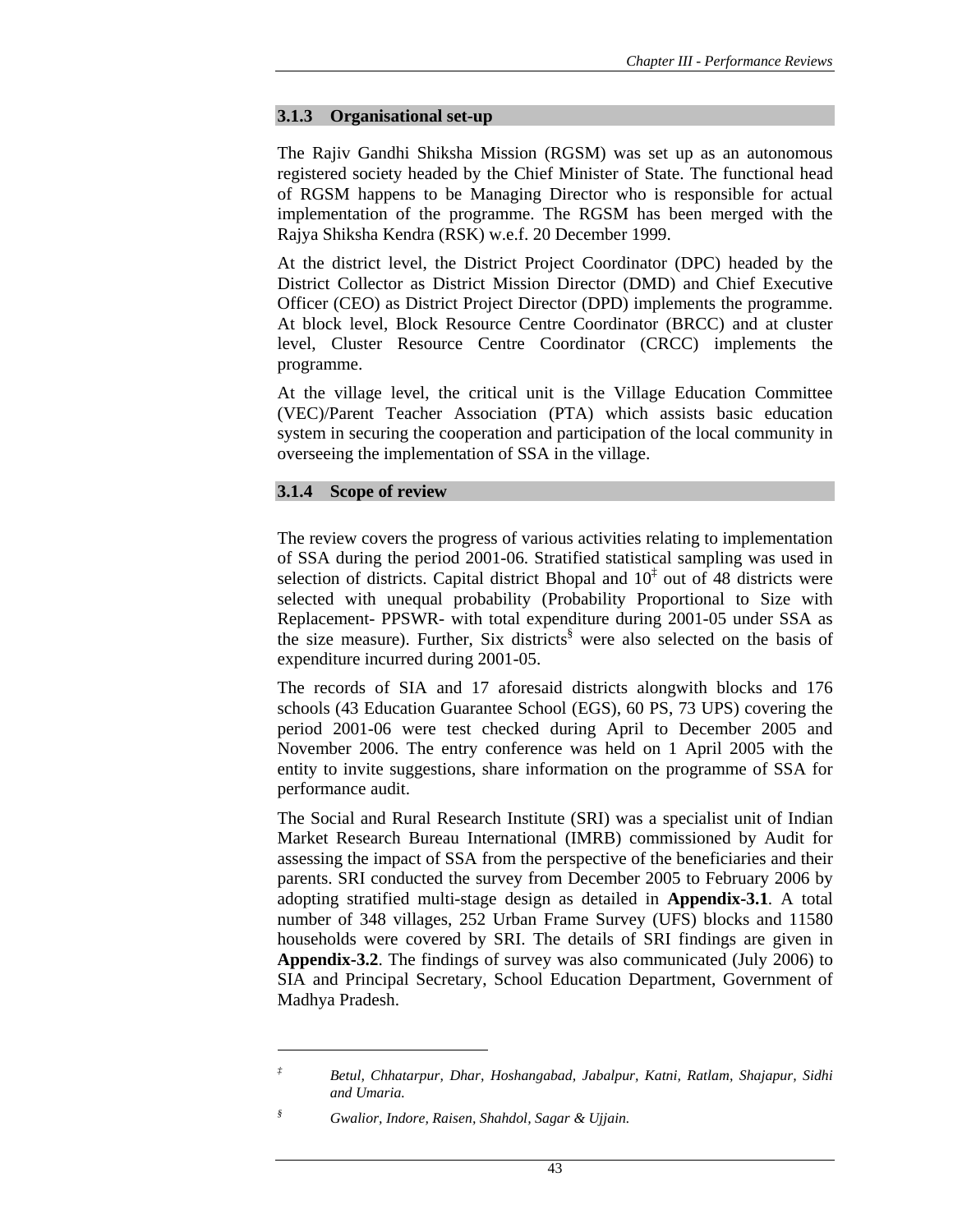### 3.1.3 Organisational set-up

The Rajiv Gandhi Shiksha Mission (RGSM) was set up as an autonomous registered society headed by the Chief Minister of State. The functional head of RGSM happens to be Managing Director who is responsible for actual implementation of the programme. The RGSM has been merged with the Rajya Shiksha Kendra (RSK) w.e.f. 20 December 1999.

At the district level, the District Project Coordinator (DPC) headed by the District Collector as District Mission Director (DMD) and Chief Executive Officer (CEO) as District Project Director (DPD) implements the programme. At block level, Block Resource Centre Coordinator (BRCC) and at cluster level, Cluster Resource Centre Coordinator (CRCC) implements the programme.

At the village level, the critical unit is the Village Education Committee (VEC)/Parent Teacher Association (PTA) which assists basic education system in securing the cooperation and participation of the local community in overseeing the implementation of SSA in the village.

### 3.1.4 Scope of review

The review covers the progress of various activities relating to implementation of SSA during the period 2001-06. Stratified statistical sampling was used in selection of districts. Capital district Bhopal and 10[‡] out of 48 districts were selected with unequal probability (Probability Proportional to Size with Replacement- PPSWR- with total expenditure during 2001-05 under SSA as the size measure). Further, Six districts[§] were also selected on the basis of expenditure incurred during 2001-05.

The records of SIA and 17 aforesaid districts alongwith blocks and 176 schools (43 Education Guarantee School (EGS), 60 PS, 73 UPS) covering the period 2001-06 were test checked during April to December 2005 and November 2006. The entry conference was held on 1 April 2005 with the entity to invite suggestions, share information on the programme of SSA for performance audit.

The Social and Rural Research Institute (SRI) was a specialist unit of Indian Market Research Bureau International (IMRB) commissioned by Audit for assessing the impact of SSA from the perspective of the beneficiaries and their parents. SRI conducted the survey from December 2005 to February 2006 by adopting stratified multi-stage design as detailed in **Appendix-3.1**. A total number of 348 villages, 252 Urban Frame Survey (UFS) blocks and 11580 households were covered by SRI. The details of SRI findings are given in **Appendix-3.2**. The findings of survey was also communicated (July 2006) to SIA and Principal Secretary, School Education Department, Government of Madhya Pradesh.

---

‡ *Betul, Chhatarpur, Dhar, Hoshangabad, Jabalpur, Katni, Ratlam, Shajapur, Sidhi and Umaria.*

§ *Gwalior, Indore, Raisen, Shahdol, Sagar & Ujjain.*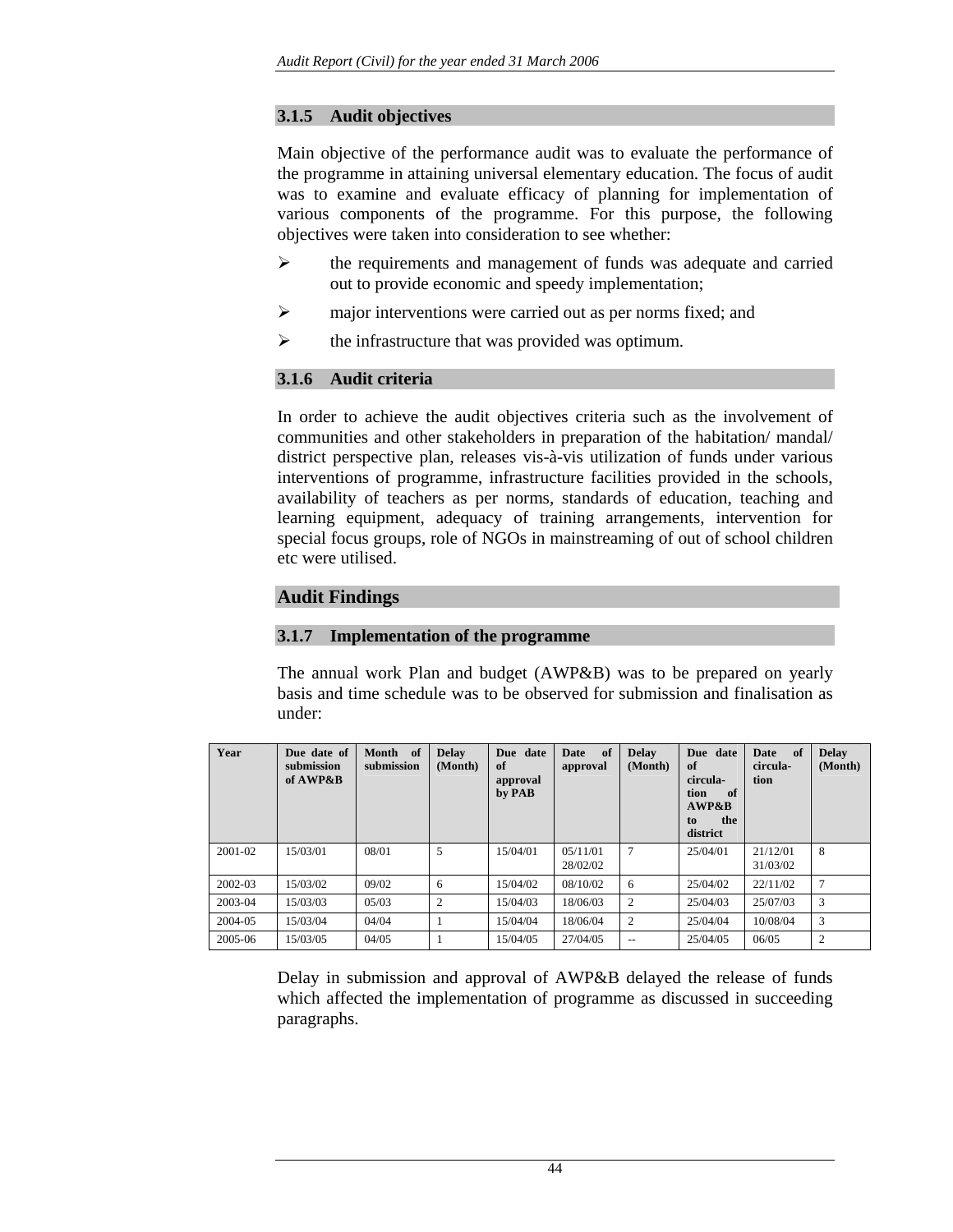### 3.1.5 Audit objectives

Main objective of the performance audit was to evaluate the performance of the programme in attaining universal elementary education. The focus of audit was to examine and evaluate efficacy of planning for implementation of various components of the programme. For this purpose, the following objectives were taken into consideration to see whether:

- the requirements and management of funds was adequate and carried out to provide economic and speedy implementation;
- major interventions were carried out as per norms fixed; and
- the infrastructure that was provided was optimum.

### 3.1.6 Audit criteria

In order to achieve the audit objectives criteria such as the involvement of communities and other stakeholders in preparation of the habitation/ mandal/ district perspective plan, releases vis-à-vis utilization of funds under various interventions of programme, infrastructure facilities provided in the schools, availability of teachers as per norms, standards of education, teaching and learning equipment, adequacy of training arrangements, intervention for special focus groups, role of NGOs in mainstreaming of out of school children etc were utilised.

## Audit Findings

### 3.1.7 Implementation of the programme

The annual work Plan and budget (AWP&B) was to be prepared on yearly basis and time schedule was to be observed for submission and finalisation as under:

| Year | Due date of submission of AWP&B | Month of submission | Delay (Month) | Due date of approval by PAB | Date of approval | Delay (Month) | Due date of circula-tion of AWP&B to the district | Date of circula-tion | Delay (Month) |
|---|---|---|---|---|---|---|---|---|---|
| 2001-02 | 15/03/01 | 08/01 | 5 | 15/04/01 | 05/11/01 28/02/02 | 7 | 25/04/01 | 21/12/01 31/03/02 | 8 |
| 2002-03 | 15/03/02 | 09/02 | 6 | 15/04/02 | 08/10/02 | 6 | 25/04/02 | 22/11/02 | 7 |
| 2003-04 | 15/03/03 | 05/03 | 2 | 15/04/03 | 18/06/03 | 2 | 25/04/03 | 25/07/03 | 3 |
| 2004-05 | 15/03/04 | 04/04 | 1 | 15/04/04 | 18/06/04 | 2 | 25/04/04 | 10/08/04 | 3 |
| 2005-06 | 15/03/05 | 04/05 | 1 | 15/04/05 | 27/04/05 | -- | 25/04/05 | 06/05 | 2 |

Delay in submission and approval of AWP&B delayed the release of funds which affected the implementation of programme as discussed in succeeding paragraphs.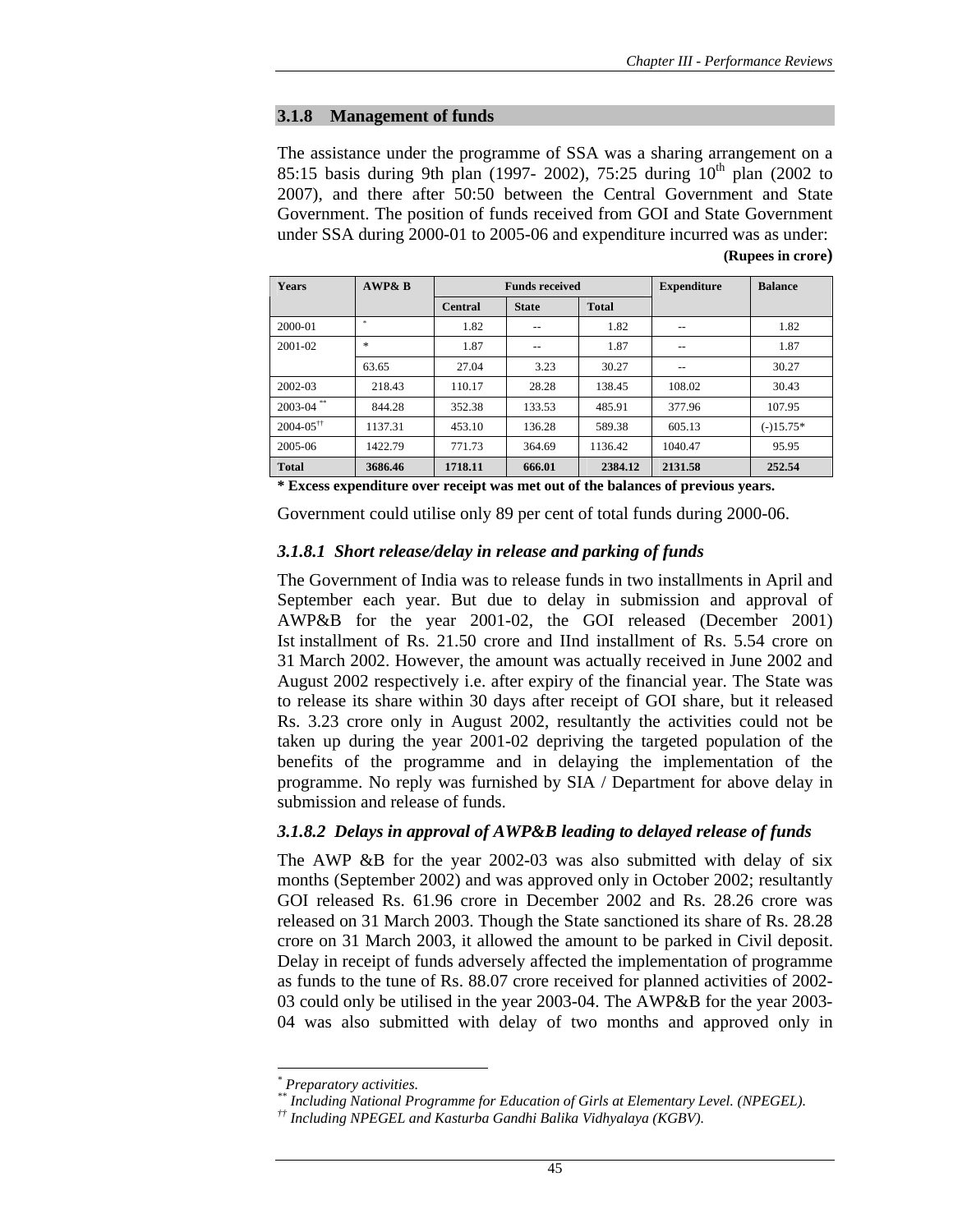### 3.1.8 Management of funds

The assistance under the programme of SSA was a sharing arrangement on a 85:15 basis during 9th plan (1997- 2002), 75:25 during 10th plan (2002 to 2007), and there after 50:50 between the Central Government and State Government. The position of funds received from GOI and State Government under SSA during 2000-01 to 2005-06 and expenditure incurred was as under:

**(Rupees in crore)**

| Years | AWP& B | Funds received | | | Expenditure | Balance |
|---|---|---|---|---|---|---|
| | | Central | State | Total | | |
| 2000-01 | * | 1.82 | -- | 1.82 | -- | 1.82 |
| 2001-02 | * | 1.87 | -- | 1.87 | -- | 1.87 |
| | 63.65 | 27.04 | 3.23 | 30.27 | -- | 30.27 |
| 2002-03 | 218.43 | 110.17 | 28.28 | 138.45 | 108.02 | 30.43 |
| 2003-04 ** | 844.28 | 352.38 | 133.53 | 485.91 | 377.96 | 107.95 |
| 2004-05†† | 1137.31 | 453.10 | 136.28 | 589.38 | 605.13 | (-)15.75* |
| 2005-06 | 1422.79 | 771.73 | 364.69 | 1136.42 | 1040.47 | 95.95 |
| **Total** | **3686.46** | **1718.11** | **666.01** | **2384.12** | **2131.58** | **252.54** |

**\* Excess expenditure over receipt was met out of the balances of previous years.**

Government could utilise only 89 per cent of total funds during 2000-06.

#### *3.1.8.1 Short release/delay in release and parking of funds*

The Government of India was to release funds in two installments in April and September each year. But due to delay in submission and approval of AWP&B for the year 2001-02, the GOI released (December 2001) Ist installment of Rs. 21.50 crore and IInd installment of Rs. 5.54 crore on 31 March 2002. However, the amount was actually received in June 2002 and August 2002 respectively i.e. after expiry of the financial year. The State was to release its share within 30 days after receipt of GOI share, but it released Rs. 3.23 crore only in August 2002, resultantly the activities could not be taken up during the year 2001-02 depriving the targeted population of the benefits of the programme and in delaying the implementation of the programme. No reply was furnished by SIA / Department for above delay in submission and release of funds.

#### *3.1.8.2 Delays in approval of AWP&B leading to delayed release of funds*

The AWP &B for the year 2002-03 was also submitted with delay of six months (September 2002) and was approved only in October 2002; resultantly GOI released Rs. 61.96 crore in December 2002 and Rs. 28.26 crore was released on 31 March 2003. Though the State sanctioned its share of Rs. 28.28 crore on 31 March 2003, it allowed the amount to be parked in Civil deposit. Delay in receipt of funds adversely affected the implementation of programme as funds to the tune of Rs. 88.07 crore received for planned activities of 2002-03 could only be utilised in the year 2003-04. The AWP&B for the year 2003-04 was also submitted with delay of two months and approved only in

---

\* *Preparatory activities.*

\*\* *Including National Programme for Education of Girls at Elementary Level. (NPEGEL).*

†† *Including NPEGEL and Kasturba Gandhi Balika Vidhyalaya (KGBV).*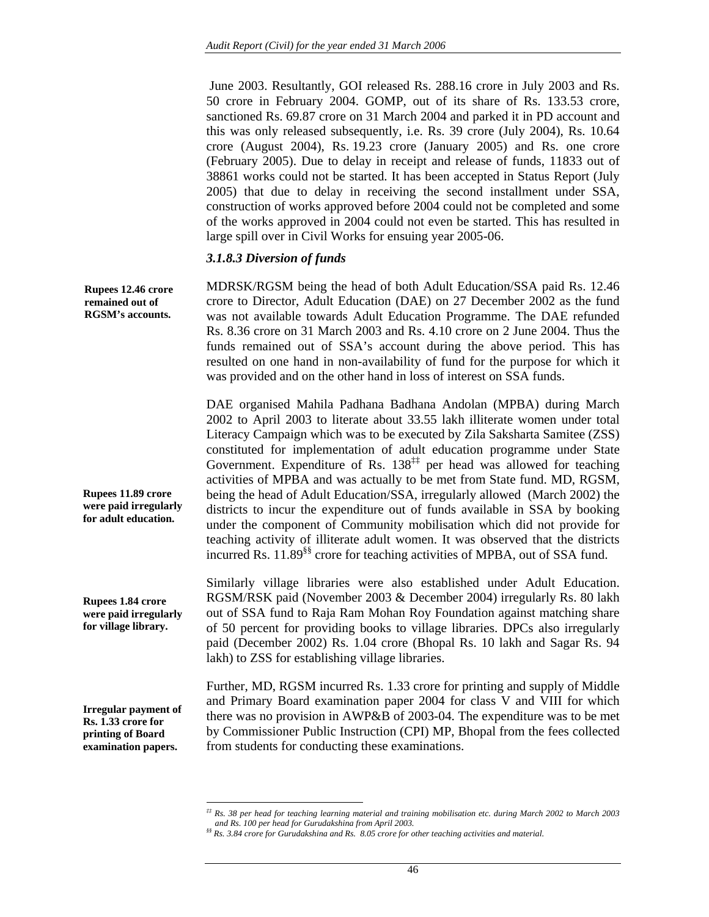June 2003. Resultantly, GOI released Rs. 288.16 crore in July 2003 and Rs. 50 crore in February 2004. GOMP, out of its share of Rs. 133.53 crore, sanctioned Rs. 69.87 crore on 31 March 2004 and parked it in PD account and this was only released subsequently, i.e. Rs. 39 crore (July 2004), Rs. 10.64 crore (August 2004), Rs. 19.23 crore (January 2005) and Rs. one crore (February 2005). Due to delay in receipt and release of funds, 11833 out of 38861 works could not be started. It has been accepted in Status Report (July 2005) that due to delay in receiving the second installment under SSA, construction of works approved before 2004 could not be completed and some of the works approved in 2004 could not even be started. This has resulted in large spill over in Civil Works for ensuing year 2005-06.

### *3.1.8.3 Diversion of funds*

**Rupees 12.46 crore remained out of RGSM's accounts.**

MDRSK/RGSM being the head of both Adult Education/SSA paid Rs. 12.46 crore to Director, Adult Education (DAE) on 27 December 2002 as the fund was not available towards Adult Education Programme. The DAE refunded Rs. 8.36 crore on 31 March 2003 and Rs. 4.10 crore on 2 June 2004. Thus the funds remained out of SSA's account during the above period. This has resulted on one hand in non-availability of fund for the purpose for which it was provided and on the other hand in loss of interest on SSA funds.

**Rupees 11.89 crore were paid irregularly for adult education.**

DAE organised Mahila Padhana Badhana Andolan (MPBA) during March 2002 to April 2003 to literate about 33.55 lakh illiterate women under total Literacy Campaign which was to be executed by Zila Saksharta Samitee (ZSS) constituted for implementation of adult education programme under State Government. Expenditure of Rs. 138[‡‡] per head was allowed for teaching activities of MPBA and was actually to be met from State fund. MD, RGSM, being the head of Adult Education/SSA, irregularly allowed (March 2002) the districts to incur the expenditure out of funds available in SSA by booking under the component of Community mobilisation which did not provide for teaching activity of illiterate adult women. It was observed that the districts incurred Rs. 11.89[§§] crore for teaching activities of MPBA, out of SSA fund.

**Rupees 1.84 crore were paid irregularly for village library.**

Similarly village libraries were also established under Adult Education. RGSM/RSK paid (November 2003 & December 2004) irregularly Rs. 80 lakh out of SSA fund to Raja Ram Mohan Roy Foundation against matching share of 50 percent for providing books to village libraries. DPCs also irregularly paid (December 2002) Rs. 1.04 crore (Bhopal Rs. 10 lakh and Sagar Rs. 94 lakh) to ZSS for establishing village libraries.

**Irregular payment of Rs. 1.33 crore for printing of Board examination papers.**

Further, MD, RGSM incurred Rs. 1.33 crore for printing and supply of Middle and Primary Board examination paper 2004 for class V and VIII for which there was no provision in AWP&B of 2003-04. The expenditure was to be met by Commissioner Public Instruction (CPI) MP, Bhopal from the fees collected from students for conducting these examinations.

---

[‡‡] *Rs. 38 per head for teaching learning material and training mobilisation etc. during March 2002 to March 2003 and Rs. 100 per head for Gurudakshina from April 2003.*

[§§] *Rs. 3.84 crore for Gurudakshina and Rs. 8.05 crore for other teaching activities and material.*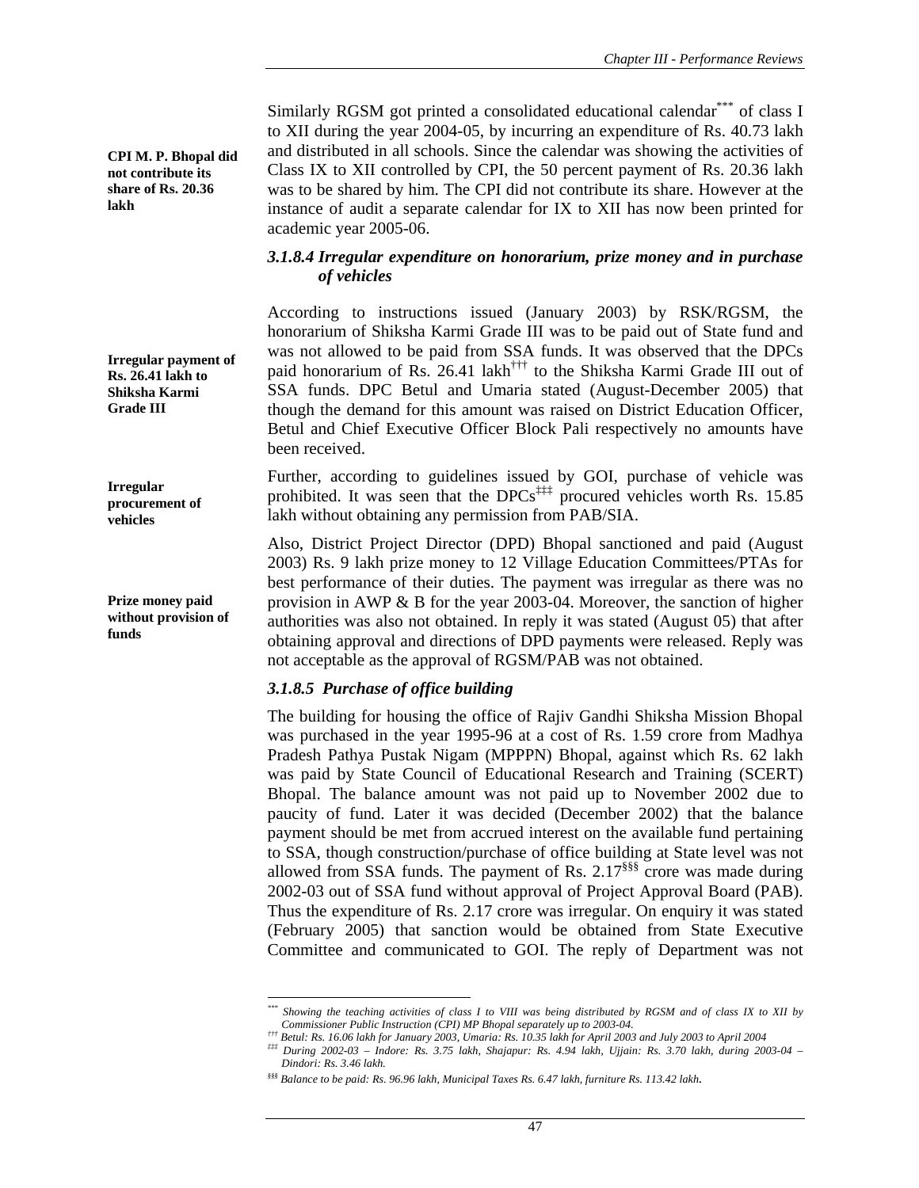**CPI M. P. Bhopal did not contribute its share of Rs. 20.36 lakh**

Similarly RGSM got printed a consolidated educational calendar[***] of class I to XII during the year 2004-05, by incurring an expenditure of Rs. 40.73 lakh and distributed in all schools. Since the calendar was showing the activities of Class IX to XII controlled by CPI, the 50 percent payment of Rs. 20.36 lakh was to be shared by him. The CPI did not contribute its share. However at the instance of audit a separate calendar for IX to XII has now been printed for academic year 2005-06.

### *3.1.8.4 Irregular expenditure on honorarium, prize money and in purchase of vehicles*

**Irregular payment of Rs. 26.41 lakh to Shiksha Karmi Grade III**

According to instructions issued (January 2003) by RSK/RGSM, the honorarium of Shiksha Karmi Grade III was to be paid out of State fund and was not allowed to be paid from SSA funds. It was observed that the DPCs paid honorarium of Rs. 26.41 lakh[†††] to the Shiksha Karmi Grade III out of SSA funds. DPC Betul and Umaria stated (August-December 2005) that though the demand for this amount was raised on District Education Officer, Betul and Chief Executive Officer Block Pali respectively no amounts have been received.

**Irregular procurement of vehicles**

Further, according to guidelines issued by GOI, purchase of vehicle was prohibited. It was seen that the DPCs[‡‡‡] procured vehicles worth Rs. 15.85 lakh without obtaining any permission from PAB/SIA.

**Prize money paid without provision of funds**

Also, District Project Director (DPD) Bhopal sanctioned and paid (August 2003) Rs. 9 lakh prize money to 12 Village Education Committees/PTAs for best performance of their duties. The payment was irregular as there was no provision in AWP & B for the year 2003-04. Moreover, the sanction of higher authorities was also not obtained. In reply it was stated (August 05) that after obtaining approval and directions of DPD payments were released. Reply was not acceptable as the approval of RGSM/PAB was not obtained.

### *3.1.8.5 Purchase of office building*

The building for housing the office of Rajiv Gandhi Shiksha Mission Bhopal was purchased in the year 1995-96 at a cost of Rs. 1.59 crore from Madhya Pradesh Pathya Pustak Nigam (MPPPN) Bhopal, against which Rs. 62 lakh was paid by State Council of Educational Research and Training (SCERT) Bhopal. The balance amount was not paid up to November 2002 due to paucity of fund. Later it was decided (December 2002) that the balance payment should be met from accrued interest on the available fund pertaining to SSA, though construction/purchase of office building at State level was not allowed from SSA funds. The payment of Rs. 2.17[§§§] crore was made during 2002-03 out of SSA fund without approval of Project Approval Board (PAB). Thus the expenditure of Rs. 2.17 crore was irregular. On enquiry it was stated (February 2005) that sanction would be obtained from State Executive Committee and communicated to GOI. The reply of Department was not

---

[***] *Showing the teaching activities of class I to VIII was being distributed by RGSM and of class IX to XII by Commissioner Public Instruction (CPI) MP Bhopal separately up to 2003-04.*

[†††] *Betul: Rs. 16.06 lakh for January 2003, Umaria: Rs. 10.35 lakh for April 2003 and July 2003 to April 2004*

[‡‡‡] *During 2002-03 – Indore: Rs. 3.75 lakh, Shajapur: Rs. 4.94 lakh, Ujjain: Rs. 3.70 lakh, during 2003-04 – Dindori: Rs. 3.46 lakh.*

[§§§] *Balance to be paid: Rs. 96.96 lakh, Municipal Taxes Rs. 6.47 lakh, furniture Rs. 113.42 lakh.*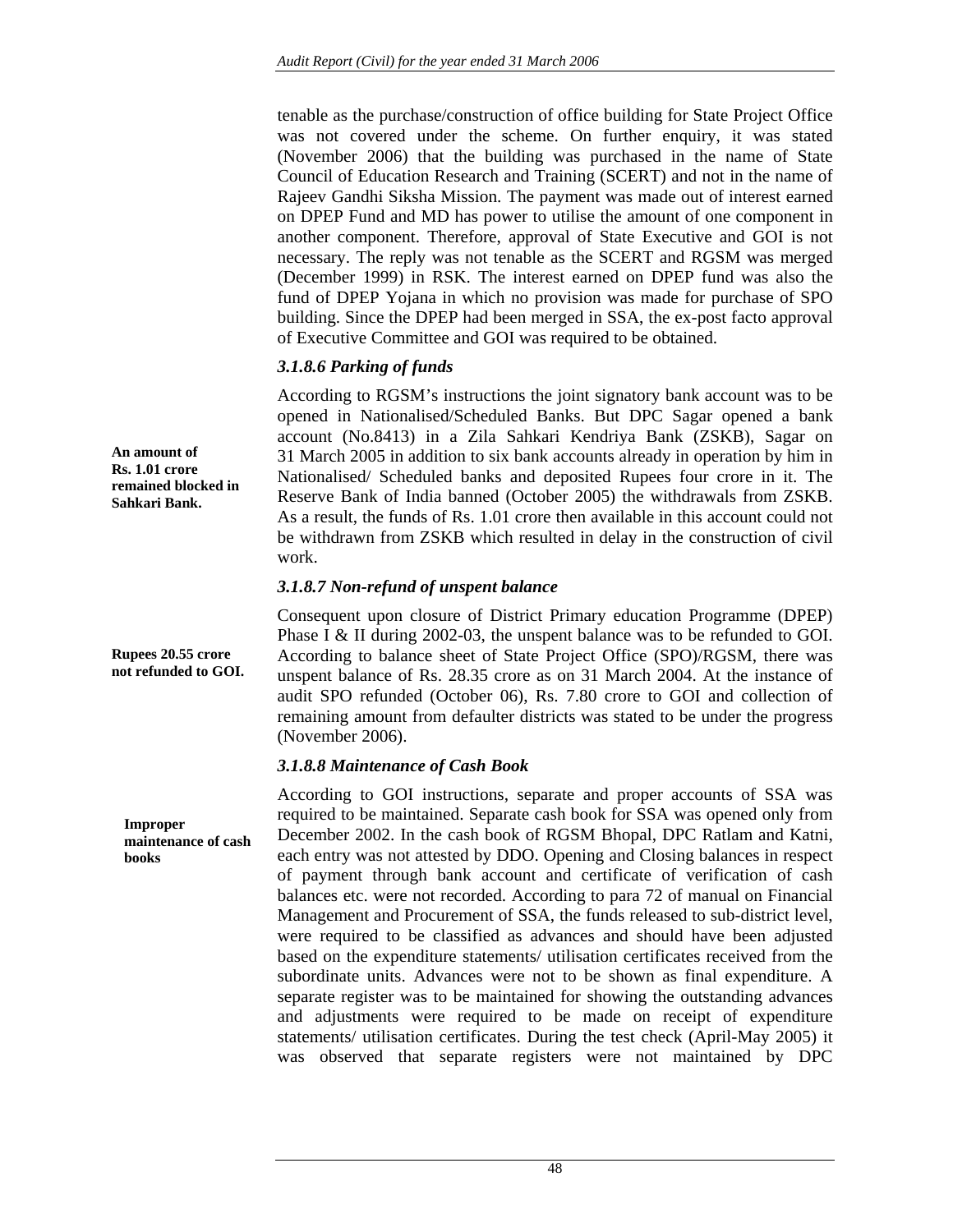tenable as the purchase/construction of office building for State Project Office was not covered under the scheme. On further enquiry, it was stated (November 2006) that the building was purchased in the name of State Council of Education Research and Training (SCERT) and not in the name of Rajeev Gandhi Siksha Mission. The payment was made out of interest earned on DPEP Fund and MD has power to utilise the amount of one component in another component. Therefore, approval of State Executive and GOI is not necessary. The reply was not tenable as the SCERT and RGSM was merged (December 1999) in RSK. The interest earned on DPEP fund was also the fund of DPEP Yojana in which no provision was made for purchase of SPO building. Since the DPEP had been merged in SSA, the ex-post facto approval of Executive Committee and GOI was required to be obtained.

### *3.1.8.6 Parking of funds*

**An amount of Rs. 1.01 crore remained blocked in Sahkari Bank.**

According to RGSM's instructions the joint signatory bank account was to be opened in Nationalised/Scheduled Banks. But DPC Sagar opened a bank account (No.8413) in a Zila Sahkari Kendriya Bank (ZSKB), Sagar on 31 March 2005 in addition to six bank accounts already in operation by him in Nationalised/ Scheduled banks and deposited Rupees four crore in it. The Reserve Bank of India banned (October 2005) the withdrawals from ZSKB. As a result, the funds of Rs. 1.01 crore then available in this account could not be withdrawn from ZSKB which resulted in delay in the construction of civil work.

### *3.1.8.7 Non-refund of unspent balance*

**Rupees 20.55 crore not refunded to GOI.**

Consequent upon closure of District Primary education Programme (DPEP) Phase I & II during 2002-03, the unspent balance was to be refunded to GOI. According to balance sheet of State Project Office (SPO)/RGSM, there was unspent balance of Rs. 28.35 crore as on 31 March 2004. At the instance of audit SPO refunded (October 06), Rs. 7.80 crore to GOI and collection of remaining amount from defaulter districts was stated to be under the progress (November 2006).

### *3.1.8.8 Maintenance of Cash Book*

**Improper maintenance of cash books**

According to GOI instructions, separate and proper accounts of SSA was required to be maintained. Separate cash book for SSA was opened only from December 2002. In the cash book of RGSM Bhopal, DPC Ratlam and Katni, each entry was not attested by DDO. Opening and Closing balances in respect of payment through bank account and certificate of verification of cash balances etc. were not recorded. According to para 72 of manual on Financial Management and Procurement of SSA, the funds released to sub-district level, were required to be classified as advances and should have been adjusted based on the expenditure statements/ utilisation certificates received from the subordinate units. Advances were not to be shown as final expenditure. A separate register was to be maintained for showing the outstanding advances and adjustments were required to be made on receipt of expenditure statements/ utilisation certificates. During the test check (April-May 2005) it was observed that separate registers were not maintained by DPC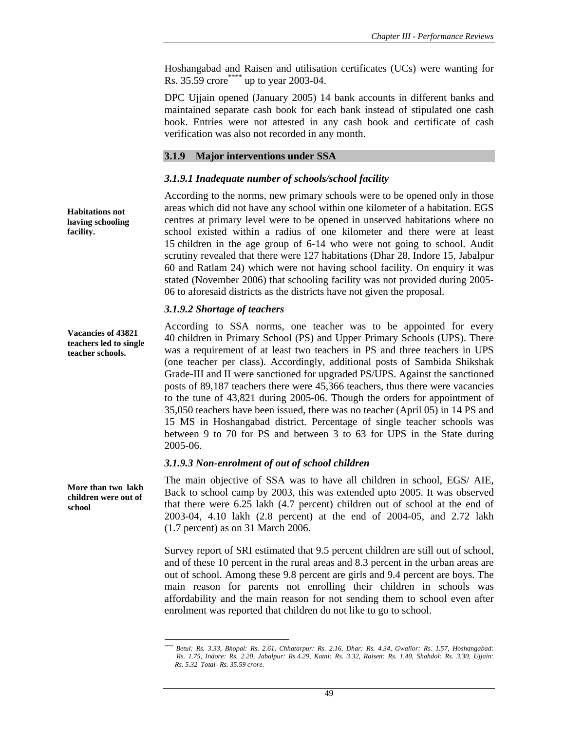Hoshangabad and Raisen and utilisation certificates (UCs) were wanting for Rs. 35.59 crore[****] up to year 2003-04.

DPC Ujjain opened (January 2005) 14 bank accounts in different banks and maintained separate cash book for each bank instead of stipulated one cash book. Entries were not attested in any cash book and certificate of cash verification was also not recorded in any month.

### 3.1.9 Major interventions under SSA

#### *3.1.9.1 Inadequate number of schools/school facility*

**Habitations not having schooling facility.**

According to the norms, new primary schools were to be opened only in those areas which did not have any school within one kilometer of a habitation. EGS centres at primary level were to be opened in unserved habitations where no school existed within a radius of one kilometer and there were at least 15 children in the age group of 6-14 who were not going to school. Audit scrutiny revealed that there were 127 habitations (Dhar 28, Indore 15, Jabalpur 60 and Ratlam 24) which were not having school facility. On enquiry it was stated (November 2006) that schooling facility was not provided during 2005-06 to aforesaid districts as the districts have not given the proposal.

#### *3.1.9.2 Shortage of teachers*

**Vacancies of 43821 teachers led to single teacher schools.**

According to SSA norms, one teacher was to be appointed for every 40 children in Primary School (PS) and Upper Primary Schools (UPS). There was a requirement of at least two teachers in PS and three teachers in UPS (one teacher per class). Accordingly, additional posts of Sambida Shikshak Grade-III and II were sanctioned for upgraded PS/UPS. Against the sanctioned posts of 89,187 teachers there were 45,366 teachers, thus there were vacancies to the tune of 43,821 during 2005-06. Though the orders for appointment of 35,050 teachers have been issued, there was no teacher (April 05) in 14 PS and 15 MS in Hoshangabad district. Percentage of single teacher schools was between 9 to 70 for PS and between 3 to 63 for UPS in the State during 2005-06.

#### *3.1.9.3 Non-enrolment of out of school children*

**More than two lakh children were out of school**

The main objective of SSA was to have all children in school, EGS/ AIE, Back to school camp by 2003, this was extended upto 2005. It was observed that there were 6.25 lakh (4.7 percent) children out of school at the end of 2003-04, 4.10 lakh (2.8 percent) at the end of 2004-05, and 2.72 lakh (1.7 percent) as on 31 March 2006.

Survey report of SRI estimated that 9.5 percent children are still out of school, and of these 10 percent in the rural areas and 8.3 percent in the urban areas are out of school. Among these 9.8 percent are girls and 9.4 percent are boys. The main reason for parents not enrolling their children in schools was affordability and the main reason for not sending them to school even after enrolment was reported that children do not like to go to school.

---

[****] *Betul: Rs. 3.33, Bhopal: Rs. 2.61, Chhatarpur: Rs. 2.16, Dhar: Rs. 4.34, Gwalior: Rs. 1.57, Hoshangabad: Rs. 1.75, Indore: Rs. 2.20, Jabalpur: Rs.4.29, Katni: Rs. 3.32, Raisen: Rs. 1.40, Shahdol: Rs. 3.30, Ujjain: Rs. 5.32 Total- Rs. 35.59 crore.*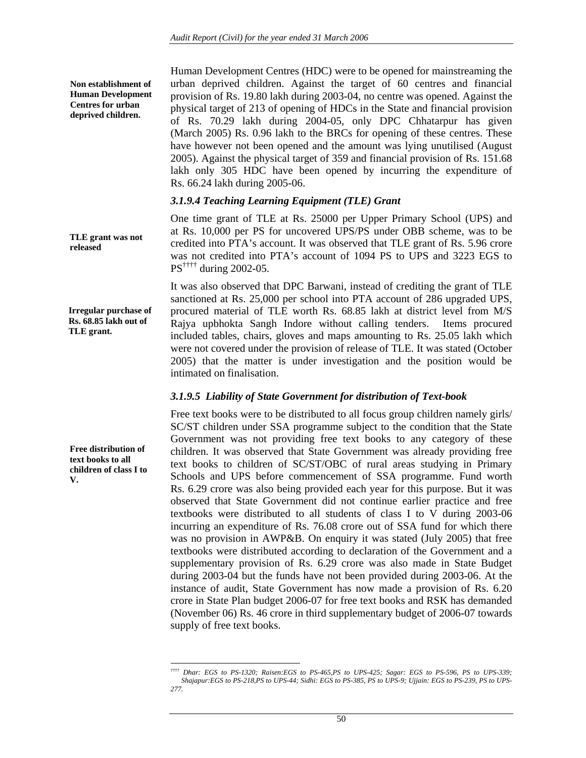**Non establishment of Human Development Centres for urban deprived children.**

Human Development Centres (HDC) were to be opened for mainstreaming the urban deprived children. Against the target of 60 centres and financial provision of Rs. 19.80 lakh during 2003-04, no centre was opened. Against the physical target of 213 of opening of HDCs in the State and financial provision of Rs. 70.29 lakh during 2004-05, only DPC Chhatarpur has given (March 2005) Rs. 0.96 lakh to the BRCs for opening of these centres. These have however not been opened and the amount was lying unutilised (August 2005). Against the physical target of 359 and financial provision of Rs. 151.68 lakh only 305 HDC have been opened by incurring the expenditure of Rs. 66.24 lakh during 2005-06.

### *3.1.9.4 Teaching Learning Equipment (TLE) Grant*

**TLE grant was not released**

One time grant of TLE at Rs. 25000 per Upper Primary School (UPS) and at Rs. 10,000 per PS for uncovered UPS/PS under OBB scheme, was to be credited into PTA's account. It was observed that TLE grant of Rs. 5.96 crore was not credited into PTA's account of 1094 PS to UPS and 3223 EGS to PS[††††] during 2002-05.

**Irregular purchase of Rs. 68.85 lakh out of TLE grant.**

It was also observed that DPC Barwani, instead of crediting the grant of TLE sanctioned at Rs. 25,000 per school into PTA account of 286 upgraded UPS, procured material of TLE worth Rs. 68.85 lakh at district level from M/S Rajya upbhokta Sangh Indore without calling tenders. Items procured included tables, chairs, gloves and maps amounting to Rs. 25.05 lakh which were not covered under the provision of release of TLE. It was stated (October 2005) that the matter is under investigation and the position would be intimated on finalisation.

### *3.1.9.5 Liability of State Government for distribution of Text-book*

**Free distribution of text books to all children of class I to V.**

Free text books were to be distributed to all focus group children namely girls/ SC/ST children under SSA programme subject to the condition that the State Government was not providing free text books to any category of these children. It was observed that State Government was already providing free text books to children of SC/ST/OBC of rural areas studying in Primary Schools and UPS before commencement of SSA programme. Fund worth Rs. 6.29 crore was also being provided each year for this purpose. But it was observed that State Government did not continue earlier practice and free textbooks were distributed to all students of class I to V during 2003-06 incurring an expenditure of Rs. 76.08 crore out of SSA fund for which there was no provision in AWP&B. On enquiry it was stated (July 2005) that free textbooks were distributed according to declaration of the Government and a supplementary provision of Rs. 6.29 crore was also made in State Budget during 2003-04 but the funds have not been provided during 2003-06. At the instance of audit, State Government has now made a provision of Rs. 6.20 crore in State Plan budget 2006-07 for free text books and RSK has demanded (November 06) Rs. 46 crore in third supplementary budget of 2006-07 towards supply of free text books.

---

[††††] *Dhar: EGS to PS-1320; Raisen:EGS to PS-465,PS to UPS-425; Sagar: EGS to PS-596, PS to UPS-339; Shajapur:EGS to PS-218,PS to UPS-44; Sidhi: EGS to PS-385, PS to UPS-9; Ujjain: EGS to PS-239, PS to UPS-277.*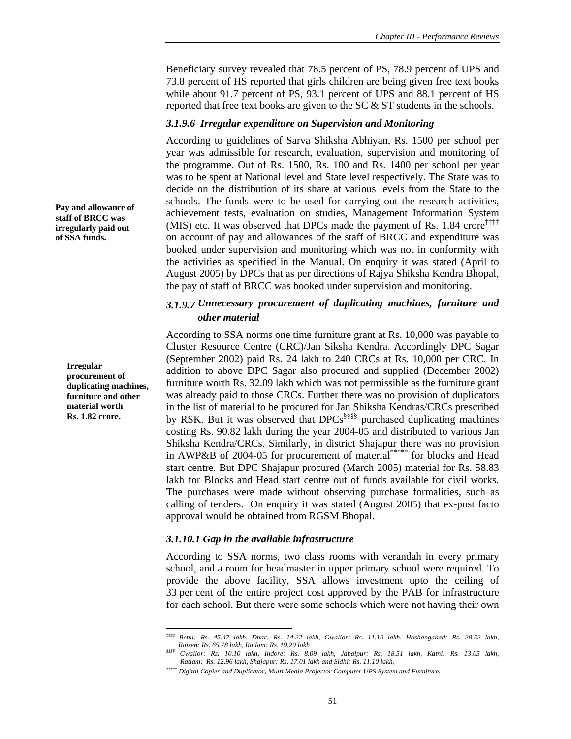Beneficiary survey revealed that 78.5 percent of PS, 78.9 percent of UPS and 73.8 percent of HS reported that girls children are being given free text books while about 91.7 percent of PS, 93.1 percent of UPS and 88.1 percent of HS reported that free text books are given to the SC & ST students in the schools.

### *3.1.9.6 Irregular expenditure on Supervision and Monitoring*

**Pay and allowance of staff of BRCC was irregularly paid out of SSA funds.**

According to guidelines of Sarva Shiksha Abhiyan, Rs. 1500 per school per year was admissible for research, evaluation, supervision and monitoring of the programme. Out of Rs. 1500, Rs. 100 and Rs. 1400 per school per year was to be spent at National level and State level respectively. The State was to decide on the distribution of its share at various levels from the State to the schools. The funds were to be used for carrying out the research activities, achievement tests, evaluation on studies, Management Information System (MIS) etc. It was observed that DPCs made the payment of Rs. 1.84 crore[‡‡‡‡] on account of pay and allowances of the staff of BRCC and expenditure was booked under supervision and monitoring which was not in conformity with the activities as specified in the Manual. On enquiry it was stated (April to August 2005) by DPCs that as per directions of Rajya Shiksha Kendra Bhopal, the pay of staff of BRCC was booked under supervision and monitoring.

### *3.1.9.7 Unnecessary procurement of duplicating machines, furniture and other material*

**Irregular procurement of duplicating machines, furniture and other material worth Rs. 1.82 crore.**

According to SSA norms one time furniture grant at Rs. 10,000 was payable to Cluster Resource Centre (CRC)/Jan Siksha Kendra. Accordingly DPC Sagar (September 2002) paid Rs. 24 lakh to 240 CRCs at Rs. 10,000 per CRC. In addition to above DPC Sagar also procured and supplied (December 2002) furniture worth Rs. 32.09 lakh which was not permissible as the furniture grant was already paid to those CRCs. Further there was no provision of duplicators in the list of material to be procured for Jan Shiksha Kendras/CRCs prescribed by RSK. But it was observed that DPCs[§§§§] purchased duplicating machines costing Rs. 90.82 lakh during the year 2004-05 and distributed to various Jan Shiksha Kendra/CRCs. Similarly, in district Shajapur there was no provision in AWP&B of 2004-05 for procurement of material[*****] for blocks and Head start centre. But DPC Shajapur procured (March 2005) material for Rs. 58.83 lakh for Blocks and Head start centre out of funds available for civil works. The purchases were made without observing purchase formalities, such as calling of tenders. On enquiry it was stated (August 2005) that ex-post facto approval would be obtained from RGSM Bhopal.

### *3.1.10.1 Gap in the available infrastructure*

According to SSA norms, two class rooms with verandah in every primary school, and a room for headmaster in upper primary school were required. To provide the above facility, SSA allows investment upto the ceiling of 33 per cent of the entire project cost approved by the PAB for infrastructure for each school. But there were some schools which were not having their own

---

‡‡‡‡ *Betul: Rs. 45.47 lakh, Dhar: Rs. 14.22 lakh, Gwalior: Rs. 11.10 lakh, Hoshangabad: Rs. 28.52 lakh, Raisen: Rs. 65.78 lakh, Ratlam: Rs. 19.29 lakh*

§§§§ *Gwalior: Rs. 10.10 lakh, Indore: Rs. 8.09 lakh, Jabalpur: Rs. 18.51 lakh, Katni: Rs. 13.05 lakh, Ratlam: Rs. 12.96 lakh, Shajapur: Rs. 17.01 lakh and Sidhi: Rs. 11.10 lakh.*

***** *Digital Copier and Duplicator, Multi Media Projector Computer UPS System and Furniture.*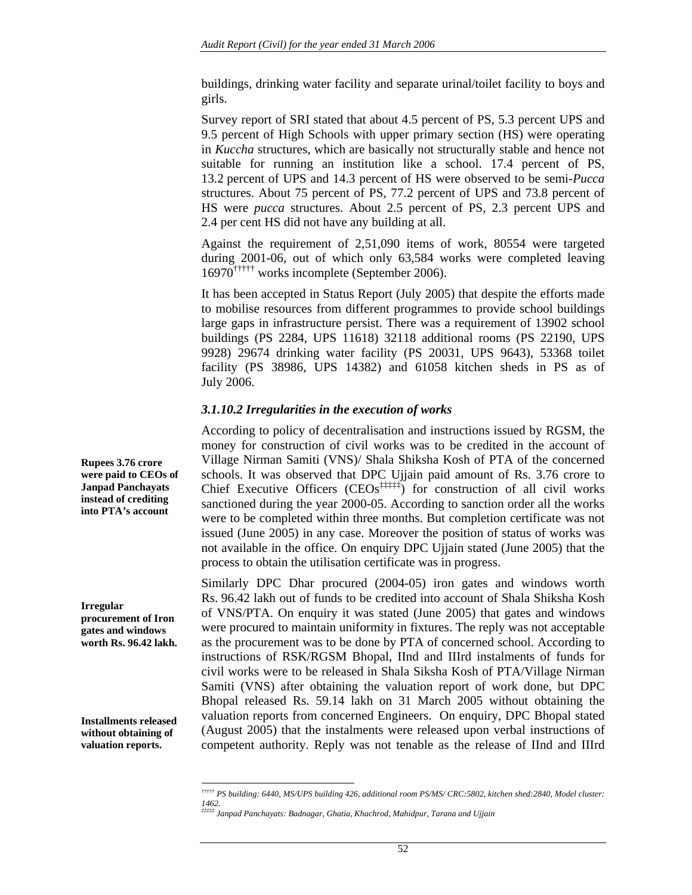buildings, drinking water facility and separate urinal/toilet facility to boys and girls.

Survey report of SRI stated that about 4.5 percent of PS, 5.3 percent UPS and 9.5 percent of High Schools with upper primary section (HS) were operating in *Kuccha* structures, which are basically not structurally stable and hence not suitable for running an institution like a school. 17.4 percent of PS, 13.2 percent of UPS and 14.3 percent of HS were observed to be semi-*Pucca* structures. About 75 percent of PS, 77.2 percent of UPS and 73.8 percent of HS were *pucca* structures. About 2.5 percent of PS, 2.3 percent UPS and 2.4 per cent HS did not have any building at all.

Against the requirement of 2,51,090 items of work, 80554 were targeted during 2001-06, out of which only 63,584 works were completed leaving 16970[†††††] works incomplete (September 2006).

It has been accepted in Status Report (July 2005) that despite the efforts made to mobilise resources from different programmes to provide school buildings large gaps in infrastructure persist. There was a requirement of 13902 school buildings (PS 2284, UPS 11618) 32118 additional rooms (PS 22190, UPS 9928) 29674 drinking water facility (PS 20031, UPS 9643), 53368 toilet facility (PS 38986, UPS 14382) and 61058 kitchen sheds in PS as of July 2006.

### *3.1.10.2 Irregularities in the execution of works*

**Rupees 3.76 crore were paid to CEOs of Janpad Panchayats instead of crediting into PTA's account**

According to policy of decentralisation and instructions issued by RGSM, the money for construction of civil works was to be credited in the account of Village Nirman Samiti (VNS)/ Shala Shiksha Kosh of PTA of the concerned schools. It was observed that DPC Ujjain paid amount of Rs. 3.76 crore to Chief Executive Officers (CEOs[‡‡‡‡‡]) for construction of all civil works sanctioned during the year 2000-05. According to sanction order all the works were to be completed within three months. But completion certificate was not issued (June 2005) in any case. Moreover the position of status of works was not available in the office. On enquiry DPC Ujjain stated (June 2005) that the process to obtain the utilisation certificate was in progress.

**Irregular procurement of Iron gates and windows worth Rs. 96.42 lakh.**

Similarly DPC Dhar procured (2004-05) iron gates and windows worth Rs. 96.42 lakh out of funds to be credited into account of Shala Shiksha Kosh of VNS/PTA. On enquiry it was stated (June 2005) that gates and windows were procured to maintain uniformity in fixtures. The reply was not acceptable as the procurement was to be done by PTA of concerned school. According to instructions of RSK/RGSM Bhopal, IInd and IIIrd instalments of funds for civil works were to be released in Shala Siksha Kosh of PTA/Village Nirman Samiti (VNS) after obtaining the valuation report of work done, but DPC Bhopal released Rs. 59.14 lakh on 31 March 2005 without obtaining the valuation reports from concerned Engineers. On enquiry, DPC Bhopal stated (August 2005) that the instalments were released upon verbal instructions of competent authority. Reply was not tenable as the release of IInd and IIIrd

**Installments released without obtaining of valuation reports.**

---

[†††††] *PS building: 6440, MS/UPS building 426, additional room PS/MS/ CRC:5802, kitchen shed:2840, Model cluster: 1462.*

[‡‡‡‡‡] *Janpad Panchayats: Badnagar, Ghatia, Khachrod, Mahidpur, Tarana and Ujjain*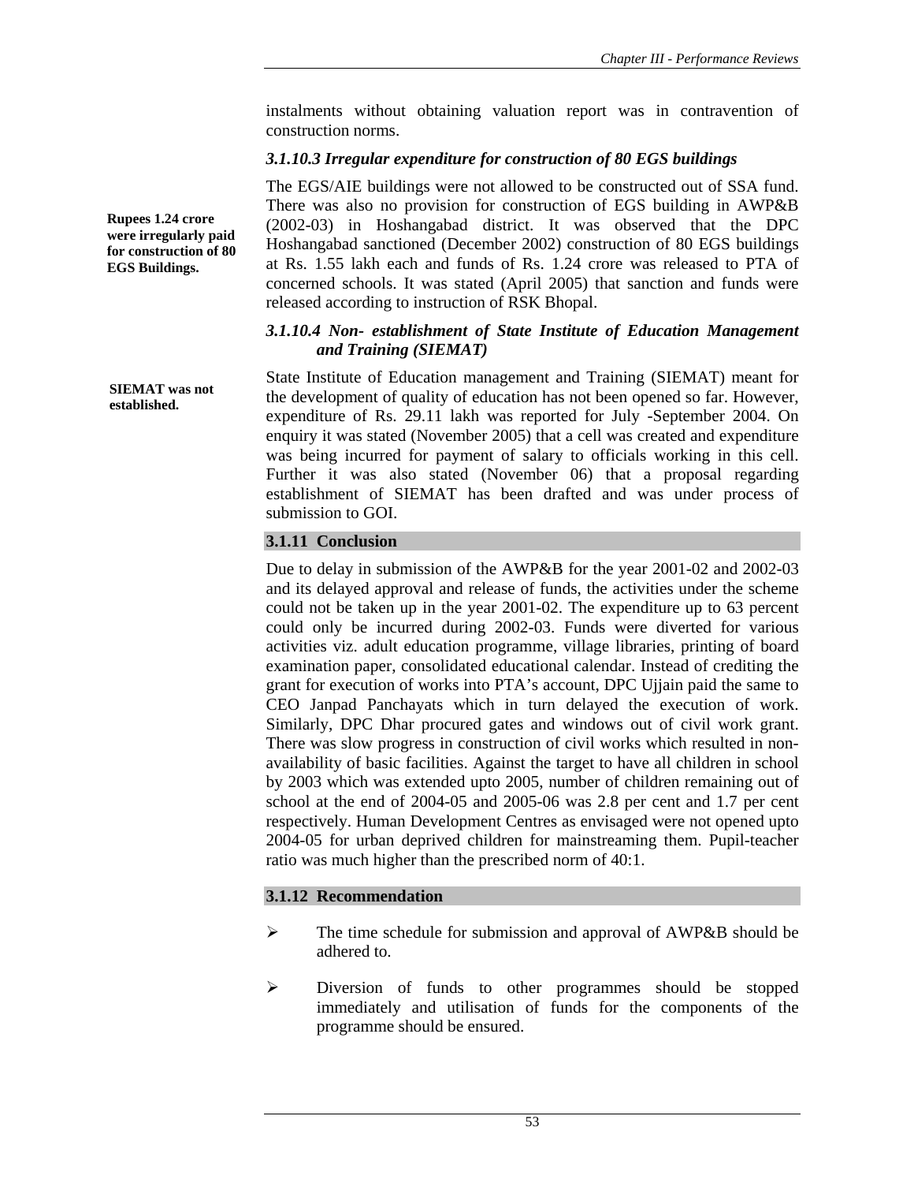instalments without obtaining valuation report was in contravention of construction norms.

### *3.1.10.3 Irregular expenditure for construction of 80 EGS buildings*

**Rupees 1.24 crore were irregularly paid for construction of 80 EGS Buildings.**

The EGS/AIE buildings were not allowed to be constructed out of SSA fund. There was also no provision for construction of EGS building in AWP&B (2002-03) in Hoshangabad district. It was observed that the DPC Hoshangabad sanctioned (December 2002) construction of 80 EGS buildings at Rs. 1.55 lakh each and funds of Rs. 1.24 crore was released to PTA of concerned schools. It was stated (April 2005) that sanction and funds were released according to instruction of RSK Bhopal.

### *3.1.10.4 Non- establishment of State Institute of Education Management and Training (SIEMAT)*

**SIEMAT was not established.**

State Institute of Education management and Training (SIEMAT) meant for the development of quality of education has not been opened so far. However, expenditure of Rs. 29.11 lakh was reported for July -September 2004. On enquiry it was stated (November 2005) that a cell was created and expenditure was being incurred for payment of salary to officials working in this cell. Further it was also stated (November 06) that a proposal regarding establishment of SIEMAT has been drafted and was under process of submission to GOI.

## 3.1.11 Conclusion

Due to delay in submission of the AWP&B for the year 2001-02 and 2002-03 and its delayed approval and release of funds, the activities under the scheme could not be taken up in the year 2001-02. The expenditure up to 63 percent could only be incurred during 2002-03. Funds were diverted for various activities viz. adult education programme, village libraries, printing of board examination paper, consolidated educational calendar. Instead of crediting the grant for execution of works into PTA's account, DPC Ujjain paid the same to CEO Janpad Panchayats which in turn delayed the execution of work. Similarly, DPC Dhar procured gates and windows out of civil work grant. There was slow progress in construction of civil works which resulted in non-availability of basic facilities. Against the target to have all children in school by 2003 which was extended upto 2005, number of children remaining out of school at the end of 2004-05 and 2005-06 was 2.8 per cent and 1.7 per cent respectively. Human Development Centres as envisaged were not opened upto 2004-05 for urban deprived children for mainstreaming them. Pupil-teacher ratio was much higher than the prescribed norm of 40:1.

## 3.1.12 Recommendation

- The time schedule for submission and approval of AWP&B should be adhered to.
- Diversion of funds to other programmes should be stopped immediately and utilisation of funds for the components of the programme should be ensured.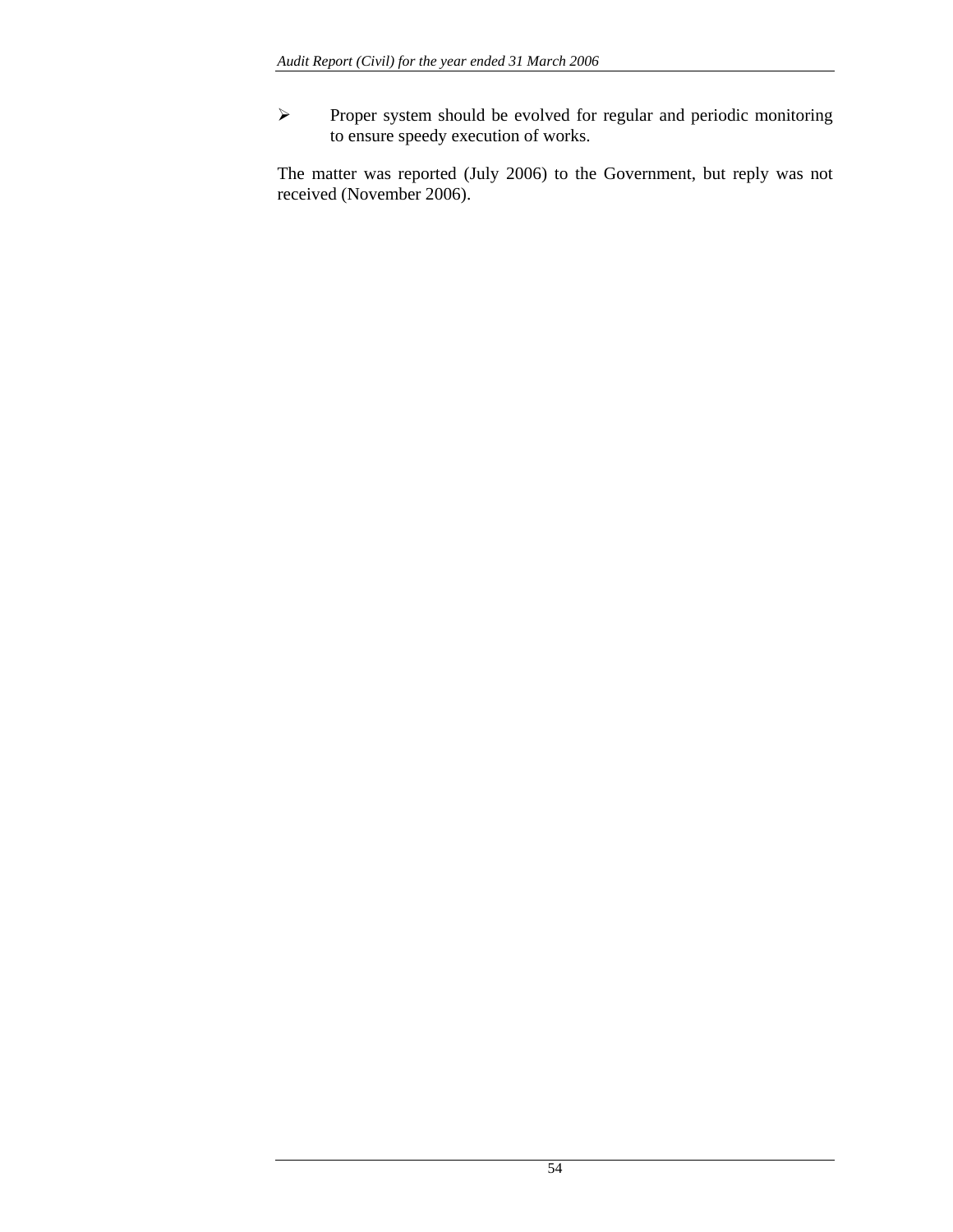- Proper system should be evolved for regular and periodic monitoring to ensure speedy execution of works.

The matter was reported (July 2006) to the Government, but reply was not received (November 2006).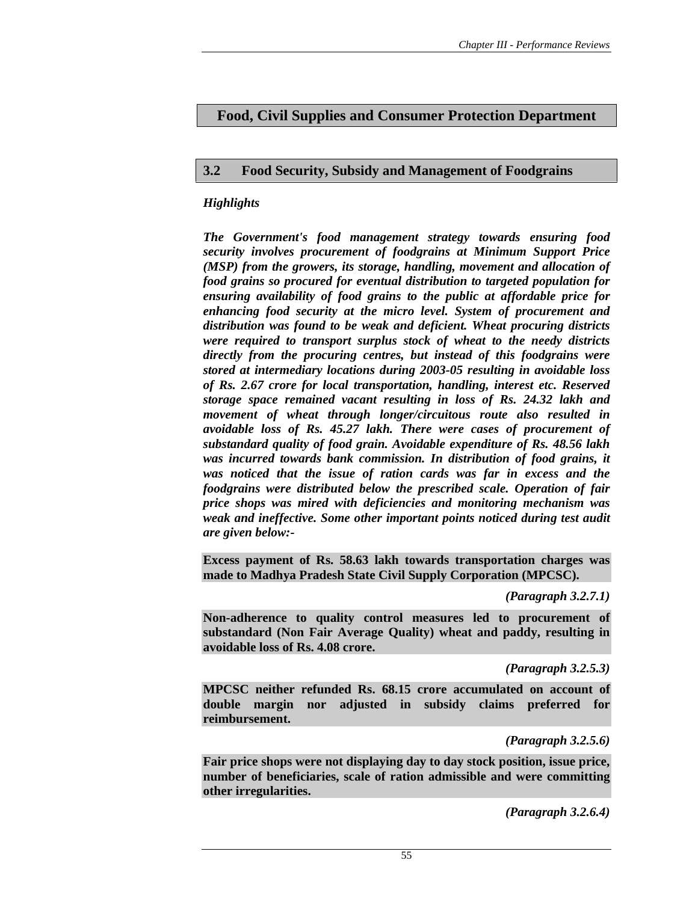## Food, Civil Supplies and Consumer Protection Department

### 3.2 Food Security, Subsidy and Management of Foodgrains

***Highlights***

***The Government's food management strategy towards ensuring food security involves procurement of foodgrains at Minimum Support Price (MSP) from the growers, its storage, handling, movement and allocation of food grains so procured for eventual distribution to targeted population for ensuring availability of food grains to the public at affordable price for enhancing food security at the micro level. System of procurement and distribution was found to be weak and deficient. Wheat procuring districts were required to transport surplus stock of wheat to the needy districts directly from the procuring centres, but instead of this foodgrains were stored at intermediary locations during 2003-05 resulting in avoidable loss of Rs. 2.67 crore for local transportation, handling, interest etc. Reserved storage space remained vacant resulting in loss of Rs. 24.32 lakh and movement of wheat through longer/circuitous route also resulted in avoidable loss of Rs. 45.27 lakh. There were cases of procurement of substandard quality of food grain. Avoidable expenditure of Rs. 48.56 lakh was incurred towards bank commission. In distribution of food grains, it was noticed that the issue of ration cards was far in excess and the foodgrains were distributed below the prescribed scale. Operation of fair price shops was mired with deficiencies and monitoring mechanism was weak and ineffective. Some other important points noticed during test audit are given below:-***

**Excess payment of Rs. 58.63 lakh towards transportation charges was made to Madhya Pradesh State Civil Supply Corporation (MPCSC).**

***(Paragraph 3.2.7.1)***

**Non-adherence to quality control measures led to procurement of substandard (Non Fair Average Quality) wheat and paddy, resulting in avoidable loss of Rs. 4.08 crore.**

***(Paragraph 3.2.5.3)***

**MPCSC neither refunded Rs. 68.15 crore accumulated on account of double margin nor adjusted in subsidy claims preferred for reimbursement.**

***(Paragraph 3.2.5.6)***

**Fair price shops were not displaying day to day stock position, issue price, number of beneficiaries, scale of ration admissible and were committing other irregularities.**

***(Paragraph 3.2.6.4)***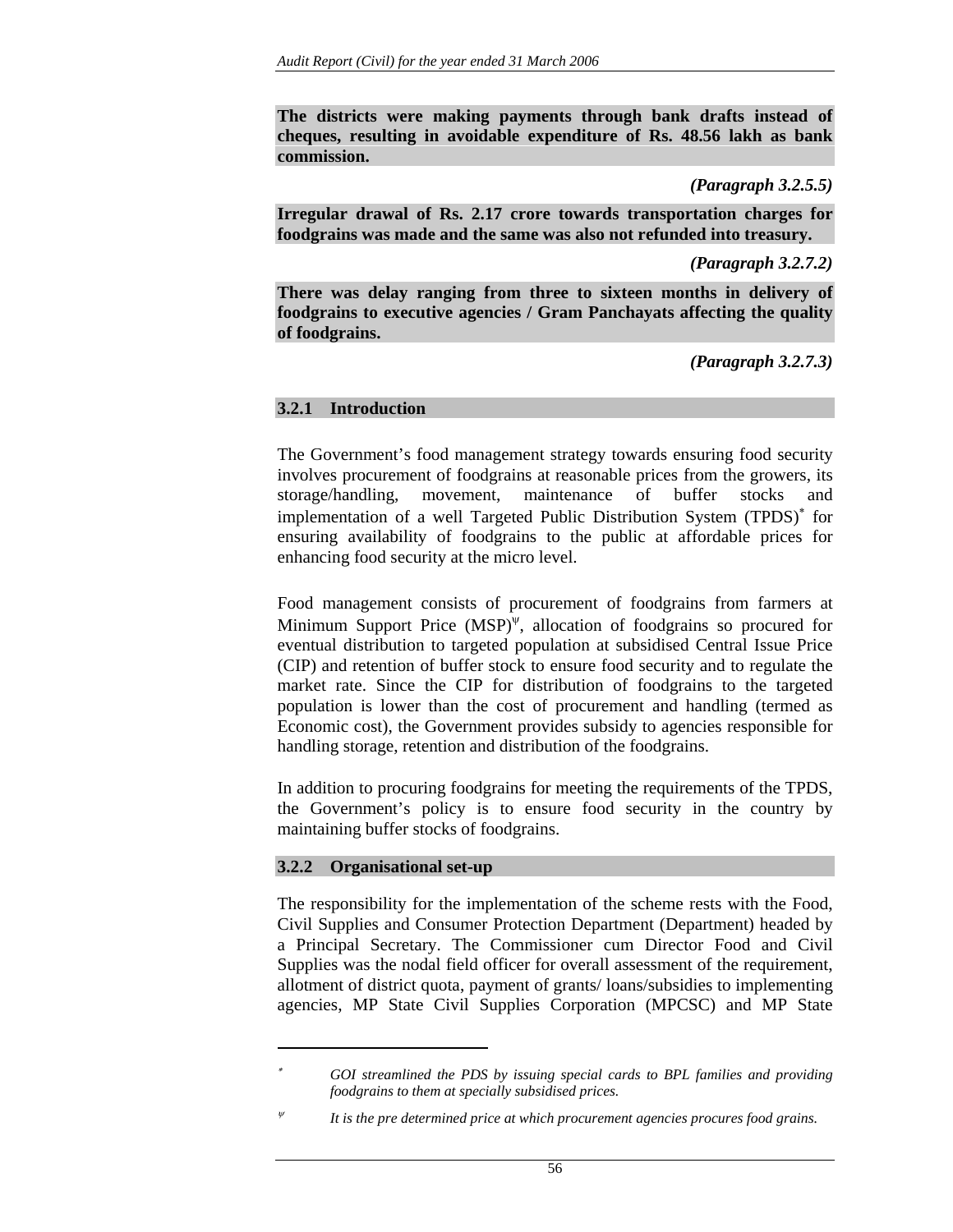**The districts were making payments through bank drafts instead of cheques, resulting in avoidable expenditure of Rs. 48.56 lakh as bank commission.**

***(Paragraph 3.2.5.5)***

**Irregular drawal of Rs. 2.17 crore towards transportation charges for foodgrains was made and the same was also not refunded into treasury.**

***(Paragraph 3.2.7.2)***

**There was delay ranging from three to sixteen months in delivery of foodgrains to executive agencies / Gram Panchayats affecting the quality of foodgrains.**

***(Paragraph 3.2.7.3)***

### 3.2.1 Introduction

The Government's food management strategy towards ensuring food security involves procurement of foodgrains at reasonable prices from the growers, its storage/handling, movement, maintenance of buffer stocks and implementation of a well Targeted Public Distribution System (TPDS)[*] for ensuring availability of foodgrains to the public at affordable prices for enhancing food security at the micro level.

Food management consists of procurement of foodgrains from farmers at Minimum Support Price (MSP)[ψ], allocation of foodgrains so procured for eventual distribution to targeted population at subsidised Central Issue Price (CIP) and retention of buffer stock to ensure food security and to regulate the market rate. Since the CIP for distribution of foodgrains to the targeted population is lower than the cost of procurement and handling (termed as Economic cost), the Government provides subsidy to agencies responsible for handling storage, retention and distribution of the foodgrains.

In addition to procuring foodgrains for meeting the requirements of the TPDS, the Government's policy is to ensure food security in the country by maintaining buffer stocks of foodgrains.

### 3.2.2 Organisational set-up

The responsibility for the implementation of the scheme rests with the Food, Civil Supplies and Consumer Protection Department (Department) headed by a Principal Secretary. The Commissioner cum Director Food and Civil Supplies was the nodal field officer for overall assessment of the requirement, allotment of district quota, payment of grants/ loans/subsidies to implementing agencies, MP State Civil Supplies Corporation (MPCSC) and MP State

---

[*] *GOI streamlined the PDS by issuing special cards to BPL families and providing foodgrains to them at specially subsidised prices.*

[ψ] *It is the pre determined price at which procurement agencies procures food grains.*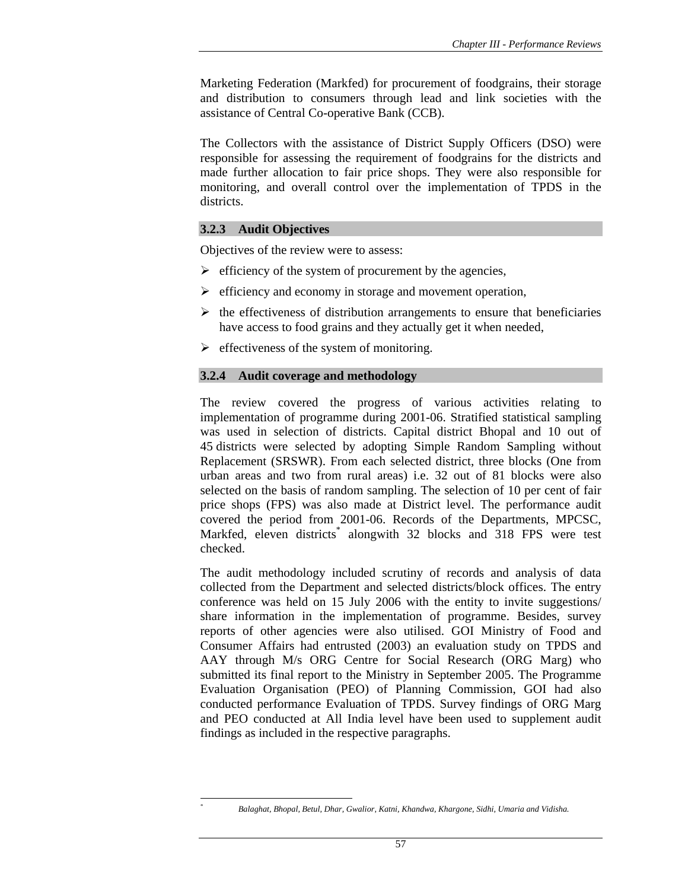Marketing Federation (Markfed) for procurement of foodgrains, their storage and distribution to consumers through lead and link societies with the assistance of Central Co-operative Bank (CCB).

The Collectors with the assistance of District Supply Officers (DSO) were responsible for assessing the requirement of foodgrains for the districts and made further allocation to fair price shops. They were also responsible for monitoring, and overall control over the implementation of TPDS in the districts.

### 3.2.3 Audit Objectives

Objectives of the review were to assess:

- efficiency of the system of procurement by the agencies,
- efficiency and economy in storage and movement operation,
- the effectiveness of distribution arrangements to ensure that beneficiaries have access to food grains and they actually get it when needed,
- effectiveness of the system of monitoring.

### 3.2.4 Audit coverage and methodology

The review covered the progress of various activities relating to implementation of programme during 2001-06. Stratified statistical sampling was used in selection of districts. Capital district Bhopal and 10 out of 45 districts were selected by adopting Simple Random Sampling without Replacement (SRSWR). From each selected district, three blocks (One from urban areas and two from rural areas) i.e. 32 out of 81 blocks were also selected on the basis of random sampling. The selection of 10 per cent of fair price shops (FPS) was also made at District level. The performance audit covered the period from 2001-06. Records of the Departments, MPCSC, Markfed, eleven districts* alongwith 32 blocks and 318 FPS were test checked.

The audit methodology included scrutiny of records and analysis of data collected from the Department and selected districts/block offices. The entry conference was held on 15 July 2006 with the entity to invite suggestions/ share information in the implementation of programme. Besides, survey reports of other agencies were also utilised. GOI Ministry of Food and Consumer Affairs had entrusted (2003) an evaluation study on TPDS and AAY through M/s ORG Centre for Social Research (ORG Marg) who submitted its final report to the Ministry in September 2005. The Programme Evaluation Organisation (PEO) of Planning Commission, GOI had also conducted performance Evaluation of TPDS. Survey findings of ORG Marg and PEO conducted at All India level have been used to supplement audit findings as included in the respective paragraphs.

---

\* *Balaghat, Bhopal, Betul, Dhar, Gwalior, Katni, Khandwa, Khargone, Sidhi, Umaria and Vidisha.*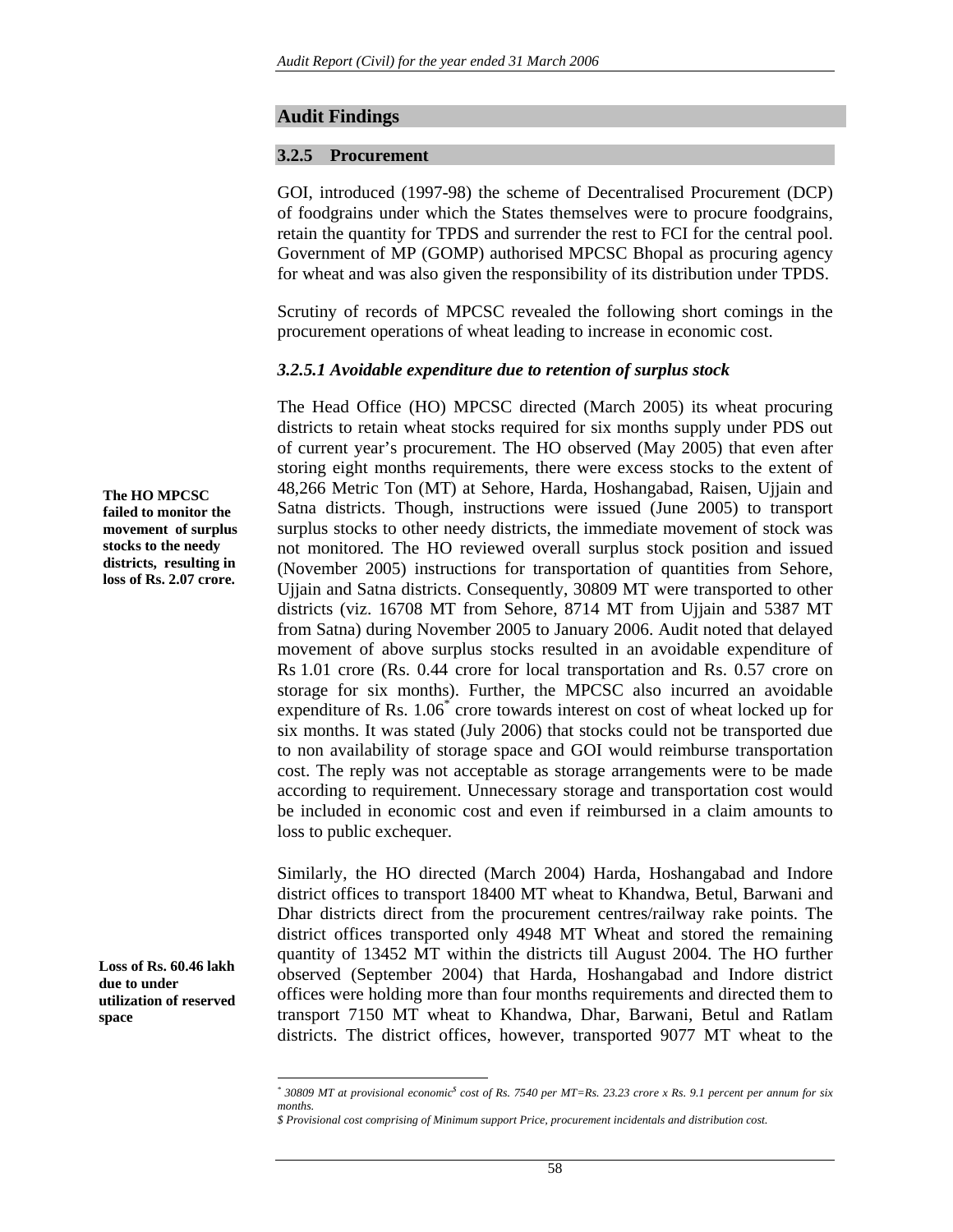## Audit Findings

### 3.2.5 Procurement

GOI, introduced (1997-98) the scheme of Decentralised Procurement (DCP) of foodgrains under which the States themselves were to procure foodgrains, retain the quantity for TPDS and surrender the rest to FCI for the central pool. Government of MP (GOMP) authorised MPCSC Bhopal as procuring agency for wheat and was also given the responsibility of its distribution under TPDS.

Scrutiny of records of MPCSC revealed the following short comings in the procurement operations of wheat leading to increase in economic cost.

#### *3.2.5.1 Avoidable expenditure due to retention of surplus stock*

**The HO MPCSC failed to monitor the movement of surplus stocks to the needy districts, resulting in loss of Rs. 2.07 crore.**

The Head Office (HO) MPCSC directed (March 2005) its wheat procuring districts to retain wheat stocks required for six months supply under PDS out of current year's procurement. The HO observed (May 2005) that even after storing eight months requirements, there were excess stocks to the extent of 48,266 Metric Ton (MT) at Sehore, Harda, Hoshangabad, Raisen, Ujjain and Satna districts. Though, instructions were issued (June 2005) to transport surplus stocks to other needy districts, the immediate movement of stock was not monitored. The HO reviewed overall surplus stock position and issued (November 2005) instructions for transportation of quantities from Sehore, Ujjain and Satna districts. Consequently, 30809 MT were transported to other districts (viz. 16708 MT from Sehore, 8714 MT from Ujjain and 5387 MT from Satna) during November 2005 to January 2006. Audit noted that delayed movement of above surplus stocks resulted in an avoidable expenditure of Rs 1.01 crore (Rs. 0.44 crore for local transportation and Rs. 0.57 crore on storage for six months). Further, the MPCSC also incurred an avoidable expenditure of Rs. 1.06[*] crore towards interest on cost of wheat locked up for six months. It was stated (July 2006) that stocks could not be transported due to non availability of storage space and GOI would reimburse transportation cost. The reply was not acceptable as storage arrangements were to be made according to requirement. Unnecessary storage and transportation cost would be included in economic cost and even if reimbursed in a claim amounts to loss to public exchequer.

**Loss of Rs. 60.46 lakh due to under utilization of reserved space**

Similarly, the HO directed (March 2004) Harda, Hoshangabad and Indore district offices to transport 18400 MT wheat to Khandwa, Betul, Barwani and Dhar districts direct from the procurement centres/railway rake points. The district offices transported only 4948 MT Wheat and stored the remaining quantity of 13452 MT within the districts till August 2004. The HO further observed (September 2004) that Harda, Hoshangabad and Indore district offices were holding more than four months requirements and directed them to transport 7150 MT wheat to Khandwa, Dhar, Barwani, Betul and Ratlam districts. The district offices, however, transported 9077 MT wheat to the

---

[*] *30809 MT at provisional economic[$] cost of Rs. 7540 per MT=Rs. 23.23 crore x Rs. 9.1 percent per annum for six months.*

*$ Provisional cost comprising of Minimum support Price, procurement incidentals and distribution cost.*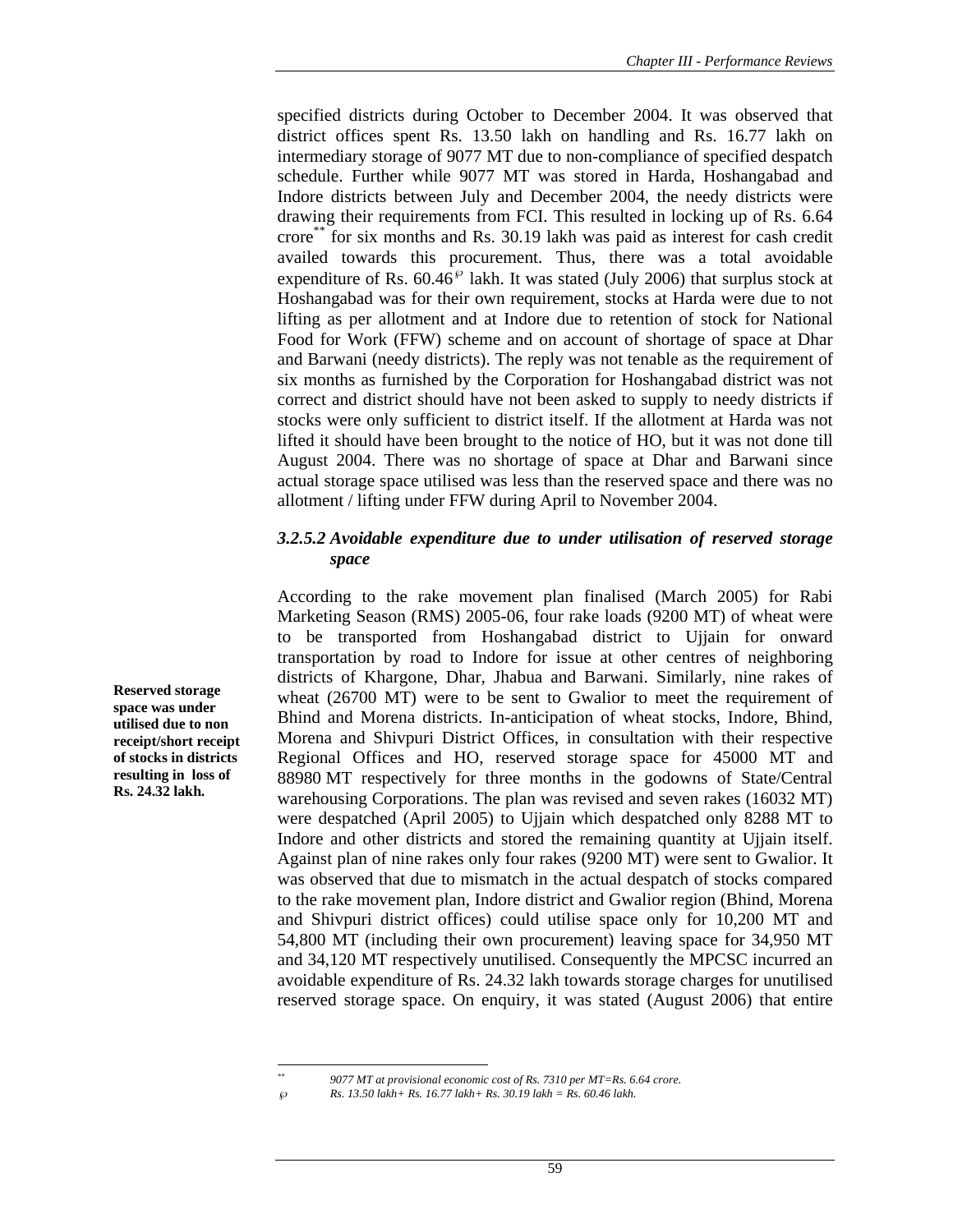specified districts during October to December 2004. It was observed that district offices spent Rs. 13.50 lakh on handling and Rs. 16.77 lakh on intermediary storage of 9077 MT due to non-compliance of specified despatch schedule. Further while 9077 MT was stored in Harda, Hoshangabad and Indore districts between July and December 2004, the needy districts were drawing their requirements from FCI. This resulted in locking up of Rs. 6.64 crore[**] for six months and Rs. 30.19 lakh was paid as interest for cash credit availed towards this procurement. Thus, there was a total avoidable expenditure of Rs. 60.46[℘] lakh. It was stated (July 2006) that surplus stock at Hoshangabad was for their own requirement, stocks at Harda were due to not lifting as per allotment and at Indore due to retention of stock for National Food for Work (FFW) scheme and on account of shortage of space at Dhar and Barwani (needy districts). The reply was not tenable as the requirement of six months as furnished by the Corporation for Hoshangabad district was not correct and district should have not been asked to supply to needy districts if stocks were only sufficient to district itself. If the allotment at Harda was not lifted it should have been brought to the notice of HO, but it was not done till August 2004. There was no shortage of space at Dhar and Barwani since actual storage space utilised was less than the reserved space and there was no allotment / lifting under FFW during April to November 2004.

### *3.2.5.2 Avoidable expenditure due to under utilisation of reserved storage space*

**Reserved storage space was under utilised due to non receipt/short receipt of stocks in districts resulting in loss of Rs. 24.32 lakh.**

According to the rake movement plan finalised (March 2005) for Rabi Marketing Season (RMS) 2005-06, four rake loads (9200 MT) of wheat were to be transported from Hoshangabad district to Ujjain for onward transportation by road to Indore for issue at other centres of neighboring districts of Khargone, Dhar, Jhabua and Barwani. Similarly, nine rakes of wheat (26700 MT) were to be sent to Gwalior to meet the requirement of Bhind and Morena districts. In-anticipation of wheat stocks, Indore, Bhind, Morena and Shivpuri District Offices, in consultation with their respective Regional Offices and HO, reserved storage space for 45000 MT and 88980 MT respectively for three months in the godowns of State/Central warehousing Corporations. The plan was revised and seven rakes (16032 MT) were despatched (April 2005) to Ujjain which despatched only 8288 MT to Indore and other districts and stored the remaining quantity at Ujjain itself. Against plan of nine rakes only four rakes (9200 MT) were sent to Gwalior. It was observed that due to mismatch in the actual despatch of stocks compared to the rake movement plan, Indore district and Gwalior region (Bhind, Morena and Shivpuri district offices) could utilise space only for 10,200 MT and 54,800 MT (including their own procurement) leaving space for 34,950 MT and 34,120 MT respectively unutilised. Consequently the MPCSC incurred an avoidable expenditure of Rs. 24.32 lakh towards storage charges for unutilised reserved storage space. On enquiry, it was stated (August 2006) that entire

---

[**] *9077 MT at provisional economic cost of Rs. 7310 per MT=Rs. 6.64 crore.*

[℘] *Rs. 13.50 lakh+ Rs. 16.77 lakh+ Rs. 30.19 lakh = Rs. 60.46 lakh.*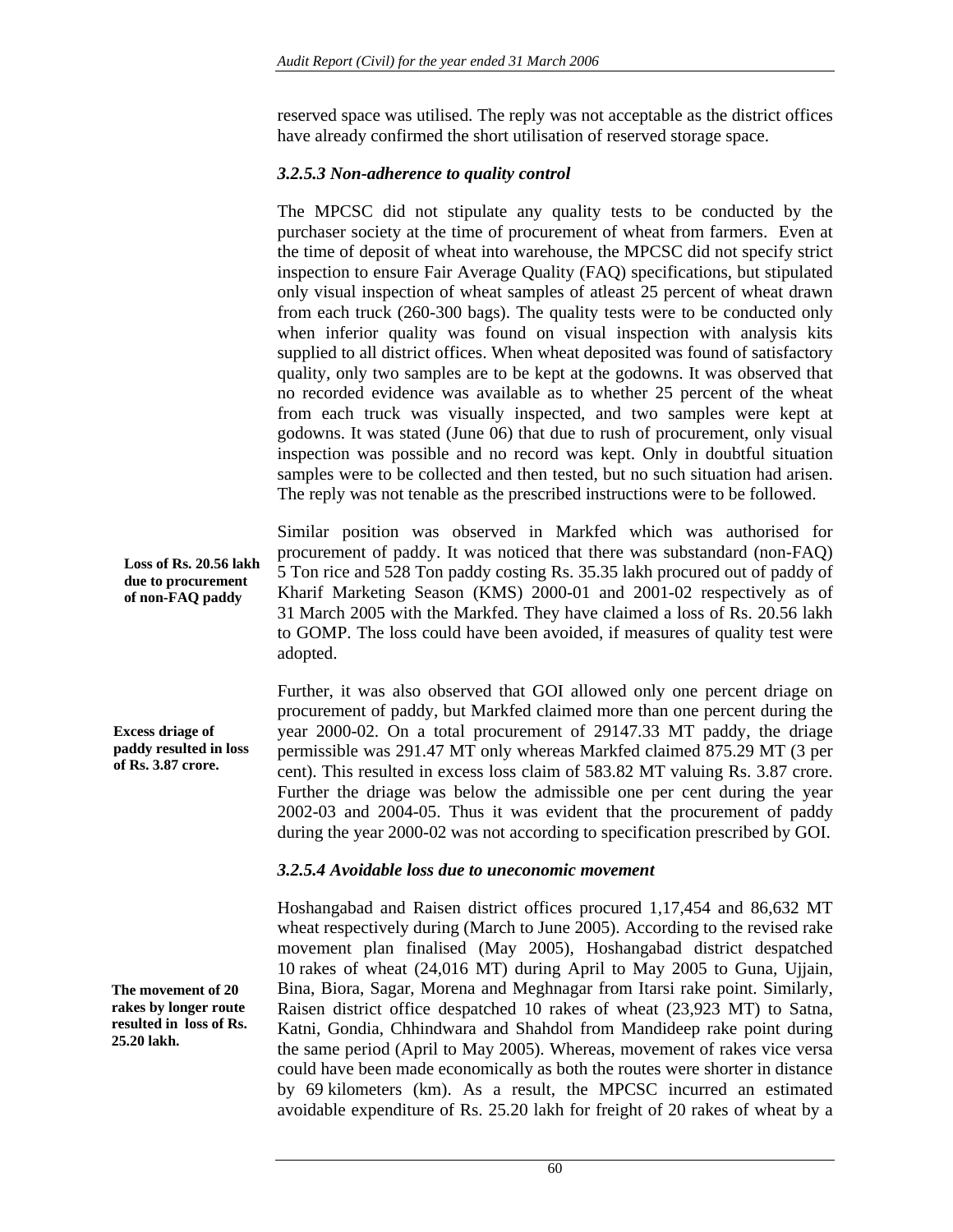reserved space was utilised. The reply was not acceptable as the district offices have already confirmed the short utilisation of reserved storage space.

### *3.2.5.3 Non-adherence to quality control*

The MPCSC did not stipulate any quality tests to be conducted by the purchaser society at the time of procurement of wheat from farmers. Even at the time of deposit of wheat into warehouse, the MPCSC did not specify strict inspection to ensure Fair Average Quality (FAQ) specifications, but stipulated only visual inspection of wheat samples of atleast 25 percent of wheat drawn from each truck (260-300 bags). The quality tests were to be conducted only when inferior quality was found on visual inspection with analysis kits supplied to all district offices. When wheat deposited was found of satisfactory quality, only two samples are to be kept at the godowns. It was observed that no recorded evidence was available as to whether 25 percent of the wheat from each truck was visually inspected, and two samples were kept at godowns. It was stated (June 06) that due to rush of procurement, only visual inspection was possible and no record was kept. Only in doubtful situation samples were to be collected and then tested, but no such situation had arisen. The reply was not tenable as the prescribed instructions were to be followed.

**Loss of Rs. 20.56 lakh due to procurement of non-FAQ paddy**

Similar position was observed in Markfed which was authorised for procurement of paddy. It was noticed that there was substandard (non-FAQ) 5 Ton rice and 528 Ton paddy costing Rs. 35.35 lakh procured out of paddy of Kharif Marketing Season (KMS) 2000-01 and 2001-02 respectively as of 31 March 2005 with the Markfed. They have claimed a loss of Rs. 20.56 lakh to GOMP. The loss could have been avoided, if measures of quality test were adopted.

**Excess driage of paddy resulted in loss of Rs. 3.87 crore.**

Further, it was also observed that GOI allowed only one percent driage on procurement of paddy, but Markfed claimed more than one percent during the year 2000-02. On a total procurement of 29147.33 MT paddy, the driage permissible was 291.47 MT only whereas Markfed claimed 875.29 MT (3 per cent). This resulted in excess loss claim of 583.82 MT valuing Rs. 3.87 crore. Further the driage was below the admissible one per cent during the year 2002-03 and 2004-05. Thus it was evident that the procurement of paddy during the year 2000-02 was not according to specification prescribed by GOI.

### *3.2.5.4 Avoidable loss due to uneconomic movement*

**The movement of 20 rakes by longer route resulted in loss of Rs. 25.20 lakh.**

Hoshangabad and Raisen district offices procured 1,17,454 and 86,632 MT wheat respectively during (March to June 2005). According to the revised rake movement plan finalised (May 2005), Hoshangabad district despatched 10 rakes of wheat (24,016 MT) during April to May 2005 to Guna, Ujjain, Bina, Biora, Sagar, Morena and Meghnagar from Itarsi rake point. Similarly, Raisen district office despatched 10 rakes of wheat (23,923 MT) to Satna, Katni, Gondia, Chhindwara and Shahdol from Mandideep rake point during the same period (April to May 2005). Whereas, movement of rakes vice versa could have been made economically as both the routes were shorter in distance by 69 kilometers (km). As a result, the MPCSC incurred an estimated avoidable expenditure of Rs. 25.20 lakh for freight of 20 rakes of wheat by a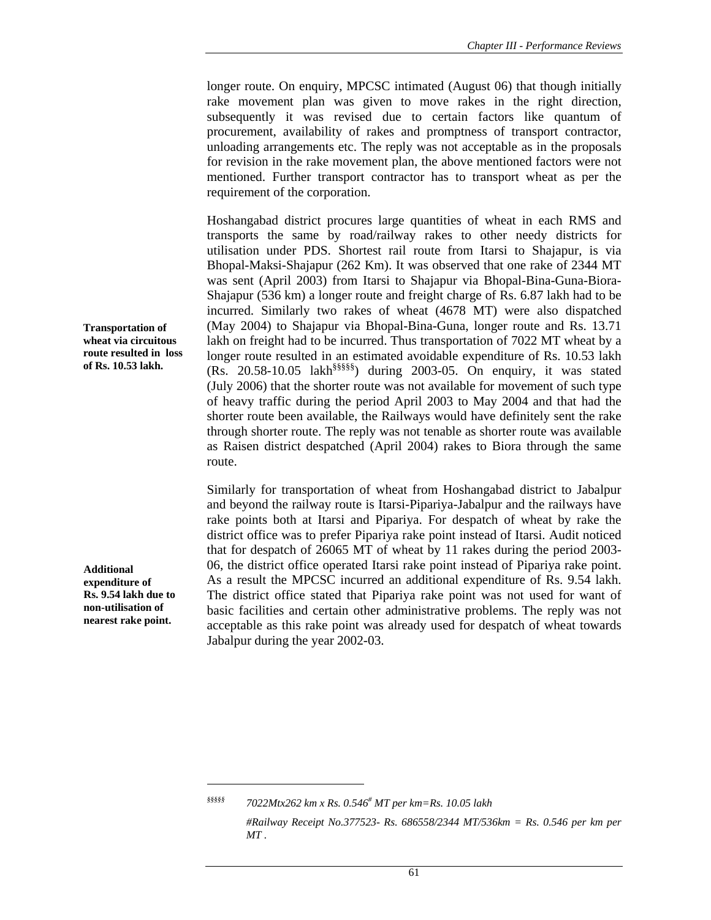longer route. On enquiry, MPCSC intimated (August 06) that though initially rake movement plan was given to move rakes in the right direction, subsequently it was revised due to certain factors like quantum of procurement, availability of rakes and promptness of transport contractor, unloading arrangements etc. The reply was not acceptable as in the proposals for revision in the rake movement plan, the above mentioned factors were not mentioned. Further transport contractor has to transport wheat as per the requirement of the corporation.

**Transportation of wheat via circuitous route resulted in loss of Rs. 10.53 lakh.**

Hoshangabad district procures large quantities of wheat in each RMS and transports the same by road/railway rakes to other needy districts for utilisation under PDS. Shortest rail route from Itarsi to Shajapur, is via Bhopal-Maksi-Shajapur (262 Km). It was observed that one rake of 2344 MT was sent (April 2003) from Itarsi to Shajapur via Bhopal-Bina-Guna-Biora-Shajapur (536 km) a longer route and freight charge of Rs. 6.87 lakh had to be incurred. Similarly two rakes of wheat (4678 MT) were also dispatched (May 2004) to Shajapur via Bhopal-Bina-Guna, longer route and Rs. 13.71 lakh on freight had to be incurred. Thus transportation of 7022 MT wheat by a longer route resulted in an estimated avoidable expenditure of Rs. 10.53 lakh (Rs. 20.58-10.05 lakh[§§§§§]) during 2003-05. On enquiry, it was stated (July 2006) that the shorter route was not available for movement of such type of heavy traffic during the period April 2003 to May 2004 and that had the shorter route been available, the Railways would have definitely sent the rake through shorter route. The reply was not tenable as shorter route was available as Raisen district despatched (April 2004) rakes to Biora through the same route.

**Additional expenditure of Rs. 9.54 lakh due to non-utilisation of nearest rake point.**

Similarly for transportation of wheat from Hoshangabad district to Jabalpur and beyond the railway route is Itarsi-Pipariya-Jabalpur and the railways have rake points both at Itarsi and Pipariya. For despatch of wheat by rake the district office was to prefer Pipariya rake point instead of Itarsi. Audit noticed that for despatch of 26065 MT of wheat by 11 rakes during the period 2003-06, the district office operated Itarsi rake point instead of Pipariya rake point. As a result the MPCSC incurred an additional expenditure of Rs. 9.54 lakh. The district office stated that Pipariya rake point was not used for want of basic facilities and certain other administrative problems. The reply was not acceptable as this rake point was already used for despatch of wheat towards Jabalpur during the year 2002-03.

---

[§§§§§] *7022Mtx262 km x Rs. 0.546[#] MT per km=Rs. 10.05 lakh*

*#Railway Receipt No.377523- Rs. 686558/2344 MT/536km = Rs. 0.546 per km per MT .*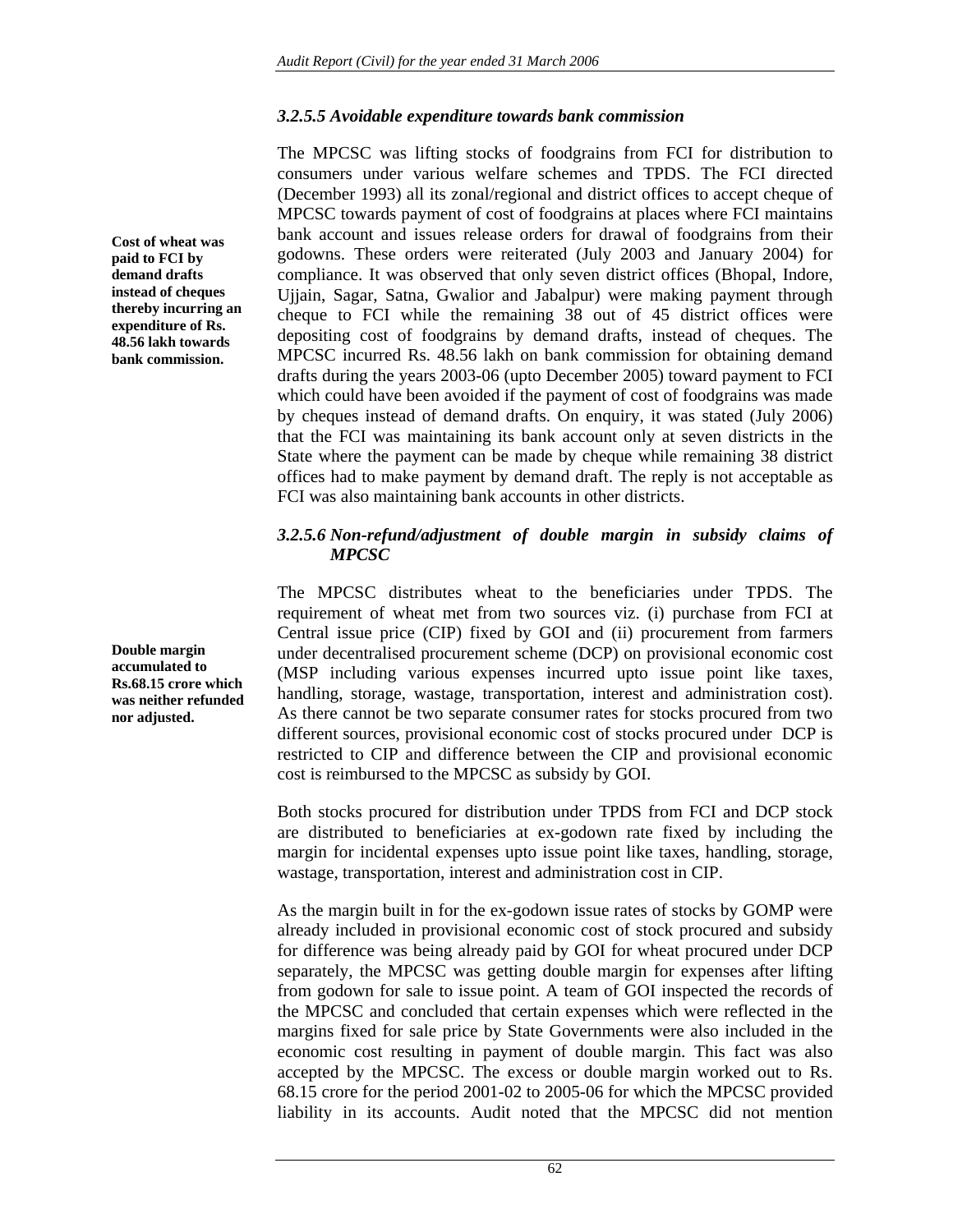### *3.2.5.5 Avoidable expenditure towards bank commission*

**Cost of wheat was paid to FCI by demand drafts instead of cheques thereby incurring an expenditure of Rs. 48.56 lakh towards bank commission.**

The MPCSC was lifting stocks of foodgrains from FCI for distribution to consumers under various welfare schemes and TPDS. The FCI directed (December 1993) all its zonal/regional and district offices to accept cheque of MPCSC towards payment of cost of foodgrains at places where FCI maintains bank account and issues release orders for drawal of foodgrains from their godowns. These orders were reiterated (July 2003 and January 2004) for compliance. It was observed that only seven district offices (Bhopal, Indore, Ujjain, Sagar, Satna, Gwalior and Jabalpur) were making payment through cheque to FCI while the remaining 38 out of 45 district offices were depositing cost of foodgrains by demand drafts, instead of cheques. The MPCSC incurred Rs. 48.56 lakh on bank commission for obtaining demand drafts during the years 2003-06 (upto December 2005) toward payment to FCI which could have been avoided if the payment of cost of foodgrains was made by cheques instead of demand drafts. On enquiry, it was stated (July 2006) that the FCI was maintaining its bank account only at seven districts in the State where the payment can be made by cheque while remaining 38 district offices had to make payment by demand draft. The reply is not acceptable as FCI was also maintaining bank accounts in other districts.

### *3.2.5.6 Non-refund/adjustment of double margin in subsidy claims of MPCSC*

**Double margin accumulated to Rs.68.15 crore which was neither refunded nor adjusted.**

The MPCSC distributes wheat to the beneficiaries under TPDS. The requirement of wheat met from two sources viz. (i) purchase from FCI at Central issue price (CIP) fixed by GOI and (ii) procurement from farmers under decentralised procurement scheme (DCP) on provisional economic cost (MSP including various expenses incurred upto issue point like taxes, handling, storage, wastage, transportation, interest and administration cost). As there cannot be two separate consumer rates for stocks procured from two different sources, provisional economic cost of stocks procured under DCP is restricted to CIP and difference between the CIP and provisional economic cost is reimbursed to the MPCSC as subsidy by GOI.

Both stocks procured for distribution under TPDS from FCI and DCP stock are distributed to beneficiaries at ex-godown rate fixed by including the margin for incidental expenses upto issue point like taxes, handling, storage, wastage, transportation, interest and administration cost in CIP.

As the margin built in for the ex-godown issue rates of stocks by GOMP were already included in provisional economic cost of stock procured and subsidy for difference was being already paid by GOI for wheat procured under DCP separately, the MPCSC was getting double margin for expenses after lifting from godown for sale to issue point. A team of GOI inspected the records of the MPCSC and concluded that certain expenses which were reflected in the margins fixed for sale price by State Governments were also included in the economic cost resulting in payment of double margin. This fact was also accepted by the MPCSC. The excess or double margin worked out to Rs. 68.15 crore for the period 2001-02 to 2005-06 for which the MPCSC provided liability in its accounts. Audit noted that the MPCSC did not mention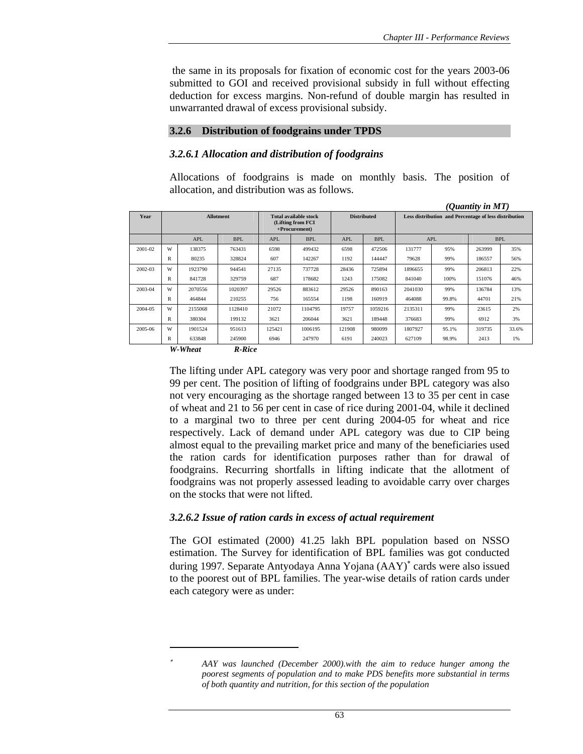the same in its proposals for fixation of economic cost for the years 2003-06 submitted to GOI and received provisional subsidy in full without effecting deduction for excess margins. Non-refund of double margin has resulted in unwarranted drawal of excess provisional subsidy.

## 3.2.6 Distribution of foodgrains under TPDS

### *3.2.6.1 Allocation and distribution of foodgrains*

Allocations of foodgrains is made on monthly basis. The position of allocation, and distribution was as follows.

***(Quantity in MT)***

| Year | | Allotment | | Total available stock (Lifting from FCI +Procurement) | | Distributed | | Less distribution and Percentage of less distribution | | | |
|---|---|---|---|---|---|---|---|---|---|---|---|
| | | APL | BPL | APL | BPL | APL | BPL | APL | | BPL | |
| 2001-02 | W | 138375 | 763431 | 6598 | 499432 | 6598 | 472506 | 131777 | 95% | 263999 | 35% |
| | R | 80235 | 328824 | 607 | 142267 | 1192 | 144447 | 79628 | 99% | 186557 | 56% |
| 2002-03 | W | 1923790 | 944541 | 27135 | 737728 | 28436 | 725894 | 1896655 | 99% | 206813 | 22% |
| | R | 841728 | 329759 | 687 | 178682 | 1243 | 175082 | 841040 | 100% | 151076 | 46% |
| 2003-04 | W | 2070556 | 1020397 | 29526 | 883612 | 29526 | 890163 | 2041030 | 99% | 136784 | 13% |
| | R | 464844 | 210255 | 756 | 165554 | 1198 | 160919 | 464088 | 99.8% | 44701 | 21% |
| 2004-05 | W | 2155068 | 1128410 | 21072 | 1104795 | 19757 | 1059216 | 2135311 | 99% | 23615 | 2% |
| | R | 380304 | 199132 | 3621 | 206044 | 3621 | 189448 | 376683 | 99% | 6912 | 3% |
| 2005-06 | W | 1901524 | 951613 | 125421 | 1006195 | 121908 | 980099 | 1807927 | 95.1% | 319735 | 33.6% |
| | R | 633848 | 245900 | 6946 | 247970 | 6191 | 240023 | 627109 | 98.9% | 2413 | 1% |

***W-Wheat*** ***R-Rice***

The lifting under APL category was very poor and shortage ranged from 95 to 99 per cent. The position of lifting of foodgrains under BPL category was also not very encouraging as the shortage ranged between 13 to 35 per cent in case of wheat and 21 to 56 per cent in case of rice during 2001-04, while it declined to a marginal two to three per cent during 2004-05 for wheat and rice respectively. Lack of demand under APL category was due to CIP being almost equal to the prevailing market price and many of the beneficiaries used the ration cards for identification purposes rather than for drawal of foodgrains. Recurring shortfalls in lifting indicate that the allotment of foodgrains was not properly assessed leading to avoidable carry over charges on the stocks that were not lifted.

### *3.2.6.2 Issue of ration cards in excess of actual requirement*

The GOI estimated (2000) 41.25 lakh BPL population based on NSSO estimation. The Survey for identification of BPL families was got conducted during 1997. Separate Antyodaya Anna Yojana (AAY)[*] cards were also issued to the poorest out of BPL families. The year-wise details of ration cards under each category were as under:

---

[*] *AAY was launched (December 2000).with the aim to reduce hunger among the poorest segments of population and to make PDS benefits more substantial in terms of both quantity and nutrition, for this section of the population*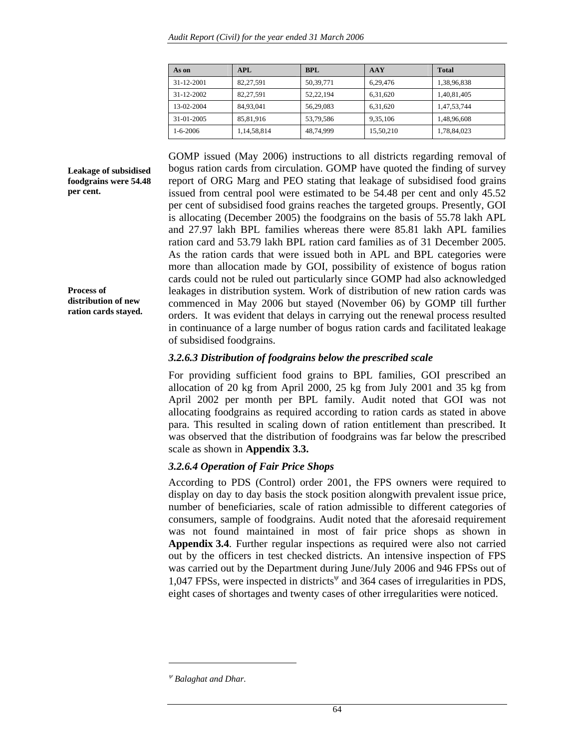| As on | APL | BPL | AAY | Total |
|---|---|---|---|---|
| 31-12-2001 | 82,27,591 | 50,39,771 | 6,29,476 | 1,38,96,838 |
| 31-12-2002 | 82,27,591 | 52,22,194 | 6,31,620 | 1,40,81,405 |
| 13-02-2004 | 84,93,041 | 56,29,083 | 6,31,620 | 1,47,53,744 |
| 31-01-2005 | 85,81,916 | 53,79,586 | 9,35,106 | 1,48,96,608 |
| 1-6-2006 | 1,14,58,814 | 48,74,999 | 15,50,210 | 1,78,84,023 |

**Leakage of subsidised foodgrains were 54.48 per cent.**

GOMP issued (May 2006) instructions to all districts regarding removal of bogus ration cards from circulation. GOMP have quoted the finding of survey report of ORG Marg and PEO stating that leakage of subsidised food grains issued from central pool were estimated to be 54.48 per cent and only 45.52 per cent of subsidised food grains reaches the targeted groups. Presently, GOI is allocating (December 2005) the foodgrains on the basis of 55.78 lakh APL and 27.97 lakh BPL families whereas there were 85.81 lakh APL families ration card and 53.79 lakh BPL ration card families as of 31 December 2005. As the ration cards that were issued both in APL and BPL categories were more than allocation made by GOI, possibility of existence of bogus ration cards could not be ruled out particularly since GOMP had also acknowledged leakages in distribution system. Work of distribution of new ration cards was commenced in May 2006 but stayed (November 06) by GOMP till further orders. It was evident that delays in carrying out the renewal process resulted in continuance of a large number of bogus ration cards and facilitated leakage of subsidised foodgrains.

**Process of distribution of new ration cards stayed.**

### *3.2.6.3 Distribution of foodgrains below the prescribed scale*

For providing sufficient food grains to BPL families, GOI prescribed an allocation of 20 kg from April 2000, 25 kg from July 2001 and 35 kg from April 2002 per month per BPL family. Audit noted that GOI was not allocating foodgrains as required according to ration cards as stated in above para. This resulted in scaling down of ration entitlement than prescribed. It was observed that the distribution of foodgrains was far below the prescribed scale as shown in **Appendix 3.3.**

### *3.2.6.4 Operation of Fair Price Shops*

According to PDS (Control) order 2001, the FPS owners were required to display on day to day basis the stock position alongwith prevalent issue price, number of beneficiaries, scale of ration admissible to different categories of consumers, sample of foodgrains. Audit noted that the aforesaid requirement was not found maintained in most of fair price shops as shown in **Appendix 3.4**. Further regular inspections as required were also not carried out by the officers in test checked districts. An intensive inspection of FPS was carried out by the Department during June/July 2006 and 946 FPSs out of 1,047 FPSs, were inspected in districts[ψ] and 364 cases of irregularities in PDS, eight cases of shortages and twenty cases of other irregularities were noticed.

---

[ψ] *Balaghat and Dhar.*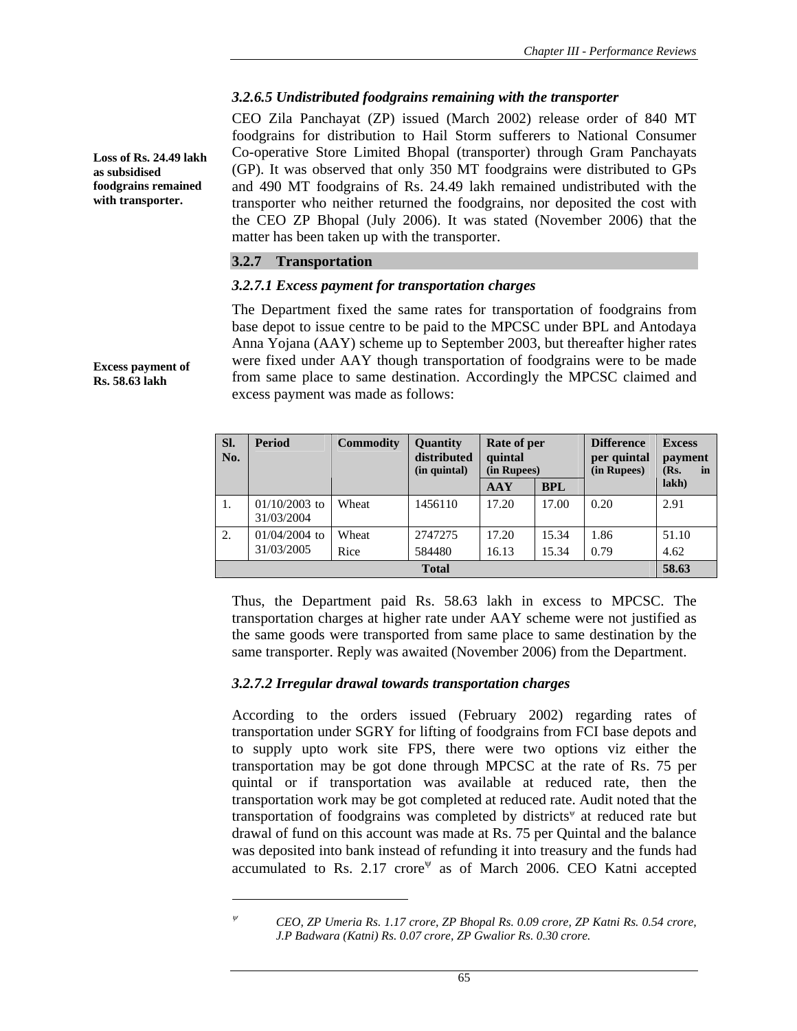### *3.2.6.5 Undistributed foodgrains remaining with the transporter*

**Loss of Rs. 24.49 lakh as subsidised foodgrains remained with transporter.**

CEO Zila Panchayat (ZP) issued (March 2002) release order of 840 MT foodgrains for distribution to Hail Storm sufferers to National Consumer Co-operative Store Limited Bhopal (transporter) through Gram Panchayats (GP). It was observed that only 350 MT foodgrains were distributed to GPs and 490 MT foodgrains of Rs. 24.49 lakh remained undistributed with the transporter who neither returned the foodgrains, nor deposited the cost with the CEO ZP Bhopal (July 2006). It was stated (November 2006) that the matter has been taken up with the transporter.

## 3.2.7 Transportation

### *3.2.7.1 Excess payment for transportation charges*

**Excess payment of Rs. 58.63 lakh**

The Department fixed the same rates for transportation of foodgrains from base depot to issue centre to be paid to the MPCSC under BPL and Antodaya Anna Yojana (AAY) scheme up to September 2003, but thereafter higher rates were fixed under AAY though transportation of foodgrains were to be made from same place to same destination. Accordingly the MPCSC claimed and excess payment was made as follows:

| Sl. No. | Period | Commodity | Quantity distributed (in quintal) | Rate of per quintal (in Rupees) | | Difference per quintal (in Rupees) | Excess payment (Rs. in lakh) |
|---|---|---|---|---|---|---|---|
| | | | | AAY | BPL | | |
| 1. | 01/10/2003 to 31/03/2004 | Wheat | 1456110 | 17.20 | 17.00 | 0.20 | 2.91 |
| 2. | 01/04/2004 to 31/03/2005 | Wheat | 2747275 | 17.20 | 15.34 | 1.86 | 51.10 |
| | | Rice | 584480 | 16.13 | 15.34 | 0.79 | 4.62 |
| **Total** | | | | | | | **58.63** |

Thus, the Department paid Rs. 58.63 lakh in excess to MPCSC. The transportation charges at higher rate under AAY scheme were not justified as the same goods were transported from same place to same destination by the same transporter. Reply was awaited (November 2006) from the Department.

### *3.2.7.2 Irregular drawal towards transportation charges*

According to the orders issued (February 2002) regarding rates of transportation under SGRY for lifting of foodgrains from FCI base depots and to supply upto work site FPS, there were two options viz either the transportation may be got done through MPCSC at the rate of Rs. 75 per quintal or if transportation was available at reduced rate, then the transportation work may be got completed at reduced rate. Audit noted that the transportation of foodgrains was completed by districts[ψ] at reduced rate but drawal of fund on this account was made at Rs. 75 per Quintal and the balance was deposited into bank instead of refunding it into treasury and the funds had accumulated to Rs. 2.17 crore[ψ] as of March 2006. CEO Katni accepted

---

[ψ] *CEO, ZP Umeria Rs. 1.17 crore, ZP Bhopal Rs. 0.09 crore, ZP Katni Rs. 0.54 crore, J.P Badwara (Katni) Rs. 0.07 crore, ZP Gwalior Rs. 0.30 crore.*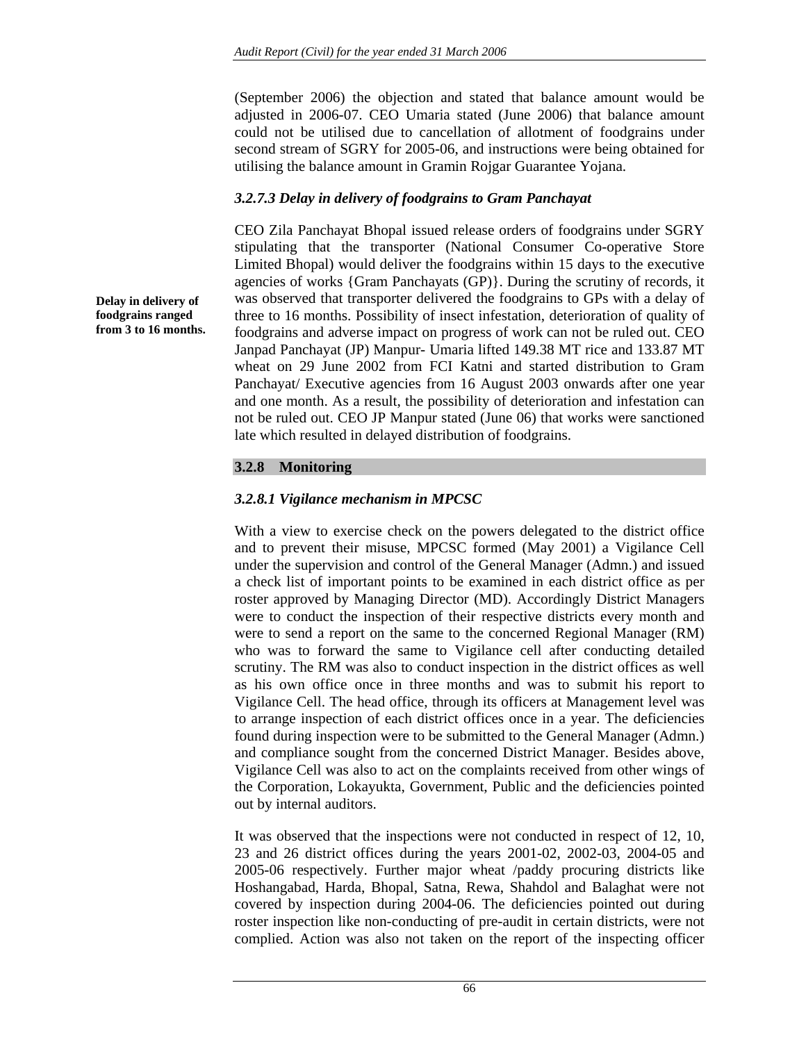(September 2006) the objection and stated that balance amount would be adjusted in 2006-07. CEO Umaria stated (June 2006) that balance amount could not be utilised due to cancellation of allotment of foodgrains under second stream of SGRY for 2005-06, and instructions were being obtained for utilising the balance amount in Gramin Rojgar Guarantee Yojana.

### *3.2.7.3 Delay in delivery of foodgrains to Gram Panchayat*

**Delay in delivery of foodgrains ranged from 3 to 16 months.**

CEO Zila Panchayat Bhopal issued release orders of foodgrains under SGRY stipulating that the transporter (National Consumer Co-operative Store Limited Bhopal) would deliver the foodgrains within 15 days to the executive agencies of works {Gram Panchayats (GP)}. During the scrutiny of records, it was observed that transporter delivered the foodgrains to GPs with a delay of three to 16 months. Possibility of insect infestation, deterioration of quality of foodgrains and adverse impact on progress of work can not be ruled out. CEO Janpad Panchayat (JP) Manpur- Umaria lifted 149.38 MT rice and 133.87 MT wheat on 29 June 2002 from FCI Katni and started distribution to Gram Panchayat/ Executive agencies from 16 August 2003 onwards after one year and one month. As a result, the possibility of deterioration and infestation can not be ruled out. CEO JP Manpur stated (June 06) that works were sanctioned late which resulted in delayed distribution of foodgrains.

## 3.2.8 Monitoring

### *3.2.8.1 Vigilance mechanism in MPCSC*

With a view to exercise check on the powers delegated to the district office and to prevent their misuse, MPCSC formed (May 2001) a Vigilance Cell under the supervision and control of the General Manager (Admn.) and issued a check list of important points to be examined in each district office as per roster approved by Managing Director (MD). Accordingly District Managers were to conduct the inspection of their respective districts every month and were to send a report on the same to the concerned Regional Manager (RM) who was to forward the same to Vigilance cell after conducting detailed scrutiny. The RM was also to conduct inspection in the district offices as well as his own office once in three months and was to submit his report to Vigilance Cell. The head office, through its officers at Management level was to arrange inspection of each district offices once in a year. The deficiencies found during inspection were to be submitted to the General Manager (Admn.) and compliance sought from the concerned District Manager. Besides above, Vigilance Cell was also to act on the complaints received from other wings of the Corporation, Lokayukta, Government, Public and the deficiencies pointed out by internal auditors.

It was observed that the inspections were not conducted in respect of 12, 10, 23 and 26 district offices during the years 2001-02, 2002-03, 2004-05 and 2005-06 respectively. Further major wheat /paddy procuring districts like Hoshangabad, Harda, Bhopal, Satna, Rewa, Shahdol and Balaghat were not covered by inspection during 2004-06. The deficiencies pointed out during roster inspection like non-conducting of pre-audit in certain districts, were not complied. Action was also not taken on the report of the inspecting officer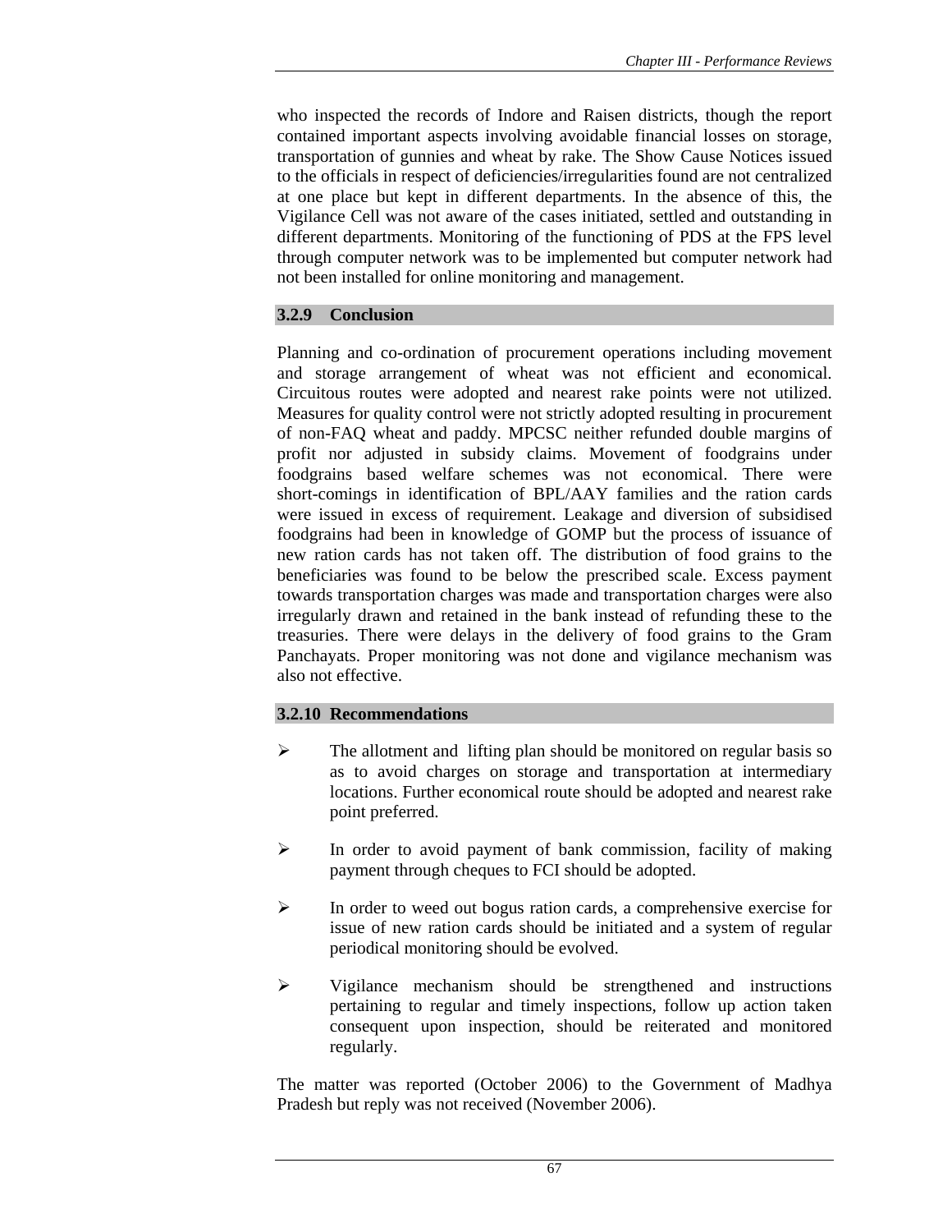who inspected the records of Indore and Raisen districts, though the report contained important aspects involving avoidable financial losses on storage, transportation of gunnies and wheat by rake. The Show Cause Notices issued to the officials in respect of deficiencies/irregularities found are not centralized at one place but kept in different departments. In the absence of this, the Vigilance Cell was not aware of the cases initiated, settled and outstanding in different departments. Monitoring of the functioning of PDS at the FPS level through computer network was to be implemented but computer network had not been installed for online monitoring and management.

### 3.2.9 Conclusion

Planning and co-ordination of procurement operations including movement and storage arrangement of wheat was not efficient and economical. Circuitous routes were adopted and nearest rake points were not utilized. Measures for quality control were not strictly adopted resulting in procurement of non-FAQ wheat and paddy. MPCSC neither refunded double margins of profit nor adjusted in subsidy claims. Movement of foodgrains under foodgrains based welfare schemes was not economical. There were short-comings in identification of BPL/AAY families and the ration cards were issued in excess of requirement. Leakage and diversion of subsidised foodgrains had been in knowledge of GOMP but the process of issuance of new ration cards has not taken off. The distribution of food grains to the beneficiaries was found to be below the prescribed scale. Excess payment towards transportation charges was made and transportation charges were also irregularly drawn and retained in the bank instead of refunding these to the treasuries. There were delays in the delivery of food grains to the Gram Panchayats. Proper monitoring was not done and vigilance mechanism was also not effective.

### 3.2.10 Recommendations

- The allotment and lifting plan should be monitored on regular basis so as to avoid charges on storage and transportation at intermediary locations. Further economical route should be adopted and nearest rake point preferred.
- In order to avoid payment of bank commission, facility of making payment through cheques to FCI should be adopted.
- In order to weed out bogus ration cards, a comprehensive exercise for issue of new ration cards should be initiated and a system of regular periodical monitoring should be evolved.
- Vigilance mechanism should be strengthened and instructions pertaining to regular and timely inspections, follow up action taken consequent upon inspection, should be reiterated and monitored regularly.

The matter was reported (October 2006) to the Government of Madhya Pradesh but reply was not received (November 2006).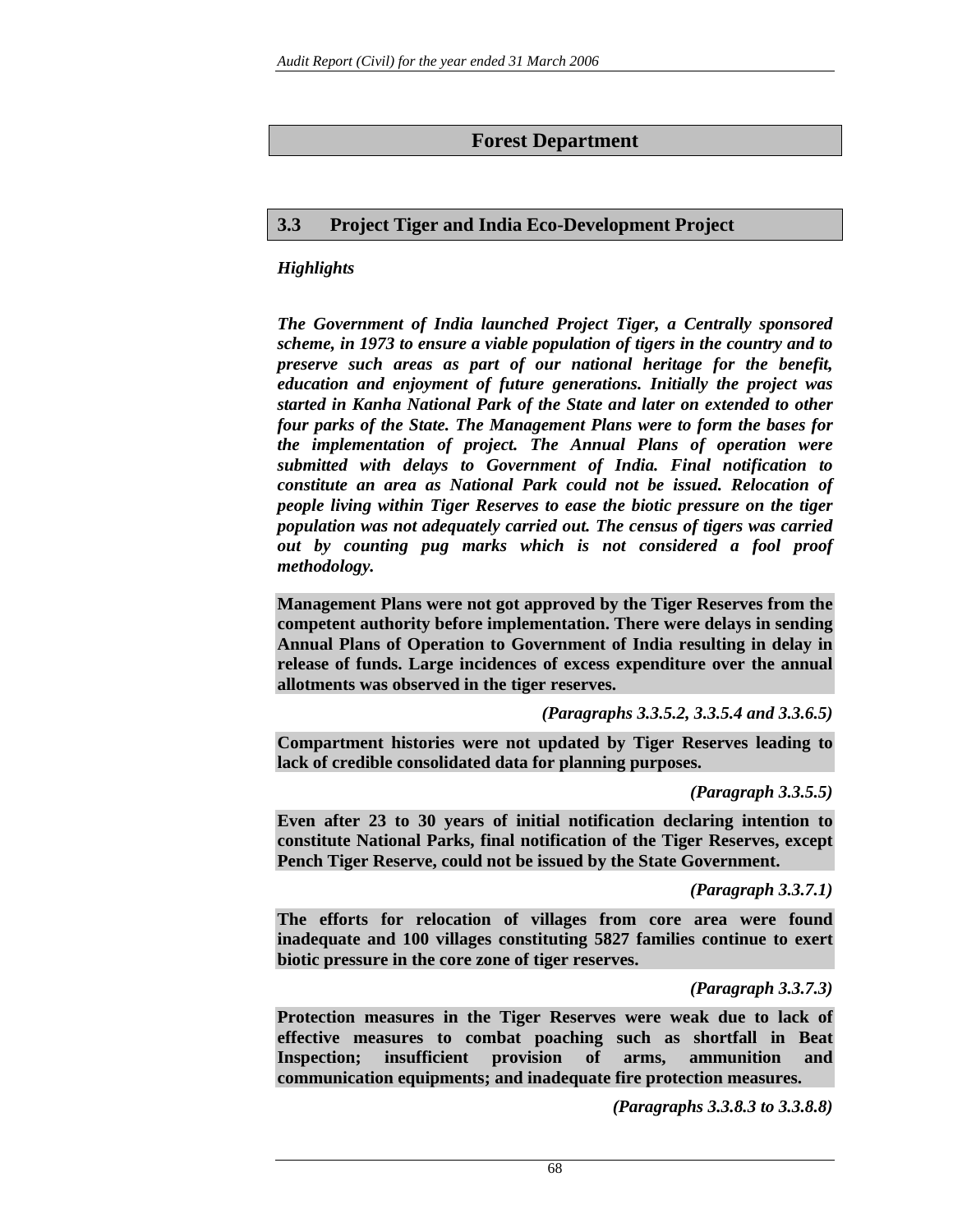## Forest Department

### 3.3 Project Tiger and India Eco-Development Project

*Highlights*

***The Government of India launched Project Tiger, a Centrally sponsored scheme, in 1973 to ensure a viable population of tigers in the country and to preserve such areas as part of our national heritage for the benefit, education and enjoyment of future generations. Initially the project was started in Kanha National Park of the State and later on extended to other four parks of the State. The Management Plans were to form the bases for the implementation of project. The Annual Plans of operation were submitted with delays to Government of India. Final notification to constitute an area as National Park could not be issued. Relocation of people living within Tiger Reserves to ease the biotic pressure on the tiger population was not adequately carried out. The census of tigers was carried out by counting pug marks which is not considered a fool proof methodology.***

**Management Plans were not got approved by the Tiger Reserves from the competent authority before implementation. There were delays in sending Annual Plans of Operation to Government of India resulting in delay in release of funds. Large incidences of excess expenditure over the annual allotments was observed in the tiger reserves.**

***(Paragraphs 3.3.5.2, 3.3.5.4 and 3.3.6.5)***

**Compartment histories were not updated by Tiger Reserves leading to lack of credible consolidated data for planning purposes.**

***(Paragraph 3.3.5.5)***

**Even after 23 to 30 years of initial notification declaring intention to constitute National Parks, final notification of the Tiger Reserves, except Pench Tiger Reserve, could not be issued by the State Government.**

***(Paragraph 3.3.7.1)***

**The efforts for relocation of villages from core area were found inadequate and 100 villages constituting 5827 families continue to exert biotic pressure in the core zone of tiger reserves.**

***(Paragraph 3.3.7.3)***

**Protection measures in the Tiger Reserves were weak due to lack of effective measures to combat poaching such as shortfall in Beat Inspection; insufficient provision of arms, ammunition and communication equipments; and inadequate fire protection measures.**

***(Paragraphs 3.3.8.3 to 3.3.8.8)***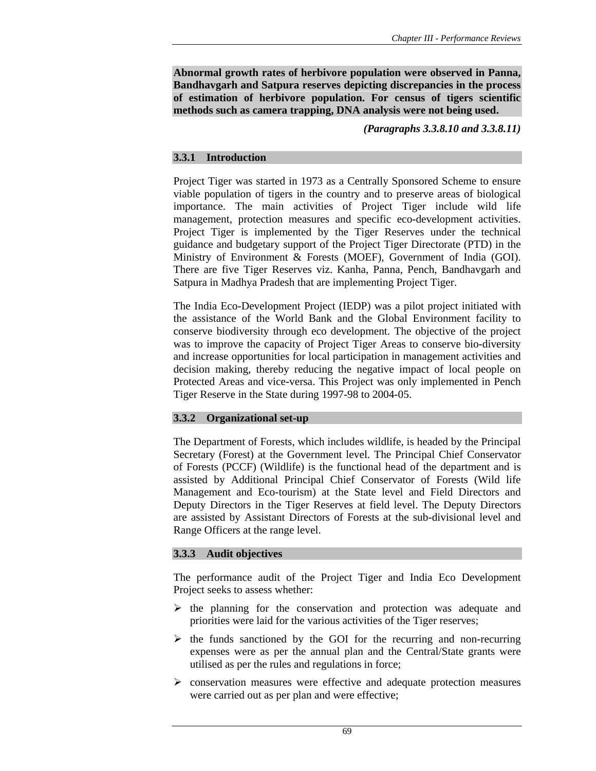**Abnormal growth rates of herbivore population were observed in Panna, Bandhavgarh and Satpura reserves depicting discrepancies in the process of estimation of herbivore population. For census of tigers scientific methods such as camera trapping, DNA analysis were not being used.**

***(Paragraphs 3.3.8.10 and 3.3.8.11)***

### 3.3.1 Introduction

Project Tiger was started in 1973 as a Centrally Sponsored Scheme to ensure viable population of tigers in the country and to preserve areas of biological importance. The main activities of Project Tiger include wild life management, protection measures and specific eco-development activities. Project Tiger is implemented by the Tiger Reserves under the technical guidance and budgetary support of the Project Tiger Directorate (PTD) in the Ministry of Environment & Forests (MOEF), Government of India (GOI). There are five Tiger Reserves viz. Kanha, Panna, Pench, Bandhavgarh and Satpura in Madhya Pradesh that are implementing Project Tiger.

The India Eco-Development Project (IEDP) was a pilot project initiated with the assistance of the World Bank and the Global Environment facility to conserve biodiversity through eco development. The objective of the project was to improve the capacity of Project Tiger Areas to conserve bio-diversity and increase opportunities for local participation in management activities and decision making, thereby reducing the negative impact of local people on Protected Areas and vice-versa. This Project was only implemented in Pench Tiger Reserve in the State during 1997-98 to 2004-05.

### 3.3.2 Organizational set-up

The Department of Forests, which includes wildlife, is headed by the Principal Secretary (Forest) at the Government level. The Principal Chief Conservator of Forests (PCCF) (Wildlife) is the functional head of the department and is assisted by Additional Principal Chief Conservator of Forests (Wild life Management and Eco-tourism) at the State level and Field Directors and Deputy Directors in the Tiger Reserves at field level. The Deputy Directors are assisted by Assistant Directors of Forests at the sub-divisional level and Range Officers at the range level.

### 3.3.3 Audit objectives

The performance audit of the Project Tiger and India Eco Development Project seeks to assess whether:

- the planning for the conservation and protection was adequate and priorities were laid for the various activities of the Tiger reserves;
- the funds sanctioned by the GOI for the recurring and non-recurring expenses were as per the annual plan and the Central/State grants were utilised as per the rules and regulations in force;
- conservation measures were effective and adequate protection measures were carried out as per plan and were effective;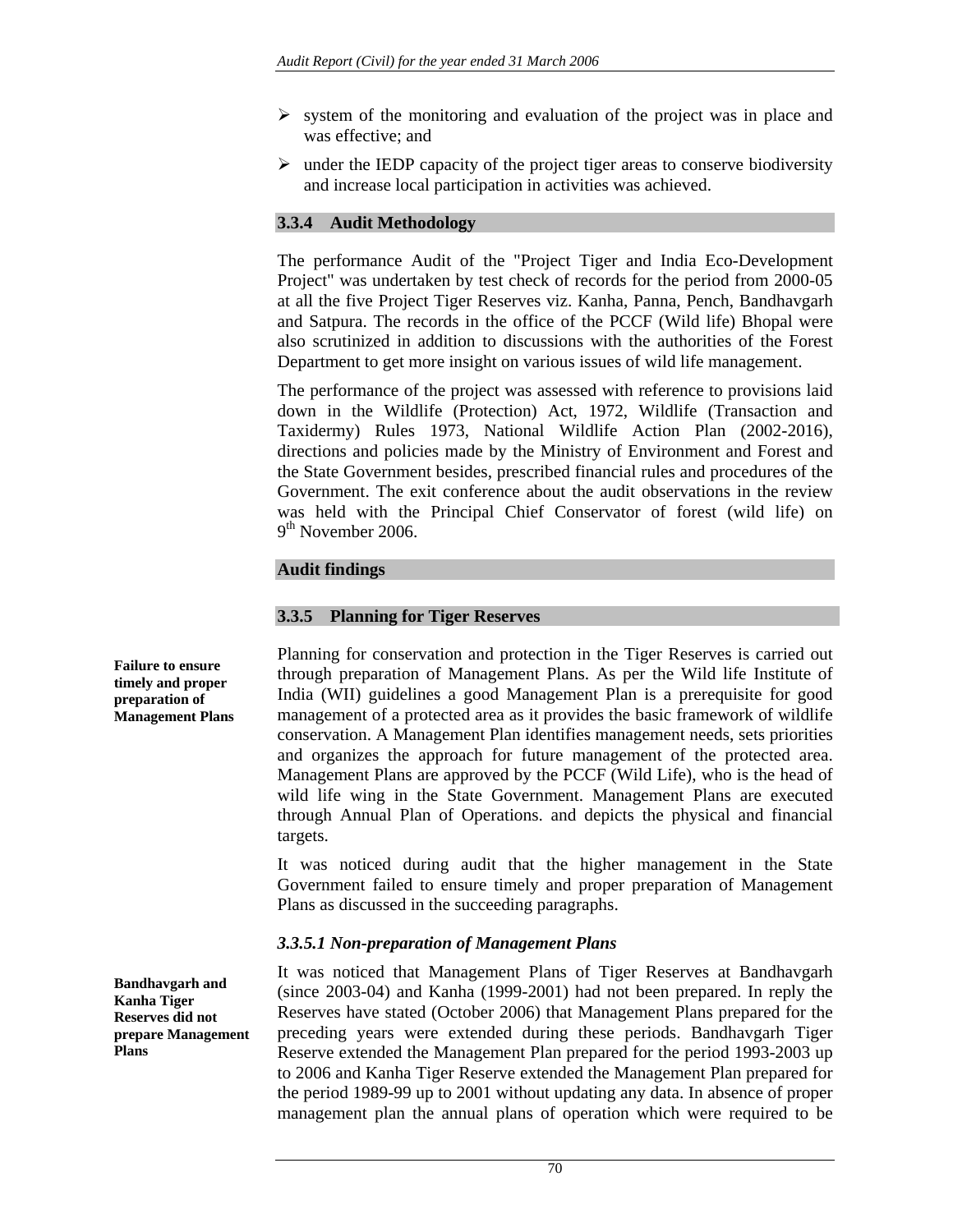- system of the monitoring and evaluation of the project was in place and was effective; and
- under the IEDP capacity of the project tiger areas to conserve biodiversity and increase local participation in activities was achieved.

### 3.3.4 Audit Methodology

The performance Audit of the "Project Tiger and India Eco-Development Project" was undertaken by test check of records for the period from 2000-05 at all the five Project Tiger Reserves viz. Kanha, Panna, Pench, Bandhavgarh and Satpura. The records in the office of the PCCF (Wild life) Bhopal were also scrutinized in addition to discussions with the authorities of the Forest Department to get more insight on various issues of wild life management.

The performance of the project was assessed with reference to provisions laid down in the Wildlife (Protection) Act, 1972, Wildlife (Transaction and Taxidermy) Rules 1973, National Wildlife Action Plan (2002-2016), directions and policies made by the Ministry of Environment and Forest and the State Government besides, prescribed financial rules and procedures of the Government. The exit conference about the audit observations in the review was held with the Principal Chief Conservator of forest (wild life) on 9th November 2006.

### Audit findings

### 3.3.5 Planning for Tiger Reserves

**Failure to ensure timely and proper preparation of Management Plans**

Planning for conservation and protection in the Tiger Reserves is carried out through preparation of Management Plans. As per the Wild life Institute of India (WII) guidelines a good Management Plan is a prerequisite for good management of a protected area as it provides the basic framework of wildlife conservation. A Management Plan identifies management needs, sets priorities and organizes the approach for future management of the protected area. Management Plans are approved by the PCCF (Wild Life), who is the head of wild life wing in the State Government. Management Plans are executed through Annual Plan of Operations. and depicts the physical and financial targets.

It was noticed during audit that the higher management in the State Government failed to ensure timely and proper preparation of Management Plans as discussed in the succeeding paragraphs.

#### *3.3.5.1 Non-preparation of Management Plans*

**Bandhavgarh and Kanha Tiger Reserves did not prepare Management Plans**

It was noticed that Management Plans of Tiger Reserves at Bandhavgarh (since 2003-04) and Kanha (1999-2001) had not been prepared. In reply the Reserves have stated (October 2006) that Management Plans prepared for the preceding years were extended during these periods. Bandhavgarh Tiger Reserve extended the Management Plan prepared for the period 1993-2003 up to 2006 and Kanha Tiger Reserve extended the Management Plan prepared for the period 1989-99 up to 2001 without updating any data. In absence of proper management plan the annual plans of operation which were required to be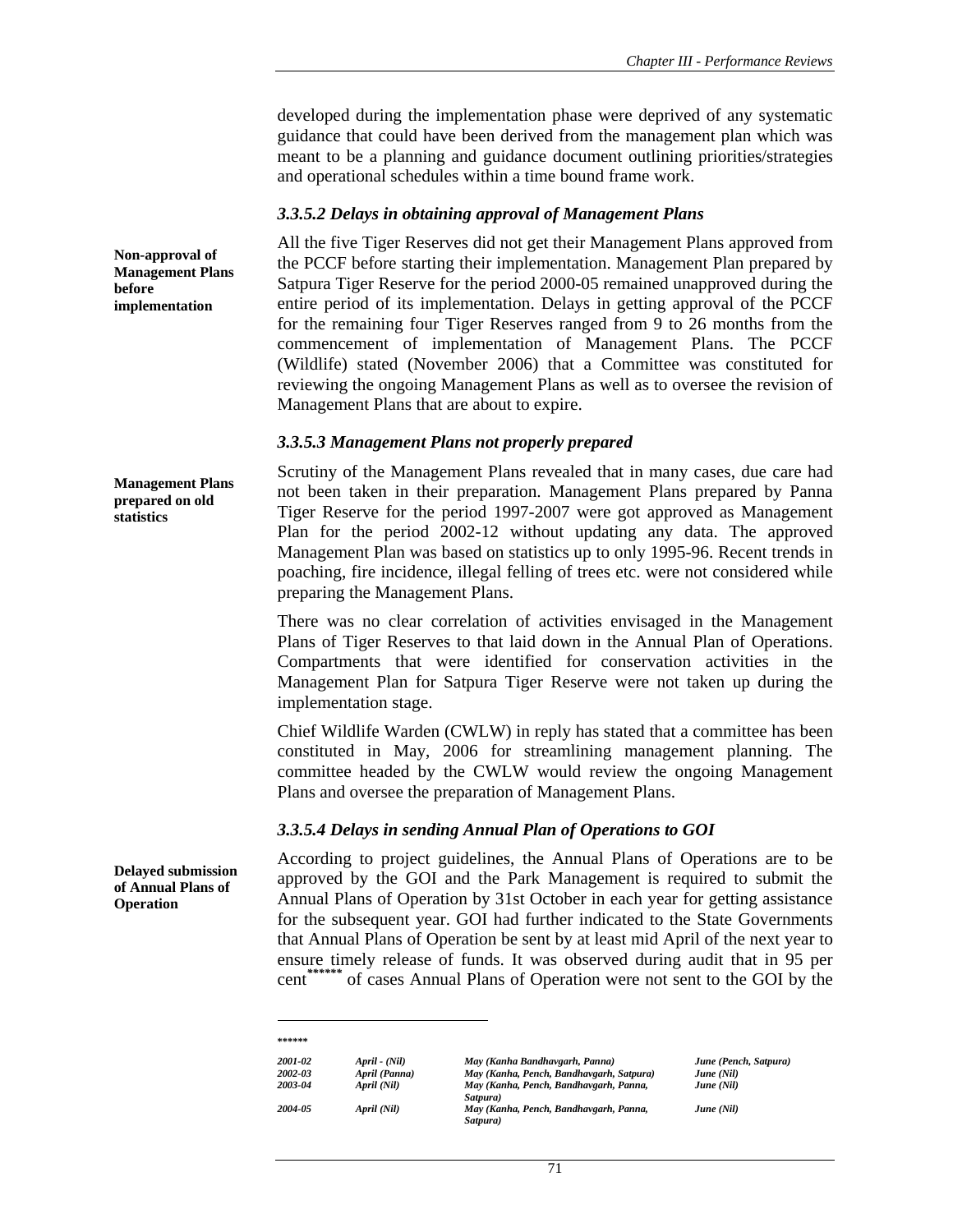developed during the implementation phase were deprived of any systematic guidance that could have been derived from the management plan which was meant to be a planning and guidance document outlining priorities/strategies and operational schedules within a time bound frame work.

### *3.3.5.2 Delays in obtaining approval of Management Plans*

**Non-approval of Management Plans before implementation**

All the five Tiger Reserves did not get their Management Plans approved from the PCCF before starting their implementation. Management Plan prepared by Satpura Tiger Reserve for the period 2000-05 remained unapproved during the entire period of its implementation. Delays in getting approval of the PCCF for the remaining four Tiger Reserves ranged from 9 to 26 months from the commencement of implementation of Management Plans. The PCCF (Wildlife) stated (November 2006) that a Committee was constituted for reviewing the ongoing Management Plans as well as to oversee the revision of Management Plans that are about to expire.

### *3.3.5.3 Management Plans not properly prepared*

**Management Plans prepared on old statistics**

Scrutiny of the Management Plans revealed that in many cases, due care had not been taken in their preparation. Management Plans prepared by Panna Tiger Reserve for the period 1997-2007 were got approved as Management Plan for the period 2002-12 without updating any data. The approved Management Plan was based on statistics up to only 1995-96. Recent trends in poaching, fire incidence, illegal felling of trees etc. were not considered while preparing the Management Plans.

There was no clear correlation of activities envisaged in the Management Plans of Tiger Reserves to that laid down in the Annual Plan of Operations. Compartments that were identified for conservation activities in the Management Plan for Satpura Tiger Reserve were not taken up during the implementation stage.

Chief Wildlife Warden (CWLW) in reply has stated that a committee has been constituted in May, 2006 for streamlining management planning. The committee headed by the CWLW would review the ongoing Management Plans and oversee the preparation of Management Plans.

### *3.3.5.4 Delays in sending Annual Plan of Operations to GOI*

**Delayed submission of Annual Plans of Operation**

According to project guidelines, the Annual Plans of Operations are to be approved by the GOI and the Park Management is required to submit the Annual Plans of Operation by 31st October in each year for getting assistance for the subsequent year. GOI had further indicated to the State Governments that Annual Plans of Operation be sent by at least mid April of the next year to ensure timely release of funds. It was observed during audit that in 95 per cent[******] of cases Annual Plans of Operation were not sent to the GOI by the

---

[******]

| | | | |
|---|---|---|---|
| *2001-02* | *April - (Nil)* | *May (Kanha Bandhavgarh, Panna)* | *June (Pench, Satpura)* |
| *2002-03* | *April (Panna)* | *May (Kanha, Pench, Bandhavgarh, Satpura)* | *June (Nil)* |
| *2003-04* | *April (Nil)* | *May (Kanha, Pench, Bandhavgarh, Panna, Satpura)* | *June (Nil)* |
| *2004-05* | *April (Nil)* | *May (Kanha, Pench, Bandhavgarh, Panna, Satpura)* | *June (Nil)* |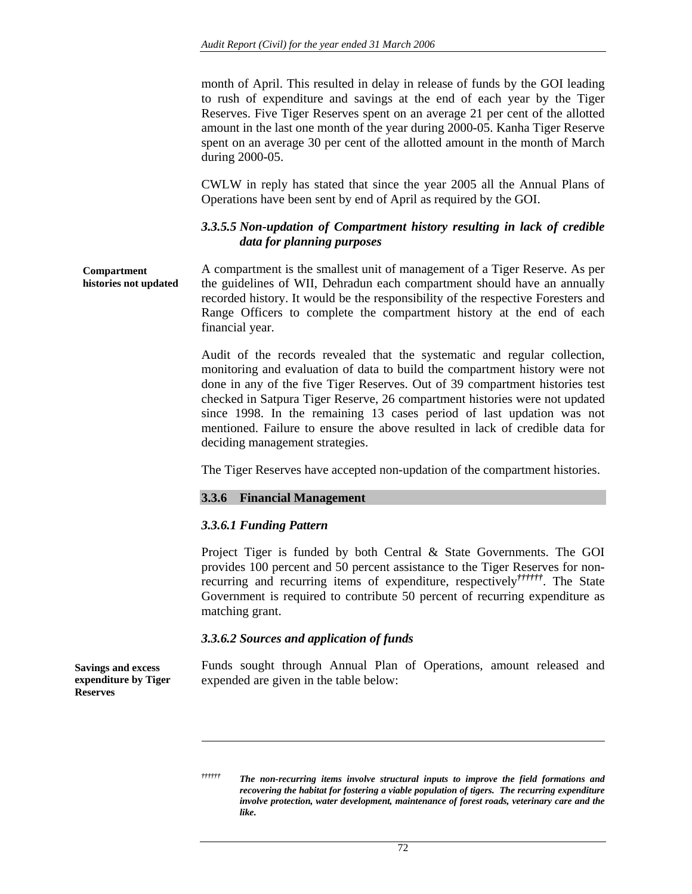month of April. This resulted in delay in release of funds by the GOI leading to rush of expenditure and savings at the end of each year by the Tiger Reserves. Five Tiger Reserves spent on an average 21 per cent of the allotted amount in the last one month of the year during 2000-05. Kanha Tiger Reserve spent on an average 30 per cent of the allotted amount in the month of March during 2000-05.

CWLW in reply has stated that since the year 2005 all the Annual Plans of Operations have been sent by end of April as required by the GOI.

### *3.3.5.5 Non-updation of Compartment history resulting in lack of credible data for planning purposes*

**Compartment histories not updated**

A compartment is the smallest unit of management of a Tiger Reserve. As per the guidelines of WII, Dehradun each compartment should have an annually recorded history. It would be the responsibility of the respective Foresters and Range Officers to complete the compartment history at the end of each financial year.

Audit of the records revealed that the systematic and regular collection, monitoring and evaluation of data to build the compartment history were not done in any of the five Tiger Reserves. Out of 39 compartment histories test checked in Satpura Tiger Reserve, 26 compartment histories were not updated since 1998. In the remaining 13 cases period of last updation was not mentioned. Failure to ensure the above resulted in lack of credible data for deciding management strategies.

The Tiger Reserves have accepted non-updation of the compartment histories.

## 3.3.6 Financial Management

### *3.3.6.1 Funding Pattern*

Project Tiger is funded by both Central & State Governments. The GOI provides 100 percent and 50 percent assistance to the Tiger Reserves for non-recurring and recurring items of expenditure, respectively[††††††]. The State Government is required to contribute 50 percent of recurring expenditure as matching grant.

### *3.3.6.2 Sources and application of funds*

**Savings and excess expenditure by Tiger Reserves**

Funds sought through Annual Plan of Operations, amount released and expended are given in the table below:

---

[††††††] ***The non-recurring items involve structural inputs to improve the field formations and recovering the habitat for fostering a viable population of tigers. The recurring expenditure involve protection, water development, maintenance of forest roads, veterinary care and the like.***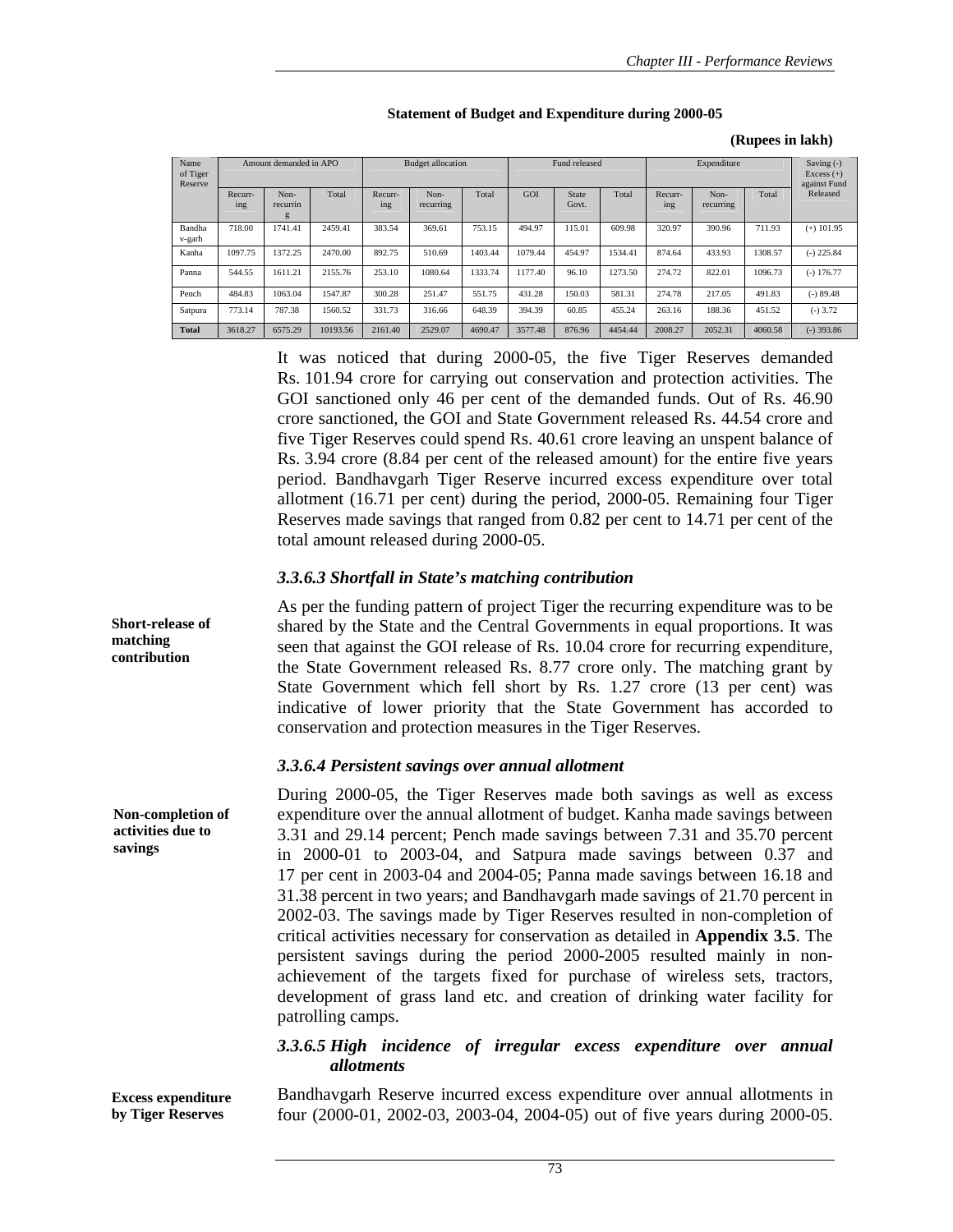**Statement of Budget and Expenditure during 2000-05**

**(Rupees in lakh)**

| Name of Tiger Reserve | Amount demanded in APO | | | Budget allocation | | | Fund released | | | Expenditure | | | Saving (-) Excess (+) against Fund Released |
|---|---|---|---|---|---|---|---|---|---|---|---|---|---|
| | Recurring | Non-recurring | Total | Recurring | Non-recurring | Total | GOI | State Govt. | Total | Recurring | Non-recurring | Total | |
| Bandhavgarh | 718.00 | 1741.41 | 2459.41 | 383.54 | 369.61 | 753.15 | 494.97 | 115.01 | 609.98 | 320.97 | 390.96 | 711.93 | (+) 101.95 |
| Kanha | 1097.75 | 1372.25 | 2470.00 | 892.75 | 510.69 | 1403.44 | 1079.44 | 454.97 | 1534.41 | 874.64 | 433.93 | 1308.57 | (-) 225.84 |
| Panna | 544.55 | 1611.21 | 2155.76 | 253.10 | 1080.64 | 1333.74 | 1177.40 | 96.10 | 1273.50 | 274.72 | 822.01 | 1096.73 | (-) 176.77 |
| Pench | 484.83 | 1063.04 | 1547.87 | 300.28 | 251.47 | 551.75 | 431.28 | 150.03 | 581.31 | 274.78 | 217.05 | 491.83 | (-) 89.48 |
| Satpura | 773.14 | 787.38 | 1560.52 | 331.73 | 316.66 | 648.39 | 394.39 | 60.85 | 455.24 | 263.16 | 188.36 | 451.52 | (-) 3.72 |
| **Total** | 3618.27 | 6575.29 | 10193.56 | 2161.40 | 2529.07 | 4690.47 | 3577.48 | 876.96 | 4454.44 | 2008.27 | 2052.31 | 4060.58 | (-) 393.86 |

It was noticed that during 2000-05, the five Tiger Reserves demanded Rs. 101.94 crore for carrying out conservation and protection activities. The GOI sanctioned only 46 per cent of the demanded funds. Out of Rs. 46.90 crore sanctioned, the GOI and State Government released Rs. 44.54 crore and five Tiger Reserves could spend Rs. 40.61 crore leaving an unspent balance of Rs. 3.94 crore (8.84 per cent of the released amount) for the entire five years period. Bandhavgarh Tiger Reserve incurred excess expenditure over total allotment (16.71 per cent) during the period, 2000-05. Remaining four Tiger Reserves made savings that ranged from 0.82 per cent to 14.71 per cent of the total amount released during 2000-05.

### *3.3.6.3 Shortfall in State's matching contribution*

**Short-release of matching contribution**

As per the funding pattern of project Tiger the recurring expenditure was to be shared by the State and the Central Governments in equal proportions. It was seen that against the GOI release of Rs. 10.04 crore for recurring expenditure, the State Government released Rs. 8.77 crore only. The matching grant by State Government which fell short by Rs. 1.27 crore (13 per cent) was indicative of lower priority that the State Government has accorded to conservation and protection measures in the Tiger Reserves.

### *3.3.6.4 Persistent savings over annual allotment*

**Non-completion of activities due to savings**

During 2000-05, the Tiger Reserves made both savings as well as excess expenditure over the annual allotment of budget. Kanha made savings between 3.31 and 29.14 percent; Pench made savings between 7.31 and 35.70 percent in 2000-01 to 2003-04, and Satpura made savings between 0.37 and 17 per cent in 2003-04 and 2004-05; Panna made savings between 16.18 and 31.38 percent in two years; and Bandhavgarh made savings of 21.70 percent in 2002-03. The savings made by Tiger Reserves resulted in non-completion of critical activities necessary for conservation as detailed in **Appendix 3.5**. The persistent savings during the period 2000-2005 resulted mainly in non-achievement of the targets fixed for purchase of wireless sets, tractors, development of grass land etc. and creation of drinking water facility for patrolling camps.

### *3.3.6.5 High incidence of irregular excess expenditure over annual allotments*

**Excess expenditure by Tiger Reserves**

Bandhavgarh Reserve incurred excess expenditure over annual allotments in four (2000-01, 2002-03, 2003-04, 2004-05) out of five years during 2000-05.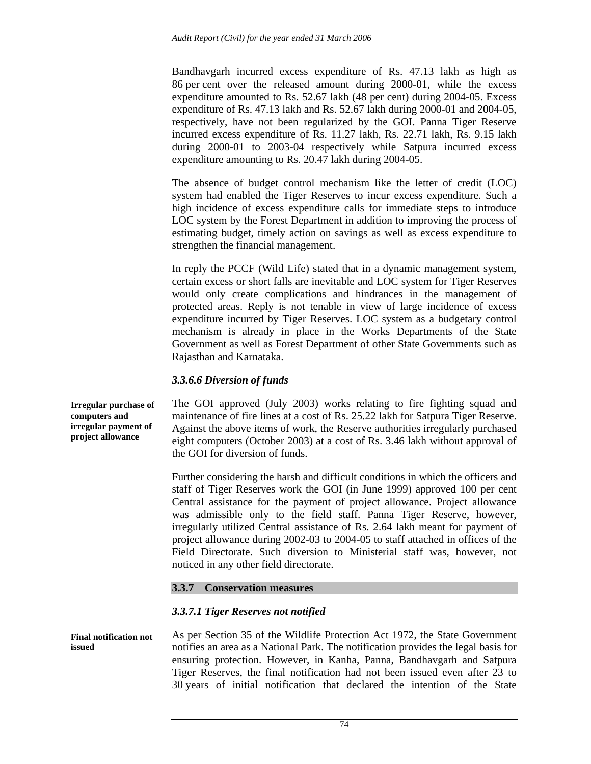Bandhavgarh incurred excess expenditure of Rs. 47.13 lakh as high as 86 per cent over the released amount during 2000-01, while the excess expenditure amounted to Rs. 52.67 lakh (48 per cent) during 2004-05. Excess expenditure of Rs. 47.13 lakh and Rs. 52.67 lakh during 2000-01 and 2004-05, respectively, have not been regularized by the GOI. Panna Tiger Reserve incurred excess expenditure of Rs. 11.27 lakh, Rs. 22.71 lakh, Rs. 9.15 lakh during 2000-01 to 2003-04 respectively while Satpura incurred excess expenditure amounting to Rs. 20.47 lakh during 2004-05.

The absence of budget control mechanism like the letter of credit (LOC) system had enabled the Tiger Reserves to incur excess expenditure. Such a high incidence of excess expenditure calls for immediate steps to introduce LOC system by the Forest Department in addition to improving the process of estimating budget, timely action on savings as well as excess expenditure to strengthen the financial management.

In reply the PCCF (Wild Life) stated that in a dynamic management system, certain excess or short falls are inevitable and LOC system for Tiger Reserves would only create complications and hindrances in the management of protected areas. Reply is not tenable in view of large incidence of excess expenditure incurred by Tiger Reserves. LOC system as a budgetary control mechanism is already in place in the Works Departments of the State Government as well as Forest Department of other State Governments such as Rajasthan and Karnataka.

### *3.3.6.6 Diversion of funds*

**Irregular purchase of computers and irregular payment of project allowance**

The GOI approved (July 2003) works relating to fire fighting squad and maintenance of fire lines at a cost of Rs. 25.22 lakh for Satpura Tiger Reserve. Against the above items of work, the Reserve authorities irregularly purchased eight computers (October 2003) at a cost of Rs. 3.46 lakh without approval of the GOI for diversion of funds.

Further considering the harsh and difficult conditions in which the officers and staff of Tiger Reserves work the GOI (in June 1999) approved 100 per cent Central assistance for the payment of project allowance. Project allowance was admissible only to the field staff. Panna Tiger Reserve, however, irregularly utilized Central assistance of Rs. 2.64 lakh meant for payment of project allowance during 2002-03 to 2004-05 to staff attached in offices of the Field Directorate. Such diversion to Ministerial staff was, however, not noticed in any other field directorate.

## 3.3.7 Conservation measures

### *3.3.7.1 Tiger Reserves not notified*

**Final notification not issued**

As per Section 35 of the Wildlife Protection Act 1972, the State Government notifies an area as a National Park. The notification provides the legal basis for ensuring protection. However, in Kanha, Panna, Bandhavgarh and Satpura Tiger Reserves, the final notification had not been issued even after 23 to 30 years of initial notification that declared the intention of the State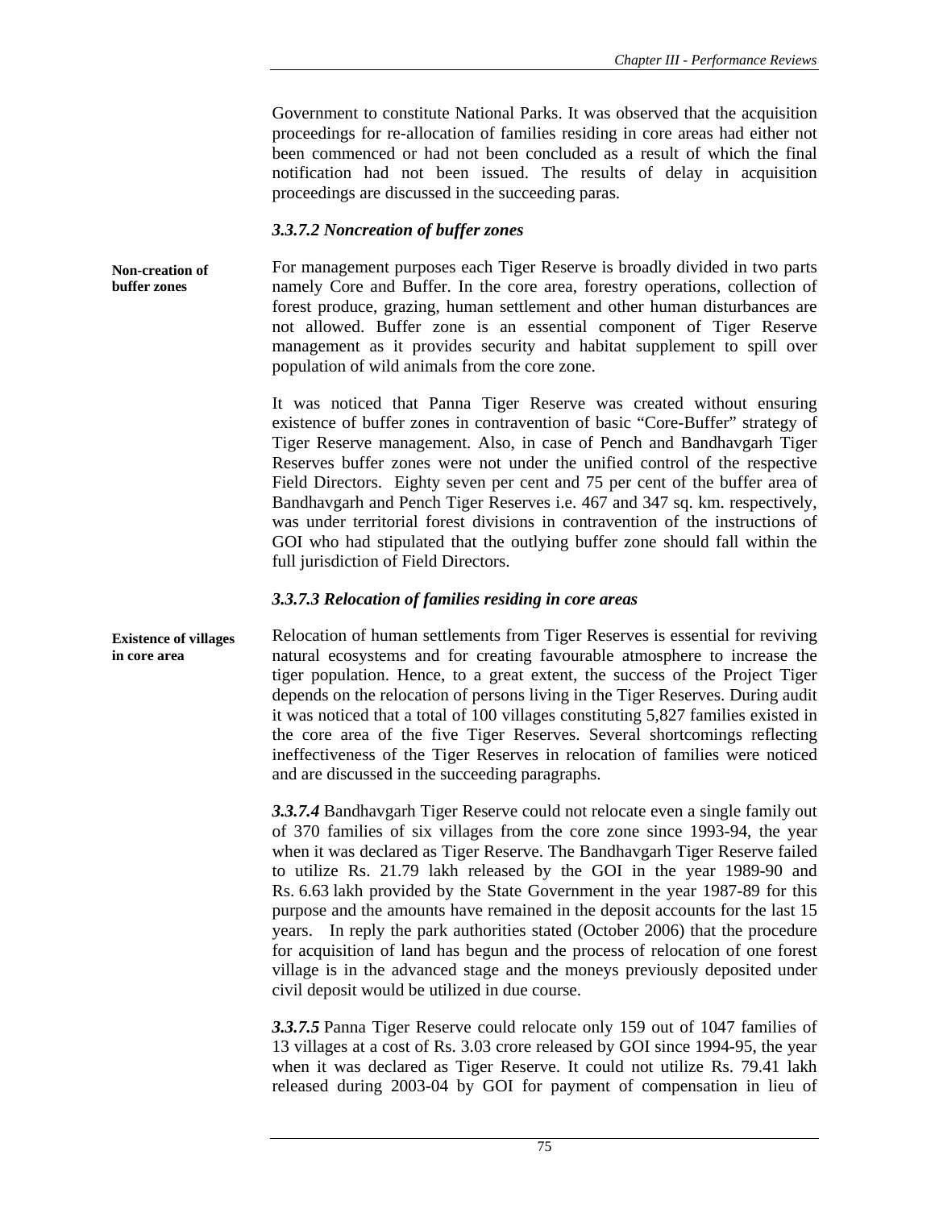Government to constitute National Parks. It was observed that the acquisition proceedings for re-allocation of families residing in core areas had either not been commenced or had not been concluded as a result of which the final notification had not been issued. The results of delay in acquisition proceedings are discussed in the succeeding paras.

### *3.3.7.2 Noncreation of buffer zones*

**Non-creation of buffer zones**

For management purposes each Tiger Reserve is broadly divided in two parts namely Core and Buffer. In the core area, forestry operations, collection of forest produce, grazing, human settlement and other human disturbances are not allowed. Buffer zone is an essential component of Tiger Reserve management as it provides security and habitat supplement to spill over population of wild animals from the core zone.

It was noticed that Panna Tiger Reserve was created without ensuring existence of buffer zones in contravention of basic "Core-Buffer" strategy of Tiger Reserve management. Also, in case of Pench and Bandhavgarh Tiger Reserves buffer zones were not under the unified control of the respective Field Directors. Eighty seven per cent and 75 per cent of the buffer area of Bandhavgarh and Pench Tiger Reserves i.e. 467 and 347 sq. km. respectively, was under territorial forest divisions in contravention of the instructions of GOI who had stipulated that the outlying buffer zone should fall within the full jurisdiction of Field Directors.

### *3.3.7.3 Relocation of families residing in core areas*

**Existence of villages in core area**

Relocation of human settlements from Tiger Reserves is essential for reviving natural ecosystems and for creating favourable atmosphere to increase the tiger population. Hence, to a great extent, the success of the Project Tiger depends on the relocation of persons living in the Tiger Reserves. During audit it was noticed that a total of 100 villages constituting 5,827 families existed in the core area of the five Tiger Reserves. Several shortcomings reflecting ineffectiveness of the Tiger Reserves in relocation of families were noticed and are discussed in the succeeding paragraphs.

***3.3.7.4*** Bandhavgarh Tiger Reserve could not relocate even a single family out of 370 families of six villages from the core zone since 1993-94, the year when it was declared as Tiger Reserve. The Bandhavgarh Tiger Reserve failed to utilize Rs. 21.79 lakh released by the GOI in the year 1989-90 and Rs. 6.63 lakh provided by the State Government in the year 1987-89 for this purpose and the amounts have remained in the deposit accounts for the last 15 years. In reply the park authorities stated (October 2006) that the procedure for acquisition of land has begun and the process of relocation of one forest village is in the advanced stage and the moneys previously deposited under civil deposit would be utilized in due course.

***3.3.7.5*** Panna Tiger Reserve could relocate only 159 out of 1047 families of 13 villages at a cost of Rs. 3.03 crore released by GOI since 1994-95, the year when it was declared as Tiger Reserve. It could not utilize Rs. 79.41 lakh released during 2003-04 by GOI for payment of compensation in lieu of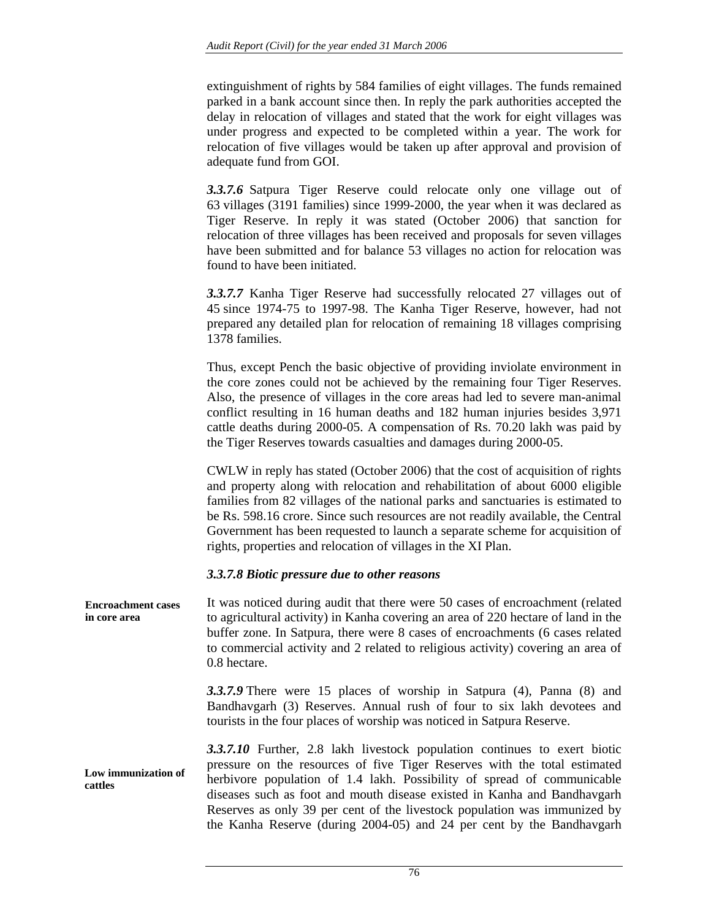extinguishment of rights by 584 families of eight villages. The funds remained parked in a bank account since then. In reply the park authorities accepted the delay in relocation of villages and stated that the work for eight villages was under progress and expected to be completed within a year. The work for relocation of five villages would be taken up after approval and provision of adequate fund from GOI.

***3.3.7.6*** Satpura Tiger Reserve could relocate only one village out of 63 villages (3191 families) since 1999-2000, the year when it was declared as Tiger Reserve. In reply it was stated (October 2006) that sanction for relocation of three villages has been received and proposals for seven villages have been submitted and for balance 53 villages no action for relocation was found to have been initiated.

***3.3.7.7*** Kanha Tiger Reserve had successfully relocated 27 villages out of 45 since 1974-75 to 1997-98. The Kanha Tiger Reserve, however, had not prepared any detailed plan for relocation of remaining 18 villages comprising 1378 families.

Thus, except Pench the basic objective of providing inviolate environment in the core zones could not be achieved by the remaining four Tiger Reserves. Also, the presence of villages in the core areas had led to severe man-animal conflict resulting in 16 human deaths and 182 human injuries besides 3,971 cattle deaths during 2000-05. A compensation of Rs. 70.20 lakh was paid by the Tiger Reserves towards casualties and damages during 2000-05.

CWLW in reply has stated (October 2006) that the cost of acquisition of rights and property along with relocation and rehabilitation of about 6000 eligible families from 82 villages of the national parks and sanctuaries is estimated to be Rs. 598.16 crore. Since such resources are not readily available, the Central Government has been requested to launch a separate scheme for acquisition of rights, properties and relocation of villages in the XI Plan.

### *3.3.7.8 Biotic pressure due to other reasons*

**Encroachment cases in core area**

It was noticed during audit that there were 50 cases of encroachment (related to agricultural activity) in Kanha covering an area of 220 hectare of land in the buffer zone. In Satpura, there were 8 cases of encroachments (6 cases related to commercial activity and 2 related to religious activity) covering an area of 0.8 hectare.

***3.3.7.9*** There were 15 places of worship in Satpura (4), Panna (8) and Bandhavgarh (3) Reserves. Annual rush of four to six lakh devotees and tourists in the four places of worship was noticed in Satpura Reserve.

**Low immunization of cattles**

***3.3.7.10*** Further, 2.8 lakh livestock population continues to exert biotic pressure on the resources of five Tiger Reserves with the total estimated herbivore population of 1.4 lakh. Possibility of spread of communicable diseases such as foot and mouth disease existed in Kanha and Bandhavgarh Reserves as only 39 per cent of the livestock population was immunized by the Kanha Reserve (during 2004-05) and 24 per cent by the Bandhavgarh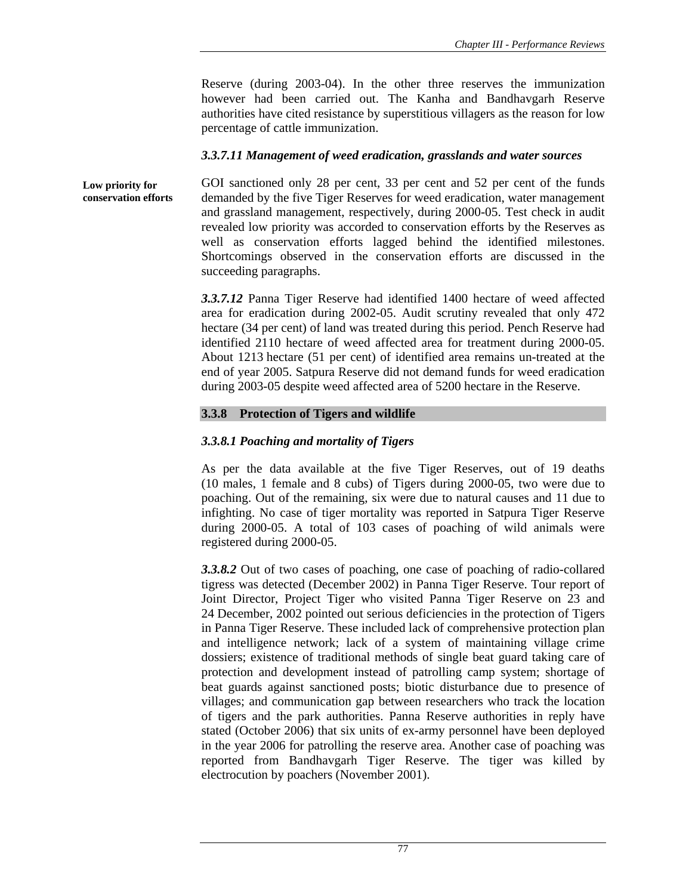Reserve (during 2003-04). In the other three reserves the immunization however had been carried out. The Kanha and Bandhavgarh Reserve authorities have cited resistance by superstitious villagers as the reason for low percentage of cattle immunization.

### *3.3.7.11 Management of weed eradication, grasslands and water sources*

**Low priority for conservation efforts**

GOI sanctioned only 28 per cent, 33 per cent and 52 per cent of the funds demanded by the five Tiger Reserves for weed eradication, water management and grassland management, respectively, during 2000-05. Test check in audit revealed low priority was accorded to conservation efforts by the Reserves as well as conservation efforts lagged behind the identified milestones. Shortcomings observed in the conservation efforts are discussed in the succeeding paragraphs.

***3.3.7.12*** Panna Tiger Reserve had identified 1400 hectare of weed affected area for eradication during 2002-05. Audit scrutiny revealed that only 472 hectare (34 per cent) of land was treated during this period. Pench Reserve had identified 2110 hectare of weed affected area for treatment during 2000-05. About 1213 hectare (51 per cent) of identified area remains un-treated at the end of year 2005. Satpura Reserve did not demand funds for weed eradication during 2003-05 despite weed affected area of 5200 hectare in the Reserve.

## 3.3.8 Protection of Tigers and wildlife

### *3.3.8.1 Poaching and mortality of Tigers*

As per the data available at the five Tiger Reserves, out of 19 deaths (10 males, 1 female and 8 cubs) of Tigers during 2000-05, two were due to poaching. Out of the remaining, six were due to natural causes and 11 due to infighting. No case of tiger mortality was reported in Satpura Tiger Reserve during 2000-05. A total of 103 cases of poaching of wild animals were registered during 2000-05.

***3.3.8.2*** Out of two cases of poaching, one case of poaching of radio-collared tigress was detected (December 2002) in Panna Tiger Reserve. Tour report of Joint Director, Project Tiger who visited Panna Tiger Reserve on 23 and 24 December, 2002 pointed out serious deficiencies in the protection of Tigers in Panna Tiger Reserve. These included lack of comprehensive protection plan and intelligence network; lack of a system of maintaining village crime dossiers; existence of traditional methods of single beat guard taking care of protection and development instead of patrolling camp system; shortage of beat guards against sanctioned posts; biotic disturbance due to presence of villages; and communication gap between researchers who track the location of tigers and the park authorities. Panna Reserve authorities in reply have stated (October 2006) that six units of ex-army personnel have been deployed in the year 2006 for patrolling the reserve area. Another case of poaching was reported from Bandhavgarh Tiger Reserve. The tiger was killed by electrocution by poachers (November 2001).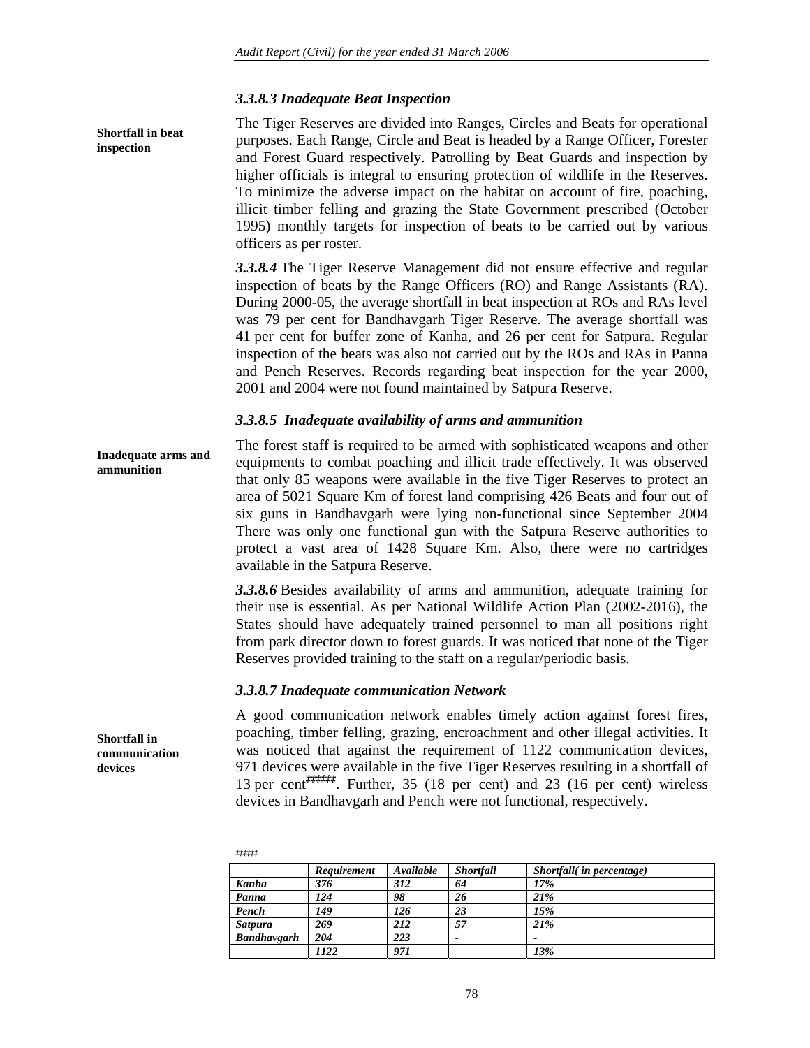### *3.3.8.3 Inadequate Beat Inspection*

**Shortfall in beat inspection**

The Tiger Reserves are divided into Ranges, Circles and Beats for operational purposes. Each Range, Circle and Beat is headed by a Range Officer, Forester and Forest Guard respectively. Patrolling by Beat Guards and inspection by higher officials is integral to ensuring protection of wildlife in the Reserves. To minimize the adverse impact on the habitat on account of fire, poaching, illicit timber felling and grazing the State Government prescribed (October 1995) monthly targets for inspection of beats to be carried out by various officers as per roster.

***3.3.8.4*** The Tiger Reserve Management did not ensure effective and regular inspection of beats by the Range Officers (RO) and Range Assistants (RA). During 2000-05, the average shortfall in beat inspection at ROs and RAs level was 79 per cent for Bandhavgarh Tiger Reserve. The average shortfall was 41 per cent for buffer zone of Kanha, and 26 per cent for Satpura. Regular inspection of the beats was also not carried out by the ROs and RAs in Panna and Pench Reserves. Records regarding beat inspection for the year 2000, 2001 and 2004 were not found maintained by Satpura Reserve.

### *3.3.8.5 Inadequate availability of arms and ammunition*

**Inadequate arms and ammunition**

The forest staff is required to be armed with sophisticated weapons and other equipments to combat poaching and illicit trade effectively. It was observed that only 85 weapons were available in the five Tiger Reserves to protect an area of 5021 Square Km of forest land comprising 426 Beats and four out of six guns in Bandhavgarh were lying non-functional since September 2004 There was only one functional gun with the Satpura Reserve authorities to protect a vast area of 1428 Square Km. Also, there were no cartridges available in the Satpura Reserve.

***3.3.8.6*** Besides availability of arms and ammunition, adequate training for their use is essential. As per National Wildlife Action Plan (2002-2016), the States should have adequately trained personnel to man all positions right from park director down to forest guards. It was noticed that none of the Tiger Reserves provided training to the staff on a regular/periodic basis.

### *3.3.8.7 Inadequate communication Network*

**Shortfall in communication devices**

A good communication network enables timely action against forest fires, poaching, timber felling, grazing, encroachment and other illegal activities. It was noticed that against the requirement of 1122 communication devices, 971 devices were available in the five Tiger Reserves resulting in a shortfall of 13 per cent[#####]. Further, 35 (18 per cent) and 23 (16 per cent) wireless devices in Bandhavgarh and Pench were not functional, respectively.

---

[#####]

| | *Requirement* | *Available* | *Shortfall* | *Shortfall( in percentage)* |
|---|---|---|---|---|
| *Kanha* | *376* | *312* | *64* | *17%* |
| *Panna* | *124* | *98* | *26* | *21%* |
| *Pench* | *149* | *126* | *23* | *15%* |
| *Satpura* | *269* | *212* | *57* | *21%* |
| *Bandhavgarh* | *204* | *223* | *-* | *-* |
| | *1122* | *971* | | *13%* |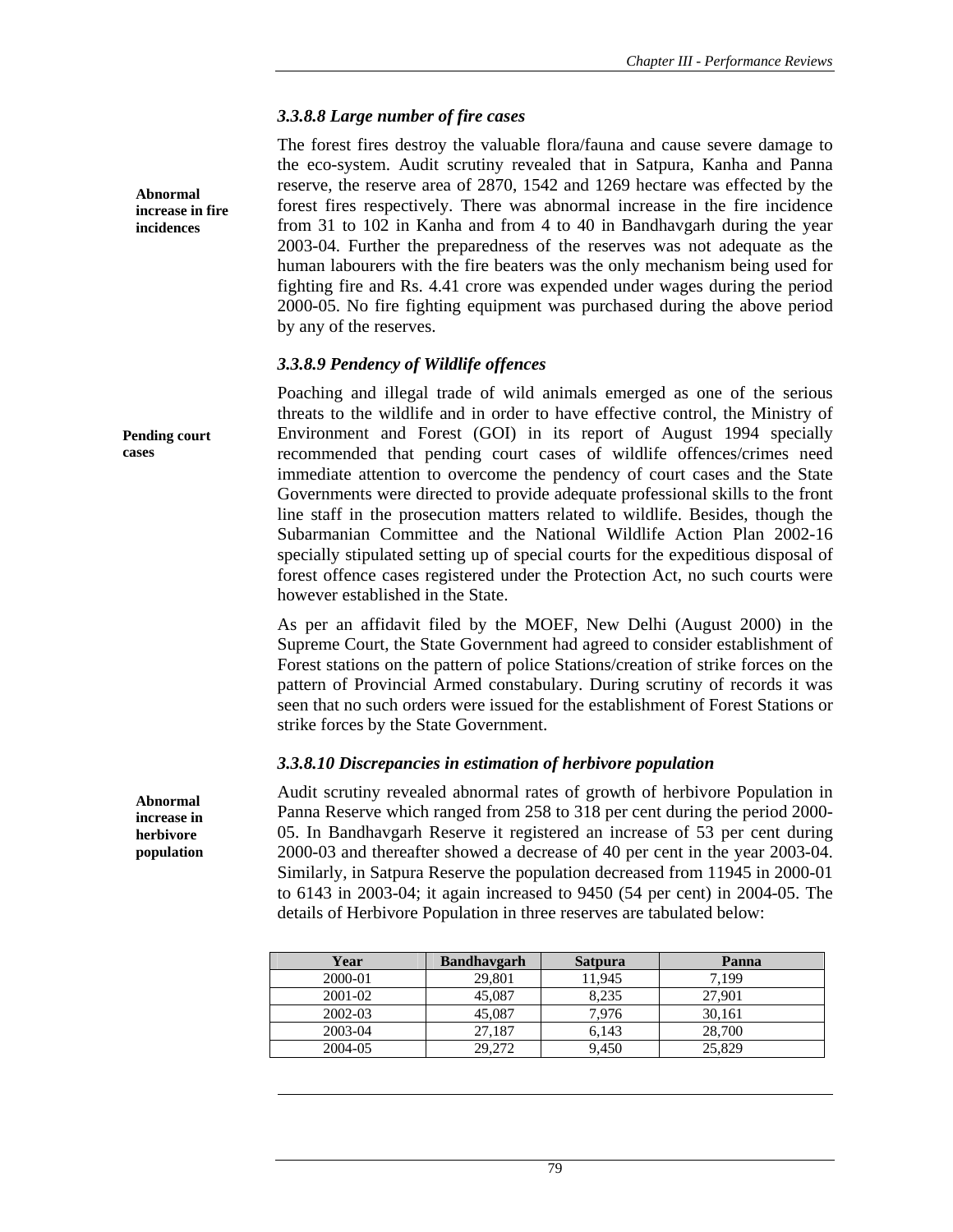### *3.3.8.8 Large number of fire cases*

**Abnormal increase in fire incidences**

The forest fires destroy the valuable flora/fauna and cause severe damage to the eco-system. Audit scrutiny revealed that in Satpura, Kanha and Panna reserve, the reserve area of 2870, 1542 and 1269 hectare was effected by the forest fires respectively. There was abnormal increase in the fire incidence from 31 to 102 in Kanha and from 4 to 40 in Bandhavgarh during the year 2003-04. Further the preparedness of the reserves was not adequate as the human labourers with the fire beaters was the only mechanism being used for fighting fire and Rs. 4.41 crore was expended under wages during the period 2000-05. No fire fighting equipment was purchased during the above period by any of the reserves.

### *3.3.8.9 Pendency of Wildlife offences*

**Pending court cases**

Poaching and illegal trade of wild animals emerged as one of the serious threats to the wildlife and in order to have effective control, the Ministry of Environment and Forest (GOI) in its report of August 1994 specially recommended that pending court cases of wildlife offences/crimes need immediate attention to overcome the pendency of court cases and the State Governments were directed to provide adequate professional skills to the front line staff in the prosecution matters related to wildlife. Besides, though the Subarmanian Committee and the National Wildlife Action Plan 2002-16 specially stipulated setting up of special courts for the expeditious disposal of forest offence cases registered under the Protection Act, no such courts were however established in the State.

As per an affidavit filed by the MOEF, New Delhi (August 2000) in the Supreme Court, the State Government had agreed to consider establishment of Forest stations on the pattern of police Stations/creation of strike forces on the pattern of Provincial Armed constabulary. During scrutiny of records it was seen that no such orders were issued for the establishment of Forest Stations or strike forces by the State Government.

### *3.3.8.10 Discrepancies in estimation of herbivore population*

**Abnormal increase in herbivore population**

Audit scrutiny revealed abnormal rates of growth of herbivore Population in Panna Reserve which ranged from 258 to 318 per cent during the period 2000-05. In Bandhavgarh Reserve it registered an increase of 53 per cent during 2000-03 and thereafter showed a decrease of 40 per cent in the year 2003-04. Similarly, in Satpura Reserve the population decreased from 11945 in 2000-01 to 6143 in 2003-04; it again increased to 9450 (54 per cent) in 2004-05. The details of Herbivore Population in three reserves are tabulated below:

| Year | Bandhavgarh | Satpura | Panna |
|---|---|---|---|
| 2000-01 | 29,801 | 11,945 | 7,199 |
| 2001-02 | 45,087 | 8,235 | 27,901 |
| 2002-03 | 45,087 | 7,976 | 30,161 |
| 2003-04 | 27,187 | 6,143 | 28,700 |
| 2004-05 | 29,272 | 9,450 | 25,829 |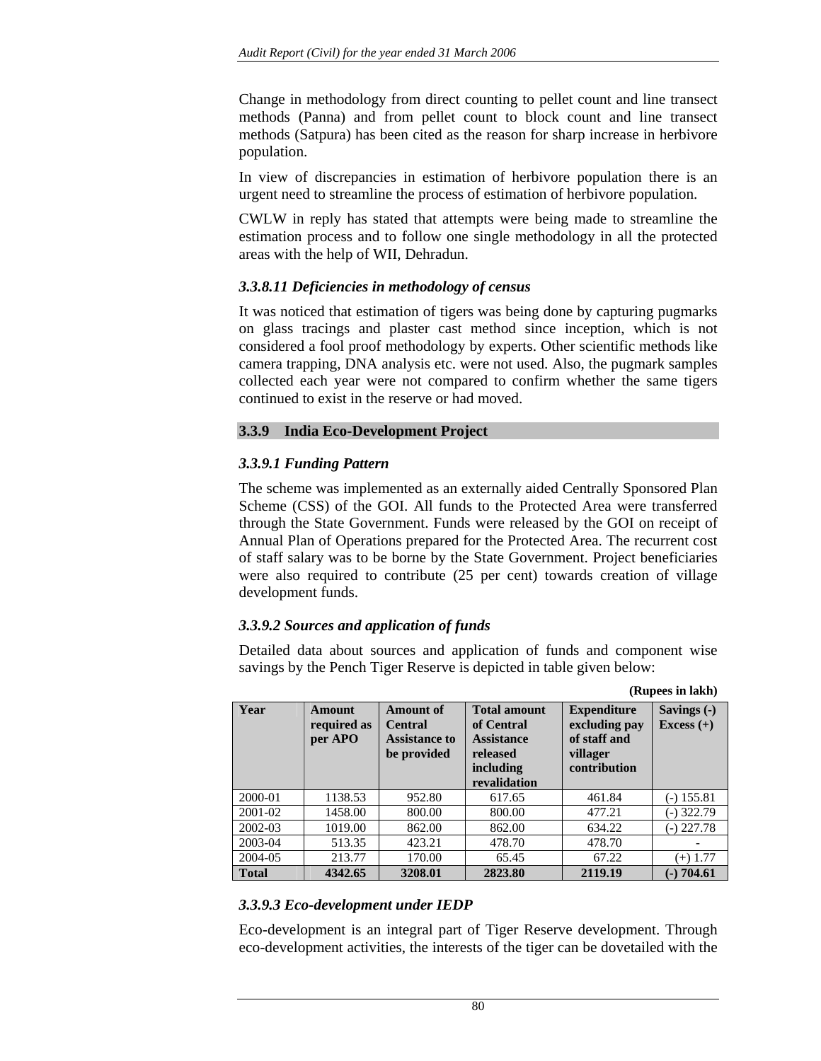Change in methodology from direct counting to pellet count and line transect methods (Panna) and from pellet count to block count and line transect methods (Satpura) has been cited as the reason for sharp increase in herbivore population.

In view of discrepancies in estimation of herbivore population there is an urgent need to streamline the process of estimation of herbivore population.

CWLW in reply has stated that attempts were being made to streamline the estimation process and to follow one single methodology in all the protected areas with the help of WII, Dehradun.

### *3.3.8.11 Deficiencies in methodology of census*

It was noticed that estimation of tigers was being done by capturing pugmarks on glass tracings and plaster cast method since inception, which is not considered a fool proof methodology by experts. Other scientific methods like camera trapping, DNA analysis etc. were not used. Also, the pugmark samples collected each year were not compared to confirm whether the same tigers continued to exist in the reserve or had moved.

## 3.3.9 India Eco-Development Project

### *3.3.9.1 Funding Pattern*

The scheme was implemented as an externally aided Centrally Sponsored Plan Scheme (CSS) of the GOI. All funds to the Protected Area were transferred through the State Government. Funds were released by the GOI on receipt of Annual Plan of Operations prepared for the Protected Area. The recurrent cost of staff salary was to be borne by the State Government. Project beneficiaries were also required to contribute (25 per cent) towards creation of village development funds.

### *3.3.9.2 Sources and application of funds*

Detailed data about sources and application of funds and component wise savings by the Pench Tiger Reserve is depicted in table given below:

**(Rupees in lakh)**

| Year | Amount required as per APO | Amount of Central Assistance to be provided | Total amount of Central Assistance released including revalidation | Expenditure excluding pay of staff and villager contribution | Savings (-) Excess (+) |
|---|---|---|---|---|---|
| 2000-01 | 1138.53 | 952.80 | 617.65 | 461.84 | (-) 155.81 |
| 2001-02 | 1458.00 | 800.00 | 800.00 | 477.21 | (-) 322.79 |
| 2002-03 | 1019.00 | 862.00 | 862.00 | 634.22 | (-) 227.78 |
| 2003-04 | 513.35 | 423.21 | 478.70 | 478.70 | - |
| 2004-05 | 213.77 | 170.00 | 65.45 | 67.22 | (+) 1.77 |
| **Total** | **4342.65** | **3208.01** | **2823.80** | **2119.19** | **(-) 704.61** |

### *3.3.9.3 Eco-development under IEDP*

Eco-development is an integral part of Tiger Reserve development. Through eco-development activities, the interests of the tiger can be dovetailed with the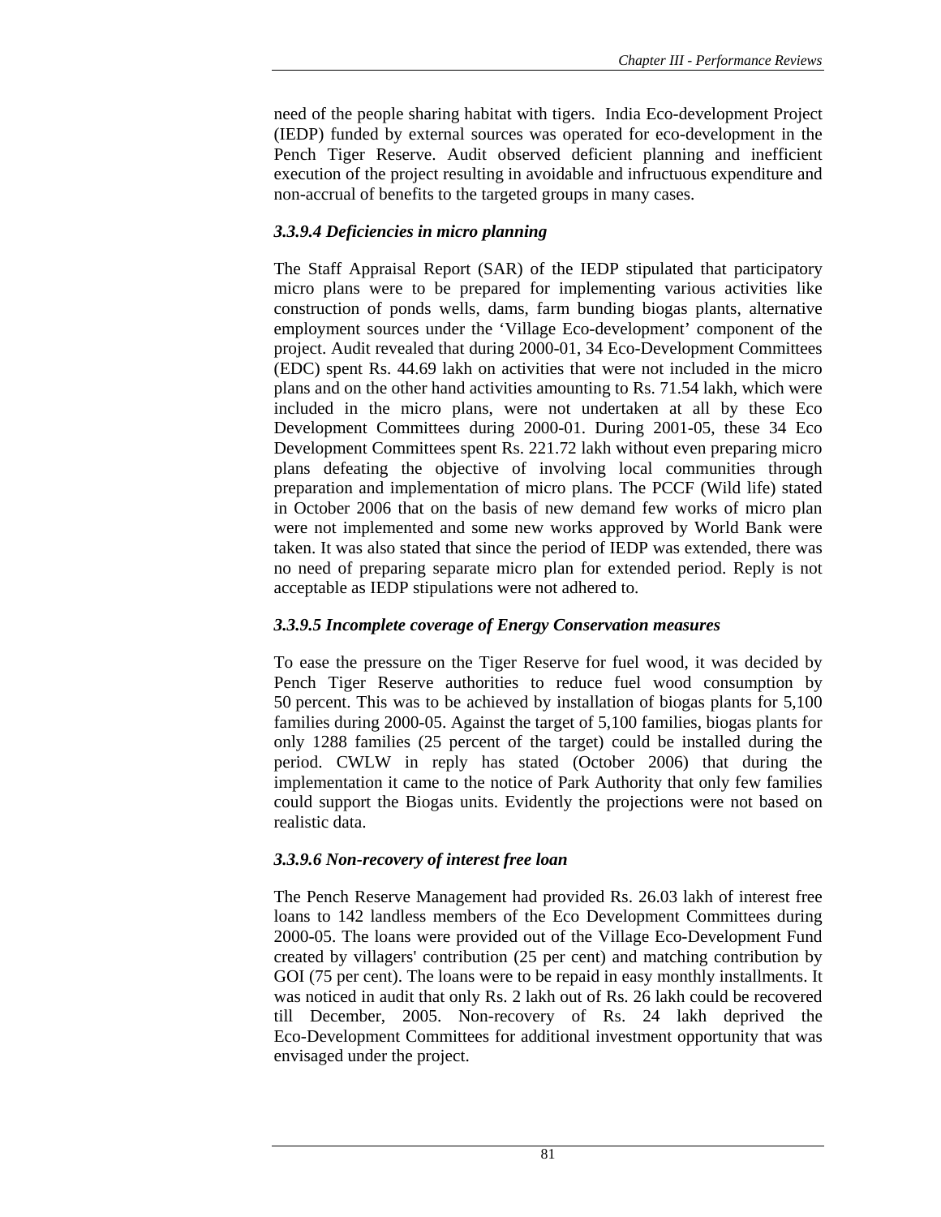need of the people sharing habitat with tigers. India Eco-development Project (IEDP) funded by external sources was operated for eco-development in the Pench Tiger Reserve. Audit observed deficient planning and inefficient execution of the project resulting in avoidable and infructuous expenditure and non-accrual of benefits to the targeted groups in many cases.

### *3.3.9.4 Deficiencies in micro planning*

The Staff Appraisal Report (SAR) of the IEDP stipulated that participatory micro plans were to be prepared for implementing various activities like construction of ponds wells, dams, farm bunding biogas plants, alternative employment sources under the 'Village Eco-development' component of the project. Audit revealed that during 2000-01, 34 Eco-Development Committees (EDC) spent Rs. 44.69 lakh on activities that were not included in the micro plans and on the other hand activities amounting to Rs. 71.54 lakh, which were included in the micro plans, were not undertaken at all by these Eco Development Committees during 2000-01. During 2001-05, these 34 Eco Development Committees spent Rs. 221.72 lakh without even preparing micro plans defeating the objective of involving local communities through preparation and implementation of micro plans. The PCCF (Wild life) stated in October 2006 that on the basis of new demand few works of micro plan were not implemented and some new works approved by World Bank were taken. It was also stated that since the period of IEDP was extended, there was no need of preparing separate micro plan for extended period. Reply is not acceptable as IEDP stipulations were not adhered to.

### *3.3.9.5 Incomplete coverage of Energy Conservation measures*

To ease the pressure on the Tiger Reserve for fuel wood, it was decided by Pench Tiger Reserve authorities to reduce fuel wood consumption by 50 percent. This was to be achieved by installation of biogas plants for 5,100 families during 2000-05. Against the target of 5,100 families, biogas plants for only 1288 families (25 percent of the target) could be installed during the period. CWLW in reply has stated (October 2006) that during the implementation it came to the notice of Park Authority that only few families could support the Biogas units. Evidently the projections were not based on realistic data.

### *3.3.9.6 Non-recovery of interest free loan*

The Pench Reserve Management had provided Rs. 26.03 lakh of interest free loans to 142 landless members of the Eco Development Committees during 2000-05. The loans were provided out of the Village Eco-Development Fund created by villagers' contribution (25 per cent) and matching contribution by GOI (75 per cent). The loans were to be repaid in easy monthly installments. It was noticed in audit that only Rs. 2 lakh out of Rs. 26 lakh could be recovered till December, 2005. Non-recovery of Rs. 24 lakh deprived the Eco-Development Committees for additional investment opportunity that was envisaged under the project.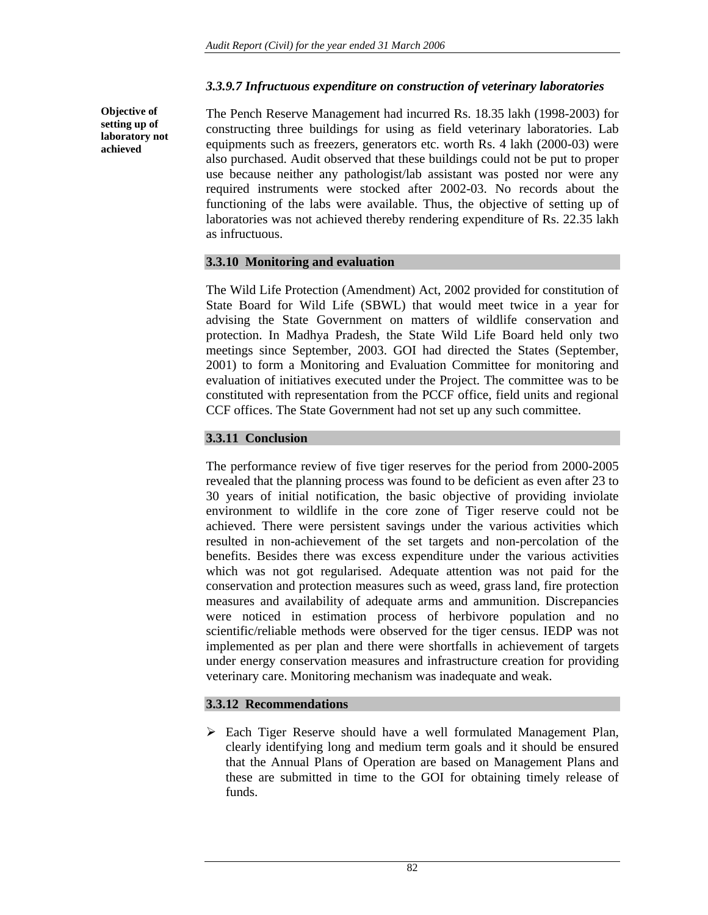### *3.3.9.7 Infructuous expenditure on construction of veterinary laboratories*

**Objective of setting up of laboratory not achieved**

The Pench Reserve Management had incurred Rs. 18.35 lakh (1998-2003) for constructing three buildings for using as field veterinary laboratories. Lab equipments such as freezers, generators etc. worth Rs. 4 lakh (2000-03) were also purchased. Audit observed that these buildings could not be put to proper use because neither any pathologist/lab assistant was posted nor were any required instruments were stocked after 2002-03. No records about the functioning of the labs were available. Thus, the objective of setting up of laboratories was not achieved thereby rendering expenditure of Rs. 22.35 lakh as infructuous.

### 3.3.10 Monitoring and evaluation

The Wild Life Protection (Amendment) Act, 2002 provided for constitution of State Board for Wild Life (SBWL) that would meet twice in a year for advising the State Government on matters of wildlife conservation and protection. In Madhya Pradesh, the State Wild Life Board held only two meetings since September, 2003. GOI had directed the States (September, 2001) to form a Monitoring and Evaluation Committee for monitoring and evaluation of initiatives executed under the Project. The committee was to be constituted with representation from the PCCF office, field units and regional CCF offices. The State Government had not set up any such committee.

### 3.3.11 Conclusion

The performance review of five tiger reserves for the period from 2000-2005 revealed that the planning process was found to be deficient as even after 23 to 30 years of initial notification, the basic objective of providing inviolate environment to wildlife in the core zone of Tiger reserve could not be achieved. There were persistent savings under the various activities which resulted in non-achievement of the set targets and non-percolation of the benefits. Besides there was excess expenditure under the various activities which was not got regularised. Adequate attention was not paid for the conservation and protection measures such as weed, grass land, fire protection measures and availability of adequate arms and ammunition. Discrepancies were noticed in estimation process of herbivore population and no scientific/reliable methods were observed for the tiger census. IEDP was not implemented as per plan and there were shortfalls in achievement of targets under energy conservation measures and infrastructure creation for providing veterinary care. Monitoring mechanism was inadequate and weak.

### 3.3.12 Recommendations

- Each Tiger Reserve should have a well formulated Management Plan, clearly identifying long and medium term goals and it should be ensured that the Annual Plans of Operation are based on Management Plans and these are submitted in time to the GOI for obtaining timely release of funds.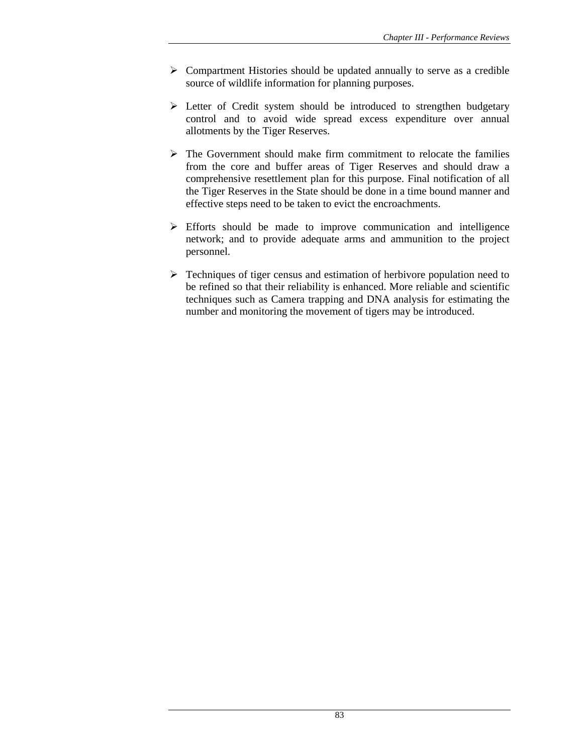- Compartment Histories should be updated annually to serve as a credible source of wildlife information for planning purposes.

- Letter of Credit system should be introduced to strengthen budgetary control and to avoid wide spread excess expenditure over annual allotments by the Tiger Reserves.

- The Government should make firm commitment to relocate the families from the core and buffer areas of Tiger Reserves and should draw a comprehensive resettlement plan for this purpose. Final notification of all the Tiger Reserves in the State should be done in a time bound manner and effective steps need to be taken to evict the encroachments.

- Efforts should be made to improve communication and intelligence network; and to provide adequate arms and ammunition to the project personnel.

- Techniques of tiger census and estimation of herbivore population need to be refined so that their reliability is enhanced. More reliable and scientific techniques such as Camera trapping and DNA analysis for estimating the number and monitoring the movement of tigers may be introduced.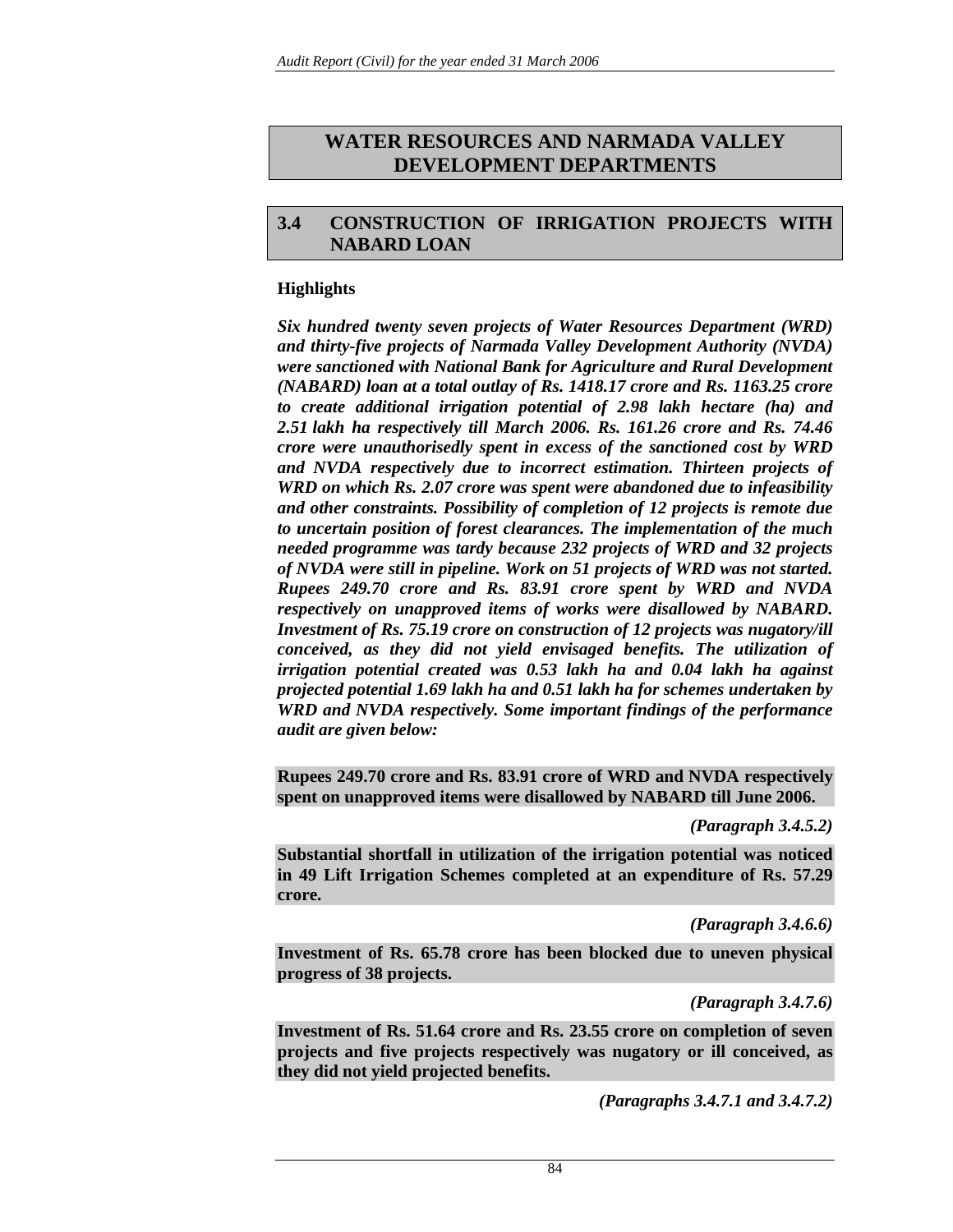# WATER RESOURCES AND NARMADA VALLEY DEVELOPMENT DEPARTMENTS

## 3.4 CONSTRUCTION OF IRRIGATION PROJECTS WITH NABARD LOAN

### Highlights

***Six hundred twenty seven projects of Water Resources Department (WRD) and thirty-five projects of Narmada Valley Development Authority (NVDA) were sanctioned with National Bank for Agriculture and Rural Development (NABARD) loan at a total outlay of Rs. 1418.17 crore and Rs. 1163.25 crore to create additional irrigation potential of 2.98 lakh hectare (ha) and 2.51 lakh ha respectively till March 2006. Rs. 161.26 crore and Rs. 74.46 crore were unauthorisedly spent in excess of the sanctioned cost by WRD and NVDA respectively due to incorrect estimation. Thirteen projects of WRD on which Rs. 2.07 crore was spent were abandoned due to infeasibility and other constraints. Possibility of completion of 12 projects is remote due to uncertain position of forest clearances. The implementation of the much needed programme was tardy because 232 projects of WRD and 32 projects of NVDA were still in pipeline. Work on 51 projects of WRD was not started. Rupees 249.70 crore and Rs. 83.91 crore spent by WRD and NVDA respectively on unapproved items of works were disallowed by NABARD. Investment of Rs. 75.19 crore on construction of 12 projects was nugatory/ill conceived, as they did not yield envisaged benefits. The utilization of irrigation potential created was 0.53 lakh ha and 0.04 lakh ha against projected potential 1.69 lakh ha and 0.51 lakh ha for schemes undertaken by WRD and NVDA respectively. Some important findings of the performance audit are given below:***

**Rupees 249.70 crore and Rs. 83.91 crore of WRD and NVDA respectively spent on unapproved items were disallowed by NABARD till June 2006.**

***(Paragraph 3.4.5.2)***

**Substantial shortfall in utilization of the irrigation potential was noticed in 49 Lift Irrigation Schemes completed at an expenditure of Rs. 57.29 crore.**

***(Paragraph 3.4.6.6)***

**Investment of Rs. 65.78 crore has been blocked due to uneven physical progress of 38 projects.**

***(Paragraph 3.4.7.6)***

**Investment of Rs. 51.64 crore and Rs. 23.55 crore on completion of seven projects and five projects respectively was nugatory or ill conceived, as they did not yield projected benefits.**

***(Paragraphs 3.4.7.1 and 3.4.7.2)***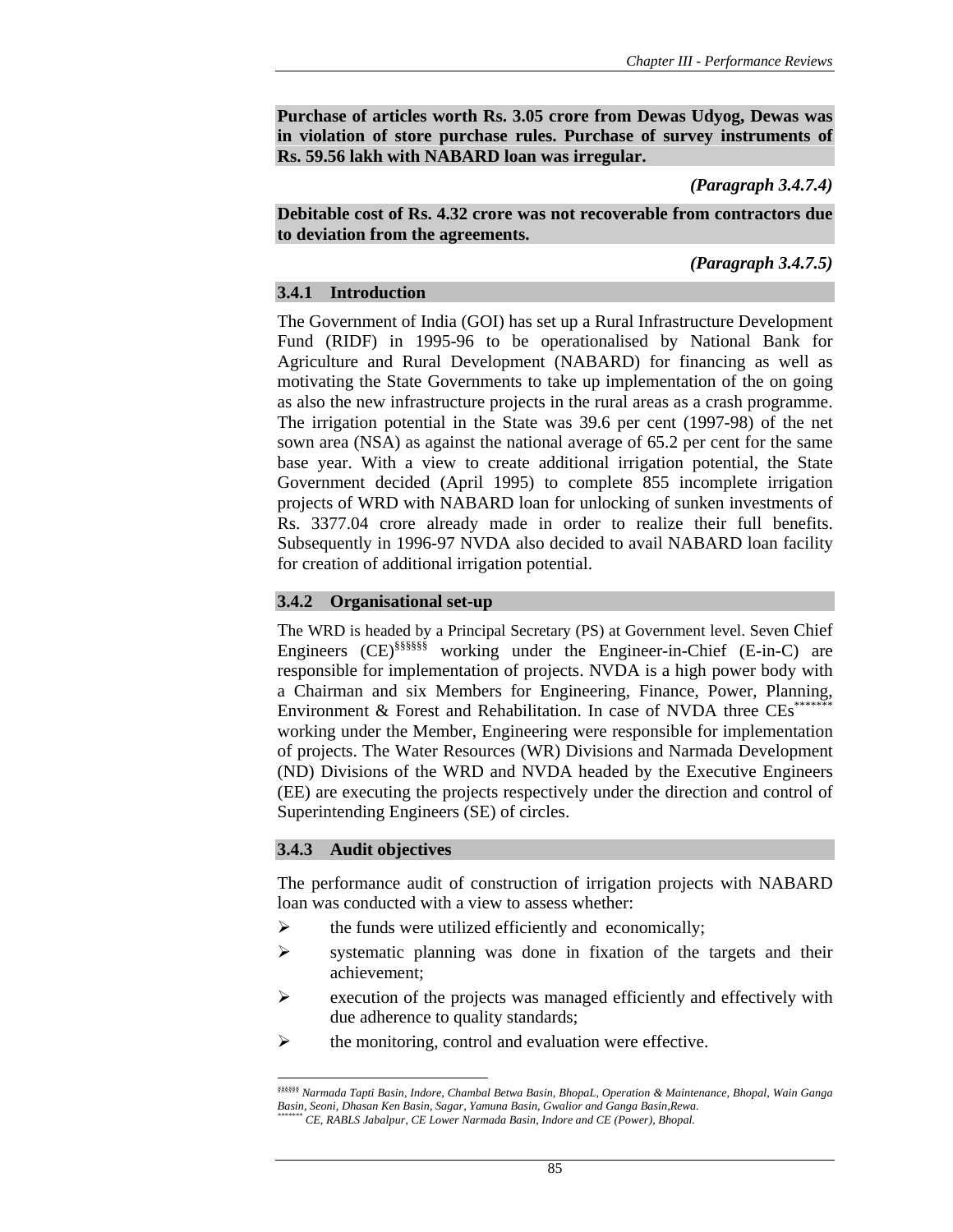**Purchase of articles worth Rs. 3.05 crore from Dewas Udyog, Dewas was in violation of store purchase rules. Purchase of survey instruments of Rs. 59.56 lakh with NABARD loan was irregular.**

***(Paragraph 3.4.7.4)***

**Debitable cost of Rs. 4.32 crore was not recoverable from contractors due to deviation from the agreements.**

***(Paragraph 3.4.7.5)***

### 3.4.1 Introduction

The Government of India (GOI) has set up a Rural Infrastructure Development Fund (RIDF) in 1995-96 to be operationalised by National Bank for Agriculture and Rural Development (NABARD) for financing as well as motivating the State Governments to take up implementation of the on going as also the new infrastructure projects in the rural areas as a crash programme. The irrigation potential in the State was 39.6 per cent (1997-98) of the net sown area (NSA) as against the national average of 65.2 per cent for the same base year. With a view to create additional irrigation potential, the State Government decided (April 1995) to complete 855 incomplete irrigation projects of WRD with NABARD loan for unlocking of sunken investments of Rs. 3377.04 crore already made in order to realize their full benefits. Subsequently in 1996-97 NVDA also decided to avail NABARD loan facility for creation of additional irrigation potential.

### 3.4.2 Organisational set-up

The WRD is headed by a Principal Secretary (PS) at Government level. Seven Chief Engineers (CE)[§§§§§§] working under the Engineer-in-Chief (E-in-C) are responsible for implementation of projects. NVDA is a high power body with a Chairman and six Members for Engineering, Finance, Power, Planning, Environment & Forest and Rehabilitation. In case of NVDA three CEs[*******] working under the Member, Engineering were responsible for implementation of projects. The Water Resources (WR) Divisions and Narmada Development (ND) Divisions of the WRD and NVDA headed by the Executive Engineers (EE) are executing the projects respectively under the direction and control of Superintending Engineers (SE) of circles.

### 3.4.3 Audit objectives

The performance audit of construction of irrigation projects with NABARD loan was conducted with a view to assess whether:

- the funds were utilized efficiently and economically;
- systematic planning was done in fixation of the targets and their achievement;
- execution of the projects was managed efficiently and effectively with due adherence to quality standards;
- the monitoring, control and evaluation were effective.

---

*[§§§§§§] Narmada Tapti Basin, Indore, Chambal Betwa Basin, BhopaL, Operation & Maintenance, Bhopal, Wain Ganga Basin, Seoni, Dhasan Ken Basin, Sagar, Yamuna Basin, Gwalior and Ganga Basin,Rewa.*

*[*******] CE, RABLS Jabalpur, CE Lower Narmada Basin, Indore and CE (Power), Bhopal.*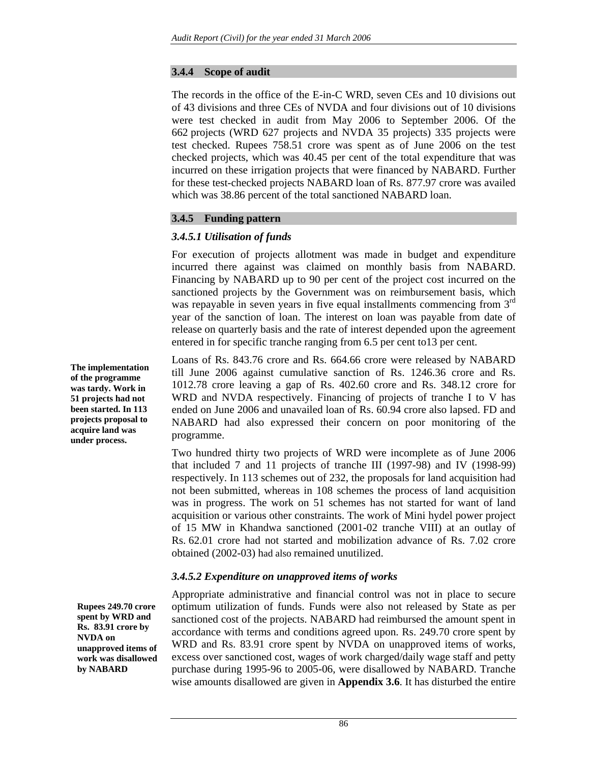### 3.4.4 Scope of audit

The records in the office of the E-in-C WRD, seven CEs and 10 divisions out of 43 divisions and three CEs of NVDA and four divisions out of 10 divisions were test checked in audit from May 2006 to September 2006. Of the 662 projects (WRD 627 projects and NVDA 35 projects) 335 projects were test checked. Rupees 758.51 crore was spent as of June 2006 on the test checked projects, which was 40.45 per cent of the total expenditure that was incurred on these irrigation projects that were financed by NABARD. Further for these test-checked projects NABARD loan of Rs. 877.97 crore was availed which was 38.86 percent of the total sanctioned NABARD loan.

### 3.4.5 Funding pattern

#### *3.4.5.1 Utilisation of funds*

For execution of projects allotment was made in budget and expenditure incurred there against was claimed on monthly basis from NABARD. Financing by NABARD up to 90 per cent of the project cost incurred on the sanctioned projects by the Government was on reimbursement basis, which was repayable in seven years in five equal installments commencing from 3rd year of the sanction of loan. The interest on loan was payable from date of release on quarterly basis and the rate of interest depended upon the agreement entered in for specific tranche ranging from 6.5 per cent to13 per cent.

**The implementation of the programme was tardy. Work in 51 projects had not been started. In 113 projects proposal to acquire land was under process.**

Loans of Rs. 843.76 crore and Rs. 664.66 crore were released by NABARD till June 2006 against cumulative sanction of Rs. 1246.36 crore and Rs. 1012.78 crore leaving a gap of Rs. 402.60 crore and Rs. 348.12 crore for WRD and NVDA respectively. Financing of projects of tranche I to V has ended on June 2006 and unavailed loan of Rs. 60.94 crore also lapsed. FD and NABARD had also expressed their concern on poor monitoring of the programme.

Two hundred thirty two projects of WRD were incomplete as of June 2006 that included 7 and 11 projects of tranche III (1997-98) and IV (1998-99) respectively. In 113 schemes out of 232, the proposals for land acquisition had not been submitted, whereas in 108 schemes the process of land acquisition was in progress. The work on 51 schemes has not started for want of land acquisition or various other constraints. The work of Mini hydel power project of 15 MW in Khandwa sanctioned (2001-02 tranche VIII) at an outlay of Rs. 62.01 crore had not started and mobilization advance of Rs. 7.02 crore obtained (2002-03) had also remained unutilized.

#### *3.4.5.2 Expenditure on unapproved items of works*

**Rupees 249.70 crore spent by WRD and Rs. 83.91 crore by NVDA on unapproved items of work was disallowed by NABARD**

Appropriate administrative and financial control was not in place to secure optimum utilization of funds. Funds were also not released by State as per sanctioned cost of the projects. NABARD had reimbursed the amount spent in accordance with terms and conditions agreed upon. Rs. 249.70 crore spent by WRD and Rs. 83.91 crore spent by NVDA on unapproved items of works, excess over sanctioned cost, wages of work charged/daily wage staff and petty purchase during 1995-96 to 2005-06, were disallowed by NABARD. Tranche wise amounts disallowed are given in **Appendix 3.6**. It has disturbed the entire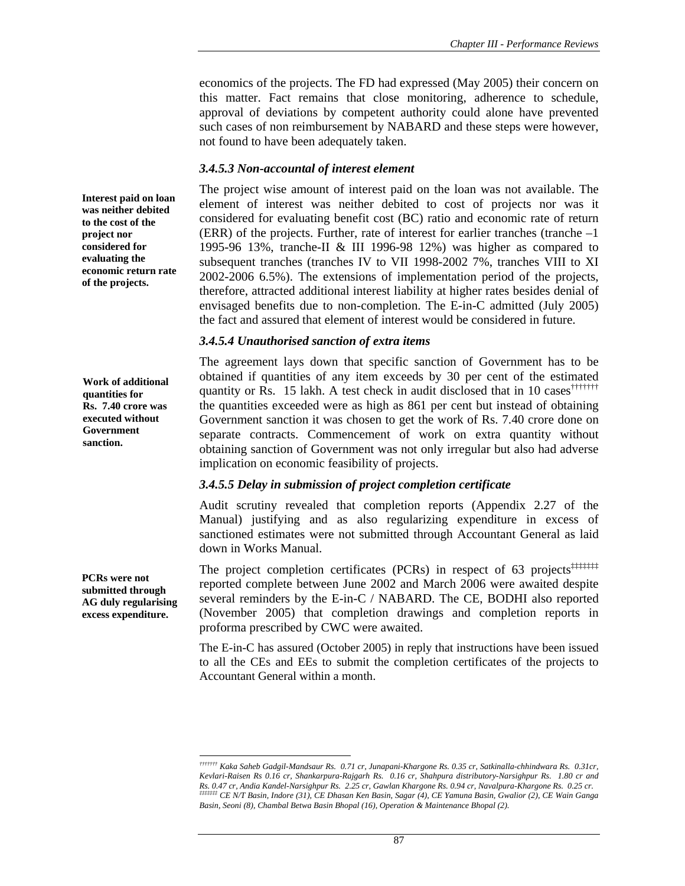economics of the projects. The FD had expressed (May 2005) their concern on this matter. Fact remains that close monitoring, adherence to schedule, approval of deviations by competent authority could alone have prevented such cases of non reimbursement by NABARD and these steps were however, not found to have been adequately taken.

### *3.4.5.3 Non-accountal of interest element*

**Interest paid on loan was neither debited to the cost of the project nor considered for evaluating the economic return rate of the projects.**

The project wise amount of interest paid on the loan was not available. The element of interest was neither debited to cost of projects nor was it considered for evaluating benefit cost (BC) ratio and economic rate of return (ERR) of the projects. Further, rate of interest for earlier tranches (tranche –1 1995-96 13%, tranche-II & III 1996-98 12%) was higher as compared to subsequent tranches (tranches IV to VII 1998-2002 7%, tranches VIII to XI 2002-2006 6.5%). The extensions of implementation period of the projects, therefore, attracted additional interest liability at higher rates besides denial of envisaged benefits due to non-completion. The E-in-C admitted (July 2005) the fact and assured that element of interest would be considered in future.

### *3.4.5.4 Unauthorised sanction of extra items*

**Work of additional quantities for Rs. 7.40 crore was executed without Government sanction.**

The agreement lays down that specific sanction of Government has to be obtained if quantities of any item exceeds by 30 per cent of the estimated quantity or Rs. 15 lakh. A test check in audit disclosed that in 10 cases[†††††††] the quantities exceeded were as high as 861 per cent but instead of obtaining Government sanction it was chosen to get the work of Rs. 7.40 crore done on separate contracts. Commencement of work on extra quantity without obtaining sanction of Government was not only irregular but also had adverse implication on economic feasibility of projects.

### *3.4.5.5 Delay in submission of project completion certificate*

Audit scrutiny revealed that completion reports (Appendix 2.27 of the Manual) justifying and as also regularizing expenditure in excess of sanctioned estimates were not submitted through Accountant General as laid down in Works Manual.

**PCRs were not submitted through AG duly regularising excess expenditure.**

The project completion certificates (PCRs) in respect of 63 projects[‡‡‡‡‡‡‡] reported complete between June 2002 and March 2006 were awaited despite several reminders by the E-in-C / NABARD. The CE, BODHI also reported (November 2005) that completion drawings and completion reports in proforma prescribed by CWC were awaited.

The E-in-C has assured (October 2005) in reply that instructions have been issued to all the CEs and EEs to submit the completion certificates of the projects to Accountant General within a month.

---

[†††††††] *Kaka Saheb Gadgil-Mandsaur Rs. 0.71 cr, Junapani-Khargone Rs. 0.35 cr, Satkinalla-chhindwara Rs. 0.31cr, Kevlari-Raisen Rs 0.16 cr, Shankarpura-Rajgarh Rs. 0.16 cr, Shahpura distributory-Narsighpur Rs. 1.80 cr and Rs. 0.47 cr, Andia Kandel-Narsighpur Rs. 2.25 cr, Gawlan Khargone Rs. 0.94 cr, Navalpura-Khargone Rs. 0.25 cr.*

[‡‡‡‡‡‡‡] *CE N/T Basin, Indore (31), CE Dhasan Ken Basin, Sagar (4), CE Yamuna Basin, Gwalior (2), CE Wain Ganga Basin, Seoni (8), Chambal Betwa Basin Bhopal (16), Operation & Maintenance Bhopal (2).*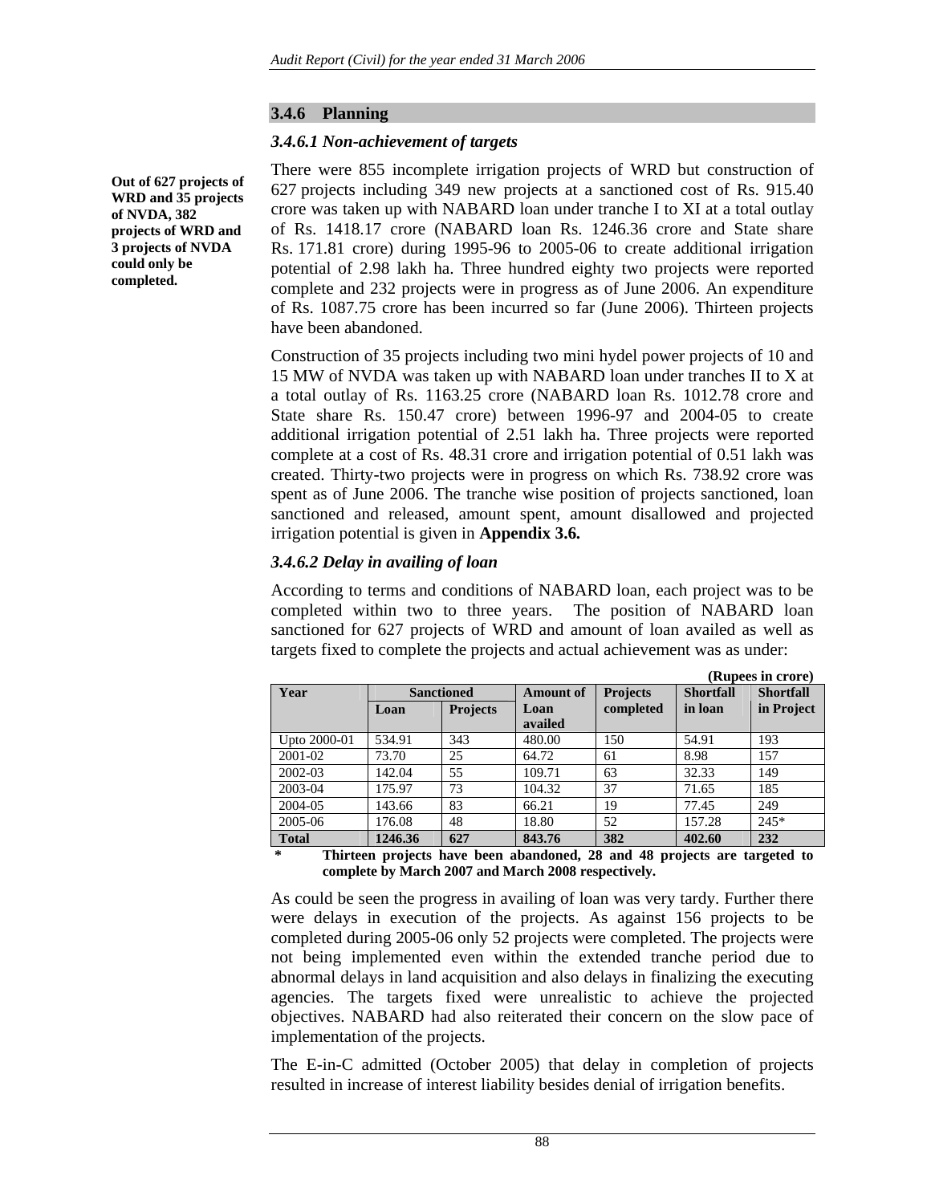### 3.4.6 Planning

#### *3.4.6.1 Non-achievement of targets*

**Out of 627 projects of WRD and 35 projects of NVDA, 382 projects of WRD and 3 projects of NVDA could only be completed.**

There were 855 incomplete irrigation projects of WRD but construction of 627 projects including 349 new projects at a sanctioned cost of Rs. 915.40 crore was taken up with NABARD loan under tranche I to XI at a total outlay of Rs. 1418.17 crore (NABARD loan Rs. 1246.36 crore and State share Rs. 171.81 crore) during 1995-96 to 2005-06 to create additional irrigation potential of 2.98 lakh ha. Three hundred eighty two projects were reported complete and 232 projects were in progress as of June 2006. An expenditure of Rs. 1087.75 crore has been incurred so far (June 2006). Thirteen projects have been abandoned.

Construction of 35 projects including two mini hydel power projects of 10 and 15 MW of NVDA was taken up with NABARD loan under tranches II to X at a total outlay of Rs. 1163.25 crore (NABARD loan Rs. 1012.78 crore and State share Rs. 150.47 crore) between 1996-97 and 2004-05 to create additional irrigation potential of 2.51 lakh ha. Three projects were reported complete at a cost of Rs. 48.31 crore and irrigation potential of 0.51 lakh ha was created. Thirty-two projects were in progress on which Rs. 738.92 crore was spent as of June 2006. The tranche wise position of projects sanctioned, loan sanctioned and released, amount spent, amount disallowed and projected irrigation potential is given in **Appendix 3.6.**

#### *3.4.6.2 Delay in availing of loan*

According to terms and conditions of NABARD loan, each project was to be completed within two to three years. The position of NABARD loan sanctioned for 627 projects of WRD and amount of loan availed as well as targets fixed to complete the projects and actual achievement was as under:

**(Rupees in crore)**

| Year | Sanctioned | | Amount of Loan availed | Projects completed | Shortfall in loan | Shortfall in Project |
|---|---|---|---|---|---|---|
| | Loan | Projects | | | | |
| Upto 2000-01 | 534.91 | 343 | 480.00 | 150 | 54.91 | 193 |
| 2001-02 | 73.70 | 25 | 64.72 | 61 | 8.98 | 157 |
| 2002-03 | 142.04 | 55 | 109.71 | 63 | 32.33 | 149 |
| 2003-04 | 175.97 | 73 | 104.32 | 37 | 71.65 | 185 |
| 2004-05 | 143.66 | 83 | 66.21 | 19 | 77.45 | 249 |
| 2005-06 | 176.08 | 48 | 18.80 | 52 | 157.28 | 245* |
| **Total** | **1246.36** | **627** | **843.76** | **382** | **402.60** | **232** |

\* **Thirteen projects have been abandoned, 28 and 48 projects are targeted to complete by March 2007 and March 2008 respectively.**

As could be seen the progress in availing of loan was very tardy. Further there were delays in execution of the projects. As against 156 projects to be completed during 2005-06 only 52 projects were completed. The projects were not being implemented even within the extended tranche period due to abnormal delays in land acquisition and also delays in finalizing the executing agencies. The targets fixed were unrealistic to achieve the projected objectives. NABARD had also reiterated their concern on the slow pace of implementation of the projects.

The E-in-C admitted (October 2005) that delay in completion of projects resulted in increase of interest liability besides denial of irrigation benefits.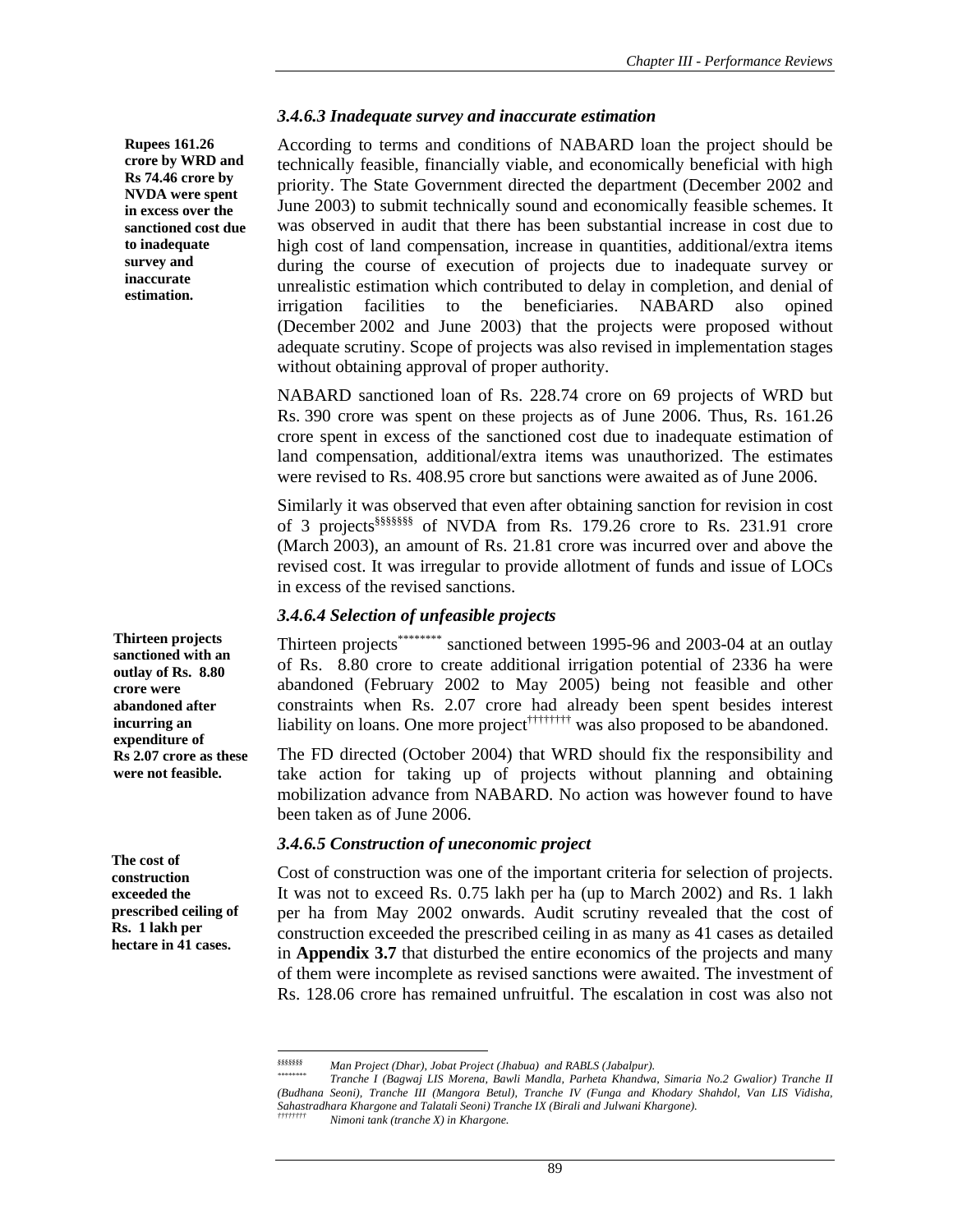### 3.4.6.3 *Inadequate survey and inaccurate estimation*

**Rupees 161.26 crore by WRD and Rs 74.46 crore by NVDA were spent in excess over the sanctioned cost due to inadequate survey and inaccurate estimation.**

According to terms and conditions of NABARD loan the project should be technically feasible, financially viable, and economically beneficial with high priority. The State Government directed the department (December 2002 and June 2003) to submit technically sound and economically feasible schemes. It was observed in audit that there has been substantial increase in cost due to high cost of land compensation, increase in quantities, additional/extra items during the course of execution of projects due to inadequate survey or unrealistic estimation which contributed to delay in completion, and denial of irrigation facilities to the beneficiaries. NABARD also opined (December 2002 and June 2003) that the projects were proposed without adequate scrutiny. Scope of projects was also revised in implementation stages without obtaining approval of proper authority.

NABARD sanctioned loan of Rs. 228.74 crore on 69 projects of WRD but Rs. 390 crore was spent on these projects as of June 2006. Thus, Rs. 161.26 crore spent in excess of the sanctioned cost due to inadequate estimation of land compensation, additional/extra items was unauthorized. The estimates were revised to Rs. 408.95 crore but sanctions were awaited as of June 2006.

Similarly it was observed that even after obtaining sanction for revision in cost of 3 projects[§§§§§§§] of NVDA from Rs. 179.26 crore to Rs. 231.91 crore (March 2003), an amount of Rs. 21.81 crore was incurred over and above the revised cost. It was irregular to provide allotment of funds and issue of LOCs in excess of the revised sanctions.

### 3.4.6.4 *Selection of unfeasible projects*

**Thirteen projects sanctioned with an outlay of Rs. 8.80 crore were abandoned after incurring an expenditure of Rs 2.07 crore as these were not feasible.**

Thirteen projects[********] sanctioned between 1995-96 and 2003-04 at an outlay of Rs. 8.80 crore to create additional irrigation potential of 2336 ha were abandoned (February 2002 to May 2005) being not feasible and other constraints when Rs. 2.07 crore had already been spent besides interest liability on loans. One more project[††††††††] was also proposed to be abandoned.

The FD directed (October 2004) that WRD should fix the responsibility and take action for taking up of projects without planning and obtaining mobilization advance from NABARD. No action was however found to have been taken as of June 2006.

### 3.4.6.5 *Construction of uneconomic project*

**The cost of construction exceeded the prescribed ceiling of Rs. 1 lakh per hectare in 41 cases.**

Cost of construction was one of the important criteria for selection of projects. It was not to exceed Rs. 0.75 lakh per ha (up to March 2002) and Rs. 1 lakh per ha from May 2002 onwards. Audit scrutiny revealed that the cost of construction exceeded the prescribed ceiling in as many as 41 cases as detailed in **Appendix 3.7** that disturbed the entire economics of the projects and many of them were incomplete as revised sanctions were awaited. The investment of Rs. 128.06 crore has remained unfruitful. The escalation in cost was also not

---

[§§§§§§§] *Man Project (Dhar), Jobat Project (Jhabua) and RABLS (Jabalpur).*

[********] *Tranche I (Bagwaj LIS Morena, Bawli Mandla, Parheta Khandwa, Simaria No.2 Gwalior) Tranche II (Budhana Seoni), Tranche III (Mangora Betul), Tranche IV (Funga and Khodary Shahdol, Van LIS Vidisha, Sahastradhara Khargone and Talatali Seoni) Tranche IX (Birali and Julwani Khargone).*

[††††††††] *Nimoni tank (tranche X) in Khargone.*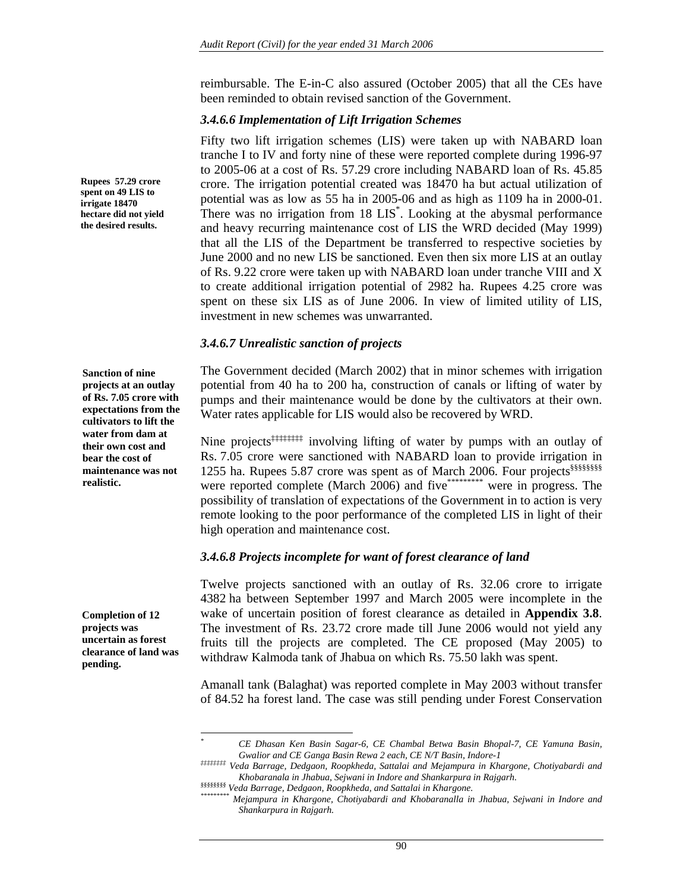reimbursable. The E-in-C also assured (October 2005) that all the CEs have been reminded to obtain revised sanction of the Government.

### *3.4.6.6 Implementation of Lift Irrigation Schemes*

**Rupees 57.29 crore spent on 49 LIS to irrigate 18470 hectare did not yield the desired results.**

Fifty two lift irrigation schemes (LIS) were taken up with NABARD loan tranche I to IV and forty nine of these were reported complete during 1996-97 to 2005-06 at a cost of Rs. 57.29 crore including NABARD loan of Rs. 45.85 crore. The irrigation potential created was 18470 ha but actual utilization of potential was as low as 55 ha in 2005-06 and as high as 1109 ha in 2000-01. There was no irrigation from 18 LIS[*]. Looking at the abysmal performance and heavy recurring maintenance cost of LIS the WRD decided (May 1999) that all the LIS of the Department be transferred to respective societies by June 2000 and no new LIS be sanctioned. Even then six more LIS at an outlay of Rs. 9.22 crore were taken up with NABARD loan under tranche VIII and X to create additional irrigation potential of 2982 ha. Rupees 4.25 crore was spent on these six LIS as of June 2006. In view of limited utility of LIS, investment in new schemes was unwarranted.

### *3.4.6.7 Unrealistic sanction of projects*

**Sanction of nine projects at an outlay of Rs. 7.05 crore with expectations from the cultivators to lift the water from dam at their own cost and bear the cost of maintenance was not realistic.**

The Government decided (March 2002) that in minor schemes with irrigation potential from 40 ha to 200 ha, construction of canals or lifting of water by pumps and their maintenance would be done by the cultivators at their own. Water rates applicable for LIS would also be recovered by WRD.

Nine projects[‡‡‡‡‡‡‡] involving lifting of water by pumps with an outlay of Rs. 7.05 crore were sanctioned with NABARD loan to provide irrigation in 1255 ha. Rupees 5.87 crore was spent as of March 2006. Four projects[§§§§§§§§] were reported complete (March 2006) and five[*********] were in progress. The possibility of translation of expectations of the Government in to action is very remote looking to the poor performance of the completed LIS in light of their high operation and maintenance cost.

### *3.4.6.8 Projects incomplete for want of forest clearance of land*

**Completion of 12 projects was uncertain as forest clearance of land was pending.**

Twelve projects sanctioned with an outlay of Rs. 32.06 crore to irrigate 4382 ha between September 1997 and March 2005 were incomplete in the wake of uncertain position of forest clearance as detailed in **Appendix 3.8**. The investment of Rs. 23.72 crore made till June 2006 would not yield any fruits till the projects are completed. The CE proposed (May 2005) to withdraw Kalmoda tank of Jhabua on which Rs. 75.50 lakh was spent.

Amanall tank (Balaghat) was reported complete in May 2003 without transfer of 84.52 ha forest land. The case was still pending under Forest Conservation

---

[*] *CE Dhasan Ken Basin Sagar-6, CE Chambal Betwa Basin Bhopal-7, CE Yamuna Basin, Gwalior and CE Ganga Basin Rewa 2 each, CE N/T Basin, Indore-1*

[‡‡‡‡‡‡‡] *Veda Barrage, Dedgaon, Roopkheda, Sattalai and Mejampura in Khargone, Chotiyabardi and Khobaranala in Jhabua, Sejwani in Indore and Shankarpura in Rajgarh.*

[§§§§§§§§] *Veda Barrage, Dedgaon, Roopkheda, and Sattalai in Khargone.*

[*********] *Mejampura in Khargone, Chotiyabardi and Khobaranalla in Jhabua, Sejwani in Indore and Shankarpura in Rajgarh.*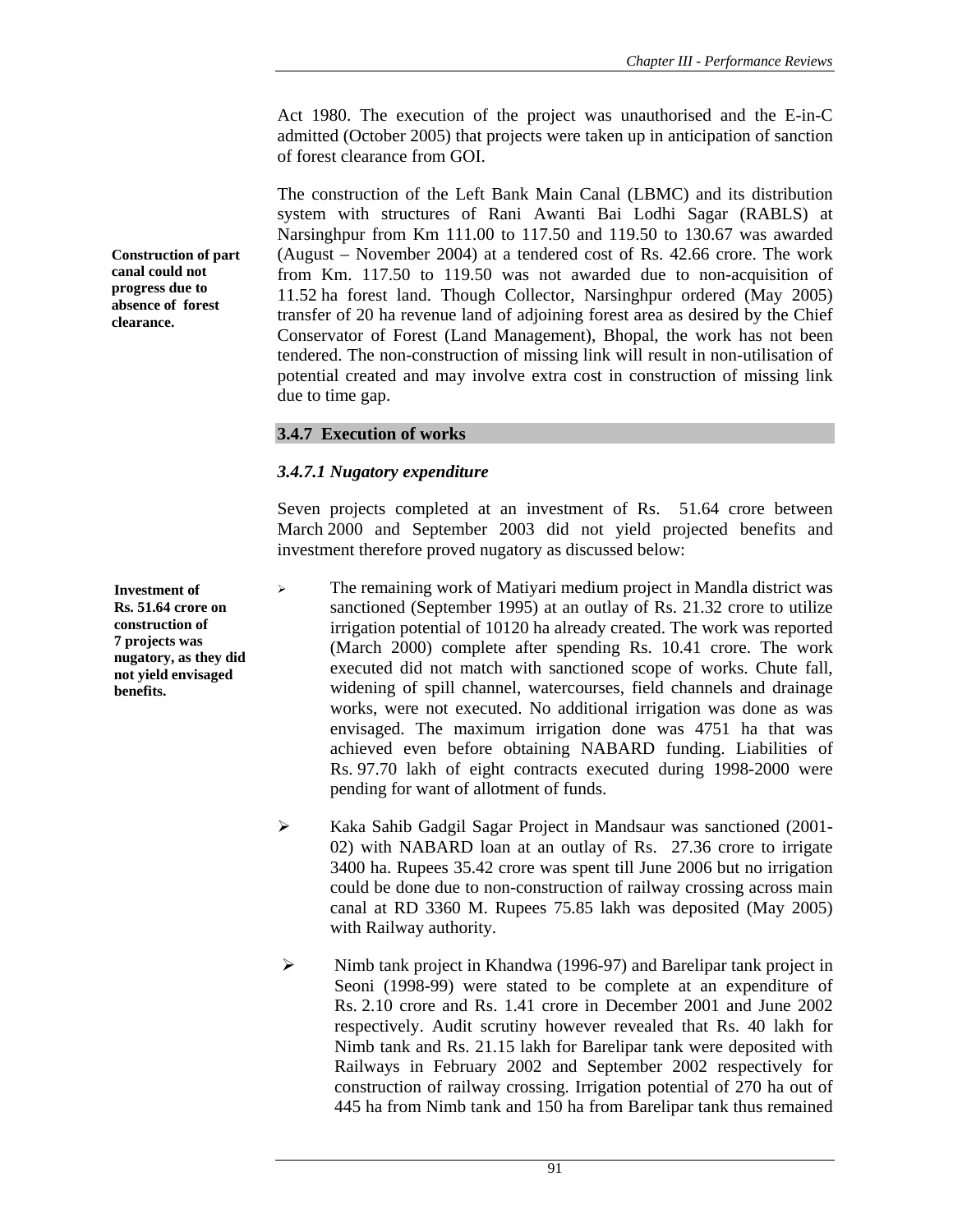Act 1980. The execution of the project was unauthorised and the E-in-C admitted (October 2005) that projects were taken up in anticipation of sanction of forest clearance from GOI.

**Construction of part canal could not progress due to absence of forest clearance.**

The construction of the Left Bank Main Canal (LBMC) and its distribution system with structures of Rani Awanti Bai Lodhi Sagar (RABLS) at Narsinghpur from Km 111.00 to 117.50 and 119.50 to 130.67 was awarded (August – November 2004) at a tendered cost of Rs. 42.66 crore. The work from Km. 117.50 to 119.50 was not awarded due to non-acquisition of 11.52 ha forest land. Though Collector, Narsinghpur ordered (May 2005) transfer of 20 ha revenue land of adjoining forest area as desired by the Chief Conservator of Forest (Land Management), Bhopal, the work has not been tendered. The non-construction of missing link will result in non-utilisation of potential created and may involve extra cost in construction of missing link due to time gap.

### 3.4.7 Execution of works

#### *3.4.7.1 Nugatory expenditure*

Seven projects completed at an investment of Rs. 51.64 crore between March 2000 and September 2003 did not yield projected benefits and investment therefore proved nugatory as discussed below:

**Investment of Rs. 51.64 crore on construction of 7 projects was nugatory, as they did not yield envisaged benefits.**

- The remaining work of Matiyari medium project in Mandla district was sanctioned (September 1995) at an outlay of Rs. 21.32 crore to utilize irrigation potential of 10120 ha already created. The work was reported (March 2000) complete after spending Rs. 10.41 crore. The work executed did not match with sanctioned scope of works. Chute fall, widening of spill channel, watercourses, field channels and drainage works, were not executed. No additional irrigation was done as was envisaged. The maximum irrigation done was 4751 ha that was achieved even before obtaining NABARD funding. Liabilities of Rs. 97.70 lakh of eight contracts executed during 1998-2000 were pending for want of allotment of funds.

- Kaka Sahib Gadgil Sagar Project in Mandsaur was sanctioned (2001-02) with NABARD loan at an outlay of Rs. 27.36 crore to irrigate 3400 ha. Rupees 35.42 crore was spent till June 2006 but no irrigation could be done due to non-construction of railway crossing across main canal at RD 3360 M. Rupees 75.85 lakh was deposited (May 2005) with Railway authority.

- Nimb tank project in Khandwa (1996-97) and Barelipar tank project in Seoni (1998-99) were stated to be complete at an expenditure of Rs. 2.10 crore and Rs. 1.41 crore in December 2001 and June 2002 respectively. Audit scrutiny however revealed that Rs. 40 lakh for Nimb tank and Rs. 21.15 lakh for Barelipar tank were deposited with Railways in February 2002 and September 2002 respectively for construction of railway crossing. Irrigation potential of 270 ha out of 445 ha from Nimb tank and 150 ha from Barelipar tank thus remained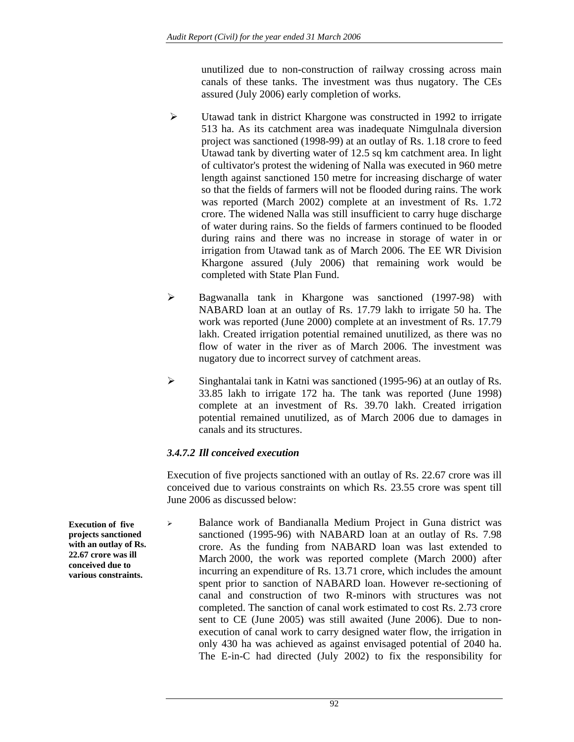unutilized due to non-construction of railway crossing across main canals of these tanks. The investment was thus nugatory. The CEs assured (July 2006) early completion of works.

- Utawad tank in district Khargone was constructed in 1992 to irrigate 513 ha. As its catchment area was inadequate Nimgulnala diversion project was sanctioned (1998-99) at an outlay of Rs. 1.18 crore to feed Utawad tank by diverting water of 12.5 sq km catchment area. In light of cultivator's protest the widening of Nalla was executed in 960 metre length against sanctioned 150 metre for increasing discharge of water so that the fields of farmers will not be flooded during rains. The work was reported (March 2002) complete at an investment of Rs. 1.72 crore. The widened Nalla was still insufficient to carry huge discharge of water during rains. So the fields of farmers continued to be flooded during rains and there was no increase in storage of water in or irrigation from Utawad tank as of March 2006. The EE WR Division Khargone assured (July 2006) that remaining work would be completed with State Plan Fund.

- Bagwanalla tank in Khargone was sanctioned (1997-98) with NABARD loan at an outlay of Rs. 17.79 lakh to irrigate 50 ha. The work was reported (June 2000) complete at an investment of Rs. 17.79 lakh. Created irrigation potential remained unutilized, as there was no flow of water in the river as of March 2006. The investment was nugatory due to incorrect survey of catchment areas.

- Singhantalai tank in Katni was sanctioned (1995-96) at an outlay of Rs. 33.85 lakh to irrigate 172 ha. The tank was reported (June 1998) complete at an investment of Rs. 39.70 lakh. Created irrigation potential remained unutilized, as of March 2006 due to damages in canals and its structures.

### *3.4.7.2 Ill conceived execution*

Execution of five projects sanctioned with an outlay of Rs. 22.67 crore was ill conceived due to various constraints on which Rs. 23.55 crore was spent till June 2006 as discussed below:

**Execution of five projects sanctioned with an outlay of Rs. 22.67 crore was ill conceived due to various constraints.**

- Balance work of Bandianalla Medium Project in Guna district was sanctioned (1995-96) with NABARD loan at an outlay of Rs. 7.98 crore. As the funding from NABARD loan was last extended to March 2000, the work was reported complete (March 2000) after incurring an expenditure of Rs. 13.71 crore, which includes the amount spent prior to sanction of NABARD loan. However re-sectioning of canal and construction of two R-minors with structures was not completed. The sanction of canal work estimated to cost Rs. 2.73 crore sent to CE (June 2005) was still awaited (June 2006). Due to non-execution of canal work to carry designed water flow, the irrigation in only 430 ha was achieved as against envisaged potential of 2040 ha. The E-in-C had directed (July 2002) to fix the responsibility for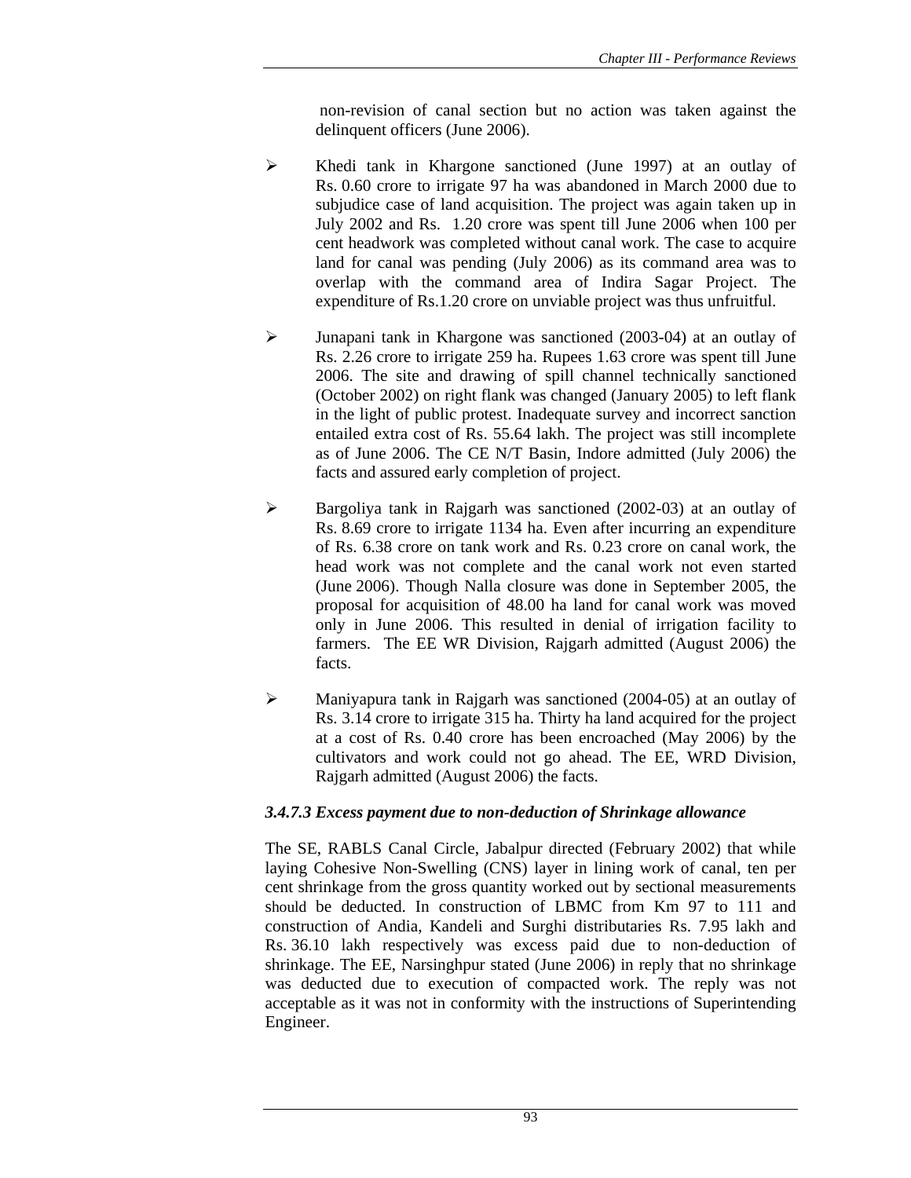non-revision of canal section but no action was taken against the delinquent officers (June 2006).

- Khedi tank in Khargone sanctioned (June 1997) at an outlay of Rs. 0.60 crore to irrigate 97 ha was abandoned in March 2000 due to subjudice case of land acquisition. The project was again taken up in July 2002 and Rs. 1.20 crore was spent till June 2006 when 100 per cent headwork was completed without canal work. The case to acquire land for canal was pending (July 2006) as its command area was to overlap with the command area of Indira Sagar Project. The expenditure of Rs.1.20 crore on unviable project was thus unfruitful.

- Junapani tank in Khargone was sanctioned (2003-04) at an outlay of Rs. 2.26 crore to irrigate 259 ha. Rupees 1.63 crore was spent till June 2006. The site and drawing of spill channel technically sanctioned (October 2002) on right flank was changed (January 2005) to left flank in the light of public protest. Inadequate survey and incorrect sanction entailed extra cost of Rs. 55.64 lakh. The project was still incomplete as of June 2006. The CE N/T Basin, Indore admitted (July 2006) the facts and assured early completion of project.

- Bargoliya tank in Rajgarh was sanctioned (2002-03) at an outlay of Rs. 8.69 crore to irrigate 1134 ha. Even after incurring an expenditure of Rs. 6.38 crore on tank work and Rs. 0.23 crore on canal work, the head work was not complete and the canal work not even started (June 2006). Though Nalla closure was done in September 2005, the proposal for acquisition of 48.00 ha land for canal work was moved only in June 2006. This resulted in denial of irrigation facility to farmers. The EE WR Division, Rajgarh admitted (August 2006) the facts.

- Maniyapura tank in Rajgarh was sanctioned (2004-05) at an outlay of Rs. 3.14 crore to irrigate 315 ha. Thirty ha land acquired for the project at a cost of Rs. 0.40 crore has been encroached (May 2006) by the cultivators and work could not go ahead. The EE, WRD Division, Rajgarh admitted (August 2006) the facts.

#### *3.4.7.3 Excess payment due to non-deduction of Shrinkage allowance*

The SE, RABLS Canal Circle, Jabalpur directed (February 2002) that while laying Cohesive Non-Swelling (CNS) layer in lining work of canal, ten per cent shrinkage from the gross quantity worked out by sectional measurements should be deducted. In construction of LBMC from Km 97 to 111 and construction of Andia, Kandeli and Surghi distributaries Rs. 7.95 lakh and Rs. 36.10 lakh respectively was excess paid due to non-deduction of shrinkage. The EE, Narsinghpur stated (June 2006) in reply that no shrinkage was deducted due to execution of compacted work. The reply was not acceptable as it was not in conformity with the instructions of Superintending Engineer.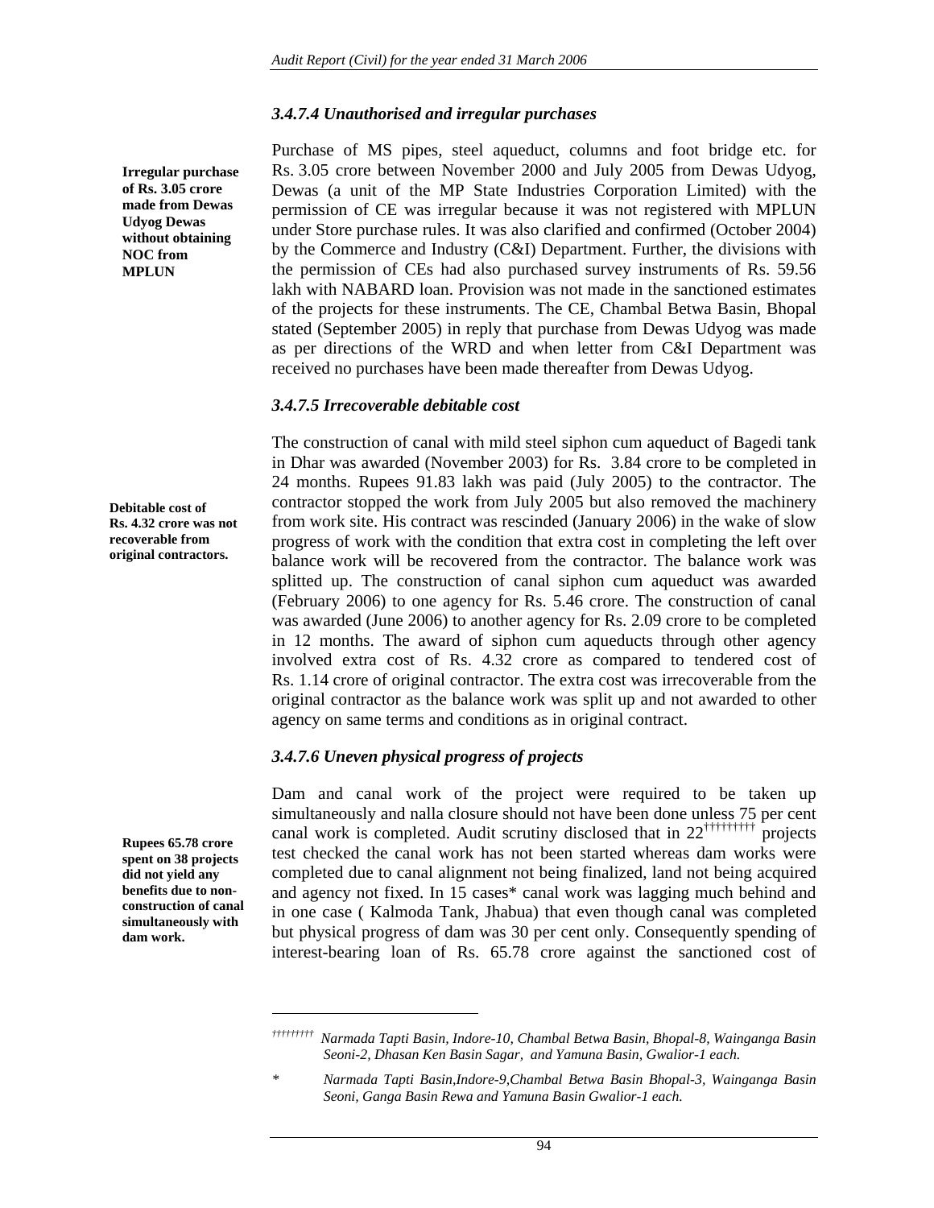### *3.4.7.4 Unauthorised and irregular purchases*

**Irregular purchase of Rs. 3.05 crore made from Dewas Udyog Dewas without obtaining NOC from MPLUN**

Purchase of MS pipes, steel aqueduct, columns and foot bridge etc. for Rs. 3.05 crore between November 2000 and July 2005 from Dewas Udyog, Dewas (a unit of the MP State Industries Corporation Limited) with the permission of CE was irregular because it was not registered with MPLUN under Store purchase rules. It was also clarified and confirmed (October 2004) by the Commerce and Industry (C&I) Department. Further, the divisions with the permission of CEs had also purchased survey instruments of Rs. 59.56 lakh with NABARD loan. Provision was not made in the sanctioned estimates of the projects for these instruments. The CE, Chambal Betwa Basin, Bhopal stated (September 2005) in reply that purchase from Dewas Udyog was made as per directions of the WRD and when letter from C&I Department was received no purchases have been made thereafter from Dewas Udyog.

### *3.4.7.5 Irrecoverable debitable cost*

**Debitable cost of Rs. 4.32 crore was not recoverable from original contractors.**

The construction of canal with mild steel siphon cum aqueduct of Bagedi tank in Dhar was awarded (November 2003) for Rs. 3.84 crore to be completed in 24 months. Rupees 91.83 lakh was paid (July 2005) to the contractor. The contractor stopped the work from July 2005 but also removed the machinery from work site. His contract was rescinded (January 2006) in the wake of slow progress of work with the condition that extra cost in completing the left over balance work will be recovered from the contractor. The balance work was splitted up. The construction of canal siphon cum aqueduct was awarded (February 2006) to one agency for Rs. 5.46 crore. The construction of canal was awarded (June 2006) to another agency for Rs. 2.09 crore to be completed in 12 months. The award of siphon cum aqueducts through other agency involved extra cost of Rs. 4.32 crore as compared to tendered cost of Rs. 1.14 crore of original contractor. The extra cost was irrecoverable from the original contractor as the balance work was split up and not awarded to other agency on same terms and conditions as in original contract.

### *3.4.7.6 Uneven physical progress of projects*

**Rupees 65.78 crore spent on 38 projects did not yield any benefits due to non-construction of canal simultaneously with dam work.**

Dam and canal work of the project were required to be taken up simultaneously and nalla closure should not have been done unless 75 per cent canal work is completed. Audit scrutiny disclosed that in 22[††††††††††] projects test checked the canal work has not been started whereas dam works were completed due to canal alignment not being finalized, land not being acquired and agency not fixed. In 15 cases* canal work was lagging much behind and in one case ( Kalmoda Tank, Jhabua) that even though canal was completed but physical progress of dam was 30 per cent only. Consequently spending of interest-bearing loan of Rs. 65.78 crore against the sanctioned cost of

---

[††††††††††] *Narmada Tapti Basin, Indore-10, Chambal Betwa Basin, Bhopal-8, Wainganga Basin Seoni-2, Dhasan Ken Basin Sagar, and Yamuna Basin, Gwalior-1 each.*

\* *Narmada Tapti Basin,Indore-9,Chambal Betwa Basin Bhopal-3, Wainganga Basin Seoni, Ganga Basin Rewa and Yamuna Basin Gwalior-1 each.*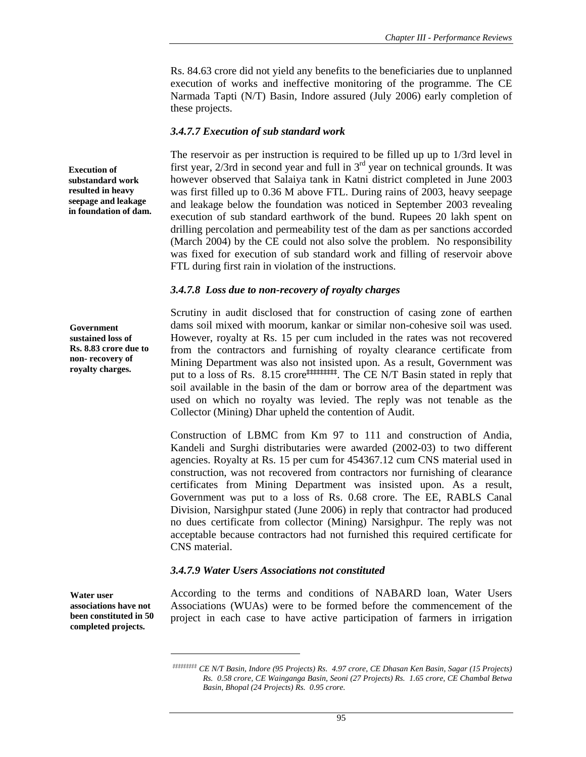Rs. 84.63 crore did not yield any benefits to the beneficiaries due to unplanned execution of works and ineffective monitoring of the programme. The CE Narmada Tapti (N/T) Basin, Indore assured (July 2006) early completion of these projects.

### *3.4.7.7 Execution of sub standard work*

**Execution of substandard work resulted in heavy seepage and leakage in foundation of dam.**

The reservoir as per instruction is required to be filled up up to 1/3rd level in first year, 2/3rd in second year and full in 3rd year on technical grounds. It was however observed that Salaiya tank in Katni district completed in June 2003 was first filled up to 0.36 M above FTL. During rains of 2003, heavy seepage and leakage below the foundation was noticed in September 2003 revealing execution of sub standard earthwork of the bund. Rupees 20 lakh spent on drilling percolation and permeability test of the dam as per sanctions accorded (March 2004) by the CE could not also solve the problem. No responsibility was fixed for execution of sub standard work and filling of reservoir above FTL during first rain in violation of the instructions.

### *3.4.7.8 Loss due to non-recovery of royalty charges*

**Government sustained loss of Rs. 8.83 crore due to non- recovery of royalty charges.**

Scrutiny in audit disclosed that for construction of casing zone of earthen dams soil mixed with moorum, kankar or similar non-cohesive soil was used. However, royalty at Rs. 15 per cum included in the rates was not recovered from the contractors and furnishing of royalty clearance certificate from Mining Department was also not insisted upon. As a result, Government was put to a loss of Rs. 8.15 crore[‡‡‡‡‡‡‡‡]. The CE N/T Basin stated in reply that soil available in the basin of the dam or borrow area of the department was used on which no royalty was levied. The reply was not tenable as the Collector (Mining) Dhar upheld the contention of Audit.

Construction of LBMC from Km 97 to 111 and construction of Andia, Kandeli and Surghi distributaries were awarded (2002-03) to two different agencies. Royalty at Rs. 15 per cum for 454367.12 cum CNS material used in construction, was not recovered from contractors nor furnishing of clearance certificates from Mining Department was insisted upon. As a result, Government was put to a loss of Rs. 0.68 crore. The EE, RABLS Canal Division, Narsighpur stated (June 2006) in reply that contractor had produced no dues certificate from collector (Mining) Narsighpur. The reply was not acceptable because contractors had not furnished this required certificate for CNS material.

### *3.4.7.9 Water Users Associations not constituted*

**Water user associations have not been constituted in 50 completed projects.**

According to the terms and conditions of NABARD loan, Water Users Associations (WUAs) were to be formed before the commencement of the project in each case to have active participation of farmers in irrigation

---

[‡‡‡‡‡‡‡‡] *CE N/T Basin, Indore (95 Projects) Rs. 4.97 crore, CE Dhasan Ken Basin, Sagar (15 Projects) Rs. 0.58 crore, CE Wainganga Basin, Seoni (27 Projects) Rs. 1.65 crore, CE Chambal Betwa Basin, Bhopal (24 Projects) Rs. 0.95 crore.*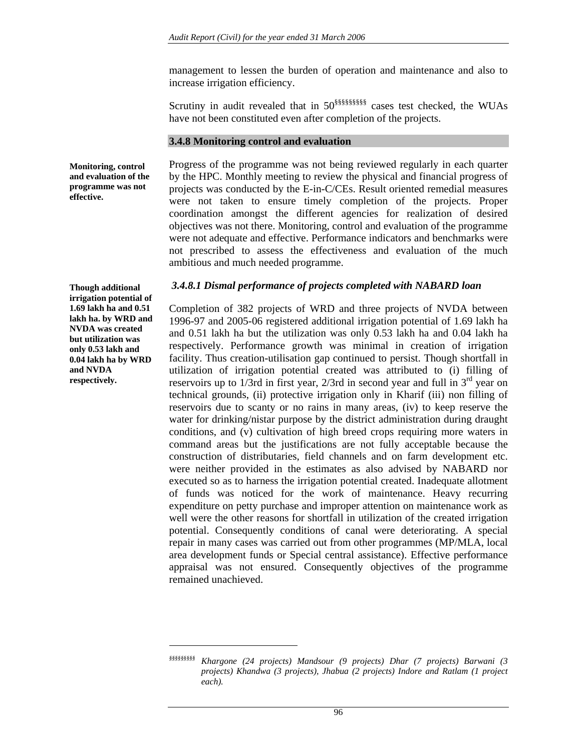management to lessen the burden of operation and maintenance and also to increase irrigation efficiency.

Scrutiny in audit revealed that in 50[§§§§§§§§§] cases test checked, the WUAs have not been constituted even after completion of the projects.

### 3.4.8 Monitoring control and evaluation

**Monitoring, control and evaluation of the programme was not effective.**

Progress of the programme was not being reviewed regularly in each quarter by the HPC. Monthly meeting to review the physical and financial progress of projects was conducted by the E-in-C/CEs. Result oriented remedial measures were not taken to ensure timely completion of the projects. Proper coordination amongst the different agencies for realization of desired objectives was not there. Monitoring, control and evaluation of the programme were not adequate and effective. Performance indicators and benchmarks were not prescribed to assess the effectiveness and evaluation of the much ambitious and much needed programme.

#### *3.4.8.1 Dismal performance of projects completed with NABARD loan*

**Though additional irrigation potential of 1.69 lakh ha and 0.51 lakh ha. by WRD and NVDA was created but utilization was only 0.53 lakh and 0.04 lakh ha by WRD and NVDA respectively.**

Completion of 382 projects of WRD and three projects of NVDA between 1996-97 and 2005-06 registered additional irrigation potential of 1.69 lakh ha and 0.51 lakh ha but the utilization was only 0.53 lakh ha and 0.04 lakh ha respectively. Performance growth was minimal in creation of irrigation facility. Thus creation-utilisation gap continued to persist. Though shortfall in utilization of irrigation potential created was attributed to (i) filling of reservoirs up to 1/3rd in first year, 2/3rd in second year and full in 3rd year on technical grounds, (ii) protective irrigation only in Kharif (iii) non filling of reservoirs due to scanty or no rains in many areas, (iv) to keep reserve the water for drinking/nistar purpose by the district administration during draught conditions, and (v) cultivation of high breed crops requiring more waters in command areas but the justifications are not fully acceptable because the construction of distributaries, field channels and on farm development etc. were neither provided in the estimates as also advised by NABARD nor executed so as to harness the irrigation potential created. Inadequate allotment of funds was noticed for the work of maintenance. Heavy recurring expenditure on petty purchase and improper attention on maintenance work as well were the other reasons for shortfall in utilization of the created irrigation potential. Consequently conditions of canal were deteriorating. A special repair in many cases was carried out from other programmes (MP/MLA, local area development funds or Special central assistance). Effective performance appraisal was not ensured. Consequently objectives of the programme remained unachieved.

---

[§§§§§§§§§] *Khargone (24 projects) Mandsour (9 projects) Dhar (7 projects) Barwani (3 projects) Khandwa (3 projects), Jhabua (2 projects) Indore and Ratlam (1 project each).*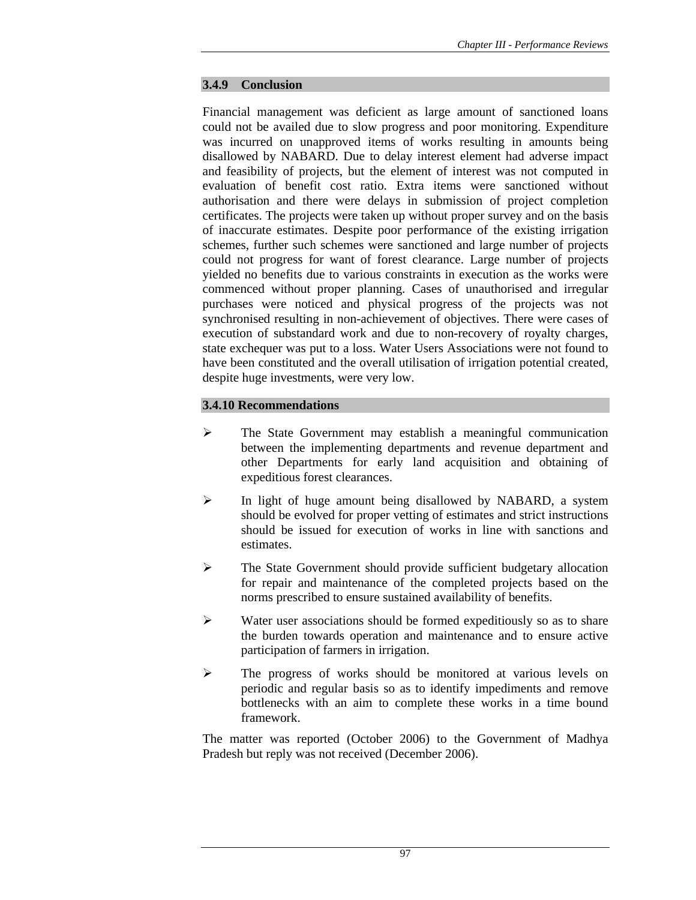### 3.4.9 Conclusion

Financial management was deficient as large amount of sanctioned loans could not be availed due to slow progress and poor monitoring. Expenditure was incurred on unapproved items of works resulting in amounts being disallowed by NABARD. Due to delay interest element had adverse impact and feasibility of projects, but the element of interest was not computed in evaluation of benefit cost ratio. Extra items were sanctioned without authorisation and there were delays in submission of project completion certificates. The projects were taken up without proper survey and on the basis of inaccurate estimates. Despite poor performance of the existing irrigation schemes, further such schemes were sanctioned and large number of projects could not progress for want of forest clearance. Large number of projects yielded no benefits due to various constraints in execution as the works were commenced without proper planning. Cases of unauthorised and irregular purchases were noticed and physical progress of the projects was not synchronised resulting in non-achievement of objectives. There were cases of execution of substandard work and due to non-recovery of royalty charges, state exchequer was put to a loss. Water Users Associations were not found to have been constituted and the overall utilisation of irrigation potential created, despite huge investments, were very low.

### 3.4.10 Recommendations

- The State Government may establish a meaningful communication between the implementing departments and revenue department and other Departments for early land acquisition and obtaining of expeditious forest clearances.
- In light of huge amount being disallowed by NABARD, a system should be evolved for proper vetting of estimates and strict instructions should be issued for execution of works in line with sanctions and estimates.
- The State Government should provide sufficient budgetary allocation for repair and maintenance of the completed projects based on the norms prescribed to ensure sustained availability of benefits.
- Water user associations should be formed expeditiously so as to share the burden towards operation and maintenance and to ensure active participation of farmers in irrigation.
- The progress of works should be monitored at various levels on periodic and regular basis so as to identify impediments and remove bottlenecks with an aim to complete these works in a time bound framework.

The matter was reported (October 2006) to the Government of Madhya Pradesh but reply was not received (December 2006).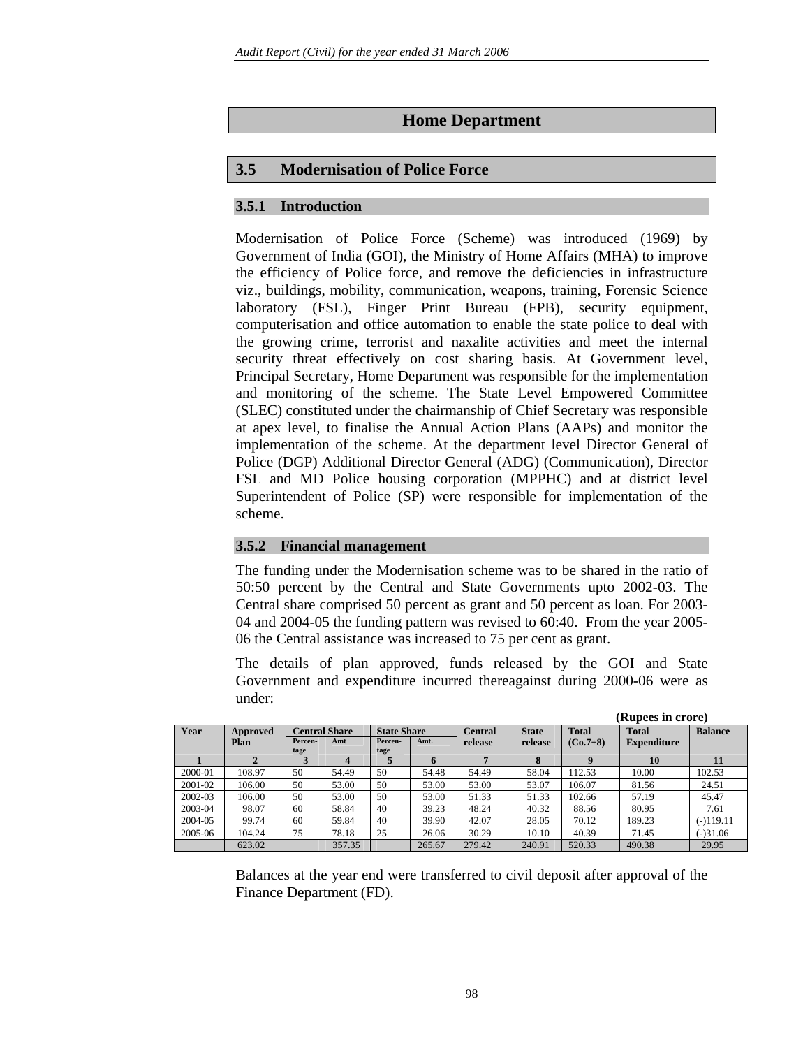## Home Department

## 3.5 Modernisation of Police Force

### 3.5.1 Introduction

Modernisation of Police Force (Scheme) was introduced (1969) by Government of India (GOI), the Ministry of Home Affairs (MHA) to improve the efficiency of Police force, and remove the deficiencies in infrastructure viz., buildings, mobility, communication, weapons, training, Forensic Science laboratory (FSL), Finger Print Bureau (FPB), security equipment, computerisation and office automation to enable the state police to deal with the growing crime, terrorist and naxalite activities and meet the internal security threat effectively on cost sharing basis. At Government level, Principal Secretary, Home Department was responsible for the implementation and monitoring of the scheme. The State Level Empowered Committee (SLEC) constituted under the chairmanship of Chief Secretary was responsible at apex level, to finalise the Annual Action Plans (AAPs) and monitor the implementation of the scheme. At the department level Director General of Police (DGP) Additional Director General (ADG) (Communication), Director FSL and MD Police housing corporation (MPPHC) and at district level Superintendent of Police (SP) were responsible for implementation of the scheme.

### 3.5.2 Financial management

The funding under the Modernisation scheme was to be shared in the ratio of 50:50 percent by the Central and State Governments upto 2002-03. The Central share comprised 50 percent as grant and 50 percent as loan. For 2003-04 and 2004-05 the funding pattern was revised to 60:40. From the year 2005-06 the Central assistance was increased to 75 per cent as grant.

The details of plan approved, funds released by the GOI and State Government and expenditure incurred thereagainst during 2000-06 were as under:

**(Rupees in crore)**

| Year | Approved Plan | Central Share | | State Share | | Central release | State release | Total (Co.7+8) | Total Expenditure | Balance |
|---|---|---|---|---|---|---|---|---|---|---|
| | | Percen-tage | Amt | Percen-tage | Amt. | | | | | |
| 1 | 2 | 3 | 4 | 5 | 6 | 7 | 8 | 9 | 10 | 11 |
| 2000-01 | 108.97 | 50 | 54.49 | 50 | 54.48 | 54.49 | 58.04 | 112.53 | 10.00 | 102.53 |
| 2001-02 | 106.00 | 50 | 53.00 | 50 | 53.00 | 53.00 | 53.07 | 106.07 | 81.56 | 24.51 |
| 2002-03 | 106.00 | 50 | 53.00 | 50 | 53.00 | 51.33 | 51.33 | 102.66 | 57.19 | 45.47 |
| 2003-04 | 98.07 | 60 | 58.84 | 40 | 39.23 | 48.24 | 40.32 | 88.56 | 80.95 | 7.61 |
| 2004-05 | 99.74 | 60 | 59.84 | 40 | 39.90 | 42.07 | 28.05 | 70.12 | 189.23 | (-)119.11 |
| 2005-06 | 104.24 | 75 | 78.18 | 25 | 26.06 | 30.29 | 10.10 | 40.39 | 71.45 | (-)31.06 |
| | 623.02 | | 357.35 | | 265.67 | 279.42 | 240.91 | 520.33 | 490.38 | 29.95 |

Balances at the year end were transferred to civil deposit after approval of the Finance Department (FD).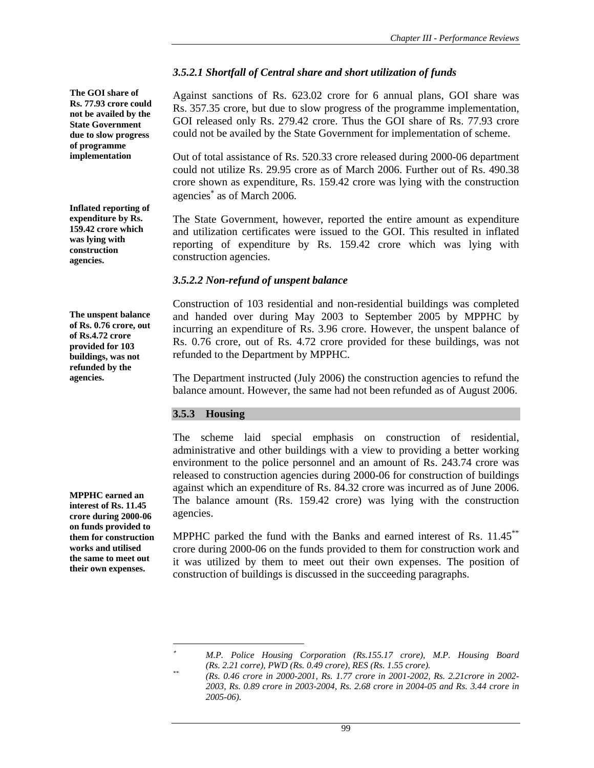### 3.5.2.1 Shortfall of Central share and short utilization of funds

**The GOI share of Rs. 77.93 crore could not be availed by the State Government due to slow progress of programme implementation**

Against sanctions of Rs. 623.02 crore for 6 annual plans, GOI share was Rs. 357.35 crore, but due to slow progress of the programme implementation, GOI released only Rs. 279.42 crore. Thus the GOI share of Rs. 77.93 crore could not be availed by the State Government for implementation of scheme.

Out of total assistance of Rs. 520.33 crore released during 2000-06 department could not utilize Rs. 29.95 crore as of March 2006. Further out of Rs. 490.38 crore shown as expenditure, Rs. 159.42 crore was lying with the construction agencies* as of March 2006.

**Inflated reporting of expenditure by Rs. 159.42 crore which was lying with construction agencies.**

The State Government, however, reported the entire amount as expenditure and utilization certificates were issued to the GOI. This resulted in inflated reporting of expenditure by Rs. 159.42 crore which was lying with construction agencies.

### 3.5.2.2 Non-refund of unspent balance

**The unspent balance of Rs. 0.76 crore, out of Rs.4.72 crore provided for 103 buildings, was not refunded by the agencies.**

Construction of 103 residential and non-residential buildings was completed and handed over during May 2003 to September 2005 by MPPHC by incurring an expenditure of Rs. 3.96 crore. However, the unspent balance of Rs. 0.76 crore, out of Rs. 4.72 crore provided for these buildings, was not refunded to the Department by MPPHC.

The Department instructed (July 2006) the construction agencies to refund the balance amount. However, the same had not been refunded as of August 2006.

## 3.5.3 Housing

The scheme laid special emphasis on construction of residential, administrative and other buildings with a view to providing a better working environment to the police personnel and an amount of Rs. 243.74 crore was released to construction agencies during 2000-06 for construction of buildings against which an expenditure of Rs. 84.32 crore was incurred as of June 2006. The balance amount (Rs. 159.42 crore) was lying with the construction agencies.

**MPPHC earned an interest of Rs. 11.45 crore during 2000-06 on funds provided to them for construction works and utilised the same to meet out their own expenses.**

MPPHC parked the fund with the Banks and earned interest of Rs. 11.45** crore during 2000-06 on the funds provided to them for construction work and it was utilized by them to meet out their own expenses. The position of construction of buildings is discussed in the succeeding paragraphs.

---

* *M.P. Police Housing Corporation (Rs.155.17 crore), M.P. Housing Board (Rs. 2.21 corre), PWD (Rs. 0.49 crore), RES (Rs. 1.55 crore).*

** *(Rs. 0.46 crore in 2000-2001, Rs. 1.77 crore in 2001-2002, Rs. 2.21crore in 2002-2003, Rs. 0.89 crore in 2003-2004, Rs. 2.68 crore in 2004-05 and Rs. 3.44 crore in 2005-06).*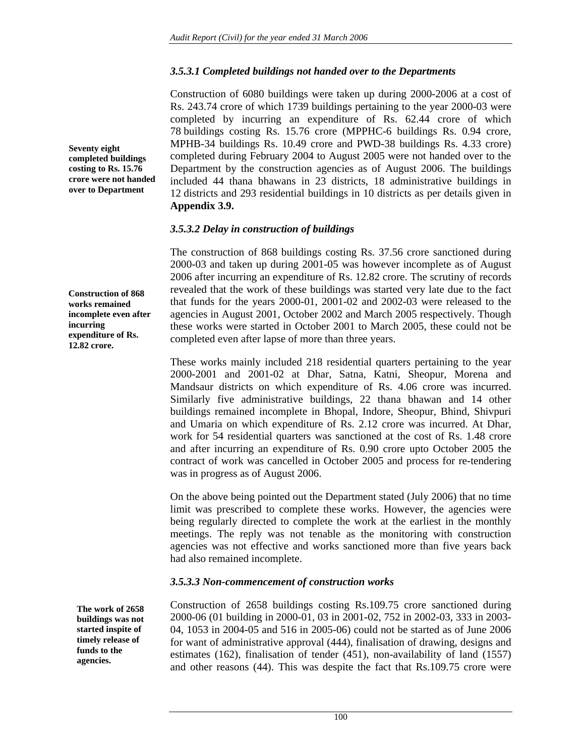### *3.5.3.1 Completed buildings not handed over to the Departments*

**Seventy eight completed buildings costing to Rs. 15.76 crore were not handed over to Department**

Construction of 6080 buildings were taken up during 2000-2006 at a cost of Rs. 243.74 crore of which 1739 buildings pertaining to the year 2000-03 were completed by incurring an expenditure of Rs. 62.44 crore of which 78 buildings costing Rs. 15.76 crore (MPPHC-6 buildings Rs. 0.94 crore, MPHB-34 buildings Rs. 10.49 crore and PWD-38 buildings Rs. 4.33 crore) completed during February 2004 to August 2005 were not handed over to the Department by the construction agencies as of August 2006. The buildings included 44 thana bhawans in 23 districts, 18 administrative buildings in 12 districts and 293 residential buildings in 10 districts as per details given in **Appendix 3.9.**

### *3.5.3.2 Delay in construction of buildings*

**Construction of 868 works remained incomplete even after incurring expenditure of Rs. 12.82 crore.**

The construction of 868 buildings costing Rs. 37.56 crore sanctioned during 2000-03 and taken up during 2001-05 was however incomplete as of August 2006 after incurring an expenditure of Rs. 12.82 crore. The scrutiny of records revealed that the work of these buildings was started very late due to the fact that funds for the years 2000-01, 2001-02 and 2002-03 were released to the agencies in August 2001, October 2002 and March 2005 respectively. Though these works were started in October 2001 to March 2005, these could not be completed even after lapse of more than three years.

These works mainly included 218 residential quarters pertaining to the year 2000-2001 and 2001-02 at Dhar, Satna, Katni, Sheopur, Morena and Mandsaur districts on which expenditure of Rs. 4.06 crore was incurred. Similarly five administrative buildings, 22 thana bhawan and 14 other buildings remained incomplete in Bhopal, Indore, Sheopur, Bhind, Shivpuri and Umaria on which expenditure of Rs. 2.12 crore was incurred. At Dhar, work for 54 residential quarters was sanctioned at the cost of Rs. 1.48 crore and after incurring an expenditure of Rs. 0.90 crore upto October 2005 the contract of work was cancelled in October 2005 and process for re-tendering was in progress as of August 2006.

On the above being pointed out the Department stated (July 2006) that no time limit was prescribed to complete these works. However, the agencies were being regularly directed to complete the work at the earliest in the monthly meetings. The reply was not tenable as the monitoring with construction agencies was not effective and works sanctioned more than five years back had also remained incomplete.

### *3.5.3.3 Non-commencement of construction works*

**The work of 2658 buildings was not started inspite of timely release of funds to the agencies.**

Construction of 2658 buildings costing Rs.109.75 crore sanctioned during 2000-06 (01 building in 2000-01, 03 in 2001-02, 752 in 2002-03, 333 in 2003-04, 1053 in 2004-05 and 516 in 2005-06) could not be started as of June 2006 for want of administrative approval (444), finalisation of drawing, designs and estimates (162), finalisation of tender (451), non-availability of land (1557) and other reasons (44). This was despite the fact that Rs.109.75 crore were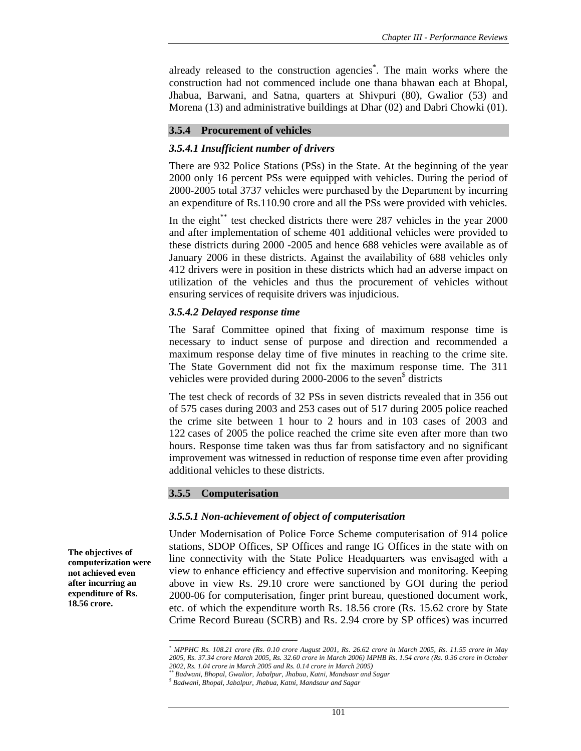already released to the construction agencies[*]. The main works where the construction had not commenced include one thana bhawan each at Bhopal, Jhabua, Barwani, and Satna, quarters at Shivpuri (80), Gwalior (53) and Morena (13) and administrative buildings at Dhar (02) and Dabri Chowki (01).

## 3.5.4 Procurement of vehicles

### *3.5.4.1 Insufficient number of drivers*

There are 932 Police Stations (PSs) in the State. At the beginning of the year 2000 only 16 percent PSs were equipped with vehicles. During the period of 2000-2005 total 3737 vehicles were purchased by the Department by incurring an expenditure of Rs.110.90 crore and all the PSs were provided with vehicles.

In the eight[**] test checked districts there were 287 vehicles in the year 2000 and after implementation of scheme 401 additional vehicles were provided to these districts during 2000 -2005 and hence 688 vehicles were available as of January 2006 in these districts. Against the availability of 688 vehicles only 412 drivers were in position in these districts which had an adverse impact on utilization of the vehicles and thus the procurement of vehicles without ensuring services of requisite drivers was injudicious.

### *3.5.4.2 Delayed response time*

The Saraf Committee opined that fixing of maximum response time is necessary to induct sense of purpose and direction and recommended a maximum response delay time of five minutes in reaching to the crime site. The State Government did not fix the maximum response time. The 311 vehicles were provided during 2000-2006 to the seven[$] districts

The test check of records of 32 PSs in seven districts revealed that in 356 out of 575 cases during 2003 and 253 cases out of 517 during 2005 police reached the crime site between 1 hour to 2 hours and in 103 cases of 2003 and 122 cases of 2005 the police reached the crime site even after more than two hours. Response time taken was thus far from satisfactory and no significant improvement was witnessed in reduction of response time even after providing additional vehicles to these districts.

## 3.5.5 Computerisation

### *3.5.5.1 Non-achievement of object of computerisation*

**The objectives of computerization were not achieved even after incurring an expenditure of Rs. 18.56 crore.**

Under Modernisation of Police Force Scheme computerisation of 914 police stations, SDOP Offices, SP Offices and range IG Offices in the state with on line connectivity with the State Police Headquarters was envisaged with a view to enhance efficiency and effective supervision and monitoring. Keeping above in view Rs. 29.10 crore were sanctioned by GOI during the period 2000-06 for computerisation, finger print bureau, questioned document work, etc. of which the expenditure worth Rs. 18.56 crore (Rs. 15.62 crore by State Crime Record Bureau (SCRB) and Rs. 2.94 crore by SP offices) was incurred

---

[*] *MPPHC Rs. 108.21 crore (Rs. 0.10 crore August 2001, Rs. 26.62 crore in March 2005, Rs. 11.55 crore in May 2005, Rs. 37.34 crore March 2005, Rs. 32.60 crore in March 2006) MPHB Rs. 1.54 crore (Rs. 0.36 crore in October 2002, Rs. 1.04 crore in March 2005 and Rs. 0.14 crore in March 2005)*

[**] *Badwani, Bhopal, Gwalior, Jabalpur, Jhabua, Katni, Mandsaur and Sagar*

[$] *Badwani, Bhopal, Jabalpur, Jhabua, Katni, Mandsaur and Sagar*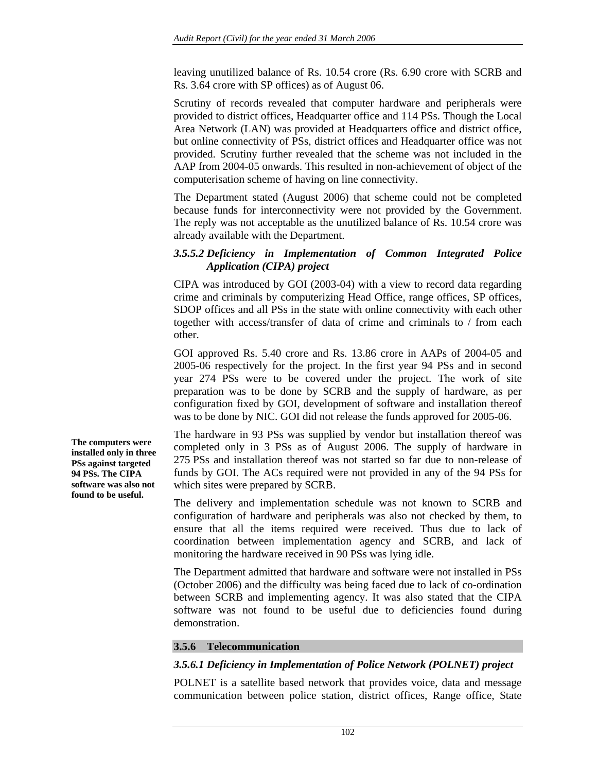leaving unutilized balance of Rs. 10.54 crore (Rs. 6.90 crore with SCRB and Rs. 3.64 crore with SP offices) as of August 06.

Scrutiny of records revealed that computer hardware and peripherals were provided to district offices, Headquarter office and 114 PSs. Though the Local Area Network (LAN) was provided at Headquarters office and district office, but online connectivity of PSs, district offices and Headquarter office was not provided. Scrutiny further revealed that the scheme was not included in the AAP from 2004-05 onwards. This resulted in non-achievement of object of the computerisation scheme of having on line connectivity.

The Department stated (August 2006) that scheme could not be completed because funds for interconnectivity were not provided by the Government. The reply was not acceptable as the unutilized balance of Rs. 10.54 crore was already available with the Department.

#### *3.5.5.2 Deficiency in Implementation of Common Integrated Police Application (CIPA) project*

CIPA was introduced by GOI (2003-04) with a view to record data regarding crime and criminals by computerizing Head Office, range offices, SP offices, SDOP offices and all PSs in the state with online connectivity with each other together with access/transfer of data of crime and criminals to / from each other.

GOI approved Rs. 5.40 crore and Rs. 13.86 crore in AAPs of 2004-05 and 2005-06 respectively for the project. In the first year 94 PSs and in second year 274 PSs were to be covered under the project. The work of site preparation was to be done by SCRB and the supply of hardware, as per configuration fixed by GOI, development of software and installation thereof was to be done by NIC. GOI did not release the funds approved for 2005-06.

**The computers were installed only in three PSs against targeted 94 PSs. The CIPA software was also not found to be useful.**

The hardware in 93 PSs was supplied by vendor but installation thereof was completed only in 3 PSs as of August 2006. The supply of hardware in 275 PSs and installation thereof was not started so far due to non-release of funds by GOI. The ACs required were not provided in any of the 94 PSs for which sites were prepared by SCRB.

The delivery and implementation schedule was not known to SCRB and configuration of hardware and peripherals was also not checked by them, to ensure that all the items required were received. Thus due to lack of coordination between implementation agency and SCRB, and lack of monitoring the hardware received in 90 PSs was lying idle.

The Department admitted that hardware and software were not installed in PSs (October 2006) and the difficulty was being faced due to lack of co-ordination between SCRB and implementing agency. It was also stated that the CIPA software was not found to be useful due to deficiencies found during demonstration.

### 3.5.6 Telecommunication

#### *3.5.6.1 Deficiency in Implementation of Police Network (POLNET) project*

POLNET is a satellite based network that provides voice, data and message communication between police station, district offices, Range office, State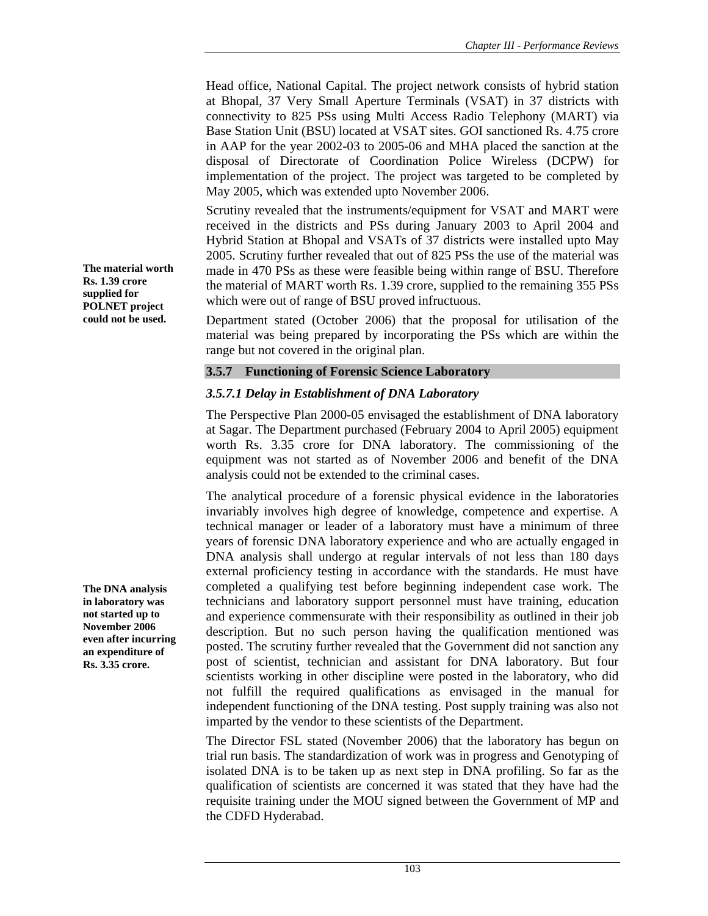Head office, National Capital. The project network consists of hybrid station at Bhopal, 37 Very Small Aperture Terminals (VSAT) in 37 districts with connectivity to 825 PSs using Multi Access Radio Telephony (MART) via Base Station Unit (BSU) located at VSAT sites. GOI sanctioned Rs. 4.75 crore in AAP for the year 2002-03 to 2005-06 and MHA placed the sanction at the disposal of Directorate of Coordination Police Wireless (DCPW) for implementation of the project. The project was targeted to be completed by May 2005, which was extended upto November 2006.

**The material worth Rs. 1.39 crore supplied for POLNET project could not be used.**

Scrutiny revealed that the instruments/equipment for VSAT and MART were received in the districts and PSs during January 2003 to April 2004 and Hybrid Station at Bhopal and VSATs of 37 districts were installed upto May 2005. Scrutiny further revealed that out of 825 PSs the use of the material was made in 470 PSs as these were feasible being within range of BSU. Therefore the material of MART worth Rs. 1.39 crore, supplied to the remaining 355 PSs which were out of range of BSU proved infructuous.

Department stated (October 2006) that the proposal for utilisation of the material was being prepared by incorporating the PSs which are within the range but not covered in the original plan.

### 3.5.7 Functioning of Forensic Science Laboratory

#### *3.5.7.1 Delay in Establishment of DNA Laboratory*

The Perspective Plan 2000-05 envisaged the establishment of DNA laboratory at Sagar. The Department purchased (February 2004 to April 2005) equipment worth Rs. 3.35 crore for DNA laboratory. The commissioning of the equipment was not started as of November 2006 and benefit of the DNA analysis could not be extended to the criminal cases.

**The DNA analysis in laboratory was not started up to November 2006 even after incurring an expenditure of Rs. 3.35 crore.**

The analytical procedure of a forensic physical evidence in the laboratories invariably involves high degree of knowledge, competence and expertise. A technical manager or leader of a laboratory must have a minimum of three years of forensic DNA laboratory experience and who are actually engaged in DNA analysis shall undergo at regular intervals of not less than 180 days external proficiency testing in accordance with the standards. He must have completed a qualifying test before beginning independent case work. The technicians and laboratory support personnel must have training, education and experience commensurate with their responsibility as outlined in their job description. But no such person having the qualification mentioned was posted. The scrutiny further revealed that the Government did not sanction any post of scientist, technician and assistant for DNA laboratory. But four scientists working in other discipline were posted in the laboratory, who did not fulfill the required qualifications as envisaged in the manual for independent functioning of the DNA testing. Post supply training was also not imparted by the vendor to these scientists of the Department.

The Director FSL stated (November 2006) that the laboratory has begun on trial run basis. The standardization of work was in progress and Genotyping of isolated DNA is to be taken up as next step in DNA profiling. So far as the qualification of scientists are concerned it was stated that they have had the requisite training under the MOU signed between the Government of MP and the CDFD Hyderabad.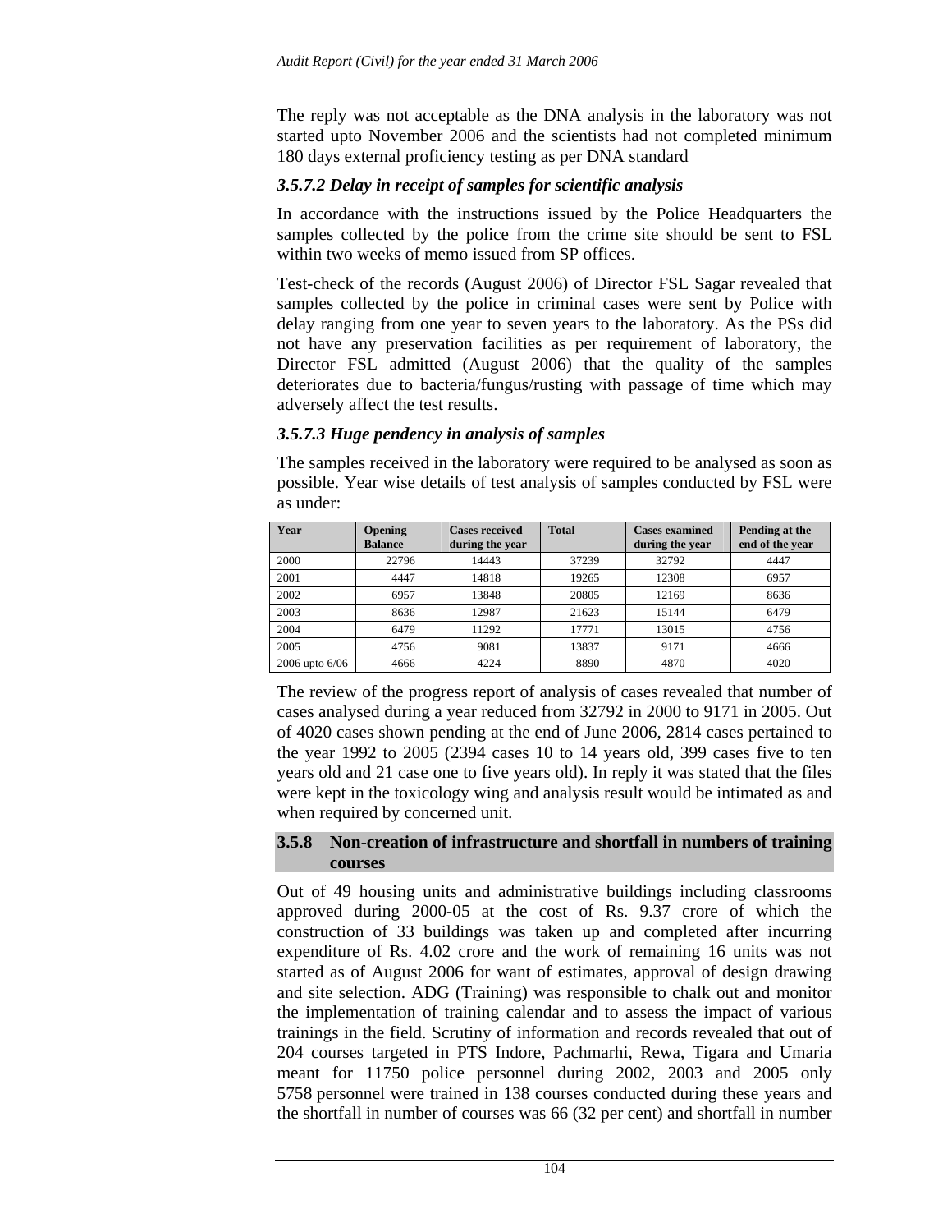The reply was not acceptable as the DNA analysis in the laboratory was not started upto November 2006 and the scientists had not completed minimum 180 days external proficiency testing as per DNA standard

### *3.5.7.2 Delay in receipt of samples for scientific analysis*

In accordance with the instructions issued by the Police Headquarters the samples collected by the police from the crime site should be sent to FSL within two weeks of memo issued from SP offices.

Test-check of the records (August 2006) of Director FSL Sagar revealed that samples collected by the police in criminal cases were sent by Police with delay ranging from one year to seven years to the laboratory. As the PSs did not have any preservation facilities as per requirement of laboratory, the Director FSL admitted (August 2006) that the quality of the samples deteriorates due to bacteria/fungus/rusting with passage of time which may adversely affect the test results.

### *3.5.7.3 Huge pendency in analysis of samples*

The samples received in the laboratory were required to be analysed as soon as possible. Year wise details of test analysis of samples conducted by FSL were as under:

| Year | Opening Balance | Cases received during the year | Total | Cases examined during the year | Pending at the end of the year |
|---|---|---|---|---|---|
| 2000 | 22796 | 14443 | 37239 | 32792 | 4447 |
| 2001 | 4447 | 14818 | 19265 | 12308 | 6957 |
| 2002 | 6957 | 13848 | 20805 | 12169 | 8636 |
| 2003 | 8636 | 12987 | 21623 | 15144 | 6479 |
| 2004 | 6479 | 11292 | 17771 | 13015 | 4756 |
| 2005 | 4756 | 9081 | 13837 | 9171 | 4666 |
| 2006 upto 6/06 | 4666 | 4224 | 8890 | 4870 | 4020 |

The review of the progress report of analysis of cases revealed that number of cases analysed during a year reduced from 32792 in 2000 to 9171 in 2005. Out of 4020 cases shown pending at the end of June 2006, 2814 cases pertained to the year 1992 to 2005 (2394 cases 10 to 14 years old, 399 cases five to ten years old and 21 case one to five years old). In reply it was stated that the files were kept in the toxicology wing and analysis result would be intimated as and when required by concerned unit.

### 3.5.8 Non-creation of infrastructure and shortfall in numbers of training courses

Out of 49 housing units and administrative buildings including classrooms approved during 2000-05 at the cost of Rs. 9.37 crore of which the construction of 33 buildings was taken up and completed after incurring expenditure of Rs. 4.02 crore and the work of remaining 16 units was not started as of August 2006 for want of estimates, approval of design drawing and site selection. ADG (Training) was responsible to chalk out and monitor the implementation of training calendar and to assess the impact of various trainings in the field. Scrutiny of information and records revealed that out of 204 courses targeted in PTS Indore, Pachmarhi, Rewa, Tigara and Umaria meant for 11750 police personnel during 2002, 2003 and 2005 only 5758 personnel were trained in 138 courses conducted during these years and the shortfall in number of courses was 66 (32 per cent) and shortfall in number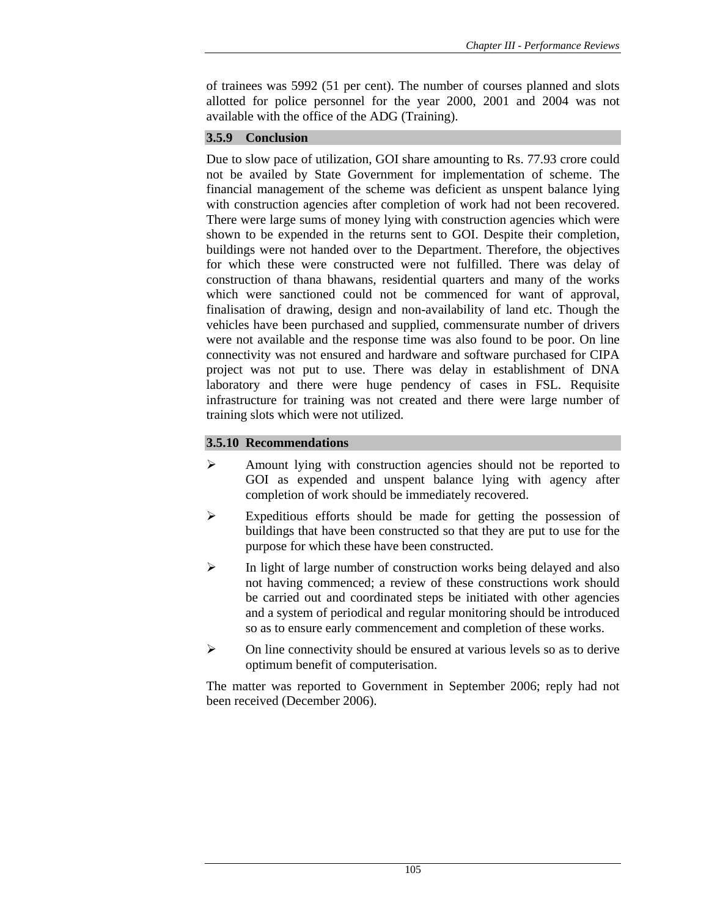of trainees was 5992 (51 per cent). The number of courses planned and slots allotted for police personnel for the year 2000, 2001 and 2004 was not available with the office of the ADG (Training).

### 3.5.9 Conclusion

Due to slow pace of utilization, GOI share amounting to Rs. 77.93 crore could not be availed by State Government for implementation of scheme. The financial management of the scheme was deficient as unspent balance lying with construction agencies after completion of work had not been recovered. There were large sums of money lying with construction agencies which were shown to be expended in the returns sent to GOI. Despite their completion, buildings were not handed over to the Department. Therefore, the objectives for which these were constructed were not fulfilled. There was delay of construction of thana bhawans, residential quarters and many of the works which were sanctioned could not be commenced for want of approval, finalisation of drawing, design and non-availability of land etc. Though the vehicles have been purchased and supplied, commensurate number of drivers were not available and the response time was also found to be poor. On line connectivity was not ensured and hardware and software purchased for CIPA project was not put to use. There was delay in establishment of DNA laboratory and there were huge pendency of cases in FSL. Requisite infrastructure for training was not created and there were large number of training slots which were not utilized.

### 3.5.10 Recommendations

- Amount lying with construction agencies should not be reported to GOI as expended and unspent balance lying with agency after completion of work should be immediately recovered.
- Expeditious efforts should be made for getting the possession of buildings that have been constructed so that they are put to use for the purpose for which these have been constructed.
- In light of large number of construction works being delayed and also not having commenced; a review of these constructions work should be carried out and coordinated steps be initiated with other agencies and a system of periodical and regular monitoring should be introduced so as to ensure early commencement and completion of these works.
- On line connectivity should be ensured at various levels so as to derive optimum benefit of computerisation.

The matter was reported to Government in September 2006; reply had not been received (December 2006).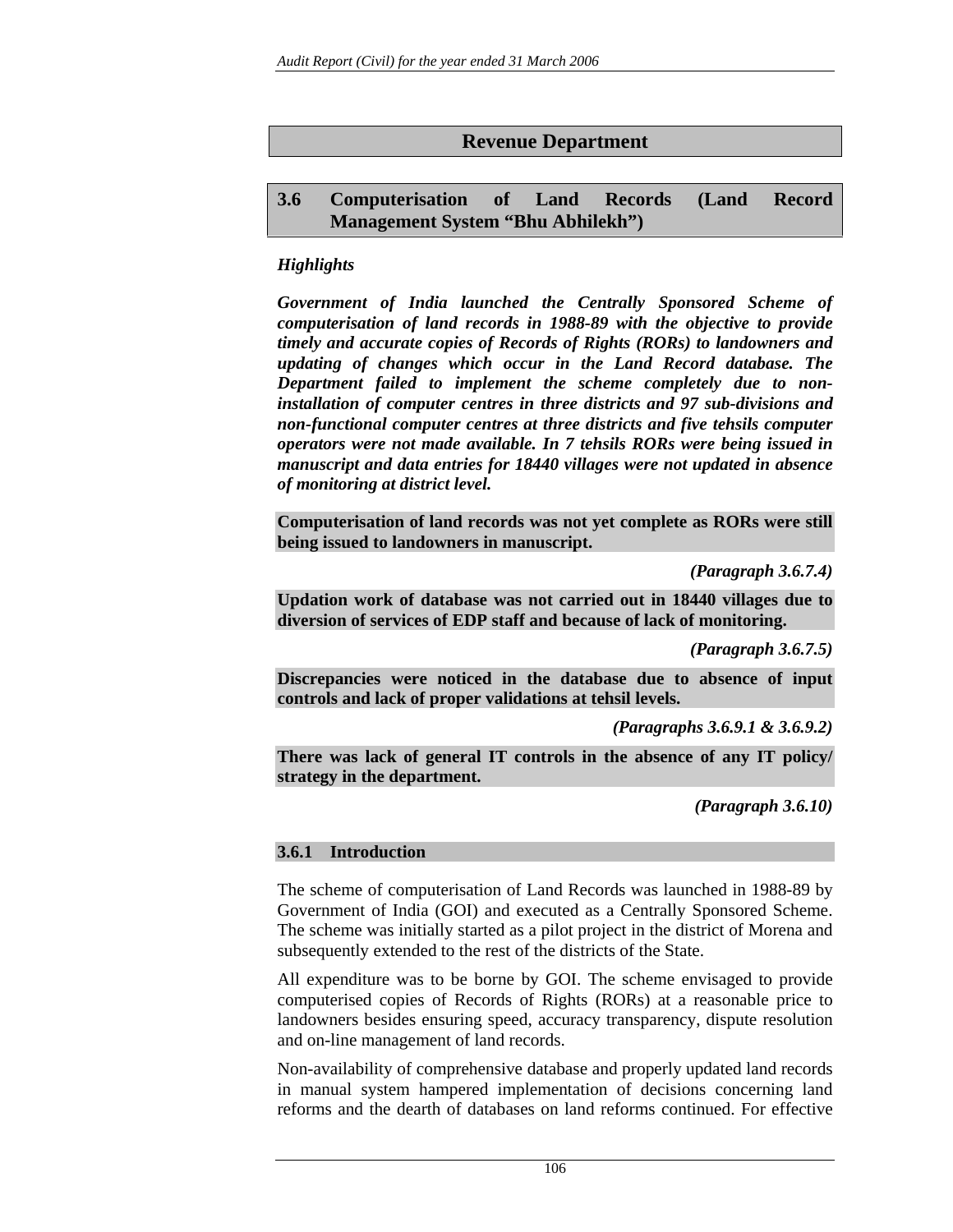## Revenue Department

### 3.6 Computerisation of Land Records (Land Record Management System "Bhu Abhilekh")

*Highlights*

***Government of India launched the Centrally Sponsored Scheme of computerisation of land records in 1988-89 with the objective to provide timely and accurate copies of Records of Rights (RORs) to landowners and updating of changes which occur in the Land Record database. The Department failed to implement the scheme completely due to non-installation of computer centres in three districts and 97 sub-divisions and non-functional computer centres at three districts and five tehsils computer operators were not made available. In 7 tehsils RORs were being issued in manuscript and data entries for 18440 villages were not updated in absence of monitoring at district level.***

**Computerisation of land records was not yet complete as RORs were still being issued to landowners in manuscript.**

***(Paragraph 3.6.7.4)***

**Updation work of database was not carried out in 18440 villages due to diversion of services of EDP staff and because of lack of monitoring.**

***(Paragraph 3.6.7.5)***

**Discrepancies were noticed in the database due to absence of input controls and lack of proper validations at tehsil levels.**

***(Paragraphs 3.6.9.1 & 3.6.9.2)***

**There was lack of general IT controls in the absence of any IT policy/ strategy in the department.**

***(Paragraph 3.6.10)***

#### 3.6.1 Introduction

The scheme of computerisation of Land Records was launched in 1988-89 by Government of India (GOI) and executed as a Centrally Sponsored Scheme. The scheme was initially started as a pilot project in the district of Morena and subsequently extended to the rest of the districts of the State.

All expenditure was to be borne by GOI. The scheme envisaged to provide computerised copies of Records of Rights (RORs) at a reasonable price to landowners besides ensuring speed, accuracy transparency, dispute resolution and on-line management of land records.

Non-availability of comprehensive database and properly updated land records in manual system hampered implementation of decisions concerning land reforms and the dearth of databases on land reforms continued. For effective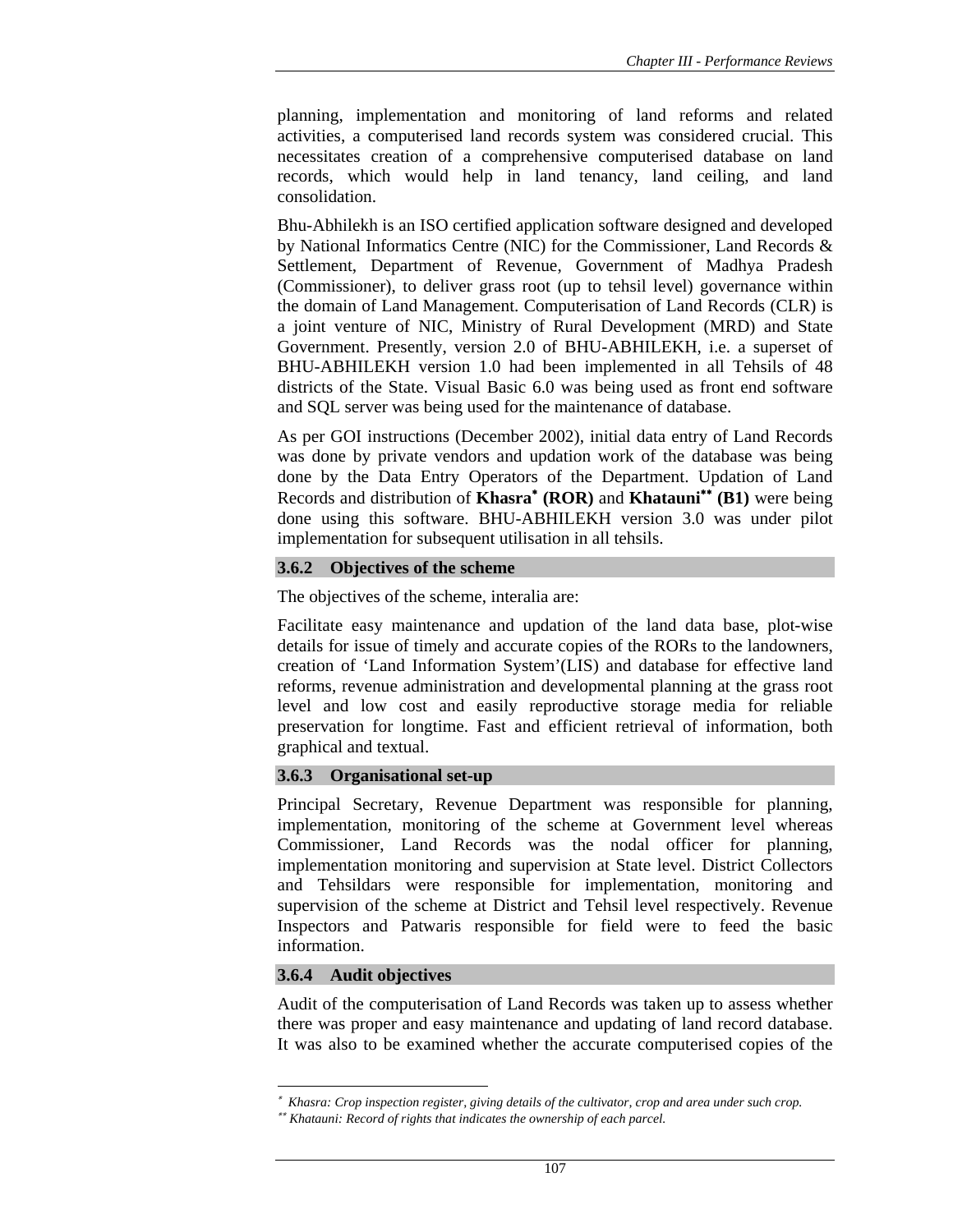planning, implementation and monitoring of land reforms and related activities, a computerised land records system was considered crucial. This necessitates creation of a comprehensive computerised database on land records, which would help in land tenancy, land ceiling, and land consolidation.

Bhu-Abhilekh is an ISO certified application software designed and developed by National Informatics Centre (NIC) for the Commissioner, Land Records & Settlement, Department of Revenue, Government of Madhya Pradesh (Commissioner), to deliver grass root (up to tehsil level) governance within the domain of Land Management. Computerisation of Land Records (CLR) is a joint venture of NIC, Ministry of Rural Development (MRD) and State Government. Presently, version 2.0 of BHU-ABHILEKH, i.e. a superset of BHU-ABHILEKH version 1.0 had been implemented in all Tehsils of 48 districts of the State. Visual Basic 6.0 was being used as front end software and SQL server was being used for the maintenance of database.

As per GOI instructions (December 2002), initial data entry of Land Records was done by private vendors and updation work of the database was being done by the Data Entry Operators of the Department. Updation of Land Records and distribution of **Khasra*** **(ROR)** and **Khatauni**** **(B1)** were being done using this software. BHU-ABHILEKH version 3.0 was under pilot implementation for subsequent utilisation in all tehsils.

### 3.6.2 Objectives of the scheme

The objectives of the scheme, interalia are:

Facilitate easy maintenance and updation of the land data base, plot-wise details for issue of timely and accurate copies of the RORs to the landowners, creation of 'Land Information System'(LIS) and database for effective land reforms, revenue administration and developmental planning at the grass root level and low cost and easily reproductive storage media for reliable preservation for longtime. Fast and efficient retrieval of information, both graphical and textual.

### 3.6.3 Organisational set-up

Principal Secretary, Revenue Department was responsible for planning, implementation, monitoring of the scheme at Government level whereas Commissioner, Land Records was the nodal officer for planning, implementation monitoring and supervision at State level. District Collectors and Tehsildars were responsible for implementation, monitoring and supervision of the scheme at District and Tehsil level respectively. Revenue Inspectors and Patwaris responsible for field were to feed the basic information.

### 3.6.4 Audit objectives

Audit of the computerisation of Land Records was taken up to assess whether there was proper and easy maintenance and updating of land record database. It was also to be examined whether the accurate computerised copies of the

---

\* *Khasra: Crop inspection register, giving details of the cultivator, crop and area under such crop.*

\*\* *Khatauni: Record of rights that indicates the ownership of each parcel.*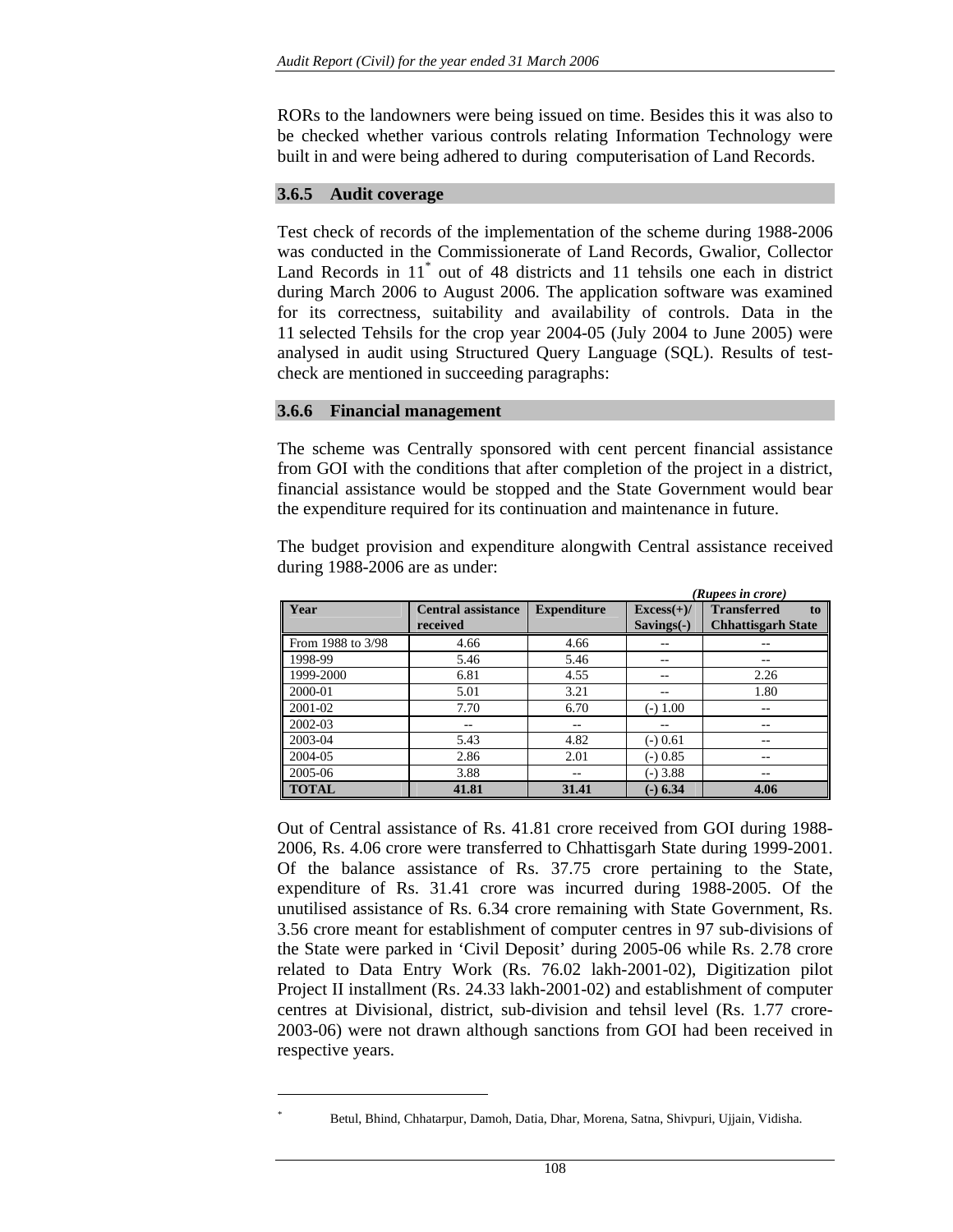RORs to the landowners were being issued on time. Besides this it was also to be checked whether various controls relating Information Technology were built in and were being adhered to during computerisation of Land Records.

### 3.6.5 Audit coverage

Test check of records of the implementation of the scheme during 1988-2006 was conducted in the Commissionerate of Land Records, Gwalior, Collector Land Records in 11* out of 48 districts and 11 tehsils one each in district during March 2006 to August 2006. The application software was examined for its correctness, suitability and availability of controls. Data in the 11 selected Tehsils for the crop year 2004-05 (July 2004 to June 2005) were analysed in audit using Structured Query Language (SQL). Results of test-check are mentioned in succeeding paragraphs:

### 3.6.6 Financial management

The scheme was Centrally sponsored with cent percent financial assistance from GOI with the conditions that after completion of the project in a district, financial assistance would be stopped and the State Government would bear the expenditure required for its continuation and maintenance in future.

The budget provision and expenditure alongwith Central assistance received during 1988-2006 are as under:

*(Rupees in crore)*

| Year | Central assistance received | Expenditure | Excess(+)/ Savings(-) | Transferred to Chhattisgarh State |
|---|---|---|---|---|
| From 1988 to 3/98 | 4.66 | 4.66 | -- | -- |
| 1998-99 | 5.46 | 5.46 | -- | -- |
| 1999-2000 | 6.81 | 4.55 | -- | 2.26 |
| 2000-01 | 5.01 | 3.21 | -- | 1.80 |
| 2001-02 | 7.70 | 6.70 | (-) 1.00 | -- |
| 2002-03 | -- | -- | -- | -- |
| 2003-04 | 5.43 | 4.82 | (-) 0.61 | -- |
| 2004-05 | 2.86 | 2.01 | (-) 0.85 | -- |
| 2005-06 | 3.88 | -- | (-) 3.88 | -- |
| **TOTAL** | **41.81** | **31.41** | **(-) 6.34** | **4.06** |

Out of Central assistance of Rs. 41.81 crore received from GOI during 1988-2006, Rs. 4.06 crore were transferred to Chhattisgarh State during 1999-2001. Of the balance assistance of Rs. 37.75 crore pertaining to the State, expenditure of Rs. 31.41 crore was incurred during 1988-2005. Of the unutilised assistance of Rs. 6.34 crore remaining with State Government, Rs. 3.56 crore meant for establishment of computer centres in 97 sub-divisions of the State were parked in 'Civil Deposit' during 2005-06 while Rs. 2.78 crore related to Data Entry Work (Rs. 76.02 lakh-2001-02), Digitization pilot Project II installment (Rs. 24.33 lakh-2001-02) and establishment of computer centres at Divisional, district, sub-division and tehsil level (Rs. 1.77 crore-2003-06) were not drawn although sanctions from GOI had been received in respective years.

---

\* Betul, Bhind, Chhatarpur, Damoh, Datia, Dhar, Morena, Satna, Shivpuri, Ujjain, Vidisha.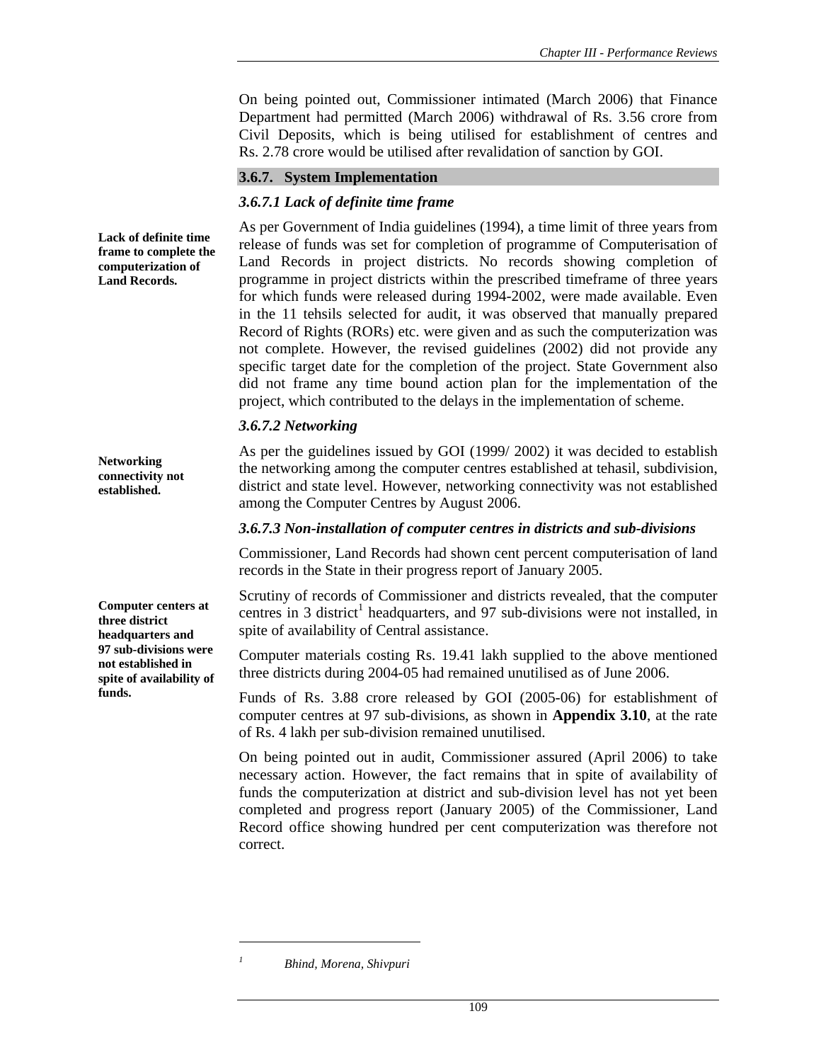On being pointed out, Commissioner intimated (March 2006) that Finance Department had permitted (March 2006) withdrawal of Rs. 3.56 crore from Civil Deposits, which is being utilised for establishment of centres and Rs. 2.78 crore would be utilised after revalidation of sanction by GOI.

### 3.6.7. System Implementation

#### *3.6.7.1 Lack of definite time frame*

**Lack of definite time frame to complete the computerization of Land Records.**

As per Government of India guidelines (1994), a time limit of three years from release of funds was set for completion of programme of Computerisation of Land Records in project districts. No records showing completion of programme in project districts within the prescribed timeframe of three years for which funds were released during 1994-2002, were made available. Even in the 11 tehsils selected for audit, it was observed that manually prepared Record of Rights (RORs) etc. were given and as such the computerization was not complete. However, the revised guidelines (2002) did not provide any specific target date for the completion of the project. State Government also did not frame any time bound action plan for the implementation of the project, which contributed to the delays in the implementation of scheme.

#### *3.6.7.2 Networking*

**Networking connectivity not established.**

As per the guidelines issued by GOI (1999/ 2002) it was decided to establish the networking among the computer centres established at tehasil, subdivision, district and state level. However, networking connectivity was not established among the Computer Centres by August 2006.

#### *3.6.7.3 Non-installation of computer centres in districts and sub-divisions*

Commissioner, Land Records had shown cent percent computerisation of land records in the State in their progress report of January 2005.

**Computer centers at three district headquarters and 97 sub-divisions were not established in spite of availability of funds.**

Scrutiny of records of Commissioner and districts revealed, that the computer centres in 3 district[1] headquarters, and 97 sub-divisions were not installed, in spite of availability of Central assistance.

Computer materials costing Rs. 19.41 lakh supplied to the above mentioned three districts during 2004-05 had remained unutilised as of June 2006.

Funds of Rs. 3.88 crore released by GOI (2005-06) for establishment of computer centres at 97 sub-divisions, as shown in **Appendix 3.10**, at the rate of Rs. 4 lakh per sub-division remained unutilised.

On being pointed out in audit, Commissioner assured (April 2006) to take necessary action. However, the fact remains that in spite of availability of funds the computerization at district and sub-division level has not yet been completed and progress report (January 2005) of the Commissioner, Land Record office showing hundred per cent computerization was therefore not correct.

---

[1] *Bhind, Morena, Shivpuri*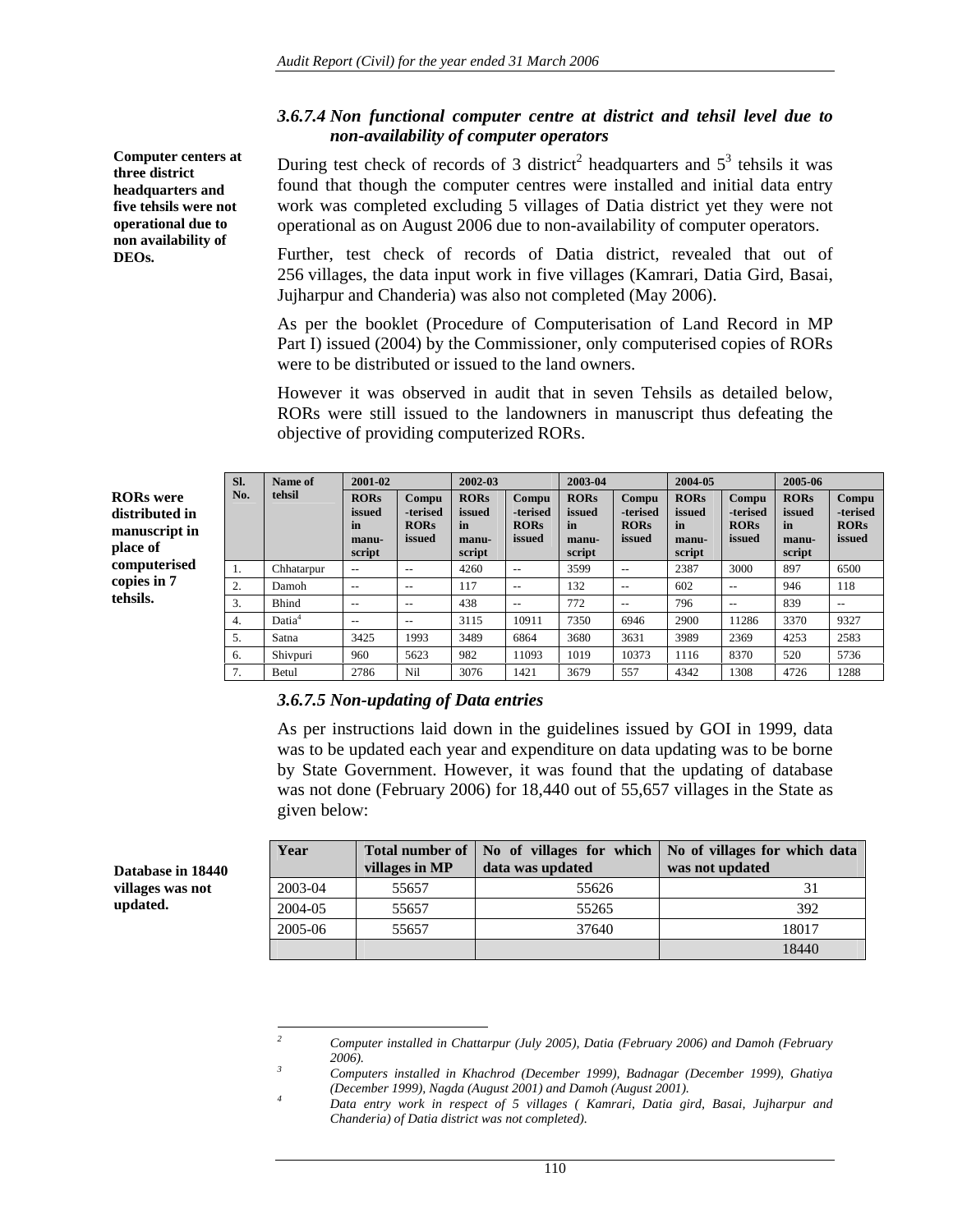### *3.6.7.4 Non functional computer centre at district and tehsil level due to non-availability of computer operators*

**Computer centers at three district headquarters and five tehsils were not operational due to non availability of DEOs.**

During test check of records of 3 district[2] headquarters and 5[3] tehsils it was found that though the computer centres were installed and initial data entry work was completed excluding 5 villages of Datia district yet they were not operational as on August 2006 due to non-availability of computer operators.

Further, test check of records of Datia district, revealed that out of 256 villages, the data input work in five villages (Kamrari, Datia Gird, Basai, Jujharpur and Chanderia) was also not completed (May 2006).

As per the booklet (Procedure of Computerisation of Land Record in MP Part I) issued (2004) by the Commissioner, only computerised copies of RORs were to be distributed or issued to the land owners.

However it was observed in audit that in seven Tehsils as detailed below, RORs were still issued to the landowners in manuscript thus defeating the objective of providing computerized RORs.

**RORs were distributed in manuscript in place of computerised copies in 7 tehsils.**

| Sl. No. | Name of tehsil | 2001-02 | | 2002-03 | | 2003-04 | | 2004-05 | | 2005-06 | |
|---|---|---|---|---|---|---|---|---|---|---|---|
| | | RORs issued in manu-script | Compu-terised RORs issued | RORs issued in manu-script | Compu-terised RORs issued | RORs issued in manu-script | Compu-terised RORs issued | RORs issued in manu-script | Compu-terised RORs issued | RORs issued in manu-script | Compu-terised RORs issued |
| 1. | Chhatarpur | -- | -- | 4260 | -- | 3599 | -- | 2387 | 3000 | 897 | 6500 |
| 2. | Damoh | -- | -- | 117 | -- | 132 | -- | 602 | -- | 946 | 118 |
| 3. | Bhind | -- | -- | 438 | -- | 772 | -- | 796 | -- | 839 | -- |
| 4. | Datia[4] | -- | -- | 3115 | 10911 | 7350 | 6946 | 2900 | 11286 | 3370 | 9327 |
| 5. | Satna | 3425 | 1993 | 3489 | 6864 | 3680 | 3631 | 3989 | 2369 | 4253 | 2583 |
| 6. | Shivpuri | 960 | 5623 | 982 | 11093 | 1019 | 10373 | 1116 | 8370 | 520 | 5736 |
| 7. | Betul | 2786 | Nil | 3076 | 1421 | 3679 | 557 | 4342 | 1308 | 4726 | 1288 |

### *3.6.7.5 Non-updating of Data entries*

As per instructions laid down in the guidelines issued by GOI in 1999, data was to be updated each year and expenditure on data updating was to be borne by State Government. However, it was found that the updating of database was not done (February 2006) for 18,440 out of 55,657 villages in the State as given below:

**Database in 18440 villages was not updated.**

| Year | Total number of villages in MP | No of villages for which data was updated | No of villages for which data was not updated |
|---|---|---|---|
| 2003-04 | 55657 | 55626 | 31 |
| 2004-05 | 55657 | 55265 | 392 |
| 2005-06 | 55657 | 37640 | 18017 |
| | | | 18440 |

---

[2] *Computer installed in Chattarpur (July 2005), Datia (February 2006) and Damoh (February 2006).*

[3] *Computers installed in Khachrod (December 1999), Badnagar (December 1999), Ghatiya (December 1999), Nagda (August 2001) and Damoh (August 2001).*

[4] *Data entry work in respect of 5 villages ( Kamrari, Datia gird, Basai, Jujharpur and Chanderia) of Datia district was not completed).*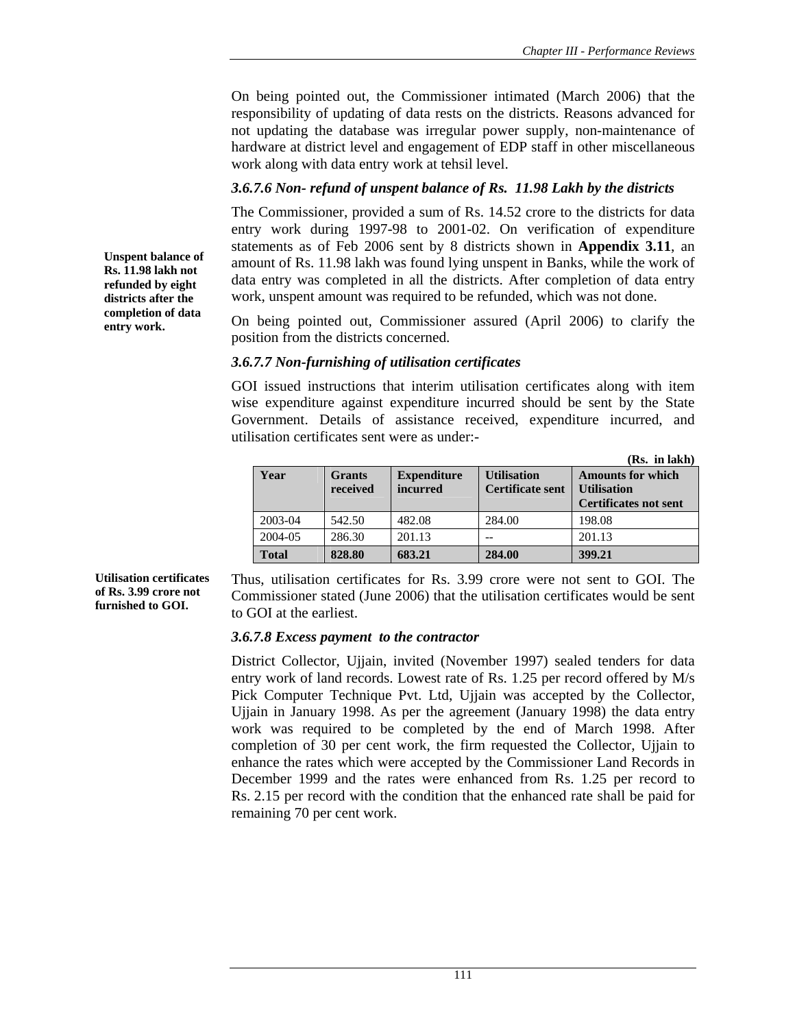On being pointed out, the Commissioner intimated (March 2006) that the responsibility of updating of data rests on the districts. Reasons advanced for not updating the database was irregular power supply, non-maintenance of hardware at district level and engagement of EDP staff in other miscellaneous work along with data entry work at tehsil level.

### *3.6.7.6 Non- refund of unspent balance of Rs. 11.98 Lakh by the districts*

**Unspent balance of Rs. 11.98 lakh not refunded by eight districts after the completion of data entry work.**

The Commissioner, provided a sum of Rs. 14.52 crore to the districts for data entry work during 1997-98 to 2001-02. On verification of expenditure statements as of Feb 2006 sent by 8 districts shown in **Appendix 3.11**, an amount of Rs. 11.98 lakh was found lying unspent in Banks, while the work of data entry was completed in all the districts. After completion of data entry work, unspent amount was required to be refunded, which was not done.

On being pointed out, Commissioner assured (April 2006) to clarify the position from the districts concerned.

### *3.6.7.7 Non-furnishing of utilisation certificates*

GOI issued instructions that interim utilisation certificates along with item wise expenditure against expenditure incurred should be sent by the State Government. Details of assistance received, expenditure incurred, and utilisation certificates sent were as under:-

**(Rs. in lakh)**

| Year | Grants received | Expenditure incurred | Utilisation Certificate sent | Amounts for which Utilisation Certificates not sent |
|---|---|---|---|---|
| 2003-04 | 542.50 | 482.08 | 284.00 | 198.08 |
| 2004-05 | 286.30 | 201.13 | -- | 201.13 |
| **Total** | **828.80** | **683.21** | **284.00** | **399.21** |

**Utilisation certificates of Rs. 3.99 crore not furnished to GOI.**

Thus, utilisation certificates for Rs. 3.99 crore were not sent to GOI. The Commissioner stated (June 2006) that the utilisation certificates would be sent to GOI at the earliest.

### *3.6.7.8 Excess payment to the contractor*

District Collector, Ujjain, invited (November 1997) sealed tenders for data entry work of land records. Lowest rate of Rs. 1.25 per record offered by M/s Pick Computer Technique Pvt. Ltd, Ujjain was accepted by the Collector, Ujjain in January 1998. As per the agreement (January 1998) the data entry work was required to be completed by the end of March 1998. After completion of 30 per cent work, the firm requested the Collector, Ujjain to enhance the rates which were accepted by the Commissioner Land Records in December 1999 and the rates were enhanced from Rs. 1.25 per record to Rs. 2.15 per record with the condition that the enhanced rate shall be paid for remaining 70 per cent work.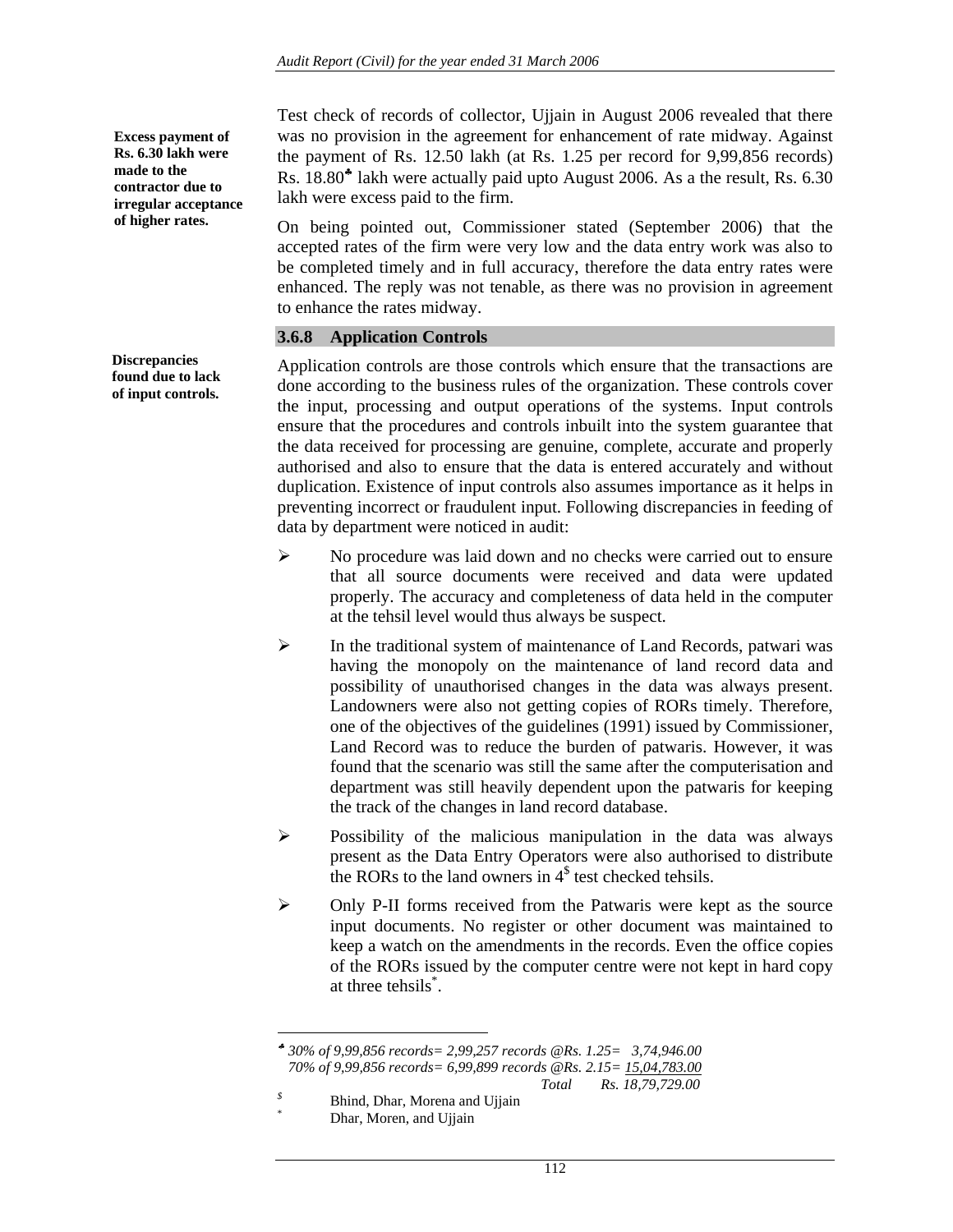**Excess payment of Rs. 6.30 lakh were made to the contractor due to irregular acceptance of higher rates.**

Test check of records of collector, Ujjain in August 2006 revealed that there was no provision in the agreement for enhancement of rate midway. Against the payment of Rs. 12.50 lakh (at Rs. 1.25 per record for 9,99,856 records) Rs. 18.80[♣] lakh were actually paid upto August 2006. As a the result, Rs. 6.30 lakh were excess paid to the firm.

On being pointed out, Commissioner stated (September 2006) that the accepted rates of the firm were very low and the data entry work was also to be completed timely and in full accuracy, therefore the data entry rates were enhanced. The reply was not tenable, as there was no provision in agreement to enhance the rates midway.

### 3.6.8 Application Controls

**Discrepancies found due to lack of input controls.**

Application controls are those controls which ensure that the transactions are done according to the business rules of the organization. These controls cover the input, processing and output operations of the systems. Input controls ensure that the procedures and controls inbuilt into the system guarantee that the data received for processing are genuine, complete, accurate and properly authorised and also to ensure that the data is entered accurately and without duplication. Existence of input controls also assumes importance as it helps in preventing incorrect or fraudulent input. Following discrepancies in feeding of data by department were noticed in audit:

- No procedure was laid down and no checks were carried out to ensure that all source documents were received and data were updated properly. The accuracy and completeness of data held in the computer at the tehsil level would thus always be suspect.
- In the traditional system of maintenance of Land Records, patwari was having the monopoly on the maintenance of land record data and possibility of unauthorised changes in the data was always present. Landowners were also not getting copies of RORs timely. Therefore, one of the objectives of the guidelines (1991) issued by Commissioner, Land Record was to reduce the burden of patwaris. However, it was found that the scenario was still the same after the computerisation and department was still heavily dependent upon the patwaris for keeping the track of the changes in land record database.
- Possibility of the malicious manipulation in the data was always present as the Data Entry Operators were also authorised to distribute the RORs to the land owners in 4[$] test checked tehsils.
- Only P-II forms received from the Patwaris were kept as the source input documents. No register or other document was maintained to keep a watch on the amendments in the records. Even the office copies of the RORs issued by the computer centre were not kept in hard copy at three tehsils[*].

---

♣ *30% of 9,99,856 records= 2,99,257 records @Rs. 1.25= 3,74,946.00*
*70% of 9,99,856 records= 6,99,899 records @Rs. 2.15= 15,04,783.00*
*Total Rs. 18,79,729.00*

$ Bhind, Dhar, Morena and Ujjain

\* Dhar, Moren, and Ujjain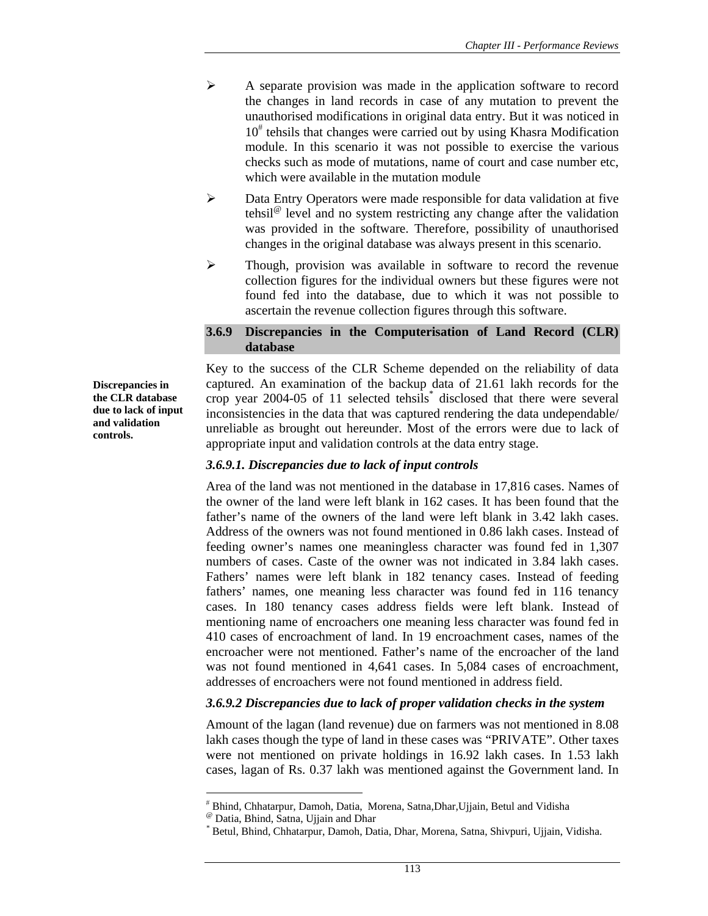- A separate provision was made in the application software to record the changes in land records in case of any mutation to prevent the unauthorised modifications in original data entry. But it was noticed in 10[#] tehsils that changes were carried out by using Khasra Modification module. In this scenario it was not possible to exercise the various checks such as mode of mutations, name of court and case number etc, which were available in the mutation module
- Data Entry Operators were made responsible for data validation at five tehsil[@] level and no system restricting any change after the validation was provided in the software. Therefore, possibility of unauthorised changes in the original database was always present in this scenario.
- Though, provision was available in software to record the revenue collection figures for the individual owners but these figures were not found fed into the database, due to which it was not possible to ascertain the revenue collection figures through this software.

### 3.6.9 Discrepancies in the Computerisation of Land Record (CLR) database

**Discrepancies in the CLR database due to lack of input and validation controls.**

Key to the success of the CLR Scheme depended on the reliability of data captured. An examination of the backup data of 21.61 lakh records for the crop year 2004-05 of 11 selected tehsils[*] disclosed that there were several inconsistencies in the data that was captured rendering the data undependable/ unreliable as brought out hereunder. Most of the errors were due to lack of appropriate input and validation controls at the data entry stage.

#### *3.6.9.1. Discrepancies due to lack of input controls*

Area of the land was not mentioned in the database in 17,816 cases. Names of the owner of the land were left blank in 162 cases. It has been found that the father's name of the owners of the land were left blank in 3.42 lakh cases. Address of the owners was not found mentioned in 0.86 lakh cases. Instead of feeding owner's names one meaningless character was found fed in 1,307 numbers of cases. Caste of the owner was not indicated in 3.84 lakh cases. Fathers' names were left blank in 182 tenancy cases. Instead of feeding fathers' names, one meaning less character was found fed in 116 tenancy cases. In 180 tenancy cases address fields were left blank. Instead of mentioning name of encroachers one meaning less character was found fed in 410 cases of encroachment of land. In 19 encroachment cases, names of the encroacher were not mentioned. Father's name of the encroacher of the land was not found mentioned in 4,641 cases. In 5,084 cases of encroachment, addresses of encroachers were not found mentioned in address field.

#### *3.6.9.2 Discrepancies due to lack of proper validation checks in the system*

Amount of the lagan (land revenue) due on farmers was not mentioned in 8.08 lakh cases though the type of land in these cases was "PRIVATE". Other taxes were not mentioned on private holdings in 16.92 lakh cases. In 1.53 lakh cases, lagan of Rs. 0.37 lakh was mentioned against the Government land. In

---

[#] Bhind, Chhatarpur, Damoh, Datia, Morena, Satna,Dhar,Ujjain, Betul and Vidisha

[@] Datia, Bhind, Satna, Ujjain and Dhar

[*] Betul, Bhind, Chhatarpur, Damoh, Datia, Dhar, Morena, Satna, Shivpuri, Ujjain, Vidisha.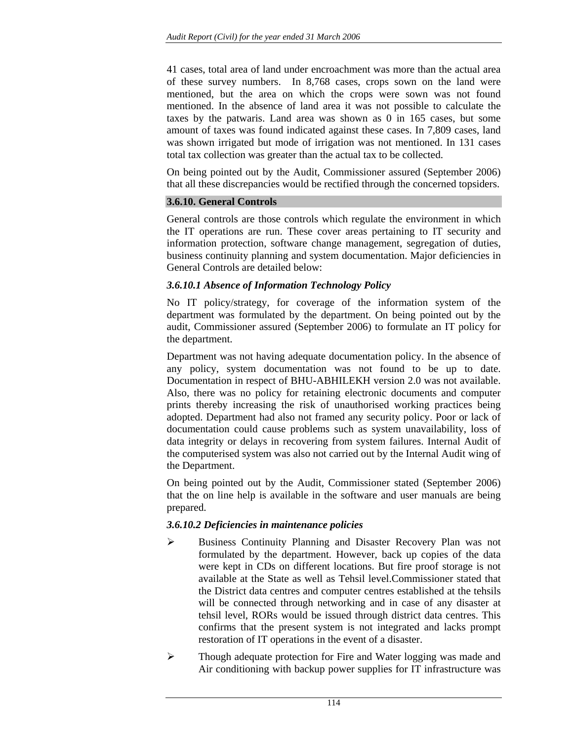41 cases, total area of land under encroachment was more than the actual area of these survey numbers. In 8,768 cases, crops sown on the land were mentioned, but the area on which the crops were sown was not found mentioned. In the absence of land area it was not possible to calculate the taxes by the patwaris. Land area was shown as 0 in 165 cases, but some amount of taxes was found indicated against these cases. In 7,809 cases, land was shown irrigated but mode of irrigation was not mentioned. In 131 cases total tax collection was greater than the actual tax to be collected.

On being pointed out by the Audit, Commissioner assured (September 2006) that all these discrepancies would be rectified through the concerned topsiders.

### 3.6.10. General Controls

General controls are those controls which regulate the environment in which the IT operations are run. These cover areas pertaining to IT security and information protection, software change management, segregation of duties, business continuity planning and system documentation. Major deficiencies in General Controls are detailed below:

#### *3.6.10.1 Absence of Information Technology Policy*

No IT policy/strategy, for coverage of the information system of the department was formulated by the department. On being pointed out by the audit, Commissioner assured (September 2006) to formulate an IT policy for the department.

Department was not having adequate documentation policy. In the absence of any policy, system documentation was not found to be up to date. Documentation in respect of BHU-ABHILEKH version 2.0 was not available. Also, there was no policy for retaining electronic documents and computer prints thereby increasing the risk of unauthorised working practices being adopted. Department had also not framed any security policy. Poor or lack of documentation could cause problems such as system unavailability, loss of data integrity or delays in recovering from system failures. Internal Audit of the computerised system was also not carried out by the Internal Audit wing of the Department.

On being pointed out by the Audit, Commissioner stated (September 2006) that the on line help is available in the software and user manuals are being prepared.

#### *3.6.10.2 Deficiencies in maintenance policies*

- Business Continuity Planning and Disaster Recovery Plan was not formulated by the department. However, back up copies of the data were kept in CDs on different locations. But fire proof storage is not available at the State as well as Tehsil level.Commissioner stated that the District data centres and computer centres established at the tehsils will be connected through networking and in case of any disaster at tehsil level, RORs would be issued through district data centres. This confirms that the present system is not integrated and lacks prompt restoration of IT operations in the event of a disaster.
- Though adequate protection for Fire and Water logging was made and Air conditioning with backup power supplies for IT infrastructure was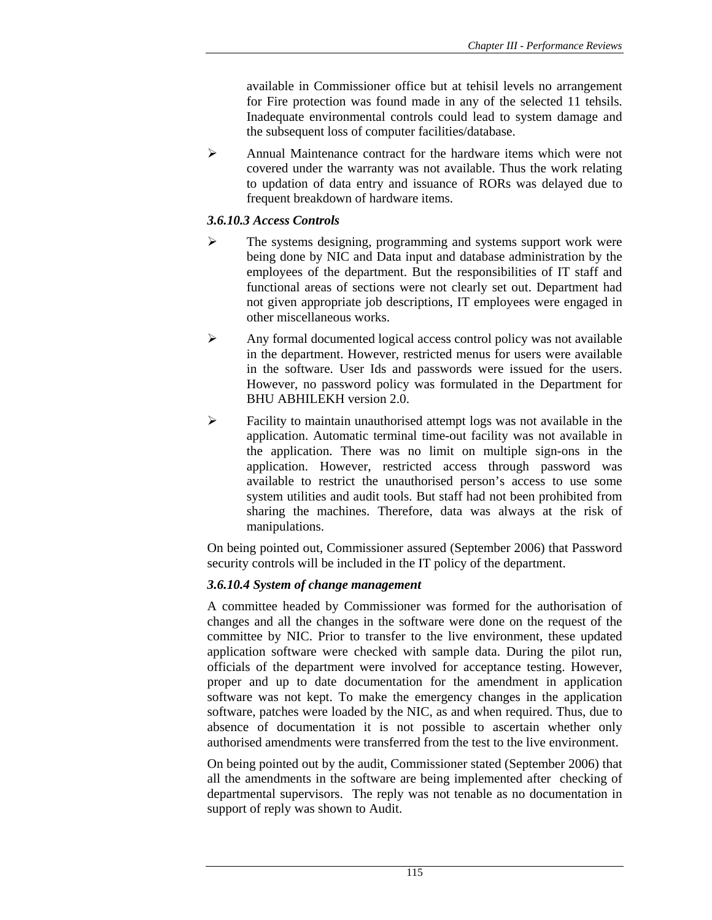available in Commissioner office but at tehisil levels no arrangement for Fire protection was found made in any of the selected 11 tehsils. Inadequate environmental controls could lead to system damage and the subsequent loss of computer facilities/database.

- Annual Maintenance contract for the hardware items which were not covered under the warranty was not available. Thus the work relating to updation of data entry and issuance of RORs was delayed due to frequent breakdown of hardware items.

### *3.6.10.3 Access Controls*

- The systems designing, programming and systems support work were being done by NIC and Data input and database administration by the employees of the department. But the responsibilities of IT staff and functional areas of sections were not clearly set out. Department had not given appropriate job descriptions, IT employees were engaged in other miscellaneous works.
- Any formal documented logical access control policy was not available in the department. However, restricted menus for users were available in the software. User Ids and passwords were issued for the users. However, no password policy was formulated in the Department for BHU ABHILEKH version 2.0.
- Facility to maintain unauthorised attempt logs was not available in the application. Automatic terminal time-out facility was not available in the application. There was no limit on multiple sign-ons in the application. However, restricted access through password was available to restrict the unauthorised person's access to use some system utilities and audit tools. But staff had not been prohibited from sharing the machines. Therefore, data was always at the risk of manipulations.

On being pointed out, Commissioner assured (September 2006) that Password security controls will be included in the IT policy of the department.

### *3.6.10.4 System of change management*

A committee headed by Commissioner was formed for the authorisation of changes and all the changes in the software were done on the request of the committee by NIC. Prior to transfer to the live environment, these updated application software were checked with sample data. During the pilot run, officials of the department were involved for acceptance testing. However, proper and up to date documentation for the amendment in application software was not kept. To make the emergency changes in the application software, patches were loaded by the NIC, as and when required. Thus, due to absence of documentation it is not possible to ascertain whether only authorised amendments were transferred from the test to the live environment.

On being pointed out by the audit, Commissioner stated (September 2006) that all the amendments in the software are being implemented after checking of departmental supervisors. The reply was not tenable as no documentation in support of reply was shown to Audit.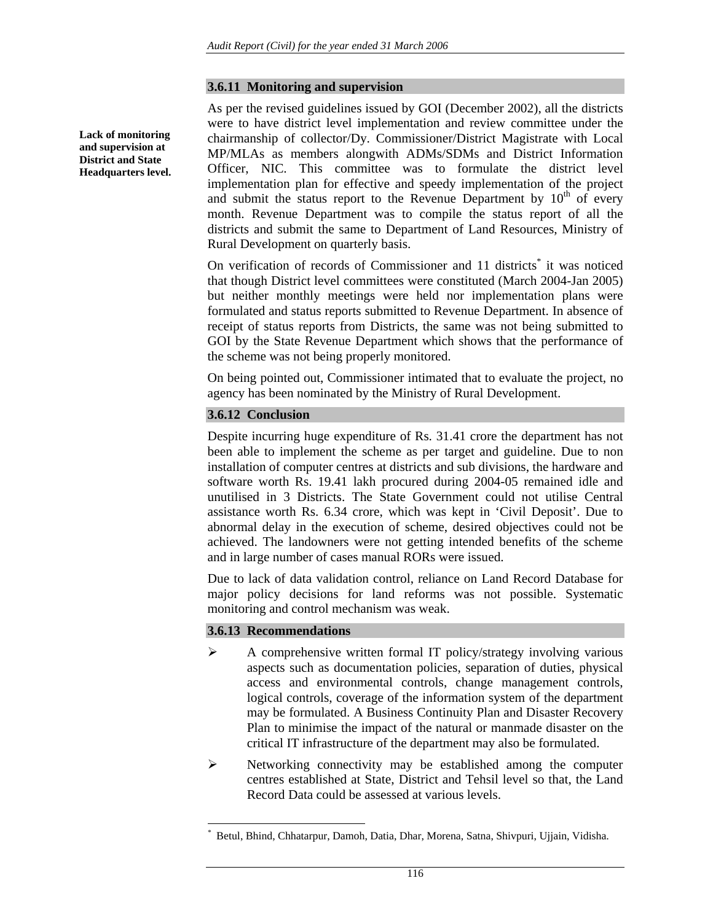### 3.6.11 Monitoring and supervision

**Lack of monitoring and supervision at District and State Headquarters level.**

As per the revised guidelines issued by GOI (December 2002), all the districts were to have district level implementation and review committee under the chairmanship of collector/Dy. Commissioner/District Magistrate with Local MP/MLAs as members alongwith ADMs/SDMs and District Information Officer, NIC. This committee was to formulate the district level implementation plan for effective and speedy implementation of the project and submit the status report to the Revenue Department by 10th of every month. Revenue Department was to compile the status report of all the districts and submit the same to Department of Land Resources, Ministry of Rural Development on quarterly basis.

On verification of records of Commissioner and 11 districts* it was noticed that though District level committees were constituted (March 2004-Jan 2005) but neither monthly meetings were held nor implementation plans were formulated and status reports submitted to Revenue Department. In absence of receipt of status reports from Districts, the same was not being submitted to GOI by the State Revenue Department which shows that the performance of the scheme was not being properly monitored.

On being pointed out, Commissioner intimated that to evaluate the project, no agency has been nominated by the Ministry of Rural Development.

### 3.6.12 Conclusion

Despite incurring huge expenditure of Rs. 31.41 crore the department has not been able to implement the scheme as per target and guideline. Due to non installation of computer centres at districts and sub divisions, the hardware and software worth Rs. 19.41 lakh procured during 2004-05 remained idle and unutilised in 3 Districts. The State Government could not utilise Central assistance worth Rs. 6.34 crore, which was kept in 'Civil Deposit'. Due to abnormal delay in the execution of scheme, desired objectives could not be achieved. The landowners were not getting intended benefits of the scheme and in large number of cases manual RORs were issued.

Due to lack of data validation control, reliance on Land Record Database for major policy decisions for land reforms was not possible. Systematic monitoring and control mechanism was weak.

### 3.6.13 Recommendations

- A comprehensive written formal IT policy/strategy involving various aspects such as documentation policies, separation of duties, physical access and environmental controls, change management controls, logical controls, coverage of the information system of the department may be formulated. A Business Continuity Plan and Disaster Recovery Plan to minimise the impact of the natural or manmade disaster on the critical IT infrastructure of the department may also be formulated.
- Networking connectivity may be established among the computer centres established at State, District and Tehsil level so that, the Land Record Data could be assessed at various levels.

---

* Betul, Bhind, Chhatarpur, Damoh, Datia, Dhar, Morena, Satna, Shivpuri, Ujjain, Vidisha.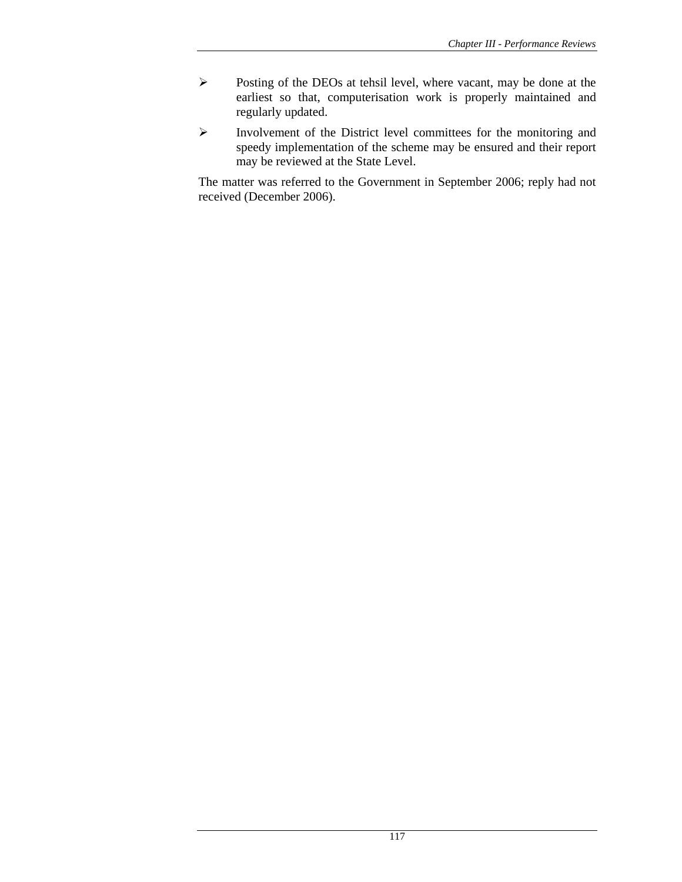- Posting of the DEOs at tehsil level, where vacant, may be done at the earliest so that, computerisation work is properly maintained and regularly updated.
- Involvement of the District level committees for the monitoring and speedy implementation of the scheme may be ensured and their report may be reviewed at the State Level.

The matter was referred to the Government in September 2006; reply had not received (December 2006).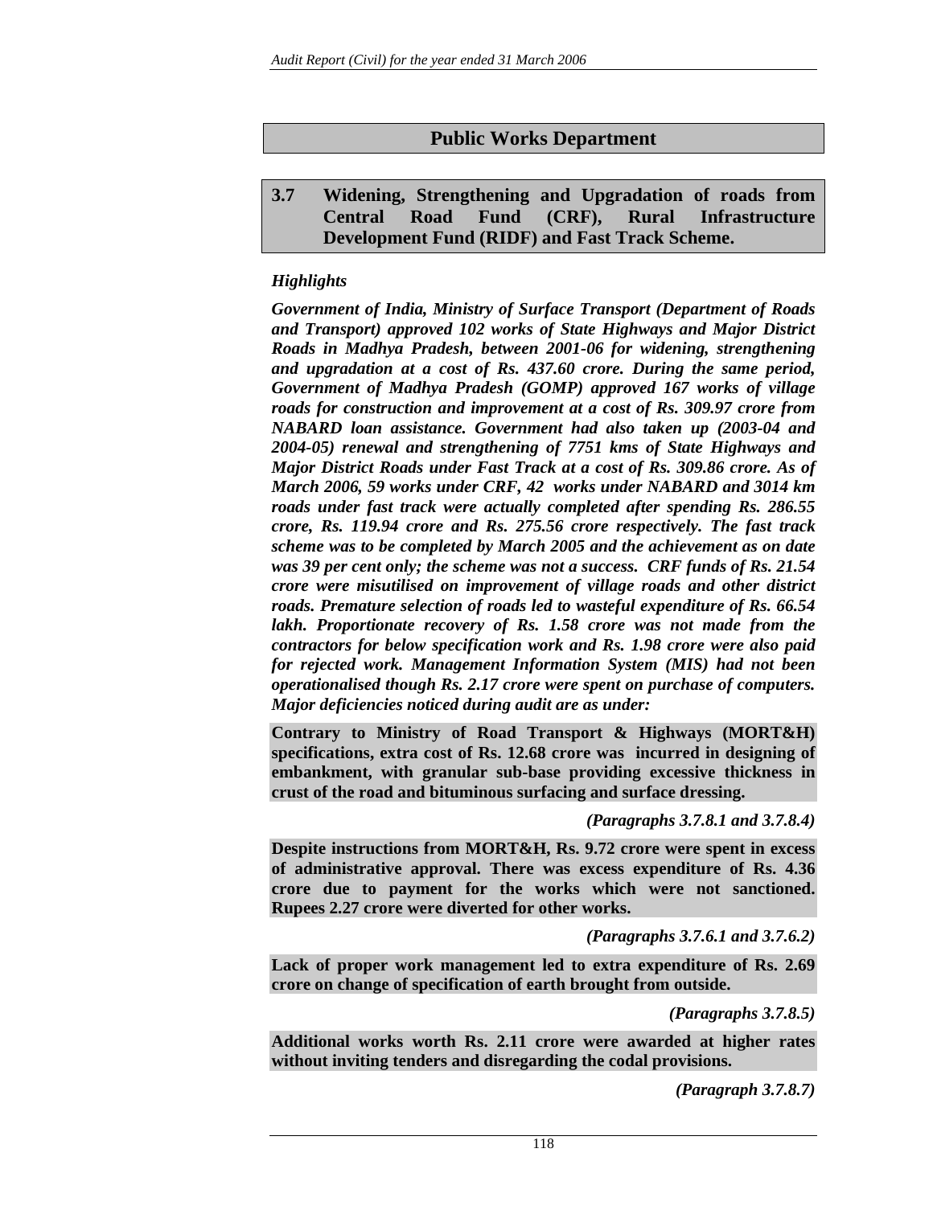## Public Works Department

### 3.7 Widening, Strengthening and Upgradation of roads from Central Road Fund (CRF), Rural Infrastructure Development Fund (RIDF) and Fast Track Scheme.

*Highlights*

***Government of India, Ministry of Surface Transport (Department of Roads and Transport) approved 102 works of State Highways and Major District Roads in Madhya Pradesh, between 2001-06 for widening, strengthening and upgradation at a cost of Rs. 437.60 crore. During the same period, Government of Madhya Pradesh (GOMP) approved 167 works of village roads for construction and improvement at a cost of Rs. 309.97 crore from NABARD loan assistance. Government had also taken up (2003-04 and 2004-05) renewal and strengthening of 7751 kms of State Highways and Major District Roads under Fast Track at a cost of Rs. 309.86 crore. As of March 2006, 59 works under CRF, 42 works under NABARD and 3014 km roads under fast track were actually completed after spending Rs. 286.55 crore, Rs. 119.94 crore and Rs. 275.56 crore respectively. The fast track scheme was to be completed by March 2005 and the achievement as on date was 39 per cent only; the scheme was not a success. CRF funds of Rs. 21.54 crore were misutilised on improvement of village roads and other district roads. Premature selection of roads led to wasteful expenditure of Rs. 66.54 lakh. Proportionate recovery of Rs. 1.58 crore was not made from the contractors for below specification work and Rs. 1.98 crore were also paid for rejected work. Management Information System (MIS) had not been operationalised though Rs. 2.17 crore were spent on purchase of computers. Major deficiencies noticed during audit are as under:***

**Contrary to Ministry of Road Transport & Highways (MORT&H) specifications, extra cost of Rs. 12.68 crore was incurred in designing of embankment, with granular sub-base providing excessive thickness in crust of the road and bituminous surfacing and surface dressing.**

***(Paragraphs 3.7.8.1 and 3.7.8.4)***

**Despite instructions from MORT&H, Rs. 9.72 crore were spent in excess of administrative approval. There was excess expenditure of Rs. 4.36 crore due to payment for the works which were not sanctioned. Rupees 2.27 crore were diverted for other works.**

***(Paragraphs 3.7.6.1 and 3.7.6.2)***

**Lack of proper work management led to extra expenditure of Rs. 2.69 crore on change of specification of earth brought from outside.**

***(Paragraphs 3.7.8.5)***

**Additional works worth Rs. 2.11 crore were awarded at higher rates without inviting tenders and disregarding the codal provisions.**

***(Paragraph 3.7.8.7)***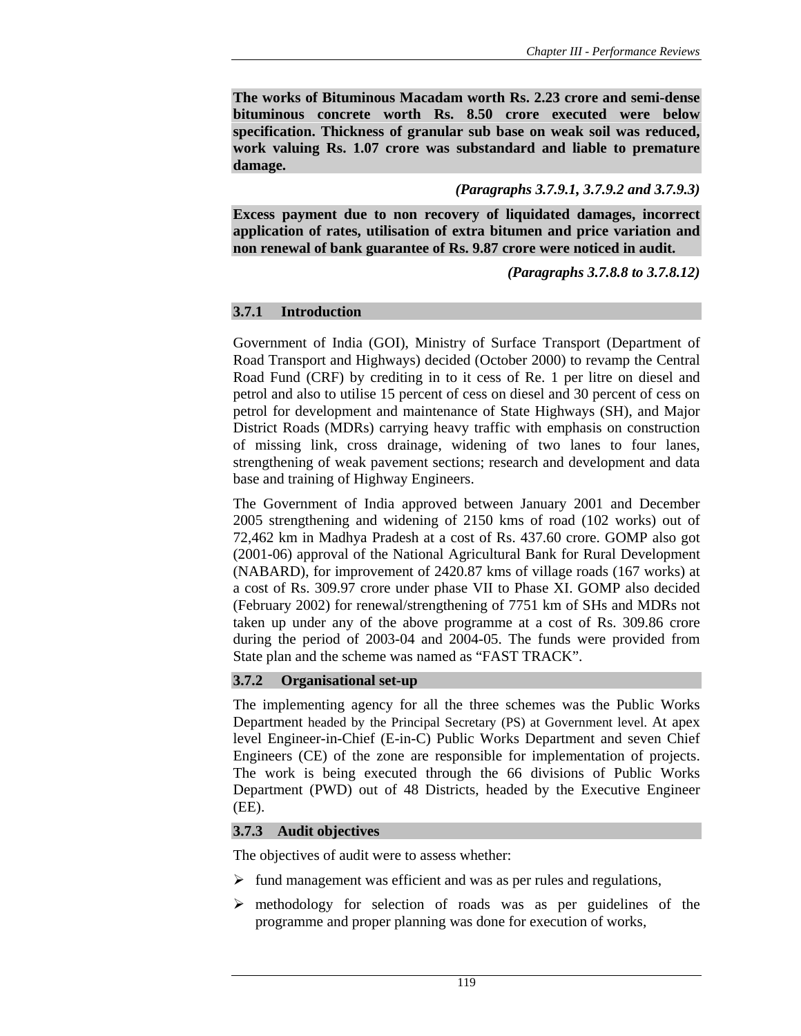**The works of Bituminous Macadam worth Rs. 2.23 crore and semi-dense bituminous concrete worth Rs. 8.50 crore executed were below specification. Thickness of granular sub base on weak soil was reduced, work valuing Rs. 1.07 crore was substandard and liable to premature damage.**

*(Paragraphs 3.7.9.1, 3.7.9.2 and 3.7.9.3)*

**Excess payment due to non recovery of liquidated damages, incorrect application of rates, utilisation of extra bitumen and price variation and non renewal of bank guarantee of Rs. 9.87 crore were noticed in audit.**

*(Paragraphs 3.7.8.8 to 3.7.8.12)*

### 3.7.1 Introduction

Government of India (GOI), Ministry of Surface Transport (Department of Road Transport and Highways) decided (October 2000) to revamp the Central Road Fund (CRF) by crediting in to it cess of Re. 1 per litre on diesel and petrol and also to utilise 15 percent of cess on diesel and 30 percent of cess on petrol for development and maintenance of State Highways (SH), and Major District Roads (MDRs) carrying heavy traffic with emphasis on construction of missing link, cross drainage, widening of two lanes to four lanes, strengthening of weak pavement sections; research and development and data base and training of Highway Engineers.

The Government of India approved between January 2001 and December 2005 strengthening and widening of 2150 kms of road (102 works) out of 72,462 km in Madhya Pradesh at a cost of Rs. 437.60 crore. GOMP also got (2001-06) approval of the National Agricultural Bank for Rural Development (NABARD), for improvement of 2420.87 kms of village roads (167 works) at a cost of Rs. 309.97 crore under phase VII to Phase XI. GOMP also decided (February 2002) for renewal/strengthening of 7751 km of SHs and MDRs not taken up under any of the above programme at a cost of Rs. 309.86 crore during the period of 2003-04 and 2004-05. The funds were provided from State plan and the scheme was named as "FAST TRACK".

### 3.7.2 Organisational set-up

The implementing agency for all the three schemes was the Public Works Department headed by the Principal Secretary (PS) at Government level. At apex level Engineer-in-Chief (E-in-C) Public Works Department and seven Chief Engineers (CE) of the zone are responsible for implementation of projects. The work is being executed through the 66 divisions of Public Works Department (PWD) out of 48 Districts, headed by the Executive Engineer (EE).

### 3.7.3 Audit objectives

The objectives of audit were to assess whether:

- fund management was efficient and was as per rules and regulations,
- methodology for selection of roads was as per guidelines of the programme and proper planning was done for execution of works,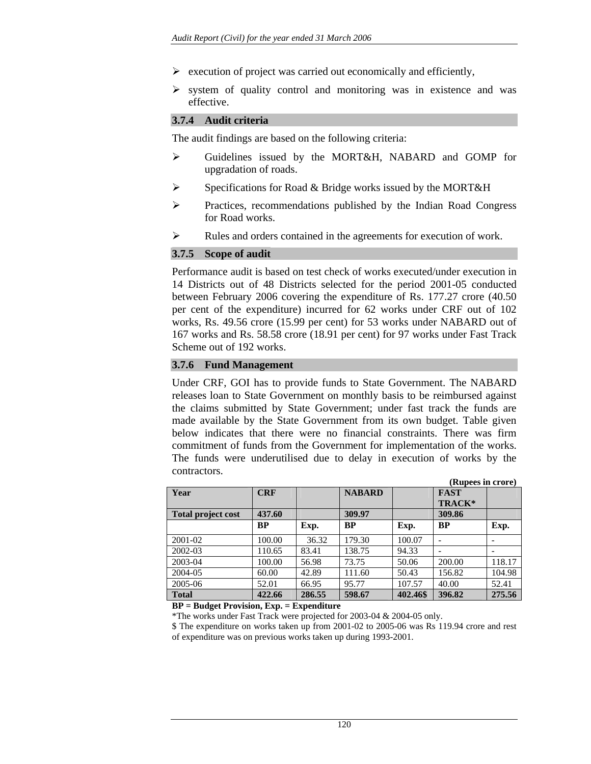- execution of project was carried out economically and efficiently,
- system of quality control and monitoring was in existence and was effective.

### 3.7.4 Audit criteria

The audit findings are based on the following criteria:

- Guidelines issued by the MORT&H, NABARD and GOMP for upgradation of roads.
- Specifications for Road & Bridge works issued by the MORT&H
- Practices, recommendations published by the Indian Road Congress for Road works.
- Rules and orders contained in the agreements for execution of work.

### 3.7.5 Scope of audit

Performance audit is based on test check of works executed/under execution in 14 Districts out of 48 Districts selected for the period 2001-05 conducted between February 2006 covering the expenditure of Rs. 177.27 crore (40.50 per cent of the expenditure) incurred for 62 works under CRF out of 102 works, Rs. 49.56 crore (15.99 per cent) for 53 works under NABARD out of 167 works and Rs. 58.58 crore (18.91 per cent) for 97 works under Fast Track Scheme out of 192 works.

### 3.7.6 Fund Management

Under CRF, GOI has to provide funds to State Government. The NABARD releases loan to State Government on monthly basis to be reimbursed against the claims submitted by State Government; under fast track the funds are made available by the State Government from its own budget. Table given below indicates that there were no financial constraints. There was firm commitment of funds from the Government for implementation of the works. The funds were underutilised due to delay in execution of works by the contractors.

**(Rupees in crore)**

| Year | CRF | | NABARD | | FAST TRACK* | |
|---|---|---|---|---|---|---|
| **Total project cost** | **437.60** | | **309.97** | | **309.86** | |
| | **BP** | **Exp.** | **BP** | **Exp.** | **BP** | **Exp.** |
| 2001-02 | 100.00 | 36.32 | 179.30 | 100.07 | - | - |
| 2002-03 | 110.65 | 83.41 | 138.75 | 94.33 | - | - |
| 2003-04 | 100.00 | 56.98 | 73.75 | 50.06 | 200.00 | 118.17 |
| 2004-05 | 60.00 | 42.89 | 111.60 | 50.43 | 156.82 | 104.98 |
| 2005-06 | 52.01 | 66.95 | 95.77 | 107.57 | 40.00 | 52.41 |
| **Total** | **422.66** | **286.55** | **598.67** | **402.46$** | **396.82** | **275.56** |

**BP = Budget Provision, Exp. = Expenditure**

*The works under Fast Track were projected for 2003-04 & 2004-05 only.

$ The expenditure on works taken up from 2001-02 to 2005-06 was Rs 119.94 crore and rest of expenditure was on previous works taken up during 1993-2001.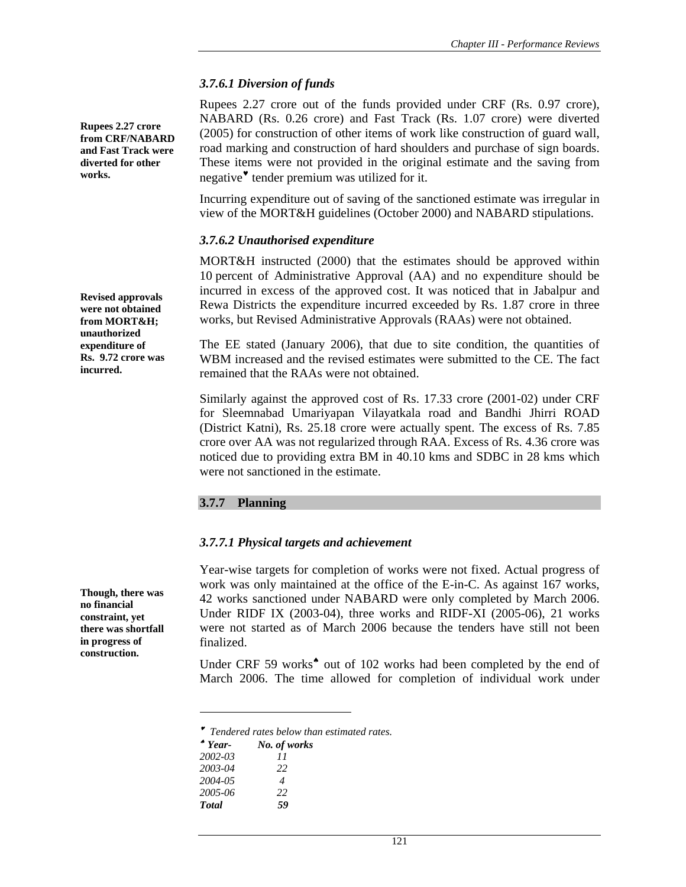### 3.7.6.1 Diversion of funds

**Rupees 2.27 crore from CRF/NABARD and Fast Track were diverted for other works.**

Rupees 2.27 crore out of the funds provided under CRF (Rs. 0.97 crore), NABARD (Rs. 0.26 crore) and Fast Track (Rs. 1.07 crore) were diverted (2005) for construction of other items of work like construction of guard wall, road marking and construction of hard shoulders and purchase of sign boards. These items were not provided in the original estimate and the saving from negative♥ tender premium was utilized for it.

Incurring expenditure out of saving of the sanctioned estimate was irregular in view of the MORT&H guidelines (October 2000) and NABARD stipulations.

### 3.7.6.2 Unauthorised expenditure

**Revised approvals were not obtained from MORT&H; unauthorized expenditure of Rs. 9.72 crore was incurred.**

MORT&H instructed (2000) that the estimates should be approved within 10 percent of Administrative Approval (AA) and no expenditure should be incurred in excess of the approved cost. It was noticed that in Jabalpur and Rewa Districts the expenditure incurred exceeded by Rs. 1.87 crore in three works, but Revised Administrative Approvals (RAAs) were not obtained.

The EE stated (January 2006), that due to site condition, the quantities of WBM increased and the revised estimates were submitted to the CE. The fact remained that the RAAs were not obtained.

Similarly against the approved cost of Rs. 17.33 crore (2001-02) under CRF for Sleemnabad Umariyapan Vilayatkala road and Bandhi Jhirri ROAD (District Katni), Rs. 25.18 crore were actually spent. The excess of Rs. 7.85 crore over AA was not regularized through RAA. Excess of Rs. 4.36 crore was noticed due to providing extra BM in 40.10 kms and SDBC in 28 kms which were not sanctioned in the estimate.

## 3.7.7 Planning

### 3.7.7.1 Physical targets and achievement

**Though, there was no financial constraint, yet there was shortfall in progress of construction.**

Year-wise targets for completion of works were not fixed. Actual progress of work was only maintained at the office of the E-in-C. As against 167 works, 42 works sanctioned under NABARD were only completed by March 2006. Under RIDF IX (2003-04), three works and RIDF-XI (2005-06), 21 works were not started as of March 2006 because the tenders have still not been finalized.

Under CRF 59 works♠ out of 102 works had been completed by the end of March 2006. The time allowed for completion of individual work under

---

♥ *Tendered rates below than estimated rates.*

| ♠ *Year-* | *No. of works* |
|---|---|
| *2002-03* | *11* |
| *2003-04* | *22* |
| *2004-05* | *4* |
| *2005-06* | *22* |
| ***Total*** | ***59*** |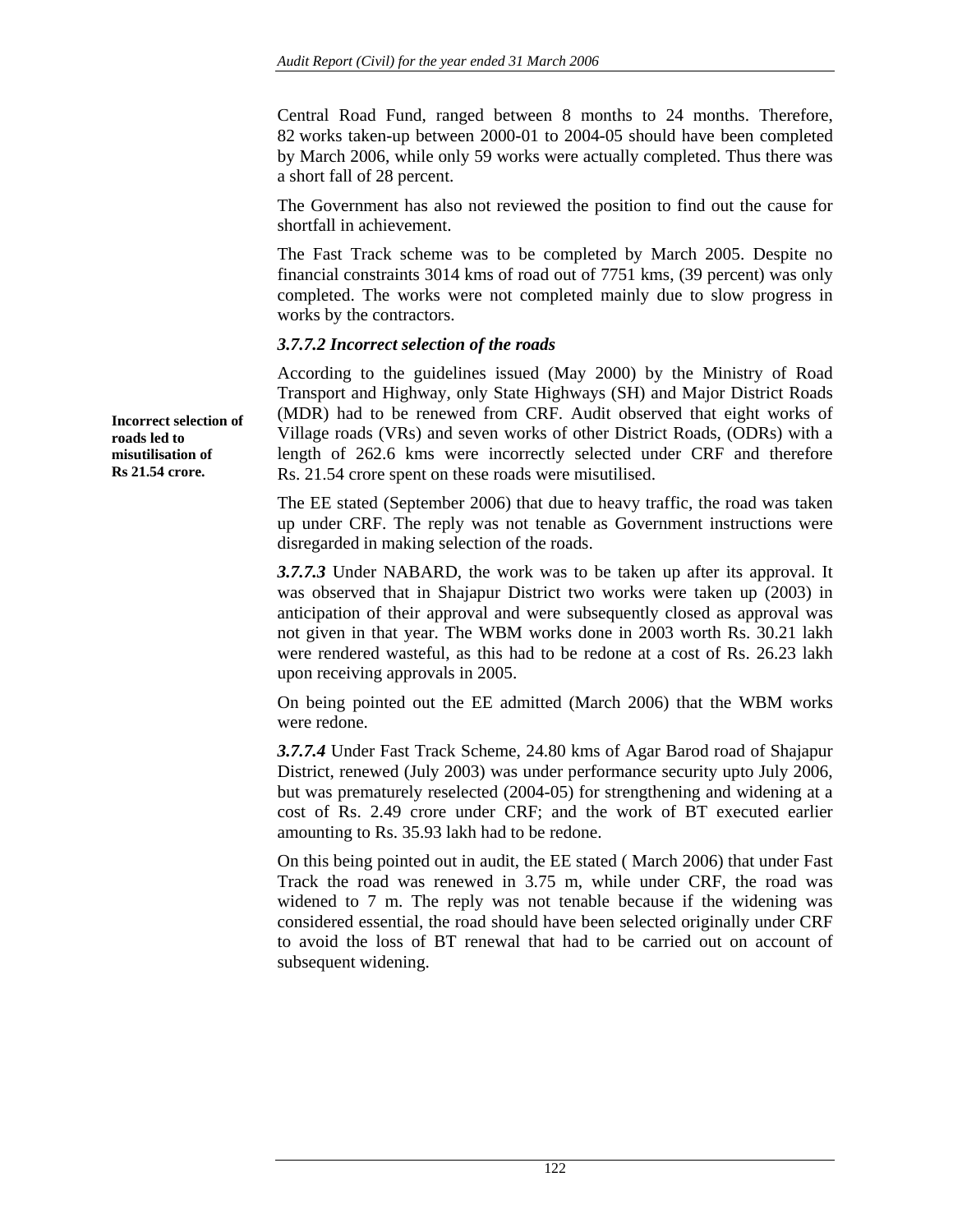Central Road Fund, ranged between 8 months to 24 months. Therefore, 82 works taken-up between 2000-01 to 2004-05 should have been completed by March 2006, while only 59 works were actually completed. Thus there was a short fall of 28 percent.

The Government has also not reviewed the position to find out the cause for shortfall in achievement.

The Fast Track scheme was to be completed by March 2005. Despite no financial constraints 3014 kms of road out of 7751 kms, (39 percent) was only completed. The works were not completed mainly due to slow progress in works by the contractors.

### *3.7.7.2 Incorrect selection of the roads*

**Incorrect selection of roads led to misutilisation of Rs 21.54 crore.**

According to the guidelines issued (May 2000) by the Ministry of Road Transport and Highway, only State Highways (SH) and Major District Roads (MDR) had to be renewed from CRF. Audit observed that eight works of Village roads (VRs) and seven works of other District Roads, (ODRs) with a length of 262.6 kms were incorrectly selected under CRF and therefore Rs. 21.54 crore spent on these roads were misutilised.

The EE stated (September 2006) that due to heavy traffic, the road was taken up under CRF. The reply was not tenable as Government instructions were disregarded in making selection of the roads.

***3.7.7.3*** Under NABARD, the work was to be taken up after its approval. It was observed that in Shajapur District two works were taken up (2003) in anticipation of their approval and were subsequently closed as approval was not given in that year. The WBM works done in 2003 worth Rs. 30.21 lakh were rendered wasteful, as this had to be redone at a cost of Rs. 26.23 lakh upon receiving approvals in 2005.

On being pointed out the EE admitted (March 2006) that the WBM works were redone.

***3.7.7.4*** Under Fast Track Scheme, 24.80 kms of Agar Barod road of Shajapur District, renewed (July 2003) was under performance security upto July 2006, but was prematurely reselected (2004-05) for strengthening and widening at a cost of Rs. 2.49 crore under CRF; and the work of BT executed earlier amounting to Rs. 35.93 lakh had to be redone.

On this being pointed out in audit, the EE stated ( March 2006) that under Fast Track the road was renewed in 3.75 m, while under CRF, the road was widened to 7 m. The reply was not tenable because if the widening was considered essential, the road should have been selected originally under CRF to avoid the loss of BT renewal that had to be carried out on account of subsequent widening.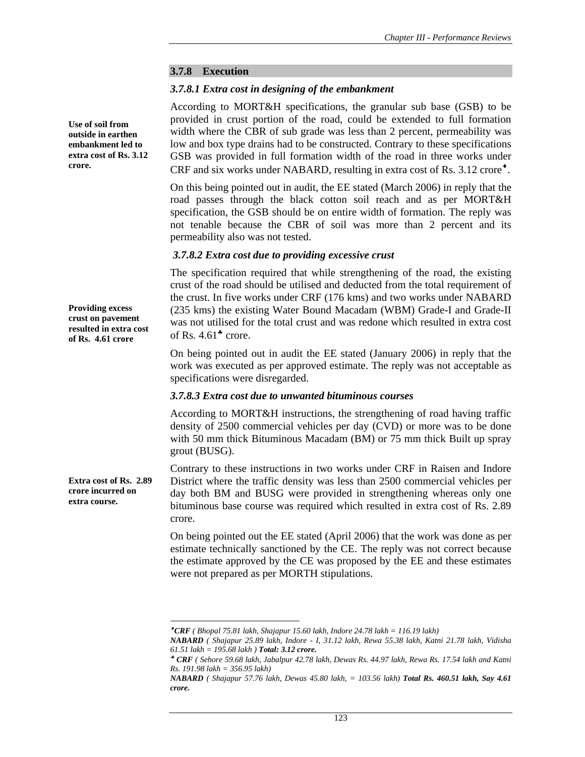### 3.7.8 Execution

#### *3.7.8.1 Extra cost in designing of the embankment*

**Use of soil from outside in earthen embankment led to extra cost of Rs. 3.12 crore.**

According to MORT&H specifications, the granular sub base (GSB) to be provided in crust portion of the road, could be extended to full formation width where the CBR of sub grade was less than 2 percent, permeability was low and box type drains had to be constructed. Contrary to these specifications GSB was provided in full formation width of the road in three works under CRF and six works under NABARD, resulting in extra cost of Rs. 3.12 crore♦.

On this being pointed out in audit, the EE stated (March 2006) in reply that the road passes through the black cotton soil reach and as per MORT&H specification, the GSB should be on entire width of formation. The reply was not tenable because the CBR of soil was more than 2 percent and its permeability also was not tested.

#### *3.7.8.2 Extra cost due to providing excessive crust*

**Providing excess crust on pavement resulted in extra cost of Rs. 4.61 crore**

The specification required that while strengthening of the road, the existing crust of the road should be utilised and deducted from the total requirement of the crust. In five works under CRF (176 kms) and two works under NABARD (235 kms) the existing Water Bound Macadam (WBM) Grade-I and Grade-II was not utilised for the total crust and was redone which resulted in extra cost of Rs. 4.61♣ crore.

On being pointed out in audit the EE stated (January 2006) in reply that the work was executed as per approved estimate. The reply was not acceptable as specifications were disregarded.

#### *3.7.8.3 Extra cost due to unwanted bituminous courses*

According to MORT&H instructions, the strengthening of road having traffic density of 2500 commercial vehicles per day (CVD) or more was to be done with 50 mm thick Bituminous Macadam (BM) or 75 mm thick Built up spray grout (BUSG).

**Extra cost of Rs. 2.89 crore incurred on extra course.**

Contrary to these instructions in two works under CRF in Raisen and Indore District where the traffic density was less than 2500 commercial vehicles per day both BM and BUSG were provided in strengthening whereas only one bituminous base course was required which resulted in extra cost of Rs. 2.89 crore.

On being pointed out the EE stated (April 2006) that the work was done as per estimate technically sanctioned by the CE. The reply was not correct because the estimate approved by the CE was proposed by the EE and these estimates were not prepared as per MORTH stipulations.

---

♦***CRF*** *( Bhopal 75.81 lakh, Shajapur 15.60 lakh, Indore 24.78 lakh = 116.19 lakh)*

***NABARD*** *( Shajapur 25.89 lakh, Indore - I, 31.12 lakh, Rewa 55.38 lakh, Katni 21.78 lakh, Vidisha 61.51 lakh = 195.68 lakh )* ***Total: 3.12 crore.***

♣ ***CRF*** *( Sehore 59.68 lakh, Jabalpur 42.78 lakh, Dewas Rs. 44.97 lakh, Rewa Rs. 17.54 lakh and Katni Rs. 191.98 lakh = 356.95 lakh)*

***NABARD*** *( Shajapur 57.76 lakh, Dewas 45.80 lakh, = 103.56 lakh)* ***Total Rs. 460.51 lakh, Say 4.61 crore.***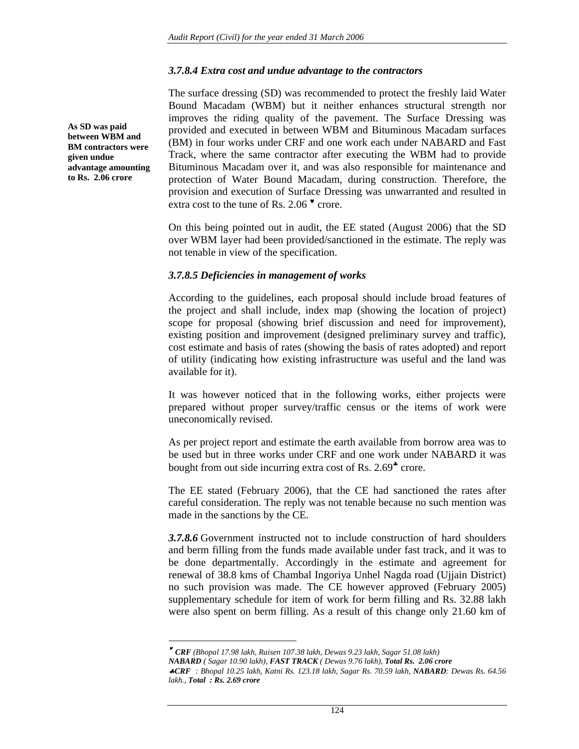### *3.7.8.4 Extra cost and undue advantage to the contractors*

**As SD was paid between WBM and BM contractors were given undue advantage amounting to Rs. 2.06 crore**

The surface dressing (SD) was recommended to protect the freshly laid Water Bound Macadam (WBM) but it neither enhances structural strength nor improves the riding quality of the pavement. The Surface Dressing was provided and executed in between WBM and Bituminous Macadam surfaces (BM) in four works under CRF and one work each under NABARD and Fast Track, where the same contractor after executing the WBM had to provide Bituminous Macadam over it, and was also responsible for maintenance and protection of Water Bound Macadam, during construction. Therefore, the provision and execution of Surface Dressing was unwarranted and resulted in extra cost to the tune of Rs. 2.06 ♥ crore.

On this being pointed out in audit, the EE stated (August 2006) that the SD over WBM layer had been provided/sanctioned in the estimate. The reply was not tenable in view of the specification.

### *3.7.8.5 Deficiencies in management of works*

According to the guidelines, each proposal should include broad features of the project and shall include, index map (showing the location of project) scope for proposal (showing brief discussion and need for improvement), existing position and improvement (designed preliminary survey and traffic), cost estimate and basis of rates (showing the basis of rates adopted) and report of utility (indicating how existing infrastructure was useful and the land was available for it).

It was however noticed that in the following works, either projects were prepared without proper survey/traffic census or the items of work were uneconomically revised.

As per project report and estimate the earth available from borrow area was to be used but in three works under CRF and one work under NABARD it was bought from out side incurring extra cost of Rs. 2.69♣ crore.

The EE stated (February 2006), that the CE had sanctioned the rates after careful consideration. The reply was not tenable because no such mention was made in the sanctions by the CE.

***3.7.8.6*** Government instructed not to include construction of hard shoulders and berm filling from the funds made available under fast track, and it was to be done departmentally. Accordingly in the estimate and agreement for renewal of 38.8 kms of Chambal Ingoriya Unhel Nagda road (Ujjain District) no such provision was made. The CE however approved (February 2005) supplementary schedule for item of work for berm filling and Rs. 32.88 lakh were also spent on berm filling. As a result of this change only 21.60 km of

---

♥ ***CRF*** *(Bhopal 17.98 lakh, Raisen 107.38 lakh, Dewas 9.23 lakh, Sagar 51.08 lakh)*
***NABARD*** *( Sagar 10.90 lakh),* ***FAST TRACK*** *( Dewas 9.76 lakh),* ***Total Rs. 2.06 crore***

♣***CRF*** *: Bhopal 10.25 lakh, Katni Rs. 123.18 lakh, Sagar Rs. 70.59 lakh,* ***NABARD****: Dewas Rs. 64.56 lakh.,* ***Total : Rs. 2.69 crore***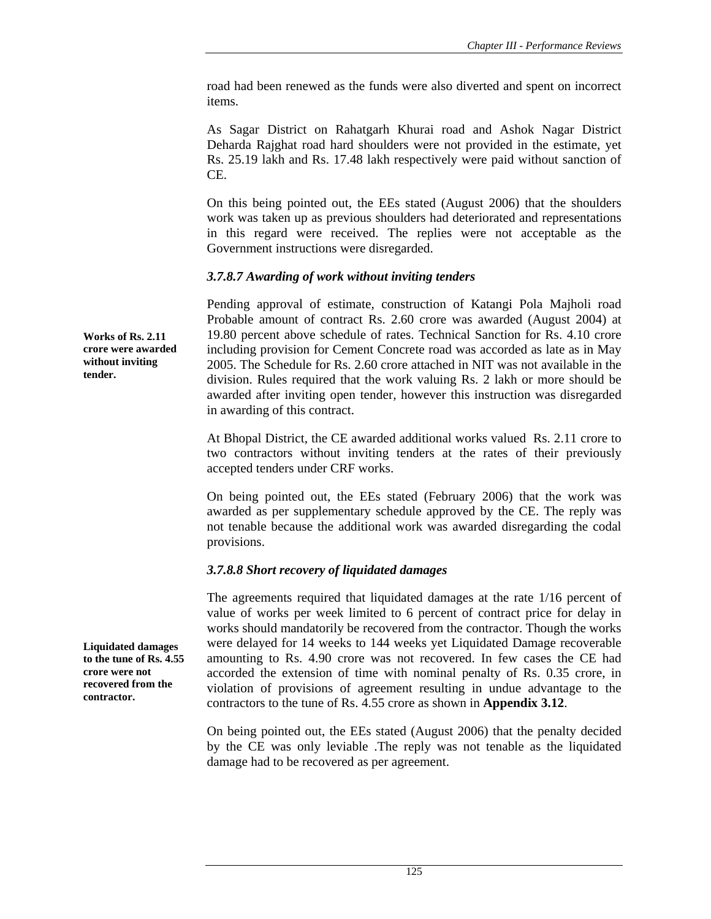road had been renewed as the funds were also diverted and spent on incorrect items.

As Sagar District on Rahatgarh Khurai road and Ashok Nagar District Deharda Rajghat road hard shoulders were not provided in the estimate, yet Rs. 25.19 lakh and Rs. 17.48 lakh respectively were paid without sanction of CE.

On this being pointed out, the EEs stated (August 2006) that the shoulders work was taken up as previous shoulders had deteriorated and representations in this regard were received. The replies were not acceptable as the Government instructions were disregarded.

### *3.7.8.7 Awarding of work without inviting tenders*

**Works of Rs. 2.11 crore were awarded without inviting tender.**

Pending approval of estimate, construction of Katangi Pola Majholi road Probable amount of contract Rs. 2.60 crore was awarded (August 2004) at 19.80 percent above schedule of rates. Technical Sanction for Rs. 4.10 crore including provision for Cement Concrete road was accorded as late as in May 2005. The Schedule for Rs. 2.60 crore attached in NIT was not available in the division. Rules required that the work valuing Rs. 2 lakh or more should be awarded after inviting open tender, however this instruction was disregarded in awarding of this contract.

At Bhopal District, the CE awarded additional works valued Rs. 2.11 crore to two contractors without inviting tenders at the rates of their previously accepted tenders under CRF works.

On being pointed out, the EEs stated (February 2006) that the work was awarded as per supplementary schedule approved by the CE. The reply was not tenable because the additional work was awarded disregarding the codal provisions.

### *3.7.8.8 Short recovery of liquidated damages*

**Liquidated damages to the tune of Rs. 4.55 crore were not recovered from the contractor.**

The agreements required that liquidated damages at the rate 1/16 percent of value of works per week limited to 6 percent of contract price for delay in works should mandatorily be recovered from the contractor. Though the works were delayed for 14 weeks to 144 weeks yet Liquidated Damage recoverable amounting to Rs. 4.90 crore was not recovered. In few cases the CE had accorded the extension of time with nominal penalty of Rs. 0.35 crore, in violation of provisions of agreement resulting in undue advantage to the contractors to the tune of Rs. 4.55 crore as shown in **Appendix 3.12**.

On being pointed out, the EEs stated (August 2006) that the penalty decided by the CE was only leviable .The reply was not tenable as the liquidated damage had to be recovered as per agreement.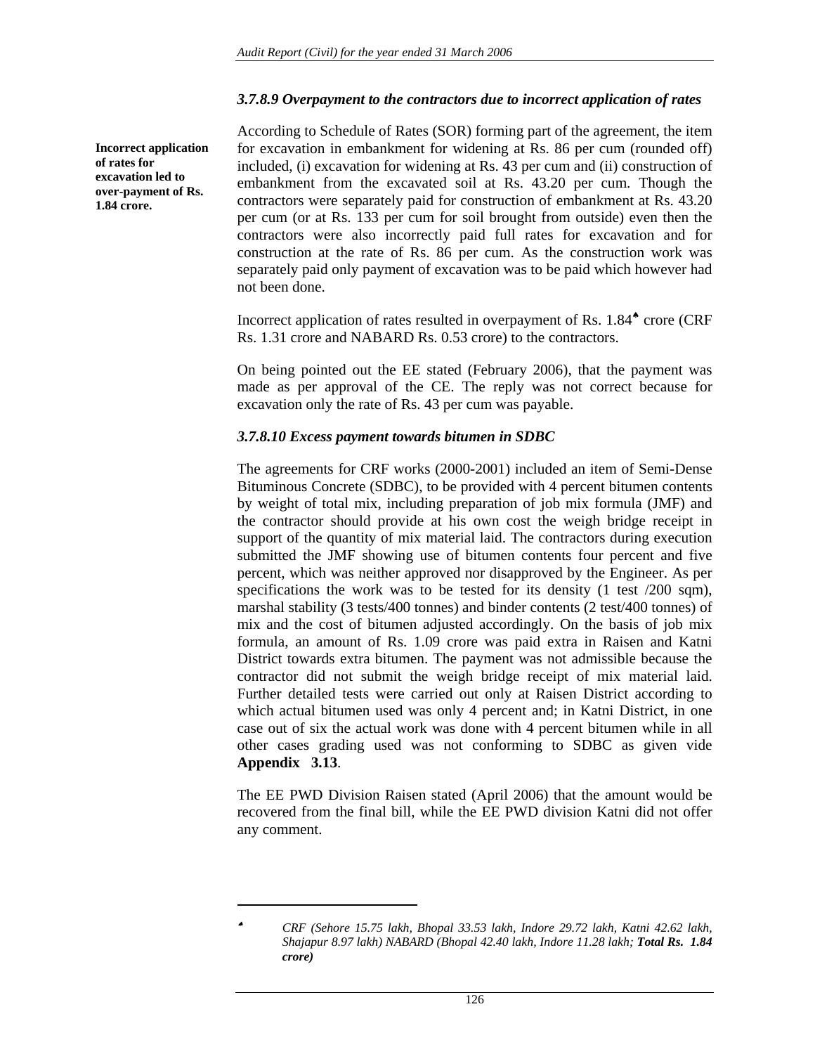### *3.7.8.9 Overpayment to the contractors due to incorrect application of rates*

**Incorrect application of rates for excavation led to over-payment of Rs. 1.84 crore.**

According to Schedule of Rates (SOR) forming part of the agreement, the item for excavation in embankment for widening at Rs. 86 per cum (rounded off) included, (i) excavation for widening at Rs. 43 per cum and (ii) construction of embankment from the excavated soil at Rs. 43.20 per cum. Though the contractors were separately paid for construction of embankment at Rs. 43.20 per cum (or at Rs. 133 per cum for soil brought from outside) even then the contractors were also incorrectly paid full rates for excavation and for construction at the rate of Rs. 86 per cum. As the construction work was separately paid only payment of excavation was to be paid which however had not been done.

Incorrect application of rates resulted in overpayment of Rs. 1.84[♠] crore (CRF Rs. 1.31 crore and NABARD Rs. 0.53 crore) to the contractors.

On being pointed out the EE stated (February 2006), that the payment was made as per approval of the CE. The reply was not correct because for excavation only the rate of Rs. 43 per cum was payable.

### *3.7.8.10 Excess payment towards bitumen in SDBC*

The agreements for CRF works (2000-2001) included an item of Semi-Dense Bituminous Concrete (SDBC), to be provided with 4 percent bitumen contents by weight of total mix, including preparation of job mix formula (JMF) and the contractor should provide at his own cost the weigh bridge receipt in support of the quantity of mix material laid. The contractors during execution submitted the JMF showing use of bitumen contents four percent and five percent, which was neither approved nor disapproved by the Engineer. As per specifications the work was to be tested for its density (1 test /200 sqm), marshal stability (3 tests/400 tonnes) and binder contents (2 test/400 tonnes) of mix and the cost of bitumen adjusted accordingly. On the basis of job mix formula, an amount of Rs. 1.09 crore was paid extra in Raisen and Katni District towards extra bitumen. The payment was not admissible because the contractor did not submit the weigh bridge receipt of mix material laid. Further detailed tests were carried out only at Raisen District according to which actual bitumen used was only 4 percent and; in Katni District, in one case out of six the actual work was done with 4 percent bitumen while in all other cases grading used was not conforming to SDBC as given vide **Appendix 3.13**.

The EE PWD Division Raisen stated (April 2006) that the amount would be recovered from the final bill, while the EE PWD division Katni did not offer any comment.

---

[♠] *CRF (Sehore 15.75 lakh, Bhopal 33.53 lakh, Indore 29.72 lakh, Katni 42.62 lakh, Shajapur 8.97 lakh) NABARD (Bhopal 42.40 lakh, Indore 11.28 lakh; **Total Rs. 1.84 crore)***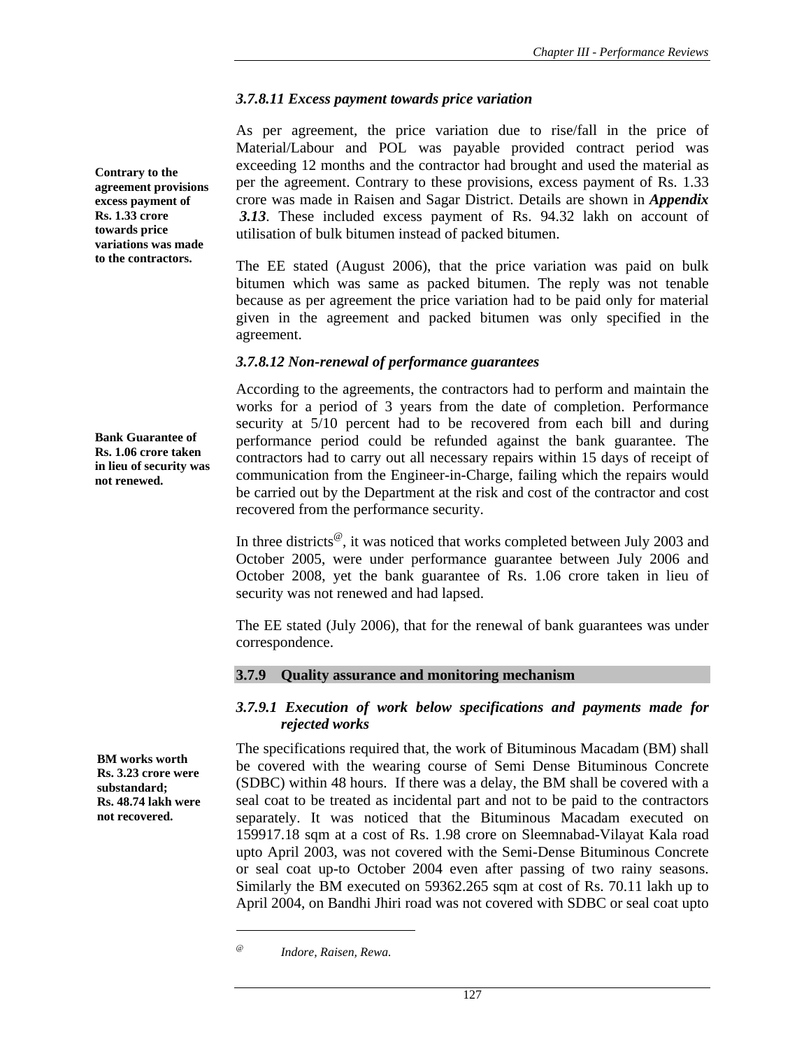### *3.7.8.11 Excess payment towards price variation*

**Contrary to the agreement provisions excess payment of Rs. 1.33 crore towards price variations was made to the contractors.**

As per agreement, the price variation due to rise/fall in the price of Material/Labour and POL was payable provided contract period was exceeding 12 months and the contractor had brought and used the material as per the agreement. Contrary to these provisions, excess payment of Rs. 1.33 crore was made in Raisen and Sagar District. Details are shown in ***Appendix 3.13***. These included excess payment of Rs. 94.32 lakh on account of utilisation of bulk bitumen instead of packed bitumen.

The EE stated (August 2006), that the price variation was paid on bulk bitumen which was same as packed bitumen. The reply was not tenable because as per agreement the price variation had to be paid only for material given in the agreement and packed bitumen was only specified in the agreement.

### *3.7.8.12 Non-renewal of performance guarantees*

**Bank Guarantee of Rs. 1.06 crore taken in lieu of security was not renewed.**

According to the agreements, the contractors had to perform and maintain the works for a period of 3 years from the date of completion. Performance security at 5/10 percent had to be recovered from each bill and during performance period could be refunded against the bank guarantee. The contractors had to carry out all necessary repairs within 15 days of receipt of communication from the Engineer-in-Charge, failing which the repairs would be carried out by the Department at the risk and cost of the contractor and cost recovered from the performance security.

In three districts[@], it was noticed that works completed between July 2003 and October 2005, were under performance guarantee between July 2006 and October 2008, yet the bank guarantee of Rs. 1.06 crore taken in lieu of security was not renewed and had lapsed.

The EE stated (July 2006), that for the renewal of bank guarantees was under correspondence.

## 3.7.9 Quality assurance and monitoring mechanism

### *3.7.9.1 Execution of work below specifications and payments made for rejected works*

**BM works worth Rs. 3.23 crore were substandard; Rs. 48.74 lakh were not recovered.**

The specifications required that, the work of Bituminous Macadam (BM) shall be covered with the wearing course of Semi Dense Bituminous Concrete (SDBC) within 48 hours. If there was a delay, the BM shall be covered with a seal coat to be treated as incidental part and not to be paid to the contractors separately. It was noticed that the Bituminous Macadam executed on 159917.18 sqm at a cost of Rs. 1.98 crore on Sleemnabad-Vilayat Kala road upto April 2003, was not covered with the Semi-Dense Bituminous Concrete or seal coat up-to October 2004 even after passing of two rainy seasons. Similarly the BM executed on 59362.265 sqm at cost of Rs. 70.11 lakh up to April 2004, on Bandhi Jhiri road was not covered with SDBC or seal coat upto

---

[@] *Indore, Raisen, Rewa.*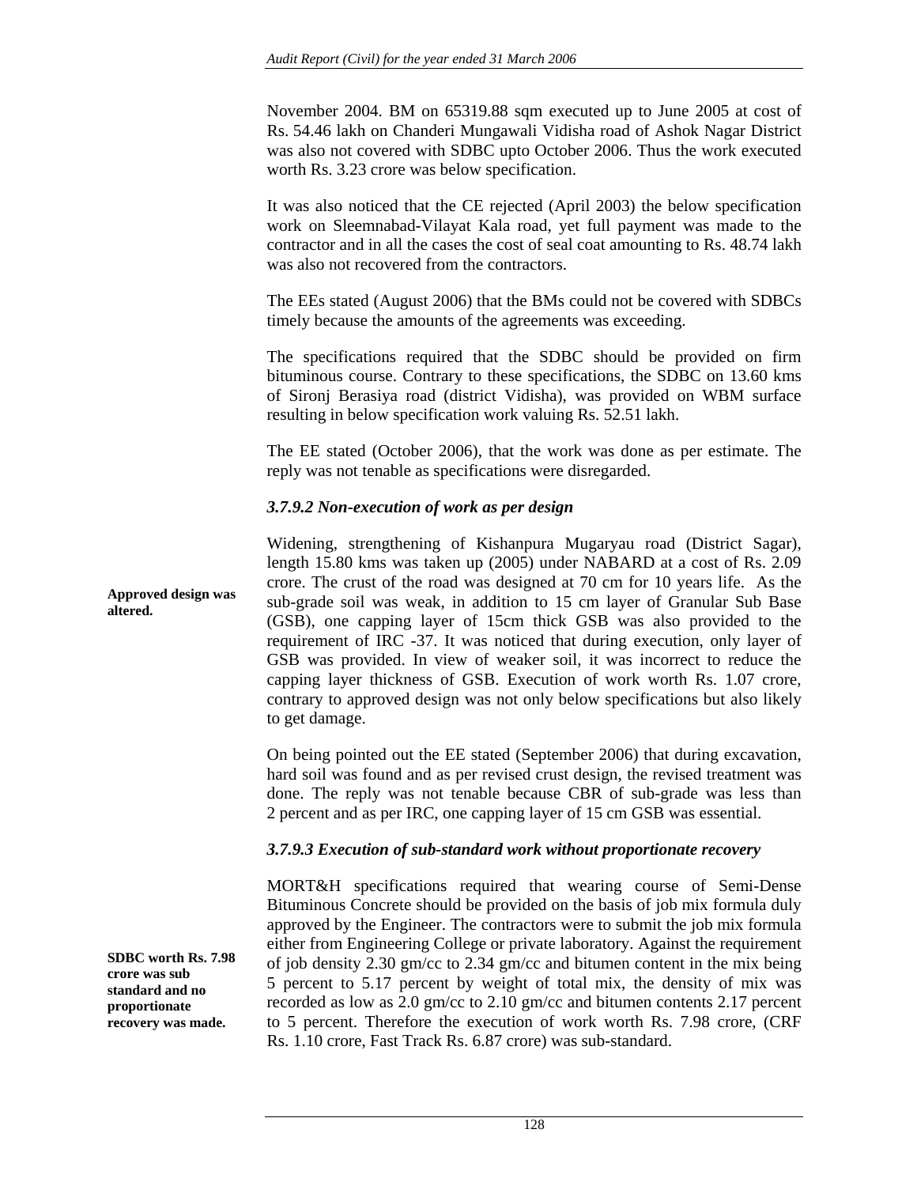November 2004. BM on 65319.88 sqm executed up to June 2005 at cost of Rs. 54.46 lakh on Chanderi Mungawali Vidisha road of Ashok Nagar District was also not covered with SDBC upto October 2006. Thus the work executed worth Rs. 3.23 crore was below specification.

It was also noticed that the CE rejected (April 2003) the below specification work on Sleemnabad-Vilayat Kala road, yet full payment was made to the contractor and in all the cases the cost of seal coat amounting to Rs. 48.74 lakh was also not recovered from the contractors.

The EEs stated (August 2006) that the BMs could not be covered with SDBCs timely because the amounts of the agreements was exceeding.

The specifications required that the SDBC should be provided on firm bituminous course. Contrary to these specifications, the SDBC on 13.60 kms of Sironj Berasiya road (district Vidisha), was provided on WBM surface resulting in below specification work valuing Rs. 52.51 lakh.

The EE stated (October 2006), that the work was done as per estimate. The reply was not tenable as specifications were disregarded.

### *3.7.9.2 Non-execution of work as per design*

**Approved design was altered.**

Widening, strengthening of Kishanpura Mugaryau road (District Sagar), length 15.80 kms was taken up (2005) under NABARD at a cost of Rs. 2.09 crore. The crust of the road was designed at 70 cm for 10 years life. As the sub-grade soil was weak, in addition to 15 cm layer of Granular Sub Base (GSB), one capping layer of 15cm thick GSB was also provided to the requirement of IRC -37. It was noticed that during execution, only layer of GSB was provided. In view of weaker soil, it was incorrect to reduce the capping layer thickness of GSB. Execution of work worth Rs. 1.07 crore, contrary to approved design was not only below specifications but also likely to get damage.

On being pointed out the EE stated (September 2006) that during excavation, hard soil was found and as per revised crust design, the revised treatment was done. The reply was not tenable because CBR of sub-grade was less than 2 percent and as per IRC, one capping layer of 15 cm GSB was essential.

### *3.7.9.3 Execution of sub-standard work without proportionate recovery*

**SDBC worth Rs. 7.98 crore was sub standard and no proportionate recovery was made.**

MORT&H specifications required that wearing course of Semi-Dense Bituminous Concrete should be provided on the basis of job mix formula duly approved by the Engineer. The contractors were to submit the job mix formula either from Engineering College or private laboratory. Against the requirement of job density 2.30 gm/cc to 2.34 gm/cc and bitumen content in the mix being 5 percent to 5.17 percent by weight of total mix, the density of mix was recorded as low as 2.0 gm/cc to 2.10 gm/cc and bitumen contents 2.17 percent to 5 percent. Therefore the execution of work worth Rs. 7.98 crore, (CRF Rs. 1.10 crore, Fast Track Rs. 6.87 crore) was sub-standard.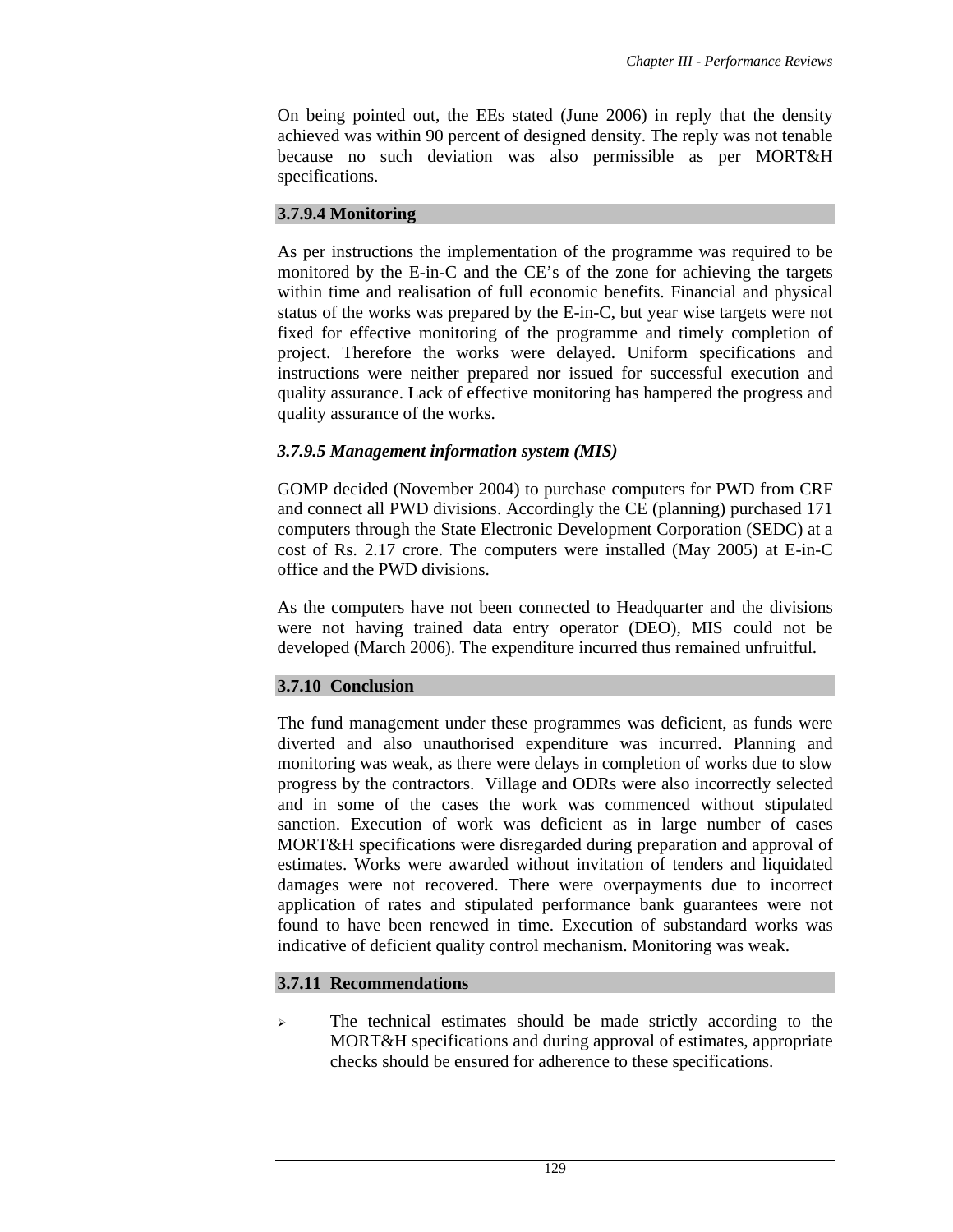On being pointed out, the EEs stated (June 2006) in reply that the density achieved was within 90 percent of designed density. The reply was not tenable because no such deviation was also permissible as per MORT&H specifications.

### 3.7.9.4 Monitoring

As per instructions the implementation of the programme was required to be monitored by the E-in-C and the CE's of the zone for achieving the targets within time and realisation of full economic benefits. Financial and physical status of the works was prepared by the E-in-C, but year wise targets were not fixed for effective monitoring of the programme and timely completion of project. Therefore the works were delayed. Uniform specifications and instructions were neither prepared nor issued for successful execution and quality assurance. Lack of effective monitoring has hampered the progress and quality assurance of the works.

### *3.7.9.5 Management information system (MIS)*

GOMP decided (November 2004) to purchase computers for PWD from CRF and connect all PWD divisions. Accordingly the CE (planning) purchased 171 computers through the State Electronic Development Corporation (SEDC) at a cost of Rs. 2.17 crore. The computers were installed (May 2005) at E-in-C office and the PWD divisions.

As the computers have not been connected to Headquarter and the divisions were not having trained data entry operator (DEO), MIS could not be developed (March 2006). The expenditure incurred thus remained unfruitful.

### 3.7.10 Conclusion

The fund management under these programmes was deficient, as funds were diverted and also unauthorised expenditure was incurred. Planning and monitoring was weak, as there were delays in completion of works due to slow progress by the contractors. Village and ODRs were also incorrectly selected and in some of the cases the work was commenced without stipulated sanction. Execution of work was deficient as in large number of cases MORT&H specifications were disregarded during preparation and approval of estimates. Works were awarded without invitation of tenders and liquidated damages were not recovered. There were overpayments due to incorrect application of rates and stipulated performance bank guarantees were not found to have been renewed in time. Execution of substandard works was indicative of deficient quality control mechanism. Monitoring was weak.

### 3.7.11 Recommendations

- The technical estimates should be made strictly according to the MORT&H specifications and during approval of estimates, appropriate checks should be ensured for adherence to these specifications.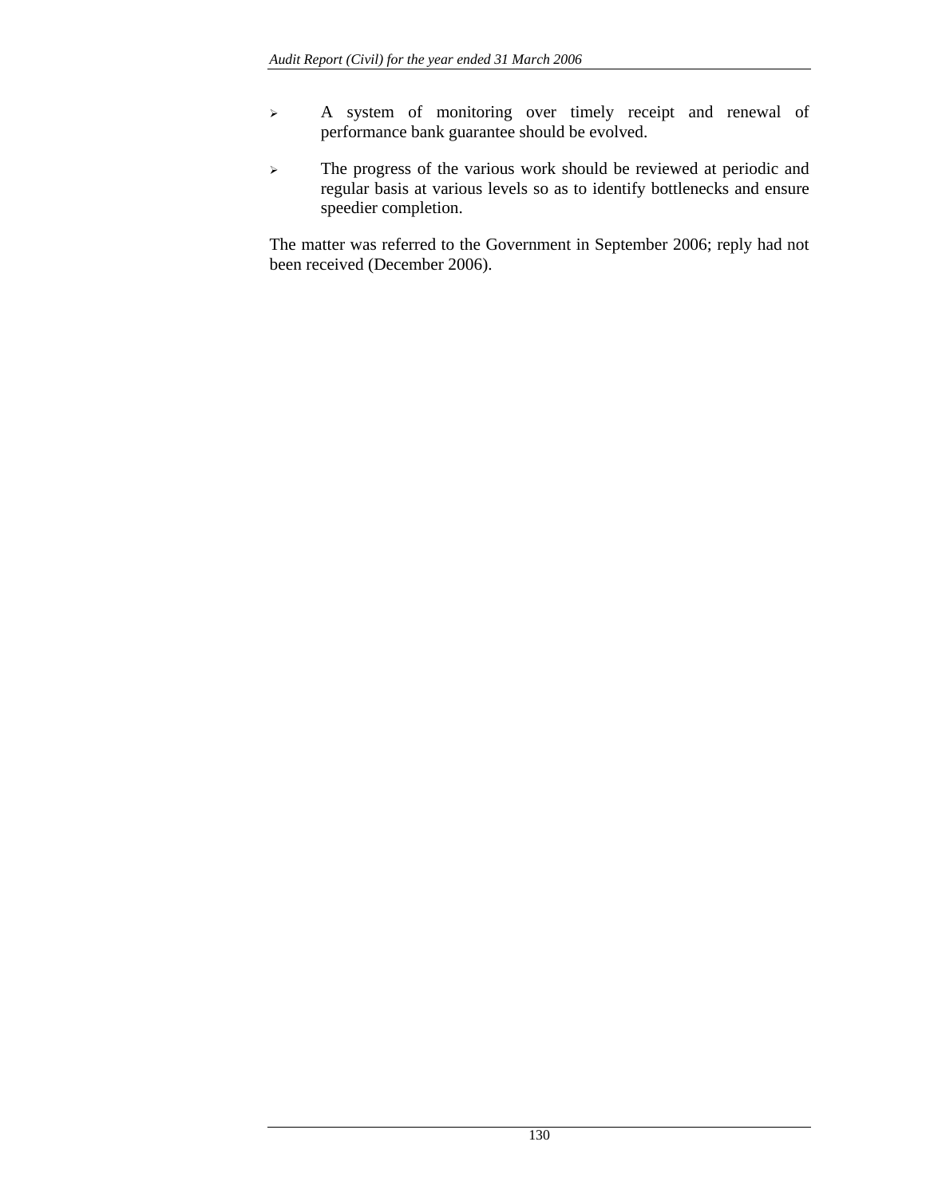- A system of monitoring over timely receipt and renewal of performance bank guarantee should be evolved.
- The progress of the various work should be reviewed at periodic and regular basis at various levels so as to identify bottlenecks and ensure speedier completion.

The matter was referred to the Government in September 2006; reply had not been received (December 2006).